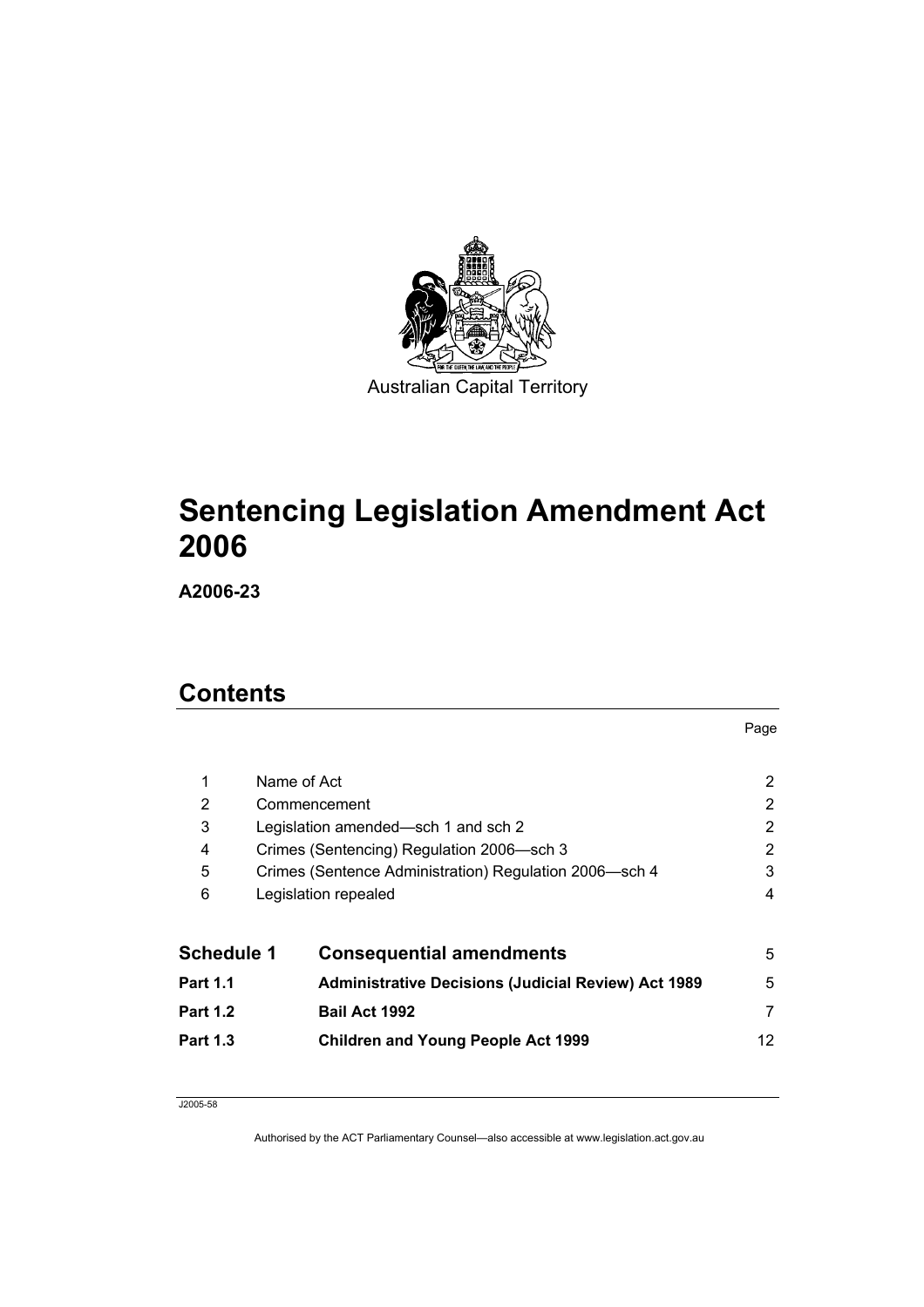Australian Capital Territory

# Sentencing Legislation Amendment Act 2006

**A2006-23**

## Contents

| | | Page |
|---|---|---|
| 1 | Name of Act | 2 |
| 2 | Commencement | 2 |
| 3 | Legislation amended—sch 1 and sch 2 | 2 |
| 4 | Crimes (Sentencing) Regulation 2006—sch 3 | 2 |
| 5 | Crimes (Sentence Administration) Regulation 2006—sch 4 | 3 |
| 6 | Legislation repealed | 4 |
| **Schedule 1** | **Consequential amendments** | 5 |
| **Part 1.1** | **Administrative Decisions (Judicial Review) Act 1989** | 5 |
| **Part 1.2** | **Bail Act 1992** | 7 |
| **Part 1.3** | **Children and Young People Act 1999** | 12 |

J2005-58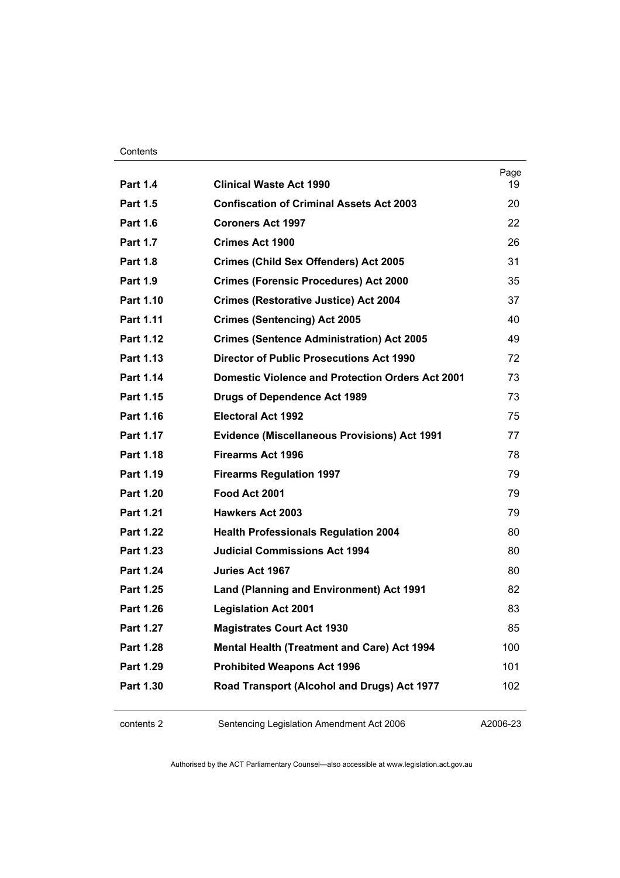| | | Page |
|---|---|---|
| **Part 1.4** | **Clinical Waste Act 1990** | 19 |
| **Part 1.5** | **Confiscation of Criminal Assets Act 2003** | 20 |
| **Part 1.6** | **Coroners Act 1997** | 22 |
| **Part 1.7** | **Crimes Act 1900** | 26 |
| **Part 1.8** | **Crimes (Child Sex Offenders) Act 2005** | 31 |
| **Part 1.9** | **Crimes (Forensic Procedures) Act 2000** | 35 |
| **Part 1.10** | **Crimes (Restorative Justice) Act 2004** | 37 |
| **Part 1.11** | **Crimes (Sentencing) Act 2005** | 40 |
| **Part 1.12** | **Crimes (Sentence Administration) Act 2005** | 49 |
| **Part 1.13** | **Director of Public Prosecutions Act 1990** | 72 |
| **Part 1.14** | **Domestic Violence and Protection Orders Act 2001** | 73 |
| **Part 1.15** | **Drugs of Dependence Act 1989** | 73 |
| **Part 1.16** | **Electoral Act 1992** | 75 |
| **Part 1.17** | **Evidence (Miscellaneous Provisions) Act 1991** | 77 |
| **Part 1.18** | **Firearms Act 1996** | 78 |
| **Part 1.19** | **Firearms Regulation 1997** | 79 |
| **Part 1.20** | **Food Act 2001** | 79 |
| **Part 1.21** | **Hawkers Act 2003** | 79 |
| **Part 1.22** | **Health Professionals Regulation 2004** | 80 |
| **Part 1.23** | **Judicial Commissions Act 1994** | 80 |
| **Part 1.24** | **Juries Act 1967** | 80 |
| **Part 1.25** | **Land (Planning and Environment) Act 1991** | 82 |
| **Part 1.26** | **Legislation Act 2001** | 83 |
| **Part 1.27** | **Magistrates Court Act 1930** | 85 |
| **Part 1.28** | **Mental Health (Treatment and Care) Act 1994** | 100 |
| **Part 1.29** | **Prohibited Weapons Act 1996** | 101 |
| **Part 1.30** | **Road Transport (Alcohol and Drugs) Act 1977** | 102 |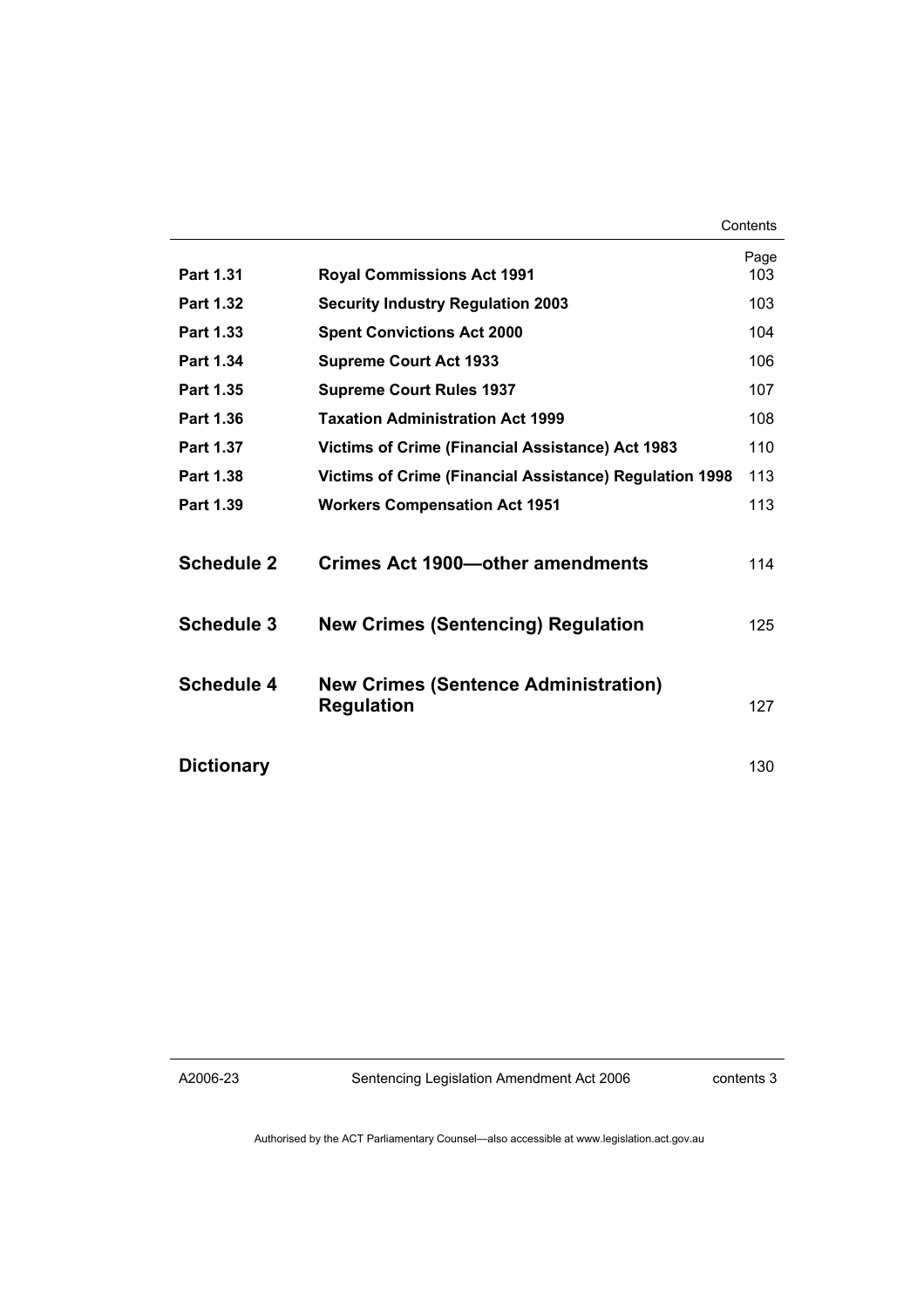| | | Page |
|---|---|---|
| **Part 1.31** | **Royal Commissions Act 1991** | 103 |
| **Part 1.32** | **Security Industry Regulation 2003** | 103 |
| **Part 1.33** | **Spent Convictions Act 2000** | 104 |
| **Part 1.34** | **Supreme Court Act 1933** | 106 |
| **Part 1.35** | **Supreme Court Rules 1937** | 107 |
| **Part 1.36** | **Taxation Administration Act 1999** | 108 |
| **Part 1.37** | **Victims of Crime (Financial Assistance) Act 1983** | 110 |
| **Part 1.38** | **Victims of Crime (Financial Assistance) Regulation 1998** | 113 |
| **Part 1.39** | **Workers Compensation Act 1951** | 113 |
| **Schedule 2** | **Crimes Act 1900—other amendments** | 114 |
| **Schedule 3** | **New Crimes (Sentencing) Regulation** | 125 |
| **Schedule 4** | **New Crimes (Sentence Administration) Regulation** | 127 |
| **Dictionary** | | 130 |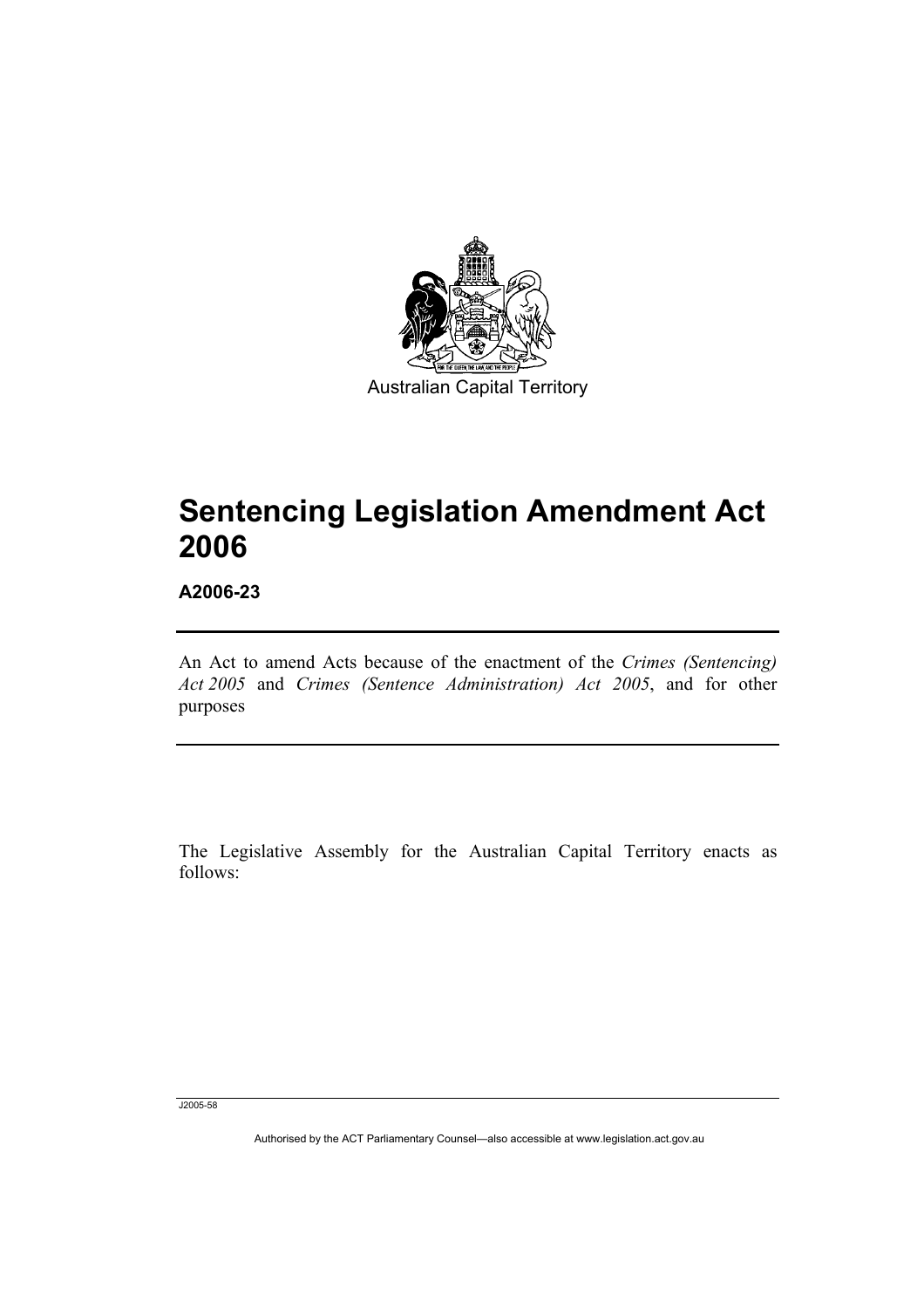Australian Capital Territory

# Sentencing Legislation Amendment Act 2006

**A2006-23**

An Act to amend Acts because of the enactment of the *Crimes (Sentencing) Act 2005* and *Crimes (Sentence Administration) Act 2005*, and for other purposes

The Legislative Assembly for the Australian Capital Territory enacts as follows:

J2005-58

Authorised by the ACT Parliamentary Counsel—also accessible at www.legislation.act.gov.au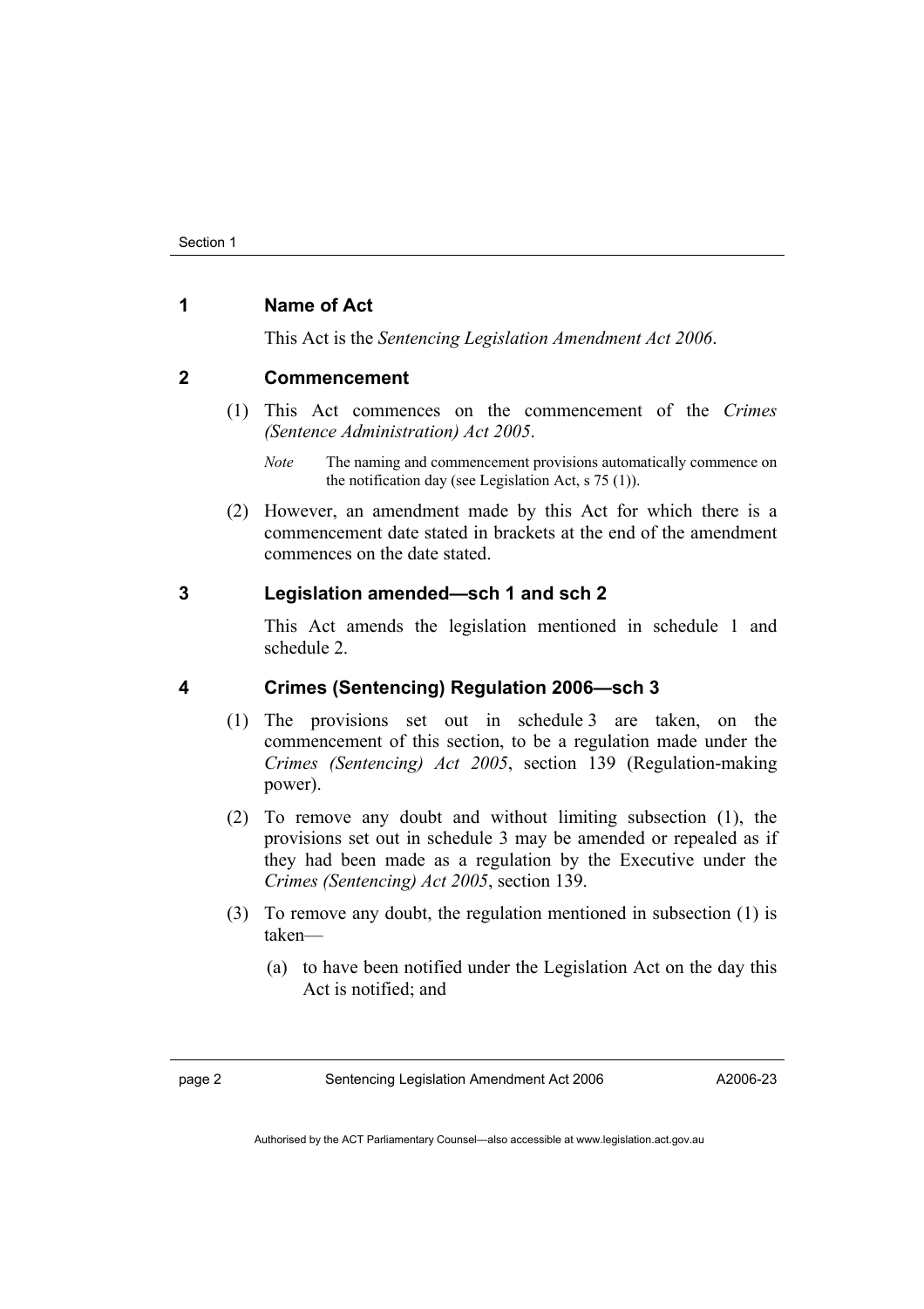## 1 Name of Act

This Act is the *Sentencing Legislation Amendment Act 2006*.

## 2 Commencement

(1) This Act commences on the commencement of the *Crimes (Sentence Administration) Act 2005*.

*Note* The naming and commencement provisions automatically commence on the notification day (see Legislation Act, s 75 (1)).

(2) However, an amendment made by this Act for which there is a commencement date stated in brackets at the end of the amendment commences on the date stated.

## 3 Legislation amended—sch 1 and sch 2

This Act amends the legislation mentioned in schedule 1 and schedule 2.

## 4 Crimes (Sentencing) Regulation 2006—sch 3

(1) The provisions set out in schedule 3 are taken, on the commencement of this section, to be a regulation made under the *Crimes (Sentencing) Act 2005*, section 139 (Regulation-making power).

(2) To remove any doubt and without limiting subsection (1), the provisions set out in schedule 3 may be amended or repealed as if they had been made as a regulation by the Executive under the *Crimes (Sentencing) Act 2005*, section 139.

(3) To remove any doubt, the regulation mentioned in subsection (1) is taken—

(a) to have been notified under the Legislation Act on the day this Act is notified; and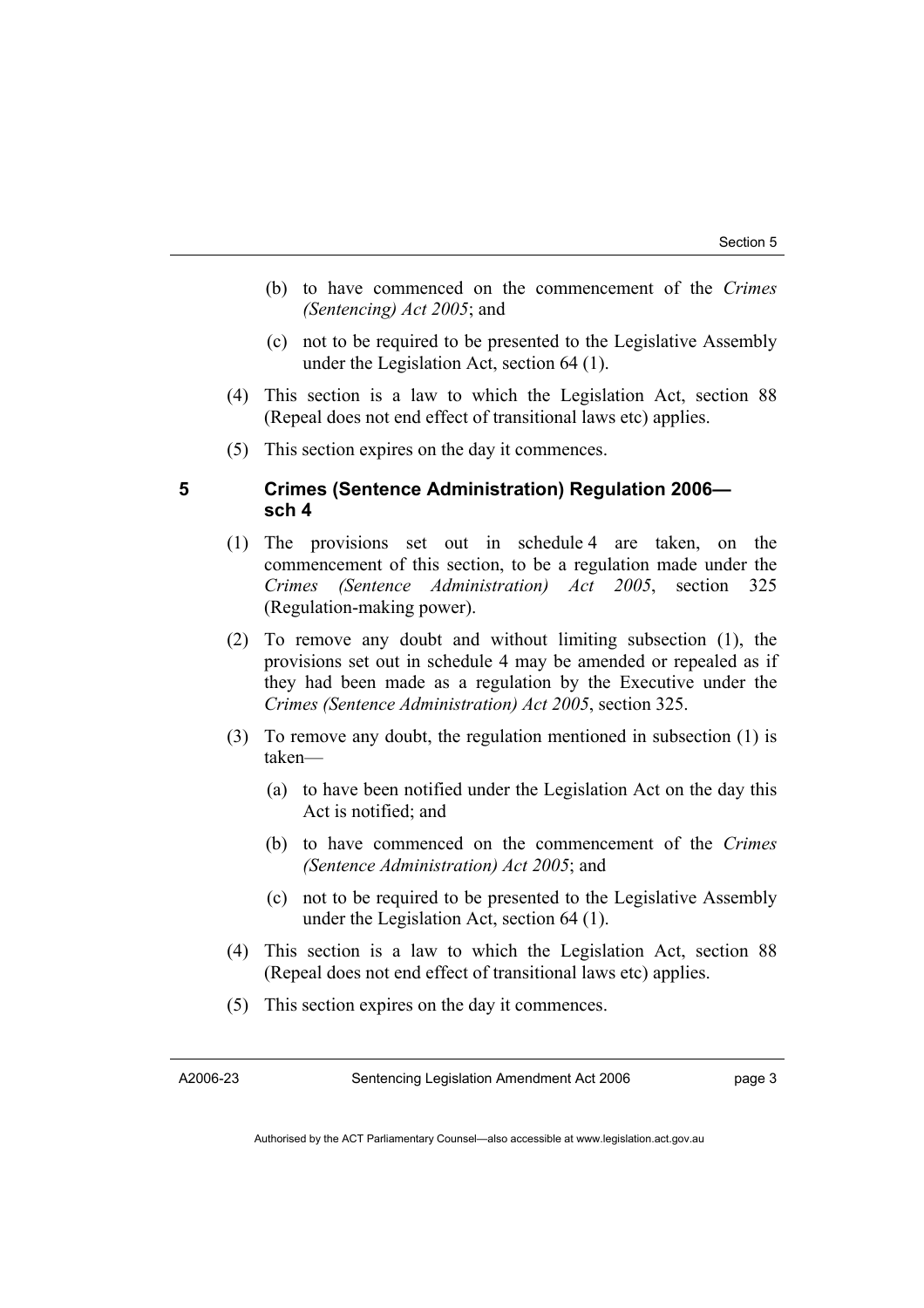(b) to have commenced on the commencement of the *Crimes (Sentencing) Act 2005*; and

(c) not to be required to be presented to the Legislative Assembly under the Legislation Act, section 64 (1).

(4) This section is a law to which the Legislation Act, section 88 (Repeal does not end effect of transitional laws etc) applies.

(5) This section expires on the day it commences.

## 5 Crimes (Sentence Administration) Regulation 2006—sch 4

(1) The provisions set out in schedule 4 are taken, on the commencement of this section, to be a regulation made under the *Crimes (Sentence Administration) Act 2005*, section 325 (Regulation-making power).

(2) To remove any doubt and without limiting subsection (1), the provisions set out in schedule 4 may be amended or repealed as if they had been made as a regulation by the Executive under the *Crimes (Sentence Administration) Act 2005*, section 325.

(3) To remove any doubt, the regulation mentioned in subsection (1) is taken—

(a) to have been notified under the Legislation Act on the day this Act is notified; and

(b) to have commenced on the commencement of the *Crimes (Sentence Administration) Act 2005*; and

(c) not to be required to be presented to the Legislative Assembly under the Legislation Act, section 64 (1).

(4) This section is a law to which the Legislation Act, section 88 (Repeal does not end effect of transitional laws etc) applies.

(5) This section expires on the day it commences.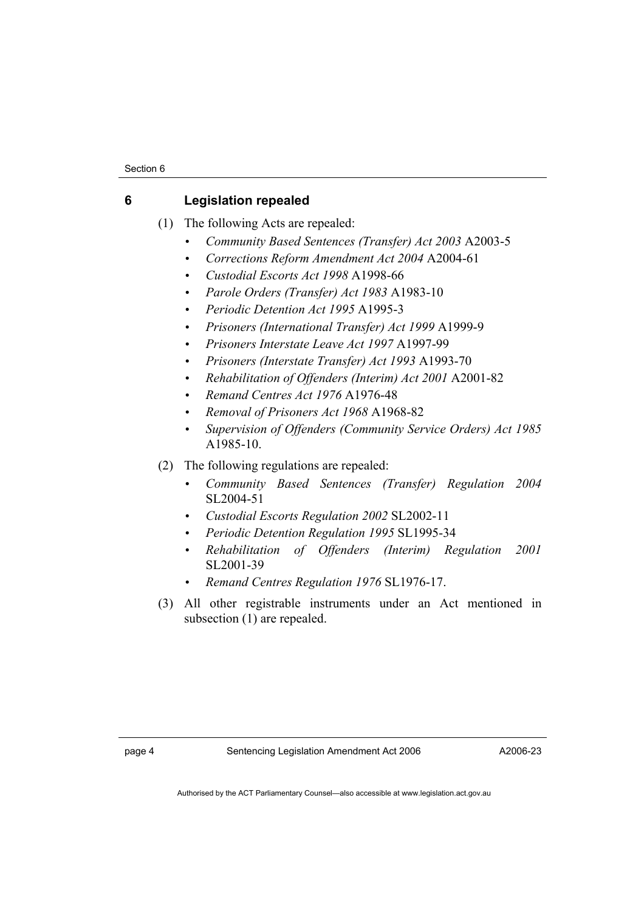## 6 Legislation repealed

(1) The following Acts are repealed:

- *Community Based Sentences (Transfer) Act 2003* A2003-5
- *Corrections Reform Amendment Act 2004* A2004-61
- *Custodial Escorts Act 1998* A1998-66
- *Parole Orders (Transfer) Act 1983* A1983-10
- *Periodic Detention Act 1995* A1995-3
- *Prisoners (International Transfer) Act 1999* A1999-9
- *Prisoners Interstate Leave Act 1997* A1997-99
- *Prisoners (Interstate Transfer) Act 1993* A1993-70
- *Rehabilitation of Offenders (Interim) Act 2001* A2001-82
- *Remand Centres Act 1976* A1976-48
- *Removal of Prisoners Act 1968* A1968-82
- *Supervision of Offenders (Community Service Orders) Act 1985* A1985-10.

(2) The following regulations are repealed:

- *Community Based Sentences (Transfer) Regulation 2004* SL2004-51
- *Custodial Escorts Regulation 2002* SL2002-11
- *Periodic Detention Regulation 1995* SL1995-34
- *Rehabilitation of Offenders (Interim) Regulation 2001* SL2001-39
- *Remand Centres Regulation 1976* SL1976-17.

(3) All other registrable instruments under an Act mentioned in subsection (1) are repealed.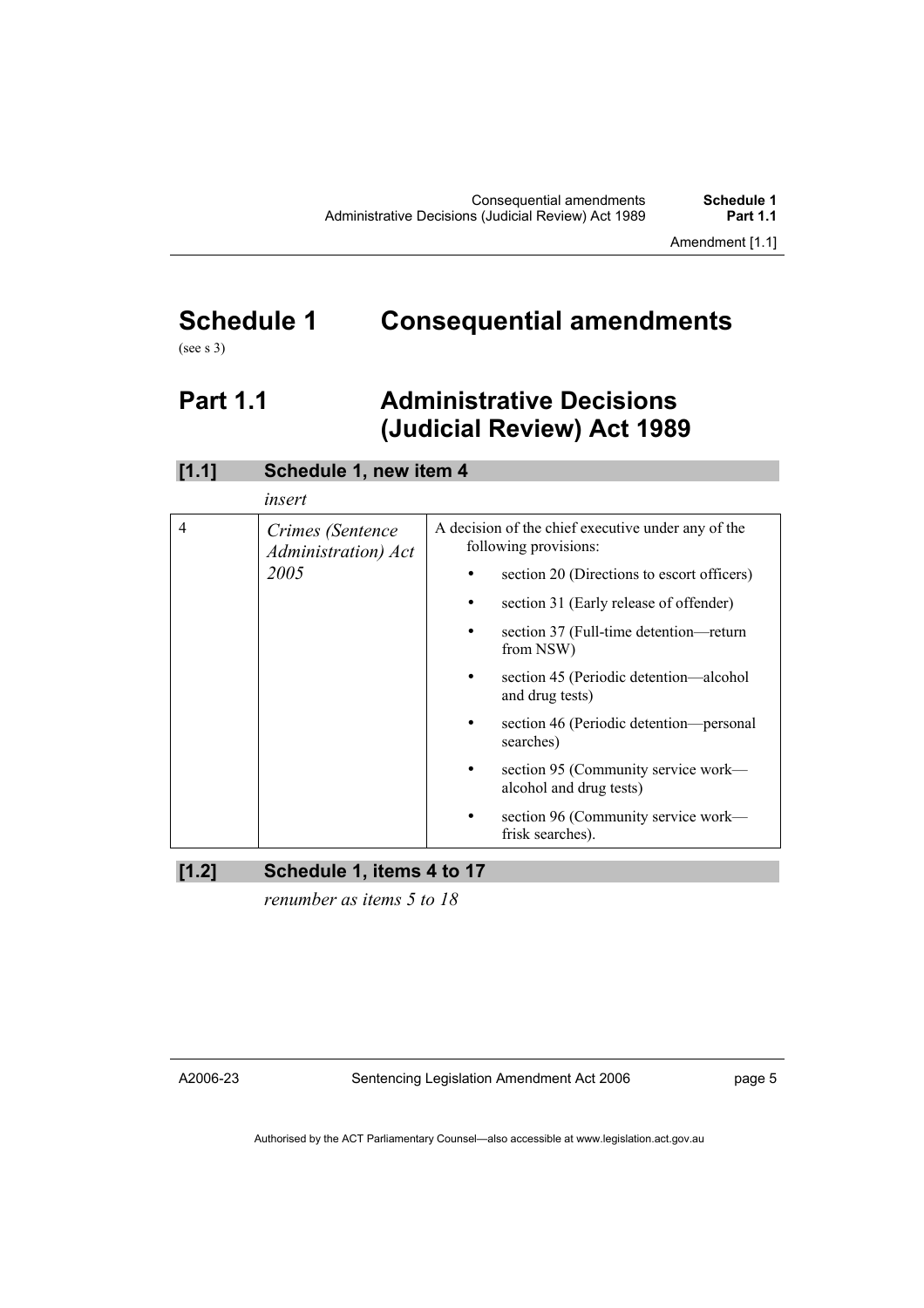# Schedule 1 Consequential amendments

(see s 3)

## Part 1.1 Administrative Decisions (Judicial Review) Act 1989

### [1.1] Schedule 1, new item 4

*insert*

| | | |
|---|---|---|
| 4 | *Crimes (Sentence Administration) Act 2005* | A decision of the chief executive under any of the following provisions:<br>• section 20 (Directions to escort officers)<br>• section 31 (Early release of offender)<br>• section 37 (Full-time detention—return from NSW)<br>• section 45 (Periodic detention—alcohol and drug tests)<br>• section 46 (Periodic detention—personal searches)<br>• section 95 (Community service work—alcohol and drug tests)<br>• section 96 (Community service work—frisk searches). |

### [1.2] Schedule 1, items 4 to 17

*renumber as items 5 to 18*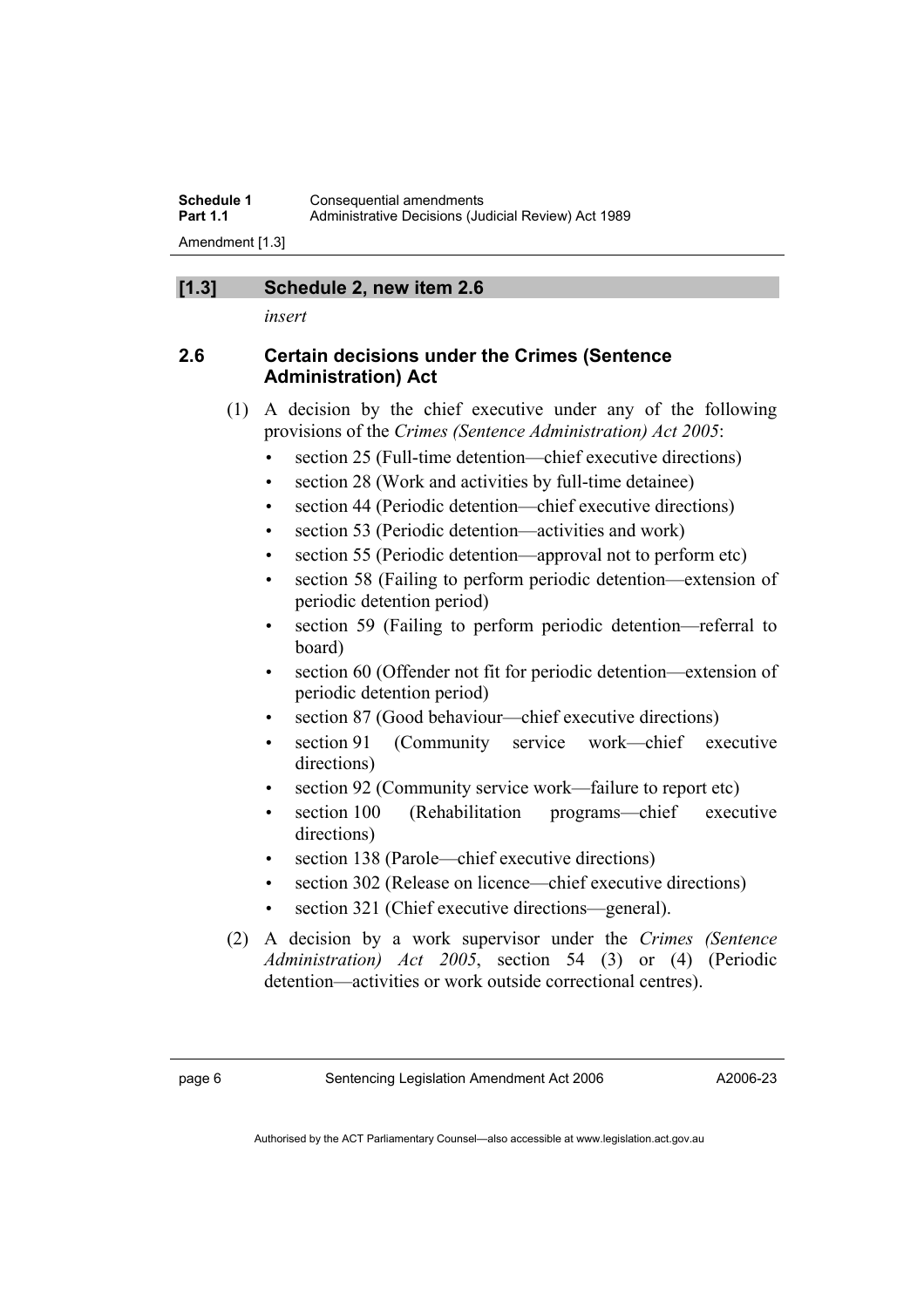## [1.3] Schedule 2, new item 2.6

*insert*

### 2.6 Certain decisions under the Crimes (Sentence Administration) Act

(1) A decision by the chief executive under any of the following provisions of the *Crimes (Sentence Administration) Act 2005*:

- section 25 (Full-time detention—chief executive directions)
- section 28 (Work and activities by full-time detainee)
- section 44 (Periodic detention—chief executive directions)
- section 53 (Periodic detention—activities and work)
- section 55 (Periodic detention—approval not to perform etc)
- section 58 (Failing to perform periodic detention—extension of periodic detention period)
- section 59 (Failing to perform periodic detention—referral to board)
- section 60 (Offender not fit for periodic detention—extension of periodic detention period)
- section 87 (Good behaviour—chief executive directions)
- section 91 (Community service work—chief executive directions)
- section 92 (Community service work—failure to report etc)
- section 100 (Rehabilitation programs—chief executive directions)
- section 138 (Parole—chief executive directions)
- section 302 (Release on licence—chief executive directions)
- section 321 (Chief executive directions—general).

(2) A decision by a work supervisor under the *Crimes (Sentence Administration) Act 2005*, section 54 (3) or (4) (Periodic detention—activities or work outside correctional centres).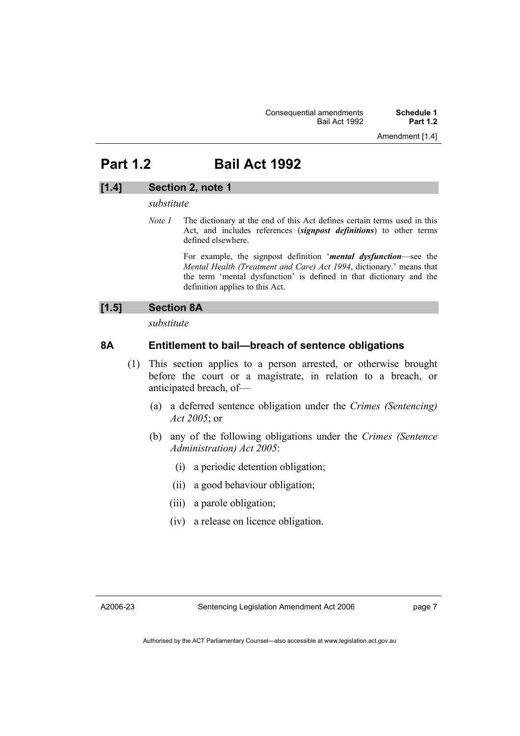# Part 1.2 Bail Act 1992

## [1.4] Section 2, note 1

*substitute*

*Note 1* The dictionary at the end of this Act defines certain terms used in this Act, and includes references (***signpost definitions***) to other terms defined elsewhere.

For example, the signpost definition '***mental dysfunction***—see the *Mental Health (Treatment and Care) Act 1994*, dictionary.' means that the term 'mental dysfunction' is defined in that dictionary and the definition applies to this Act.

## [1.5] Section 8A

*substitute*

### 8A Entitlement to bail—breach of sentence obligations

(1) This section applies to a person arrested, or otherwise brought before the court or a magistrate, in relation to a breach, or anticipated breach, of—

(a) a deferred sentence obligation under the *Crimes (Sentencing) Act 2005*; or

(b) any of the following obligations under the *Crimes (Sentence Administration) Act 2005*:

(i) a periodic detention obligation;

(ii) a good behaviour obligation;

(iii) a parole obligation;

(iv) a release on licence obligation.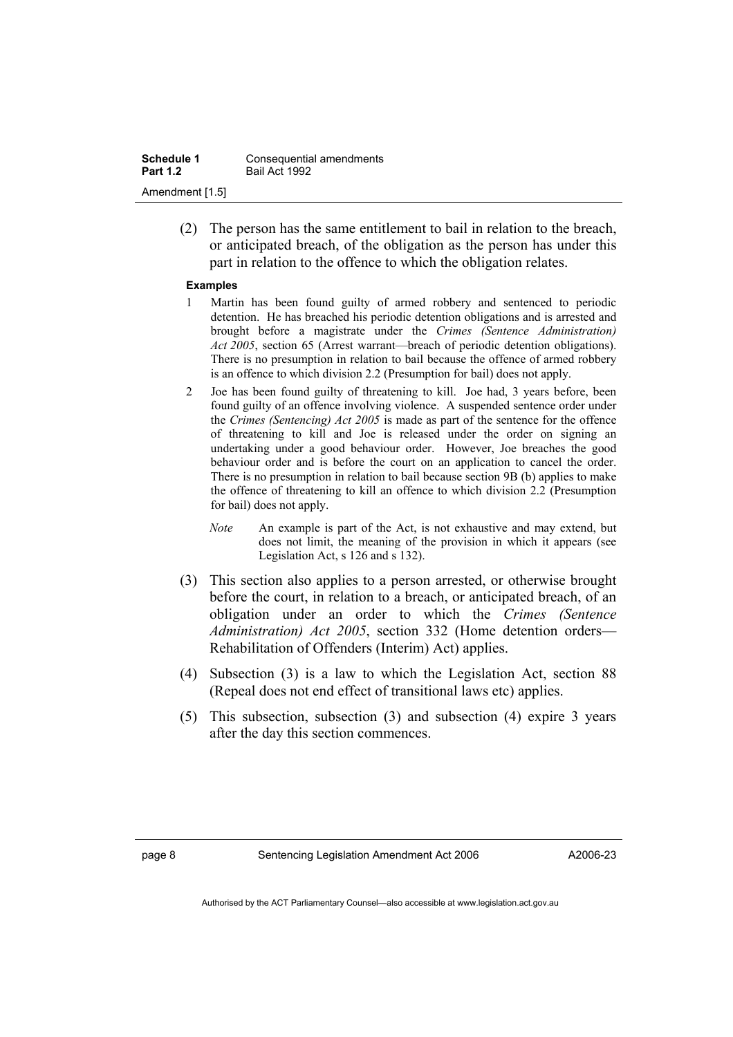(2) The person has the same entitlement to bail in relation to the breach, or anticipated breach, of the obligation as the person has under this part in relation to the offence to which the obligation relates.

**Examples**

1. Martin has been found guilty of armed robbery and sentenced to periodic detention. He has breached his periodic detention obligations and is arrested and brought before a magistrate under the *Crimes (Sentence Administration) Act 2005*, section 65 (Arrest warrant—breach of periodic detention obligations). There is no presumption in relation to bail because the offence of armed robbery is an offence to which division 2.2 (Presumption for bail) does not apply.
2. Joe has been found guilty of threatening to kill. Joe had, 3 years before, been found guilty of an offence involving violence. A suspended sentence order under the *Crimes (Sentencing) Act 2005* is made as part of the sentence for the offence of threatening to kill and Joe is released under the order on signing an undertaking under a good behaviour order. However, Joe breaches the good behaviour order and is before the court on an application to cancel the order. There is no presumption in relation to bail because section 9B (b) applies to make the offence of threatening to kill an offence to which division 2.2 (Presumption for bail) does not apply.

*Note* An example is part of the Act, is not exhaustive and may extend, but does not limit, the meaning of the provision in which it appears (see Legislation Act, s 126 and s 132).

(3) This section also applies to a person arrested, or otherwise brought before the court, in relation to a breach, or anticipated breach, of an obligation under an order to which the *Crimes (Sentence Administration) Act 2005*, section 332 (Home detention orders—Rehabilitation of Offenders (Interim) Act) applies.

(4) Subsection (3) is a law to which the Legislation Act, section 88 (Repeal does not end effect of transitional laws etc) applies.

(5) This subsection, subsection (3) and subsection (4) expire 3 years after the day this section commences.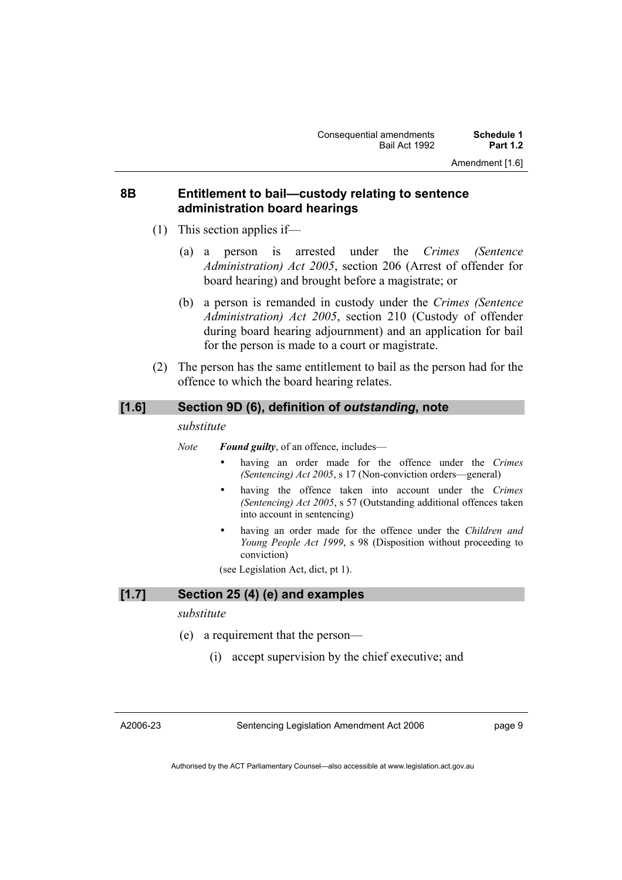### 8B Entitlement to bail—custody relating to sentence administration board hearings

(1) This section applies if—

(a) a person is arrested under the *Crimes (Sentence Administration) Act 2005*, section 206 (Arrest of offender for board hearing) and brought before a magistrate; or

(b) a person is remanded in custody under the *Crimes (Sentence Administration) Act 2005*, section 210 (Custody of offender during board hearing adjournment) and an application for bail for the person is made to a court or magistrate.

(2) The person has the same entitlement to bail as the person had for the offence to which the board hearing relates.

## [1.6] Section 9D (6), definition of *outstanding*, note

*substitute*

*Note* ***Found guilty***, of an offence, includes—

- having an order made for the offence under the *Crimes (Sentencing) Act 2005*, s 17 (Non-conviction orders—general)
- having the offence taken into account under the *Crimes (Sentencing) Act 2005*, s 57 (Outstanding additional offences taken into account in sentencing)
- having an order made for the offence under the *Children and Young People Act 1999*, s 98 (Disposition without proceeding to conviction)

(see Legislation Act, dict, pt 1).

## [1.7] Section 25 (4) (e) and examples

*substitute*

(e) a requirement that the person—

(i) accept supervision by the chief executive; and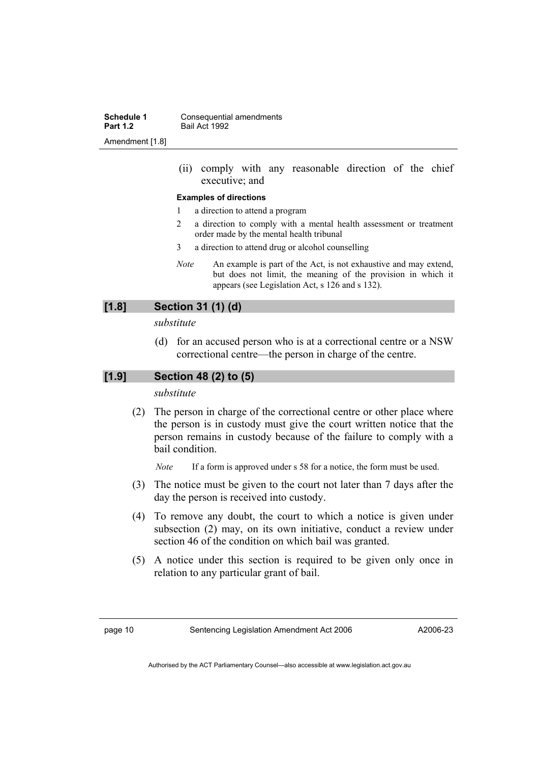(ii) comply with any reasonable direction of the chief executive; and

**Examples of directions**

1 a direction to attend a program

2 a direction to comply with a mental health assessment or treatment order made by the mental health tribunal

3 a direction to attend drug or alcohol counselling

*Note* An example is part of the Act, is not exhaustive and may extend, but does not limit, the meaning of the provision in which it appears (see Legislation Act, s 126 and s 132).

## [1.8] Section 31 (1) (d)

*substitute*

(d) for an accused person who is at a correctional centre or a NSW correctional centre—the person in charge of the centre.

## [1.9] Section 48 (2) to (5)

*substitute*

(2) The person in charge of the correctional centre or other place where the person is in custody must give the court written notice that the person remains in custody because of the failure to comply with a bail condition.

*Note* If a form is approved under s 58 for a notice, the form must be used.

(3) The notice must be given to the court not later than 7 days after the day the person is received into custody.

(4) To remove any doubt, the court to which a notice is given under subsection (2) may, on its own initiative, conduct a review under section 46 of the condition on which bail was granted.

(5) A notice under this section is required to be given only once in relation to any particular grant of bail.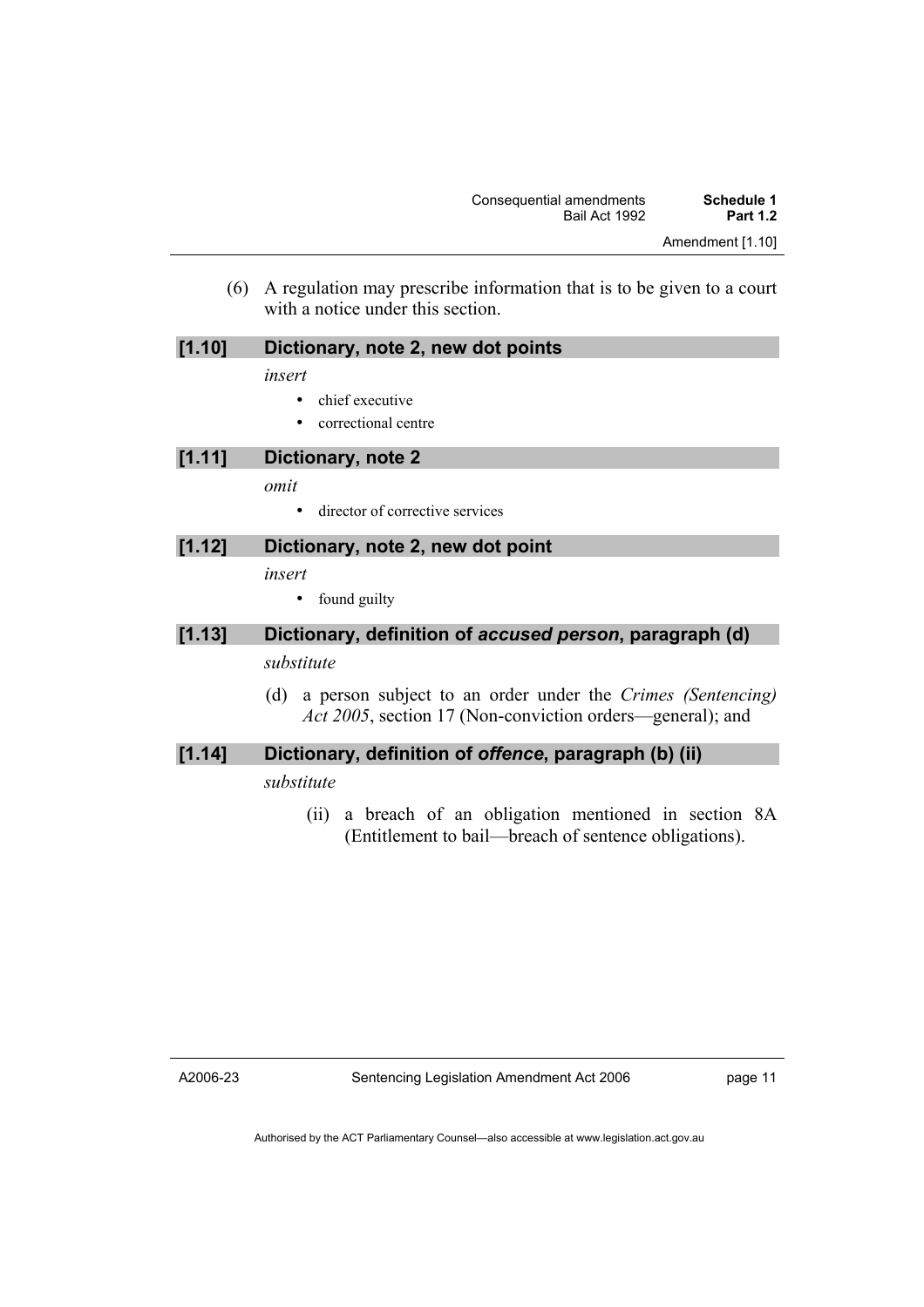(6) A regulation may prescribe information that is to be given to a court with a notice under this section.

### [1.10] Dictionary, note 2, new dot points

*insert*

- chief executive
- correctional centre

### [1.11] Dictionary, note 2

*omit*

- director of corrective services

### [1.12] Dictionary, note 2, new dot point

*insert*

- found guilty

### [1.13] Dictionary, definition of *accused person*, paragraph (d)

*substitute*

(d) a person subject to an order under the *Crimes (Sentencing) Act 2005*, section 17 (Non-conviction orders—general); and

### [1.14] Dictionary, definition of *offence*, paragraph (b) (ii)

*substitute*

(ii) a breach of an obligation mentioned in section 8A (Entitlement to bail—breach of sentence obligations).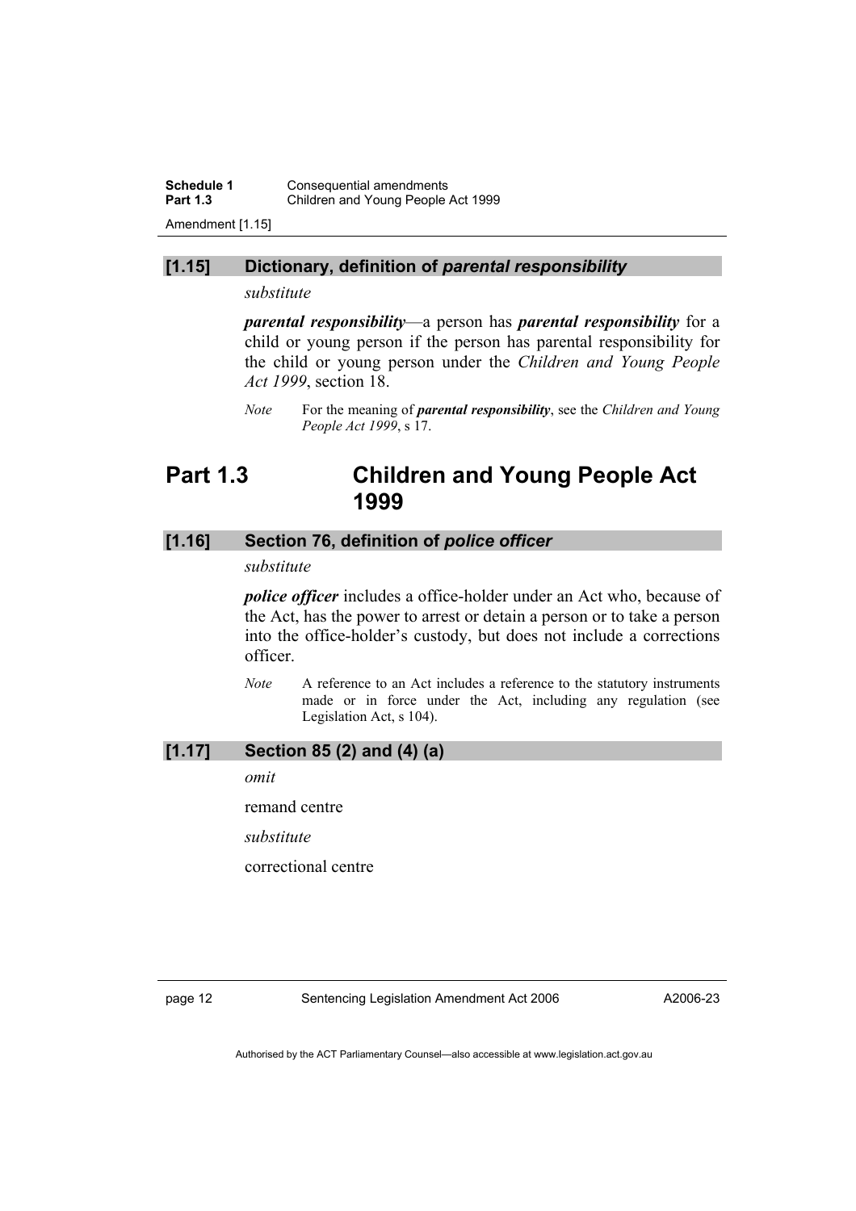### [1.15] Dictionary, definition of *parental responsibility*

*substitute*

***parental responsibility***—a person has ***parental responsibility*** for a child or young person if the person has parental responsibility for the child or young person under the *Children and Young People Act 1999*, section 18.

*Note* For the meaning of ***parental responsibility***, see the *Children and Young People Act 1999*, s 17.

## Part 1.3 Children and Young People Act 1999

### [1.16] Section 76, definition of *police officer*

*substitute*

***police officer*** includes a office-holder under an Act who, because of the Act, has the power to arrest or detain a person or to take a person into the office-holder's custody, but does not include a corrections officer.

*Note* A reference to an Act includes a reference to the statutory instruments made or in force under the Act, including any regulation (see Legislation Act, s 104).

### [1.17] Section 85 (2) and (4) (a)

*omit*

remand centre

*substitute*

correctional centre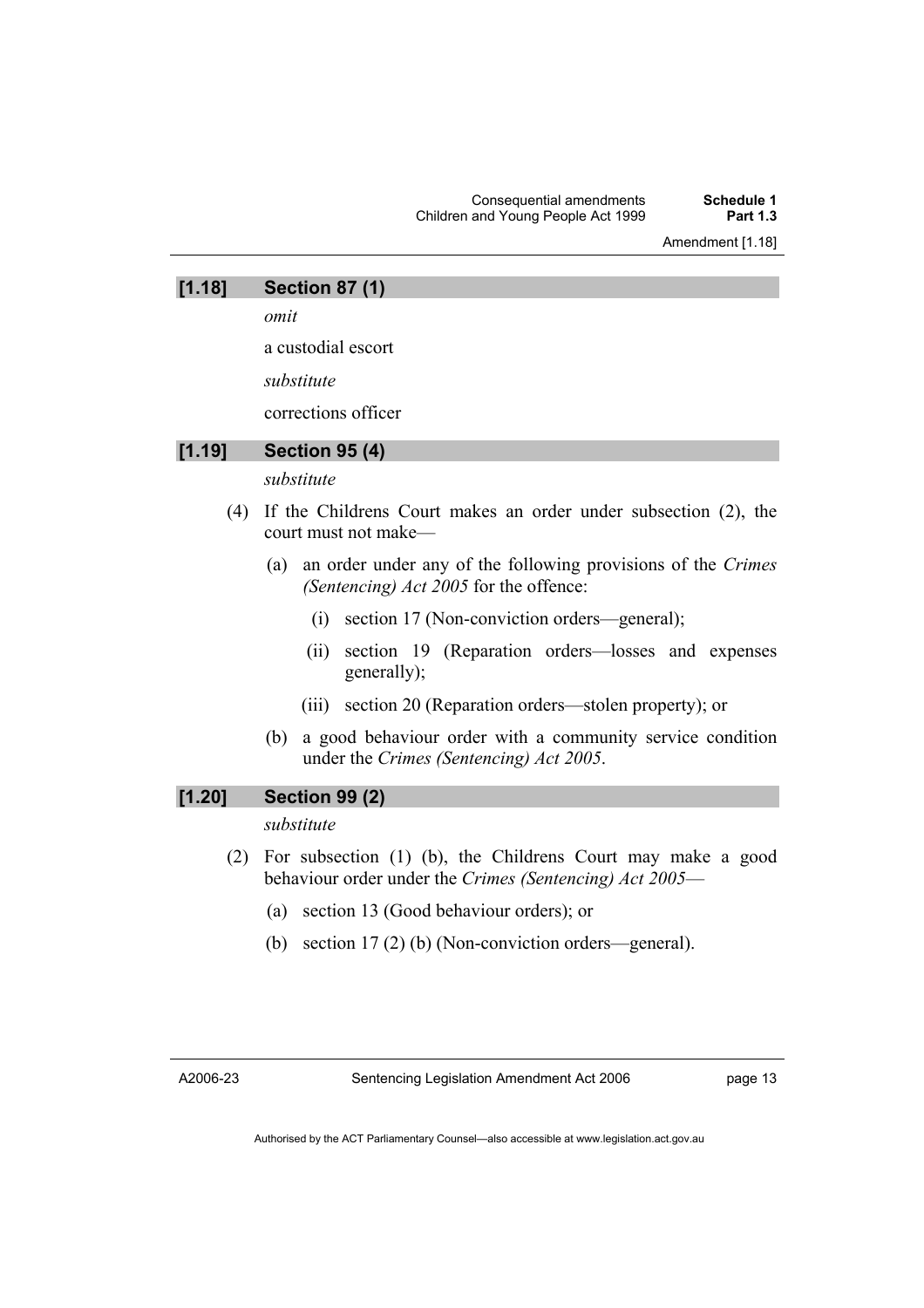## [1.18] Section 87 (1)

*omit*

a custodial escort

*substitute*

corrections officer

## [1.19] Section 95 (4)

*substitute*

(4) If the Childrens Court makes an order under subsection (2), the court must not make—

(a) an order under any of the following provisions of the *Crimes (Sentencing) Act 2005* for the offence:

(i) section 17 (Non-conviction orders—general);

(ii) section 19 (Reparation orders—losses and expenses generally);

(iii) section 20 (Reparation orders—stolen property); or

(b) a good behaviour order with a community service condition under the *Crimes (Sentencing) Act 2005*.

## [1.20] Section 99 (2)

*substitute*

(2) For subsection (1) (b), the Childrens Court may make a good behaviour order under the *Crimes (Sentencing) Act 2005*—

(a) section 13 (Good behaviour orders); or

(b) section 17 (2) (b) (Non-conviction orders—general).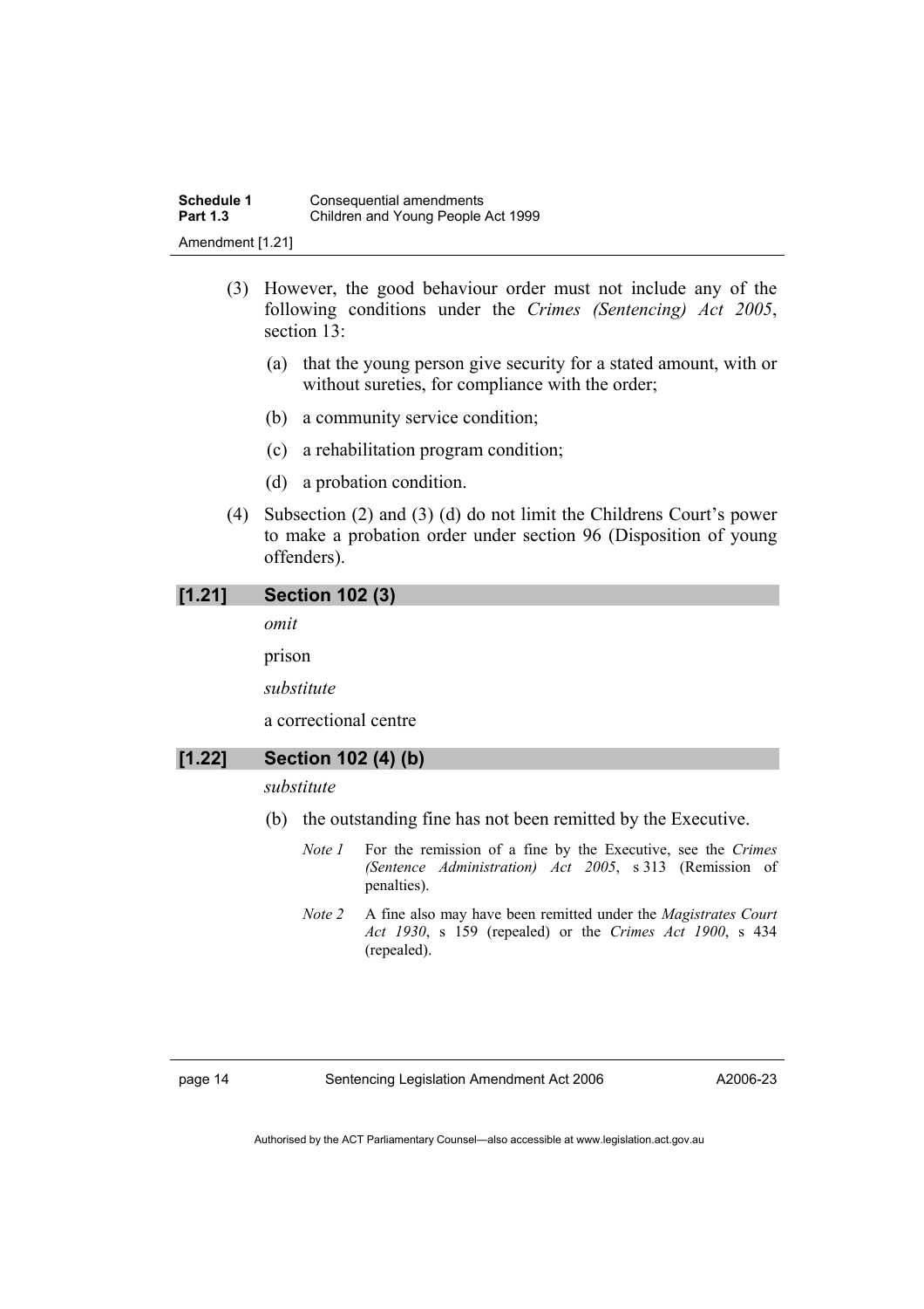(3) However, the good behaviour order must not include any of the following conditions under the *Crimes (Sentencing) Act 2005*, section 13:

(a) that the young person give security for a stated amount, with or without sureties, for compliance with the order;

(b) a community service condition;

(c) a rehabilitation program condition;

(d) a probation condition.

(4) Subsection (2) and (3) (d) do not limit the Childrens Court's power to make a probation order under section 96 (Disposition of young offenders).

## [1.21] Section 102 (3)

*omit*

prison

*substitute*

a correctional centre

## [1.22] Section 102 (4) (b)

*substitute*

(b) the outstanding fine has not been remitted by the Executive.

*Note 1* For the remission of a fine by the Executive, see the *Crimes (Sentence Administration) Act 2005*, s 313 (Remission of penalties).

*Note 2* A fine also may have been remitted under the *Magistrates Court Act 1930*, s 159 (repealed) or the *Crimes Act 1900*, s 434 (repealed).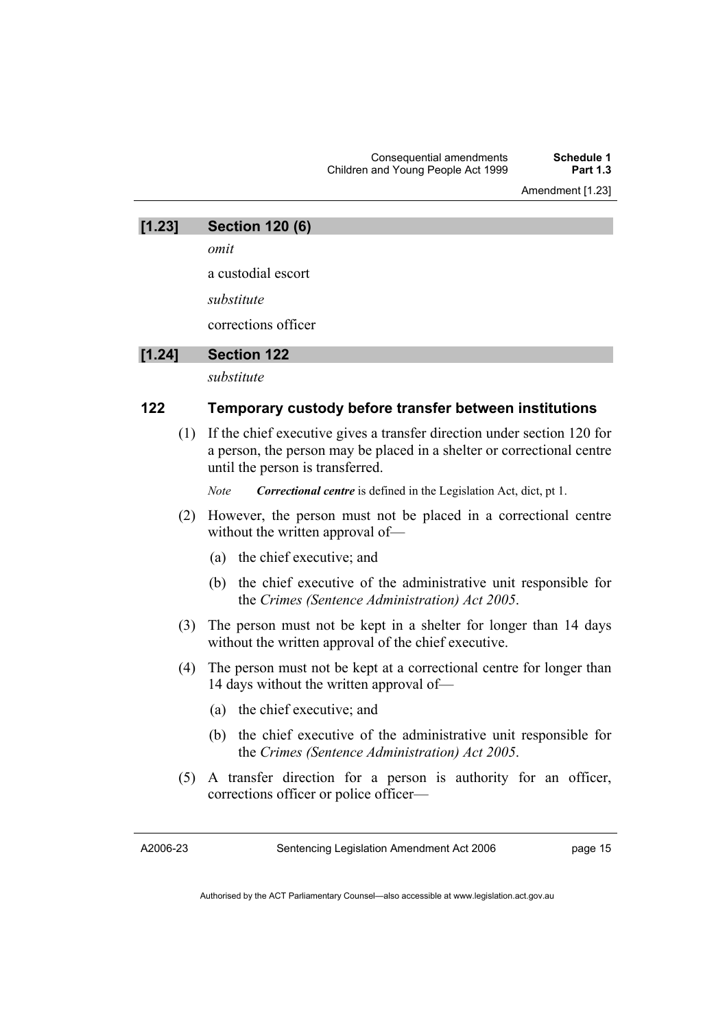## [1.23] Section 120 (6)

*omit*

a custodial escort

*substitute*

corrections officer

## [1.24] Section 122

*substitute*

### 122 Temporary custody before transfer between institutions

(1) If the chief executive gives a transfer direction under section 120 for a person, the person may be placed in a shelter or correctional centre until the person is transferred.

*Note* ***Correctional centre*** is defined in the Legislation Act, dict, pt 1.

(2) However, the person must not be placed in a correctional centre without the written approval of—

(a) the chief executive; and

(b) the chief executive of the administrative unit responsible for the *Crimes (Sentence Administration) Act 2005*.

(3) The person must not be kept in a shelter for longer than 14 days without the written approval of the chief executive.

(4) The person must not be kept at a correctional centre for longer than 14 days without the written approval of—

(a) the chief executive; and

(b) the chief executive of the administrative unit responsible for the *Crimes (Sentence Administration) Act 2005*.

(5) A transfer direction for a person is authority for an officer, corrections officer or police officer—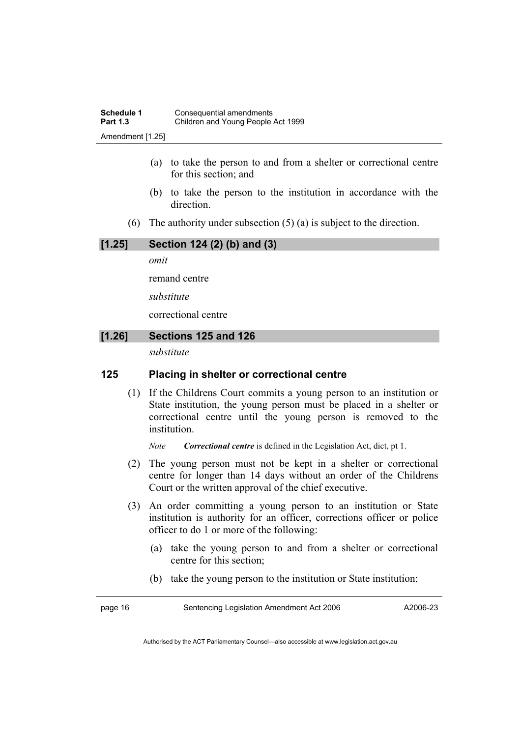(a) to take the person to and from a shelter or correctional centre for this section; and

(b) to take the person to the institution in accordance with the direction.

(6) The authority under subsection (5) (a) is subject to the direction.

### [1.25] Section 124 (2) (b) and (3)

*omit*

remand centre

*substitute*

correctional centre

### [1.26] Sections 125 and 126

*substitute*

### 125 Placing in shelter or correctional centre

(1) If the Childrens Court commits a young person to an institution or State institution, the young person must be placed in a shelter or correctional centre until the young person is removed to the institution.

*Note* ***Correctional centre*** is defined in the Legislation Act, dict, pt 1.

(2) The young person must not be kept in a shelter or correctional centre for longer than 14 days without an order of the Childrens Court or the written approval of the chief executive.

(3) An order committing a young person to an institution or State institution is authority for an officer, corrections officer or police officer to do 1 or more of the following:

(a) take the young person to and from a shelter or correctional centre for this section;

(b) take the young person to the institution or State institution;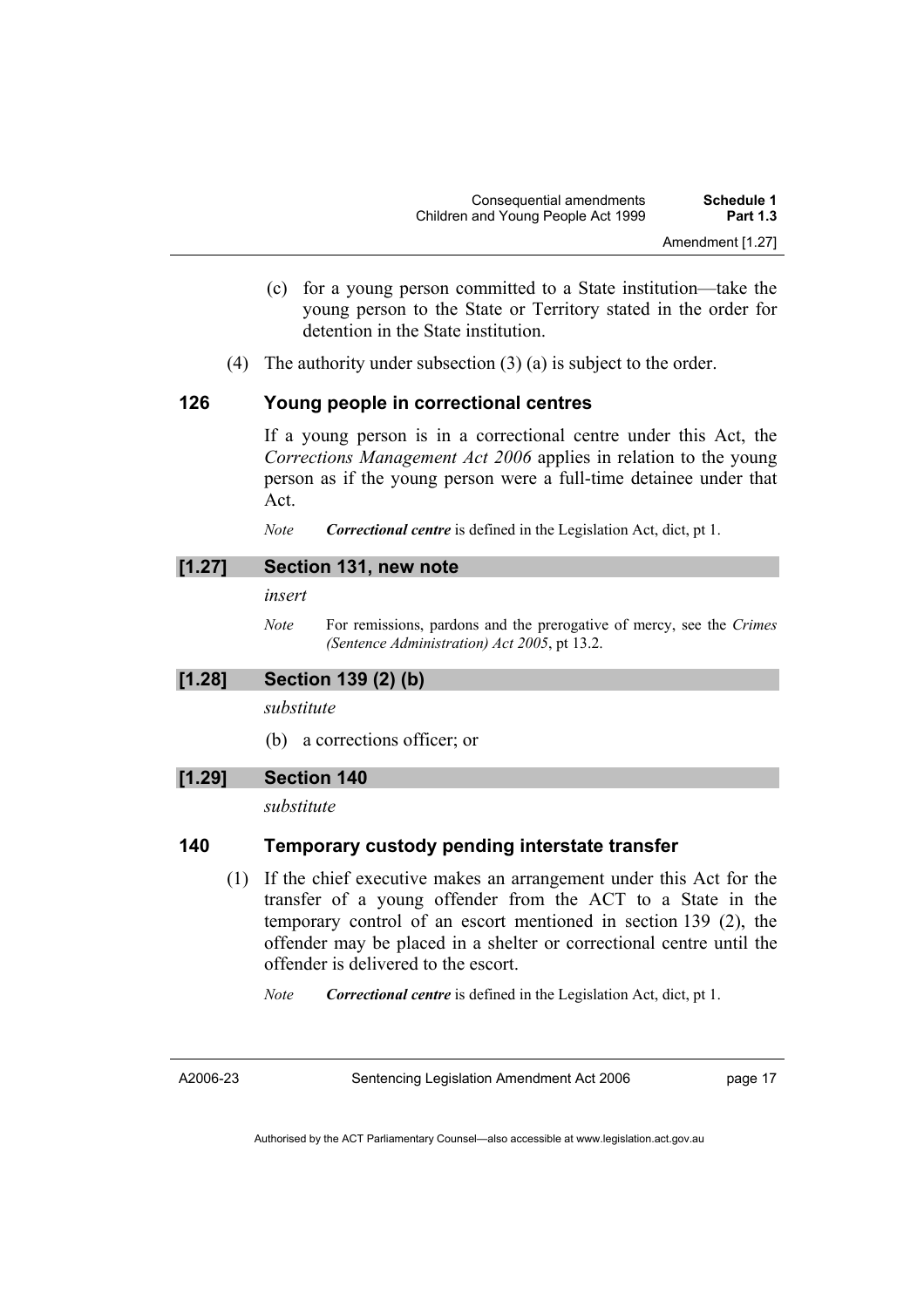(c) for a young person committed to a State institution—take the young person to the State or Territory stated in the order for detention in the State institution.

(4) The authority under subsection (3) (a) is subject to the order.

### 126 Young people in correctional centres

If a young person is in a correctional centre under this Act, the *Corrections Management Act 2006* applies in relation to the young person as if the young person were a full-time detainee under that Act.

*Note* ***Correctional centre*** is defined in the Legislation Act, dict, pt 1.

## [1.27] Section 131, new note

*insert*

*Note* For remissions, pardons and the prerogative of mercy, see the *Crimes (Sentence Administration) Act 2005*, pt 13.2.

## [1.28] Section 139 (2) (b)

*substitute*

(b) a corrections officer; or

## [1.29] Section 140

*substitute*

### 140 Temporary custody pending interstate transfer

(1) If the chief executive makes an arrangement under this Act for the transfer of a young offender from the ACT to a State in the temporary control of an escort mentioned in section 139 (2), the offender may be placed in a shelter or correctional centre until the offender is delivered to the escort.

*Note* ***Correctional centre*** is defined in the Legislation Act, dict, pt 1.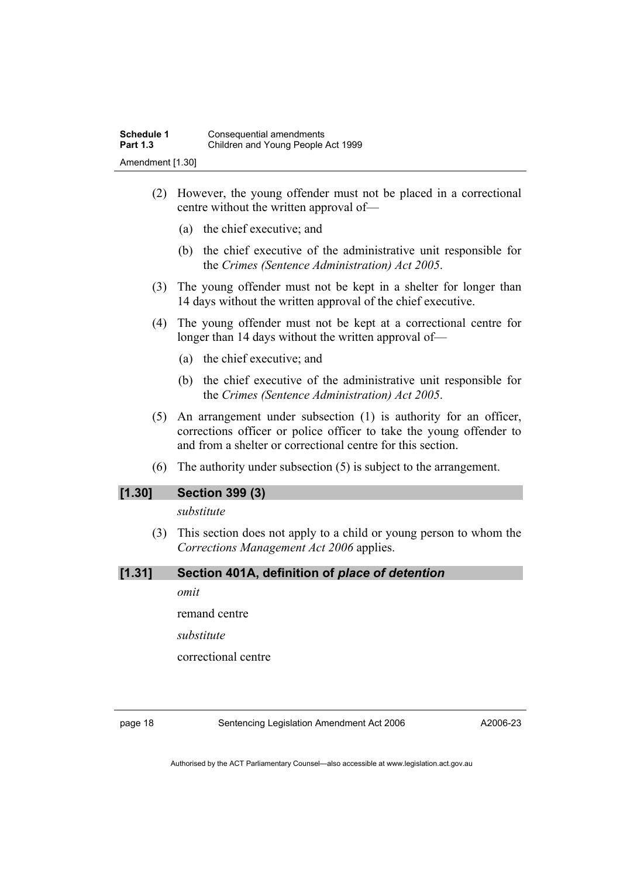(2) However, the young offender must not be placed in a correctional centre without the written approval of—

(a) the chief executive; and

(b) the chief executive of the administrative unit responsible for the *Crimes (Sentence Administration) Act 2005*.

(3) The young offender must not be kept in a shelter for longer than 14 days without the written approval of the chief executive.

(4) The young offender must not be kept at a correctional centre for longer than 14 days without the written approval of—

(a) the chief executive; and

(b) the chief executive of the administrative unit responsible for the *Crimes (Sentence Administration) Act 2005*.

(5) An arrangement under subsection (1) is authority for an officer, corrections officer or police officer to take the young offender to and from a shelter or correctional centre for this section.

(6) The authority under subsection (5) is subject to the arrangement.

### [1.30] Section 399 (3)

*substitute*

(3) This section does not apply to a child or young person to whom the *Corrections Management Act 2006* applies.

### [1.31] Section 401A, definition of *place of detention*

*omit*

remand centre

*substitute*

correctional centre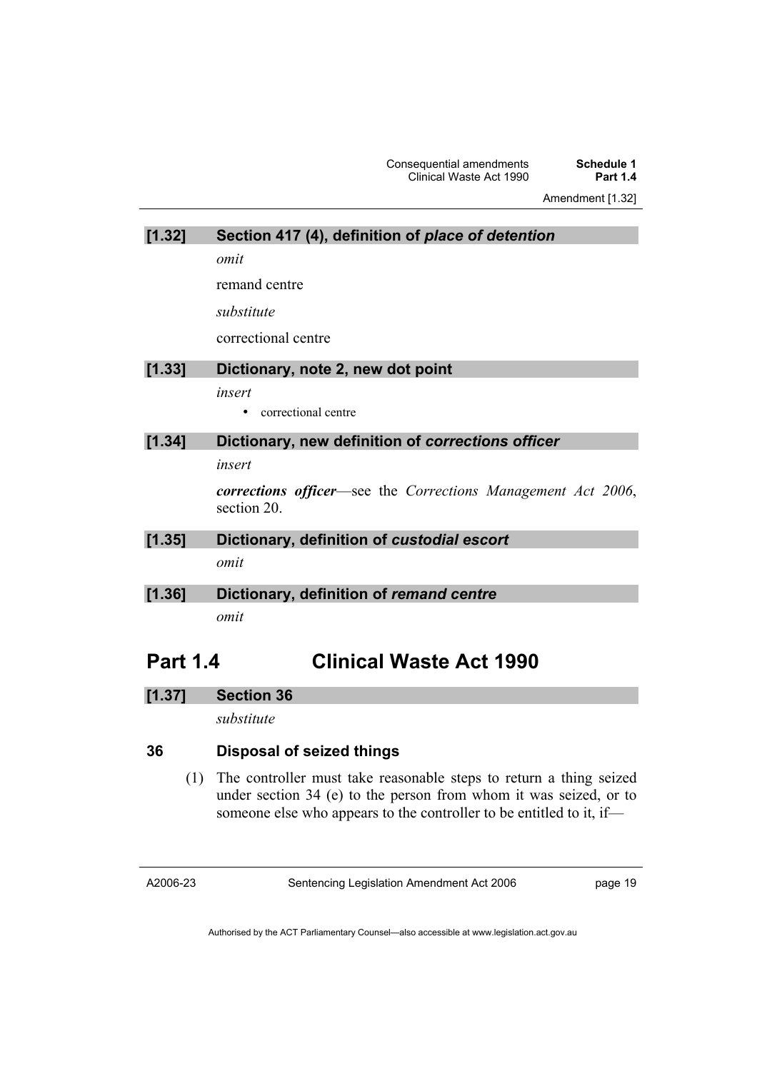## [1.32] Section 417 (4), definition of *place of detention*

*omit*

remand centre

*substitute*

correctional centre

## [1.33] Dictionary, note 2, new dot point

*insert*

- correctional centre

## [1.34] Dictionary, new definition of *corrections officer*

*insert*

***corrections officer***—see the *Corrections Management Act 2006*, section 20.

## [1.35] Dictionary, definition of *custodial escort*

*omit*

## [1.36] Dictionary, definition of *remand centre*

*omit*

# Part 1.4 Clinical Waste Act 1990

## [1.37] Section 36

*substitute*

### 36 Disposal of seized things

(1) The controller must take reasonable steps to return a thing seized under section 34 (e) to the person from whom it was seized, or to someone else who appears to the controller to be entitled to it, if—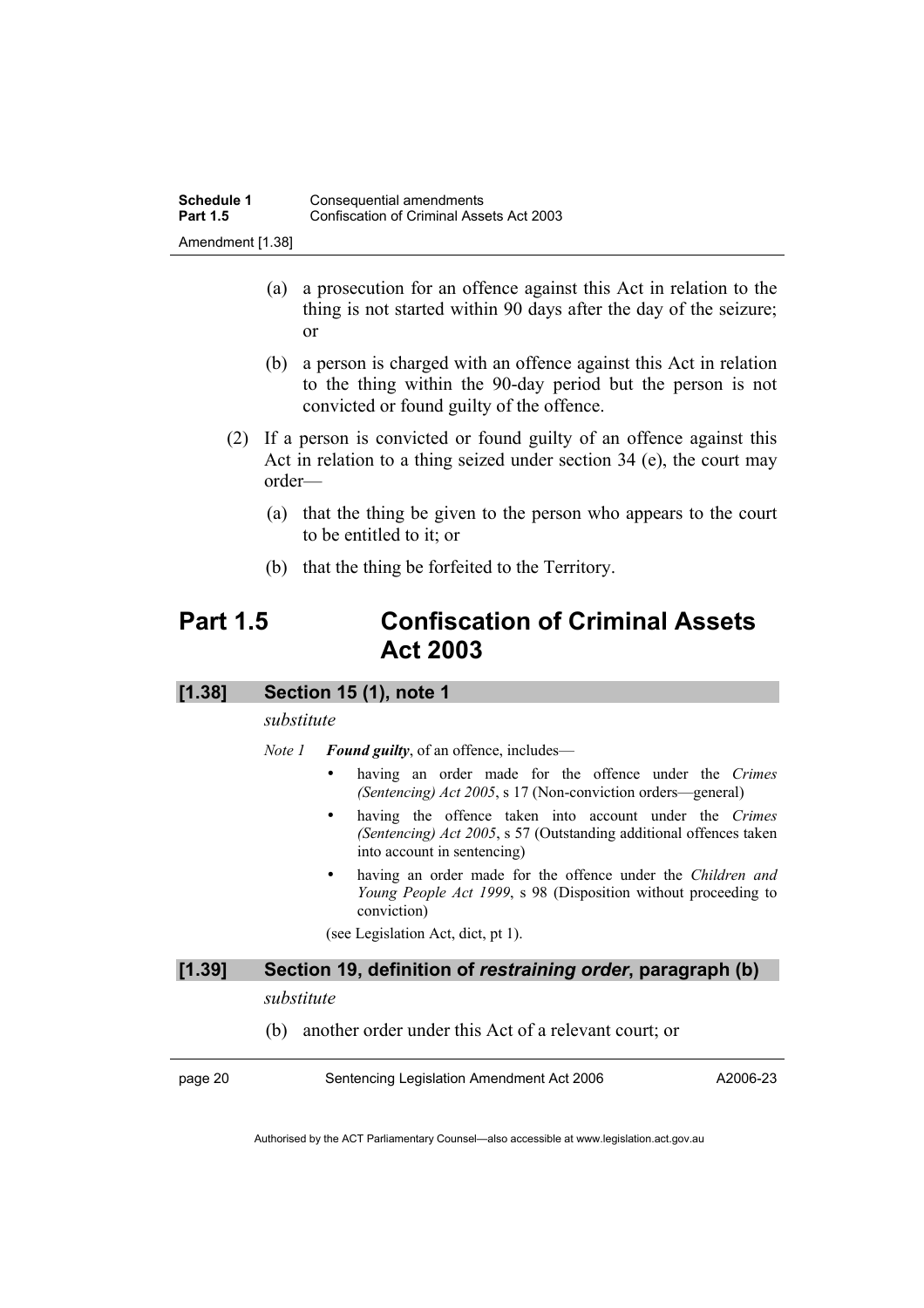(a) a prosecution for an offence against this Act in relation to the thing is not started within 90 days after the day of the seizure; or

(b) a person is charged with an offence against this Act in relation to the thing within the 90-day period but the person is not convicted or found guilty of the offence.

(2) If a person is convicted or found guilty of an offence against this Act in relation to a thing seized under section 34 (e), the court may order—

(a) that the thing be given to the person who appears to the court to be entitled to it; or

(b) that the thing be forfeited to the Territory.

# Part 1.5 Confiscation of Criminal Assets Act 2003

### [1.38] Section 15 (1), note 1

*substitute*

*Note 1* ***Found guilty***, of an offence, includes—

- having an order made for the offence under the *Crimes (Sentencing) Act 2005*, s 17 (Non-conviction orders—general)
- having the offence taken into account under the *Crimes (Sentencing) Act 2005*, s 57 (Outstanding additional offences taken into account in sentencing)
- having an order made for the offence under the *Children and Young People Act 1999*, s 98 (Disposition without proceeding to conviction)

(see Legislation Act, dict, pt 1).

### [1.39] Section 19, definition of *restraining order*, paragraph (b)

*substitute*

(b) another order under this Act of a relevant court; or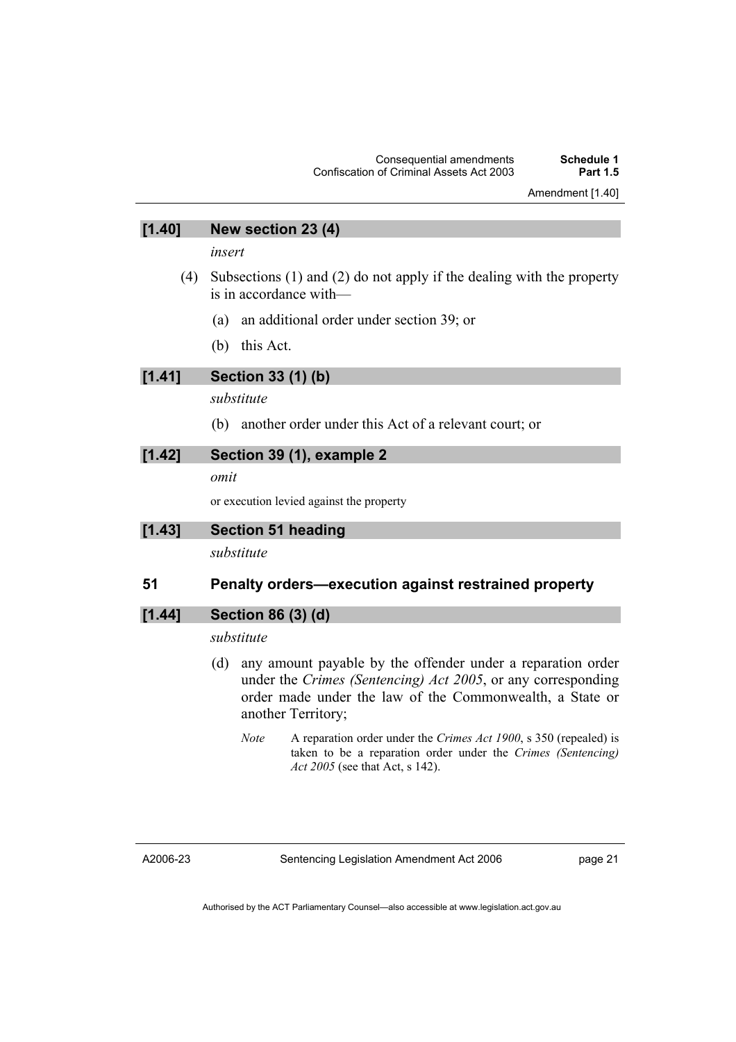## [1.40] New section 23 (4)

*insert*

(4) Subsections (1) and (2) do not apply if the dealing with the property is in accordance with—

(a) an additional order under section 39; or

(b) this Act.

## [1.41] Section 33 (1) (b)

*substitute*

(b) another order under this Act of a relevant court; or

## [1.42] Section 39 (1), example 2

*omit*

or execution levied against the property

## [1.43] Section 51 heading

*substitute*

### 51 Penalty orders—execution against restrained property

## [1.44] Section 86 (3) (d)

*substitute*

(d) any amount payable by the offender under a reparation order under the *Crimes (Sentencing) Act 2005*, or any corresponding order made under the law of the Commonwealth, a State or another Territory;

*Note* A reparation order under the *Crimes Act 1900*, s 350 (repealed) is taken to be a reparation order under the *Crimes (Sentencing) Act 2005* (see that Act, s 142).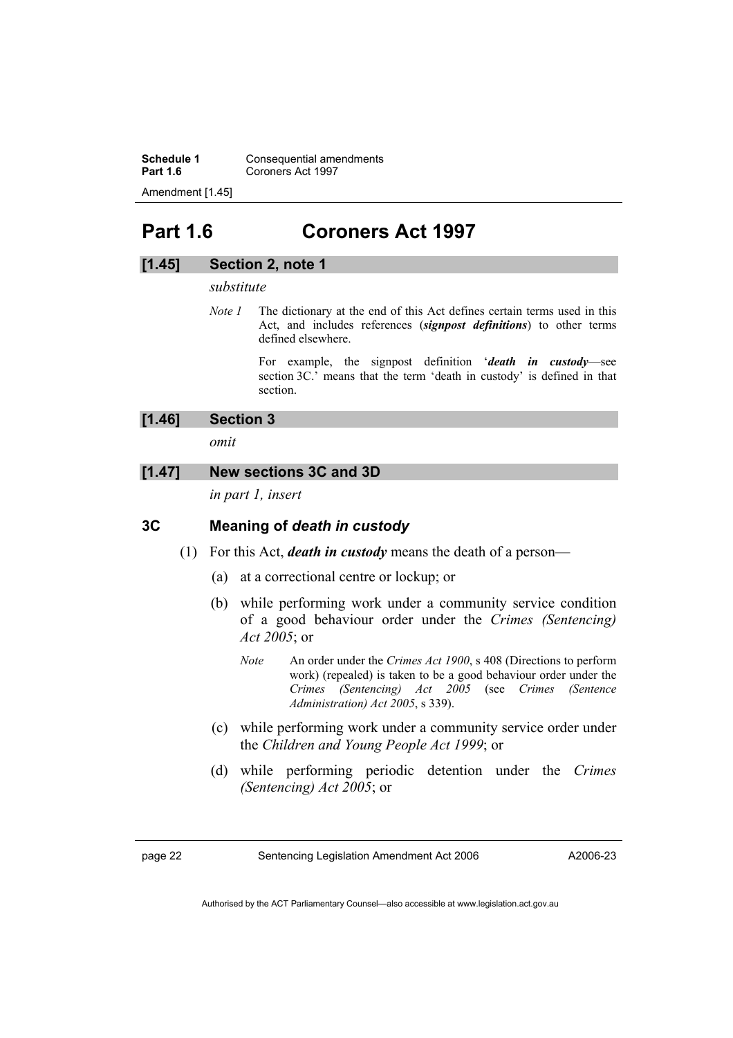# Part 1.6 Coroners Act 1997

## [1.45] Section 2, note 1

*substitute*

*Note 1* The dictionary at the end of this Act defines certain terms used in this Act, and includes references (***signpost definitions***) to other terms defined elsewhere.

For example, the signpost definition '***death in custody***—see section 3C.' means that the term 'death in custody' is defined in that section.

## [1.46] Section 3

*omit*

## [1.47] New sections 3C and 3D

*in part 1, insert*

### 3C Meaning of *death in custody*

(1) For this Act, ***death in custody*** means the death of a person—

(a) at a correctional centre or lockup; or

(b) while performing work under a community service condition of a good behaviour order under the *Crimes (Sentencing) Act 2005*; or

*Note* An order under the *Crimes Act 1900*, s 408 (Directions to perform work) (repealed) is taken to be a good behaviour order under the *Crimes (Sentencing) Act 2005* (see *Crimes (Sentence Administration) Act 2005*, s 339).

(c) while performing work under a community service order under the *Children and Young People Act 1999*; or

(d) while performing periodic detention under the *Crimes (Sentencing) Act 2005*; or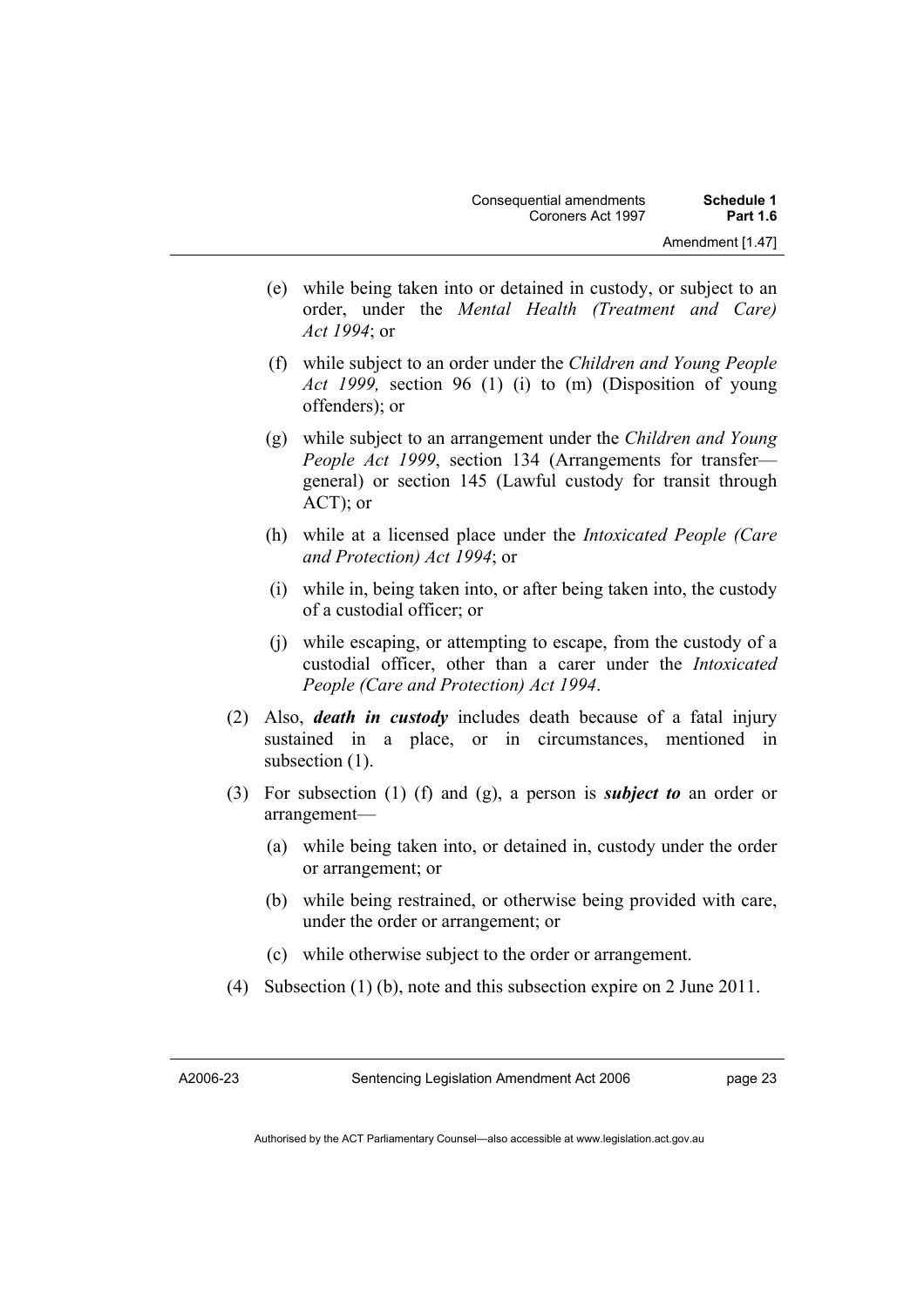(e) while being taken into or detained in custody, or subject to an order, under the *Mental Health (Treatment and Care) Act 1994*; or

(f) while subject to an order under the *Children and Young People Act 1999,* section 96 (1) (i) to (m) (Disposition of young offenders); or

(g) while subject to an arrangement under the *Children and Young People Act 1999*, section 134 (Arrangements for transfer—general) or section 145 (Lawful custody for transit through ACT); or

(h) while at a licensed place under the *Intoxicated People (Care and Protection) Act 1994*; or

(i) while in, being taken into, or after being taken into, the custody of a custodial officer; or

(j) while escaping, or attempting to escape, from the custody of a custodial officer, other than a carer under the *Intoxicated People (Care and Protection) Act 1994*.

(2) Also, ***death in custody*** includes death because of a fatal injury sustained in a place, or in circumstances, mentioned in subsection (1).

(3) For subsection (1) (f) and (g), a person is ***subject to*** an order or arrangement—

(a) while being taken into, or detained in, custody under the order or arrangement; or

(b) while being restrained, or otherwise being provided with care, under the order or arrangement; or

(c) while otherwise subject to the order or arrangement.

(4) Subsection (1) (b), note and this subsection expire on 2 June 2011.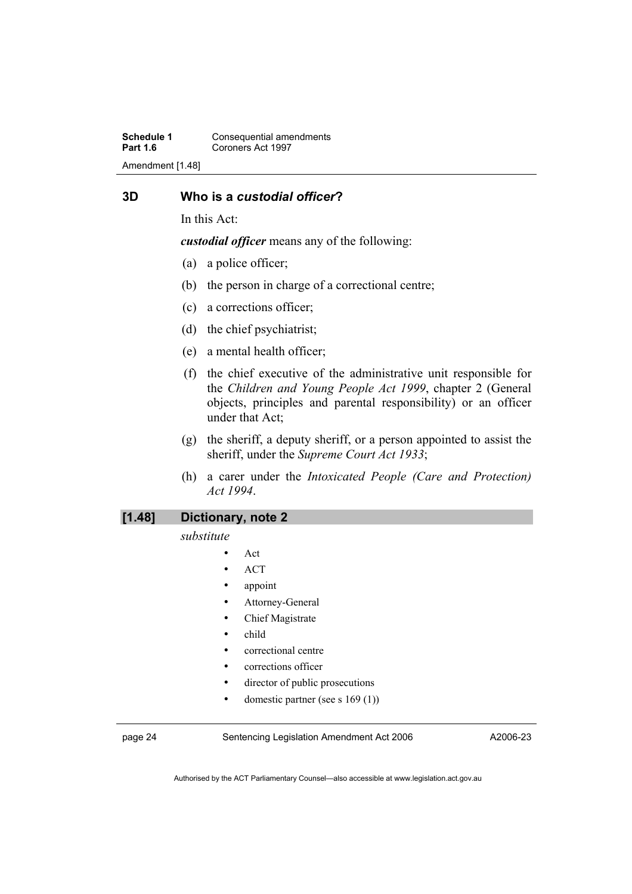## 3D Who is a *custodial officer*?

In this Act:

***custodial officer*** means any of the following:

(a) a police officer;

(b) the person in charge of a correctional centre;

(c) a corrections officer;

(d) the chief psychiatrist;

(e) a mental health officer;

(f) the chief executive of the administrative unit responsible for the *Children and Young People Act 1999*, chapter 2 (General objects, principles and parental responsibility) or an officer under that Act;

(g) the sheriff, a deputy sheriff, or a person appointed to assist the sheriff, under the *Supreme Court Act 1933*;

(h) a carer under the *Intoxicated People (Care and Protection) Act 1994*.

## [1.48] Dictionary, note 2

*substitute*

- Act
- ACT
- appoint
- Attorney-General
- Chief Magistrate
- child
- correctional centre
- corrections officer
- director of public prosecutions
- domestic partner (see s 169 (1))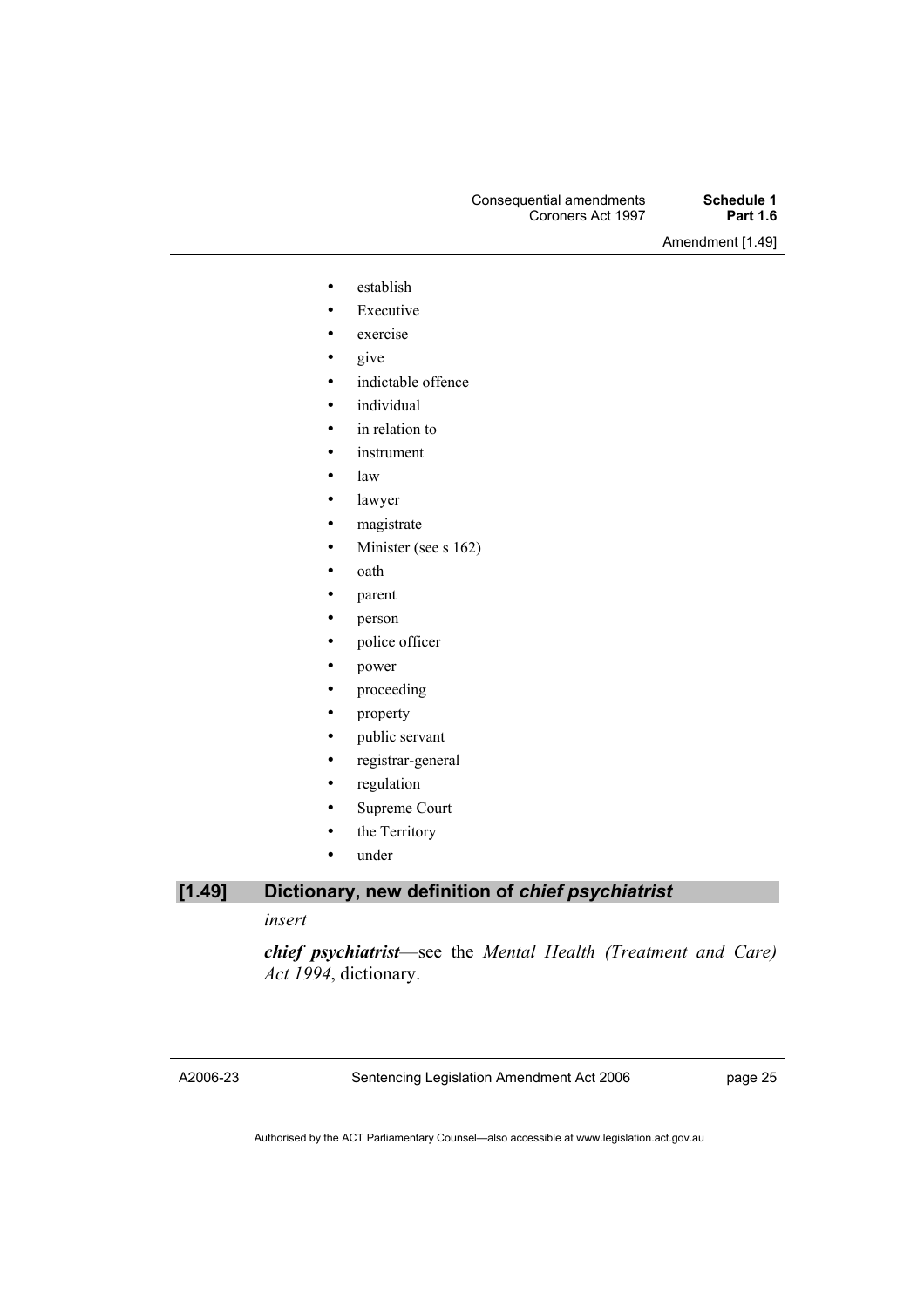- establish
- Executive
- exercise
- give
- indictable offence
- individual
- in relation to
- instrument
- law
- lawyer
- magistrate
- Minister (see s 162)
- oath
- parent
- person
- police officer
- power
- proceeding
- property
- public servant
- registrar-general
- regulation
- Supreme Court
- the Territory
- under

## [1.49] Dictionary, new definition of *chief psychiatrist*

*insert*

***chief psychiatrist***—see the *Mental Health (Treatment and Care) Act 1994*, dictionary.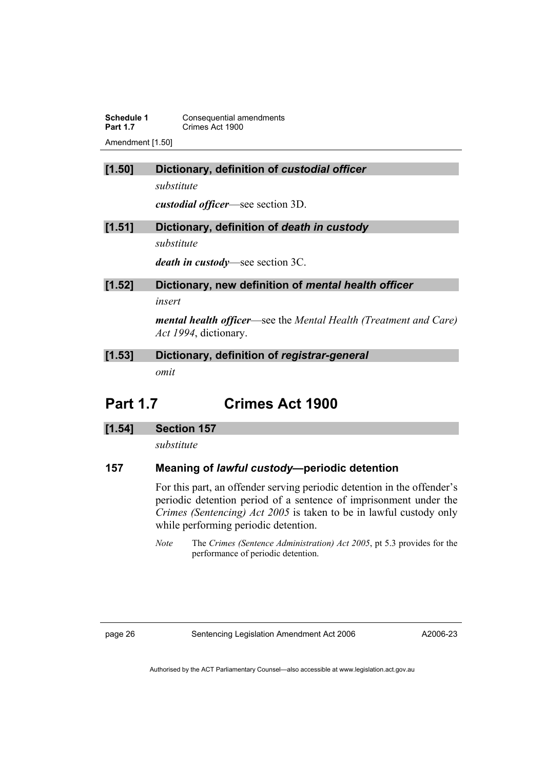**[1.50] Dictionary, definition of *custodial officer***

*substitute*

***custodial officer***—see section 3D.

**[1.51] Dictionary, definition of *death in custody***

*substitute*

***death in custody***—see section 3C.

**[1.52] Dictionary, new definition of *mental health officer***

*insert*

***mental health officer***—see the *Mental Health (Treatment and Care) Act 1994*, dictionary.

**[1.53] Dictionary, definition of *registrar-general***

*omit*

## Part 1.7 Crimes Act 1900

**[1.54] Section 157**

*substitute*

### 157 Meaning of *lawful custody*—periodic detention

For this part, an offender serving periodic detention in the offender's periodic detention period of a sentence of imprisonment under the *Crimes (Sentencing) Act 2005* is taken to be in lawful custody only while performing periodic detention.

*Note* The *Crimes (Sentence Administration) Act 2005*, pt 5.3 provides for the performance of periodic detention.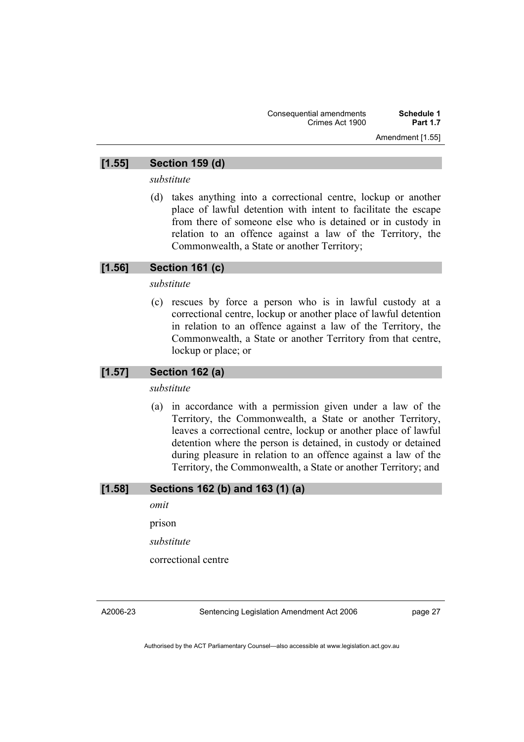### [1.55] Section 159 (d)

*substitute*

(d) takes anything into a correctional centre, lockup or another place of lawful detention with intent to facilitate the escape from there of someone else who is detained or in custody in relation to an offence against a law of the Territory, the Commonwealth, a State or another Territory;

### [1.56] Section 161 (c)

*substitute*

(c) rescues by force a person who is in lawful custody at a correctional centre, lockup or another place of lawful detention in relation to an offence against a law of the Territory, the Commonwealth, a State or another Territory from that centre, lockup or place; or

### [1.57] Section 162 (a)

*substitute*

(a) in accordance with a permission given under a law of the Territory, the Commonwealth, a State or another Territory, leaves a correctional centre, lockup or another place of lawful detention where the person is detained, in custody or detained during pleasure in relation to an offence against a law of the Territory, the Commonwealth, a State or another Territory; and

### [1.58] Sections 162 (b) and 163 (1) (a)

*omit*

prison

*substitute*

correctional centre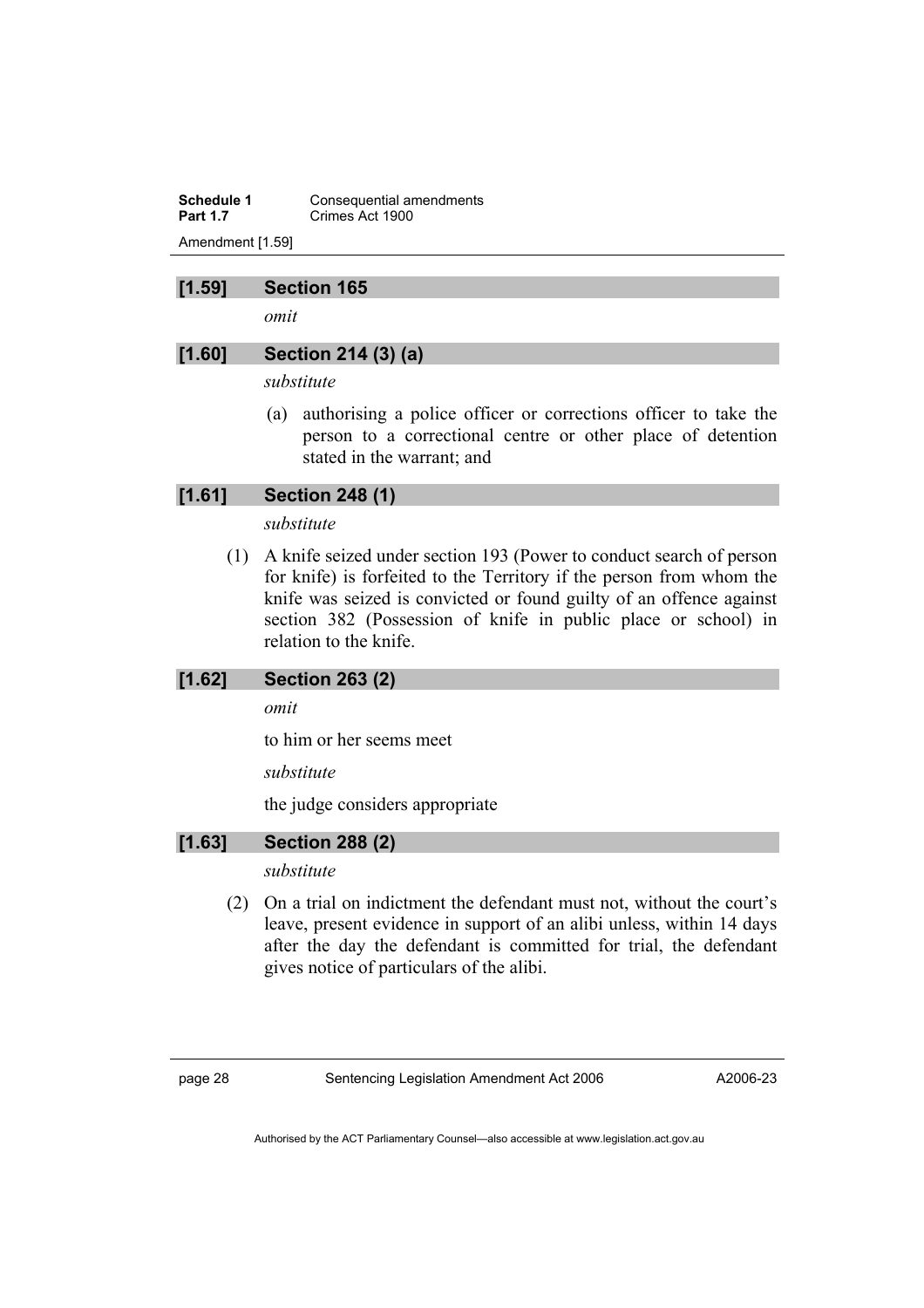## [1.59] Section 165

*omit*

## [1.60] Section 214 (3) (a)

*substitute*

(a) authorising a police officer or corrections officer to take the person to a correctional centre or other place of detention stated in the warrant; and

## [1.61] Section 248 (1)

*substitute*

(1) A knife seized under section 193 (Power to conduct search of person for knife) is forfeited to the Territory if the person from whom the knife was seized is convicted or found guilty of an offence against section 382 (Possession of knife in public place or school) in relation to the knife.

## [1.62] Section 263 (2)

*omit*

to him or her seems meet

*substitute*

the judge considers appropriate

## [1.63] Section 288 (2)

*substitute*

(2) On a trial on indictment the defendant must not, without the court's leave, present evidence in support of an alibi unless, within 14 days after the day the defendant is committed for trial, the defendant gives notice of particulars of the alibi.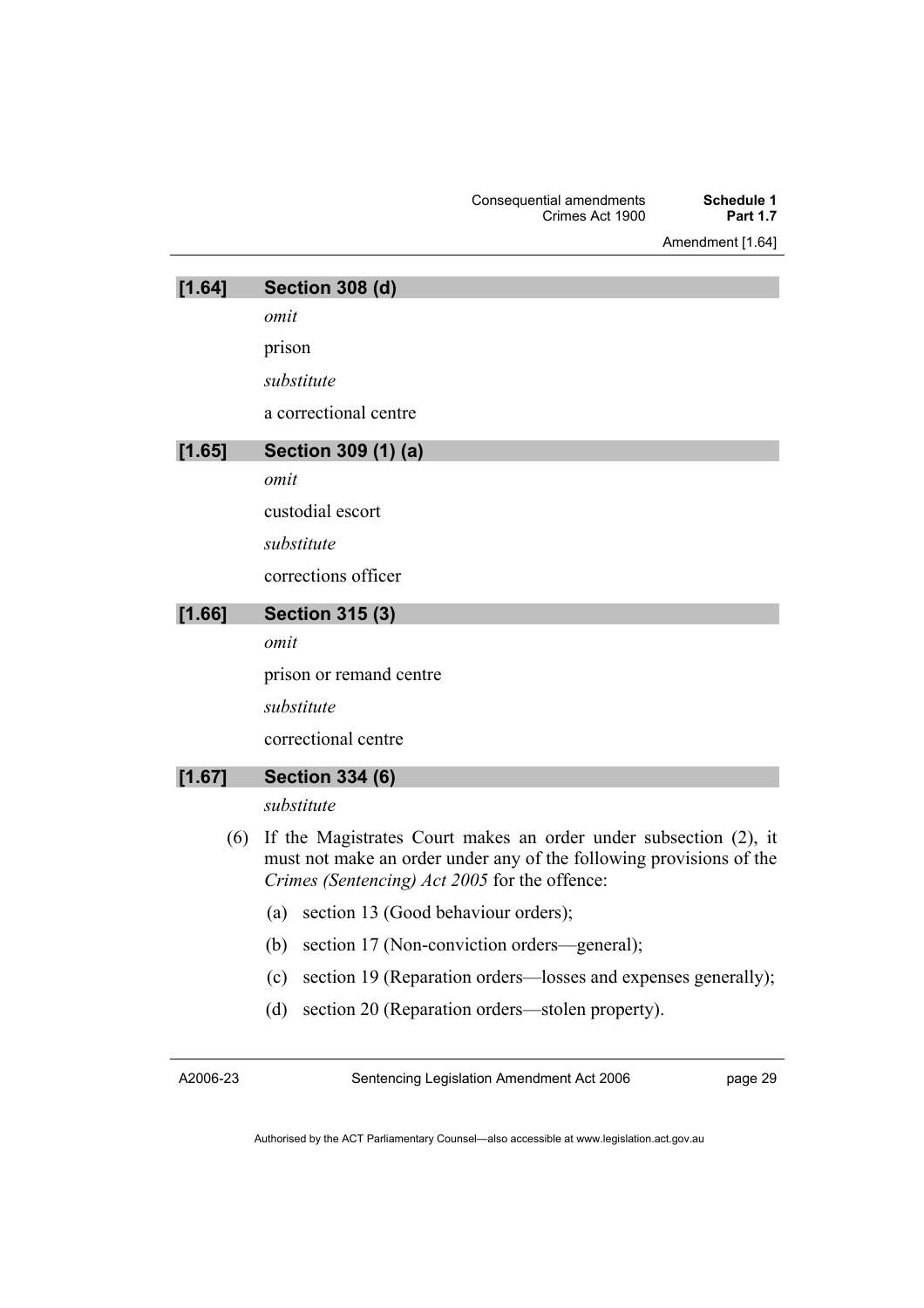## [1.64] Section 308 (d)

*omit*

prison

*substitute*

a correctional centre

## [1.65] Section 309 (1) (a)

*omit*

custodial escort

*substitute*

corrections officer

## [1.66] Section 315 (3)

*omit*

prison or remand centre

*substitute*

correctional centre

## [1.67] Section 334 (6)

*substitute*

(6) If the Magistrates Court makes an order under subsection (2), it must not make an order under any of the following provisions of the *Crimes (Sentencing) Act 2005* for the offence:

(a) section 13 (Good behaviour orders);

(b) section 17 (Non-conviction orders—general);

(c) section 19 (Reparation orders—losses and expenses generally);

(d) section 20 (Reparation orders—stolen property).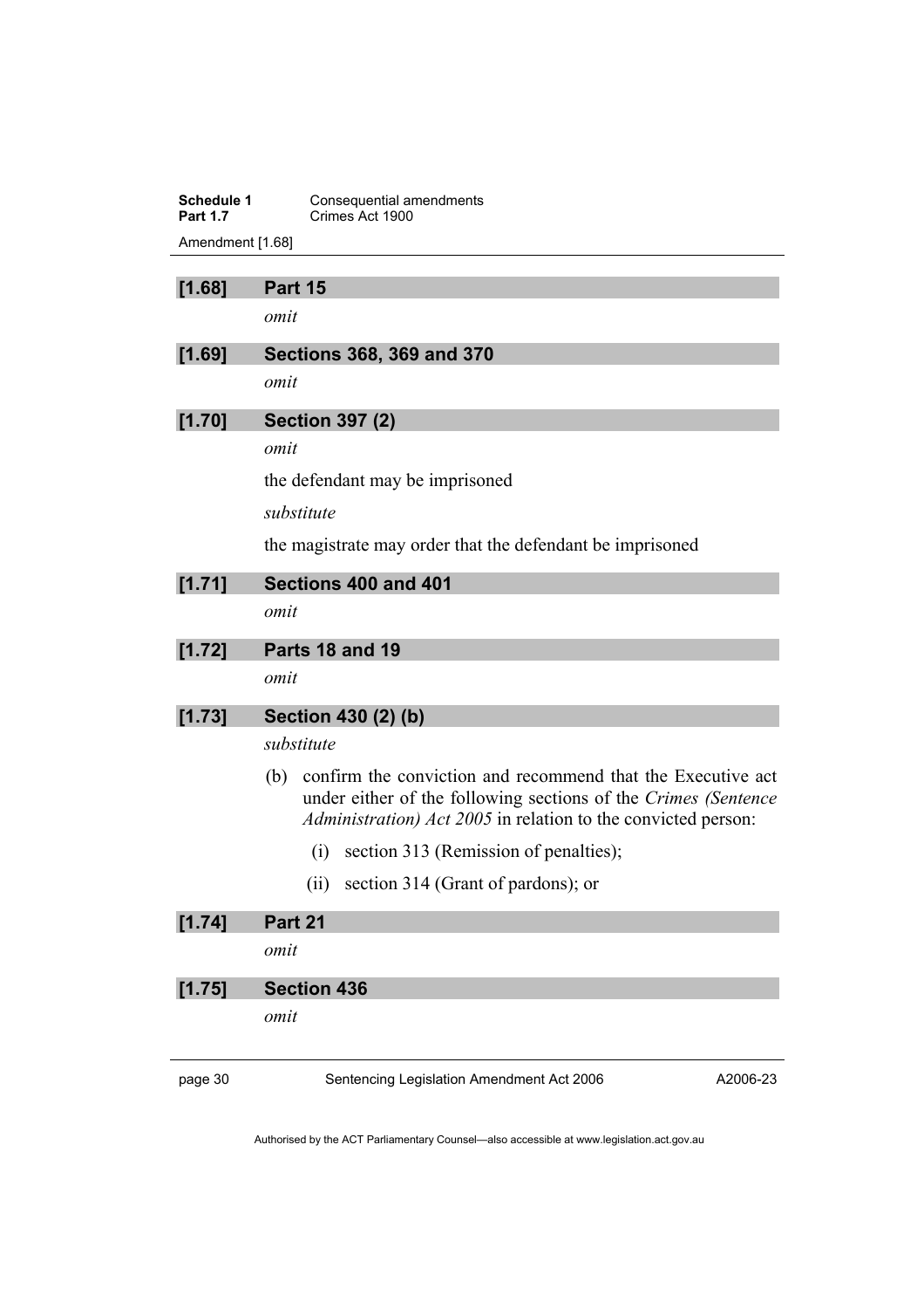**[1.68] Part 15**

*omit*

**[1.69] Sections 368, 369 and 370**

*omit*

**[1.70] Section 397 (2)**

*omit*

the defendant may be imprisoned

*substitute*

the magistrate may order that the defendant be imprisoned

**[1.71] Sections 400 and 401**

*omit*

**[1.72] Parts 18 and 19**

*omit*

**[1.73] Section 430 (2) (b)**

*substitute*

(b) confirm the conviction and recommend that the Executive act under either of the following sections of the *Crimes (Sentence Administration) Act 2005* in relation to the convicted person:

(i) section 313 (Remission of penalties);

(ii) section 314 (Grant of pardons); or

**[1.74] Part 21**

*omit*

**[1.75] Section 436**

*omit*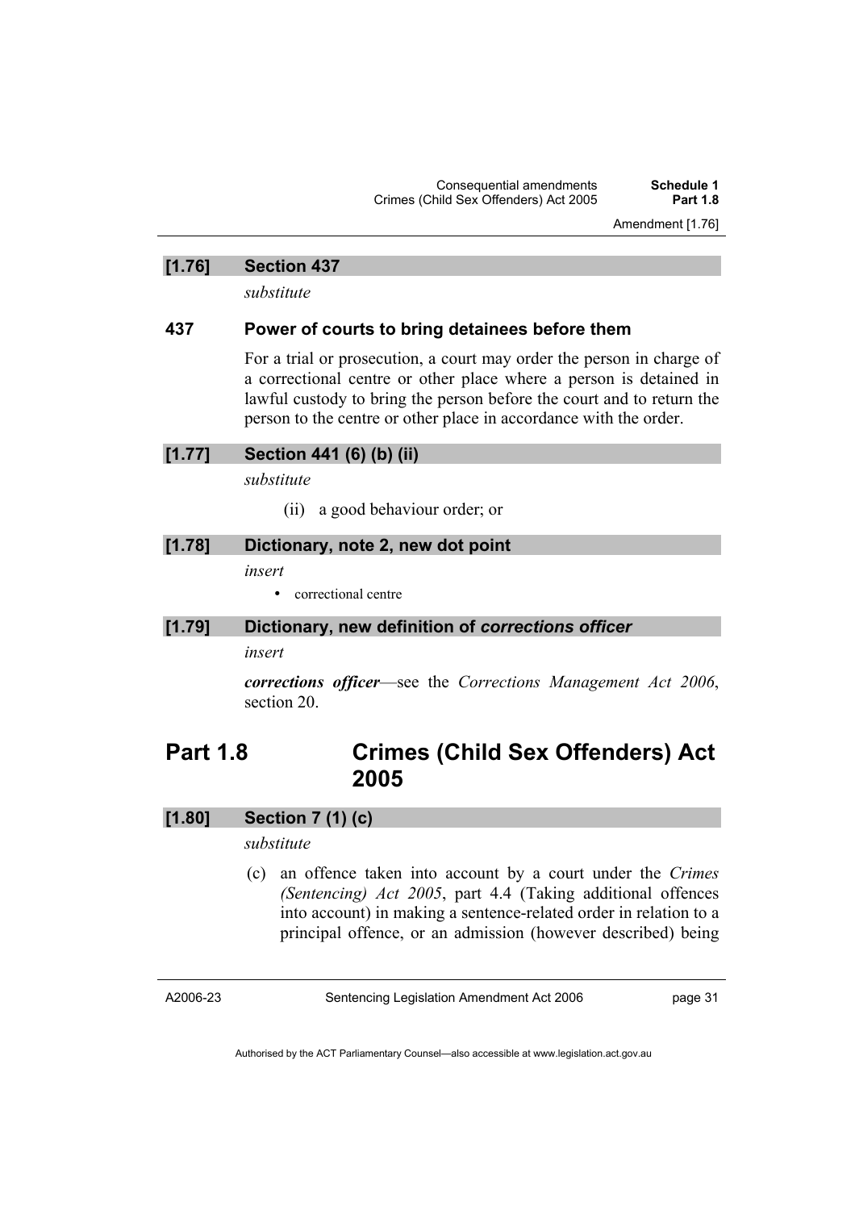### [1.76] Section 437

*substitute*

### 437 Power of courts to bring detainees before them

For a trial or prosecution, a court may order the person in charge of a correctional centre or other place where a person is detained in lawful custody to bring the person before the court and to return the person to the centre or other place in accordance with the order.

### [1.77] Section 441 (6) (b) (ii)

*substitute*

(ii) a good behaviour order; or

### [1.78] Dictionary, note 2, new dot point

*insert*

- correctional centre

### [1.79] Dictionary, new definition of *corrections officer*

*insert*

***corrections officer***—see the *Corrections Management Act 2006*, section 20.

## Part 1.8 Crimes (Child Sex Offenders) Act 2005

### [1.80] Section 7 (1) (c)

*substitute*

(c) an offence taken into account by a court under the *Crimes (Sentencing) Act 2005*, part 4.4 (Taking additional offences into account) in making a sentence-related order in relation to a principal offence, or an admission (however described) being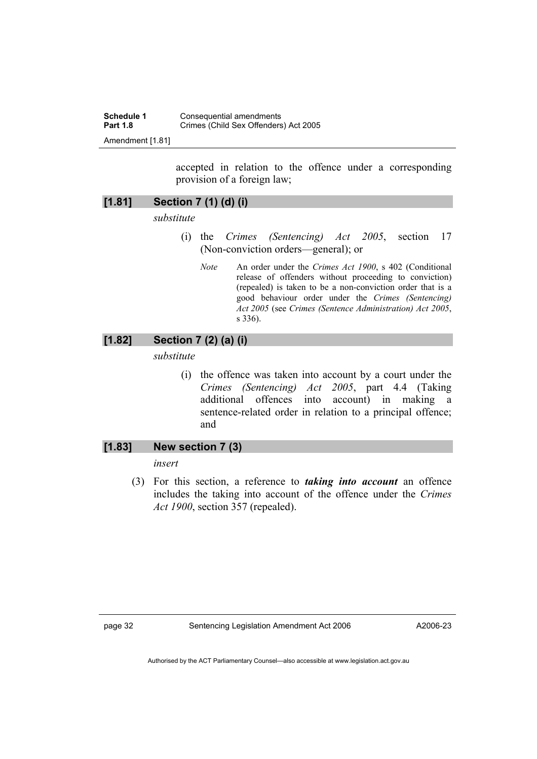accepted in relation to the offence under a corresponding provision of a foreign law;

## [1.81] Section 7 (1) (d) (i)

*substitute*

(i) the *Crimes (Sentencing) Act 2005*, section 17 (Non-conviction orders—general); or

*Note* An order under the *Crimes Act 1900*, s 402 (Conditional release of offenders without proceeding to conviction) (repealed) is taken to be a non-conviction order that is a good behaviour order under the *Crimes (Sentencing) Act 2005* (see *Crimes (Sentence Administration) Act 2005*, s 336).

## [1.82] Section 7 (2) (a) (i)

*substitute*

(i) the offence was taken into account by a court under the *Crimes (Sentencing) Act 2005*, part 4.4 (Taking additional offences into account) in making a sentence-related order in relation to a principal offence; and

## [1.83] New section 7 (3)

*insert*

(3) For this section, a reference to ***taking into account*** an offence includes the taking into account of the offence under the *Crimes Act 1900*, section 357 (repealed).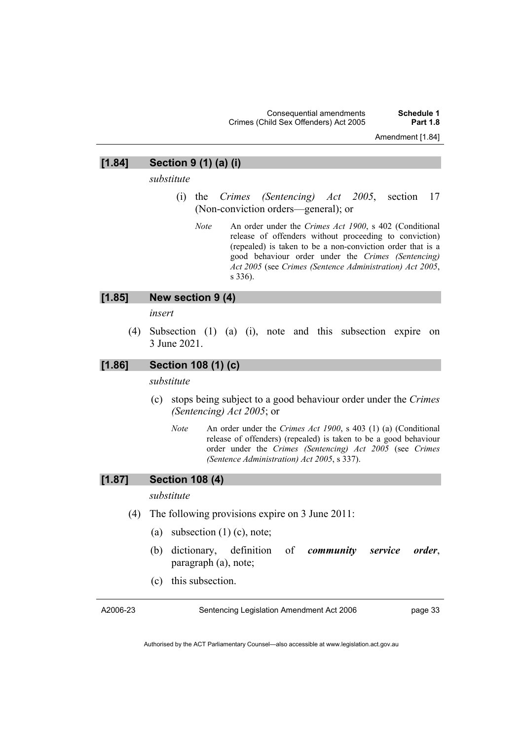### [1.84] Section 9 (1) (a) (i)

*substitute*

(i) the *Crimes (Sentencing) Act 2005*, section 17 (Non-conviction orders—general); or

*Note* An order under the *Crimes Act 1900*, s 402 (Conditional release of offenders without proceeding to conviction) (repealed) is taken to be a non-conviction order that is a good behaviour order under the *Crimes (Sentencing) Act 2005* (see *Crimes (Sentence Administration) Act 2005*, s 336).

### [1.85] New section 9 (4)

*insert*

(4) Subsection (1) (a) (i), note and this subsection expire on 3 June 2021.

### [1.86] Section 108 (1) (c)

*substitute*

(c) stops being subject to a good behaviour order under the *Crimes (Sentencing) Act 2005*; or

*Note* An order under the *Crimes Act 1900*, s 403 (1) (a) (Conditional release of offenders) (repealed) is taken to be a good behaviour order under the *Crimes (Sentencing) Act 2005* (see *Crimes (Sentence Administration) Act 2005*, s 337).

### [1.87] Section 108 (4)

*substitute*

(4) The following provisions expire on 3 June 2011:

(a) subsection (1) (c), note;

(b) dictionary, definition of ***community service order***, paragraph (a), note;

(c) this subsection.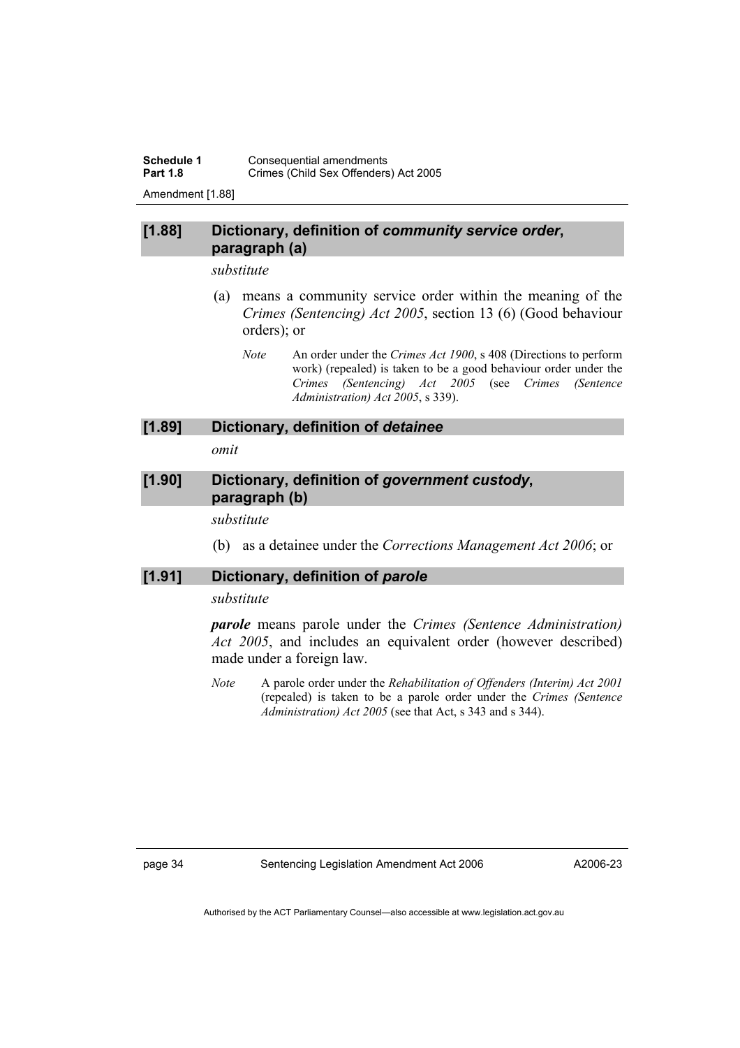## [1.88] Dictionary, definition of *community service order*, paragraph (a)

*substitute*

(a) means a community service order within the meaning of the *Crimes (Sentencing) Act 2005*, section 13 (6) (Good behaviour orders); or

*Note* An order under the *Crimes Act 1900*, s 408 (Directions to perform work) (repealed) is taken to be a good behaviour order under the *Crimes (Sentencing) Act 2005* (see *Crimes (Sentence Administration) Act 2005*, s 339).

## [1.89] Dictionary, definition of *detainee*

*omit*

## [1.90] Dictionary, definition of *government custody*, paragraph (b)

*substitute*

(b) as a detainee under the *Corrections Management Act 2006*; or

## [1.91] Dictionary, definition of *parole*

*substitute*

***parole*** means parole under the *Crimes (Sentence Administration) Act 2005*, and includes an equivalent order (however described) made under a foreign law.

*Note* A parole order under the *Rehabilitation of Offenders (Interim) Act 2001* (repealed) is taken to be a parole order under the *Crimes (Sentence Administration) Act 2005* (see that Act, s 343 and s 344).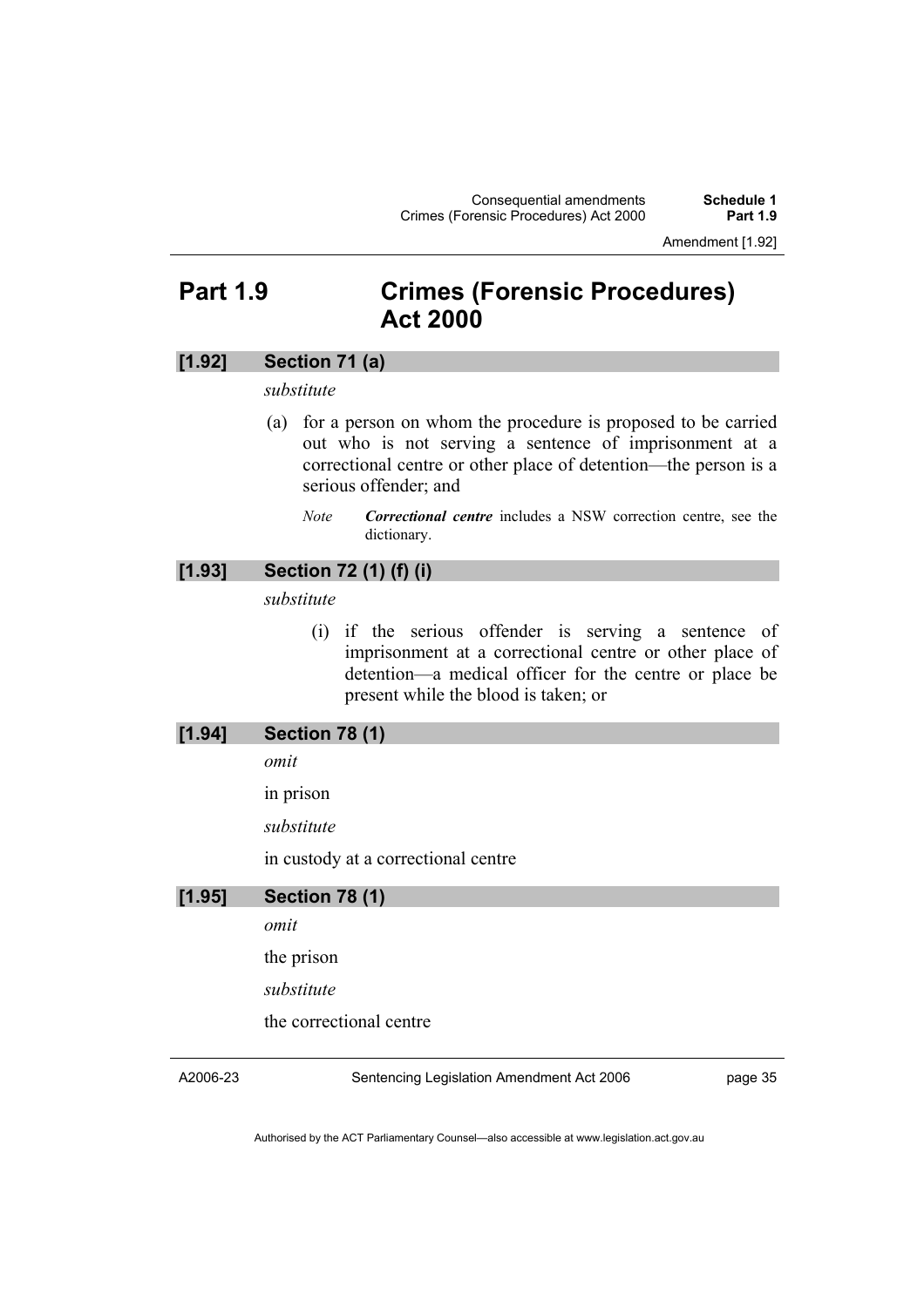# Part 1.9 Crimes (Forensic Procedures) Act 2000

## [1.92] Section 71 (a)

*substitute*

(a) for a person on whom the procedure is proposed to be carried out who is not serving a sentence of imprisonment at a correctional centre or other place of detention—the person is a serious offender; and

*Note* ***Correctional centre*** includes a NSW correction centre, see the dictionary.

## [1.93] Section 72 (1) (f) (i)

*substitute*

(i) if the serious offender is serving a sentence of imprisonment at a correctional centre or other place of detention—a medical officer for the centre or place be present while the blood is taken; or

## [1.94] Section 78 (1)

*omit*

in prison

*substitute*

in custody at a correctional centre

## [1.95] Section 78 (1)

*omit*

the prison

*substitute*

the correctional centre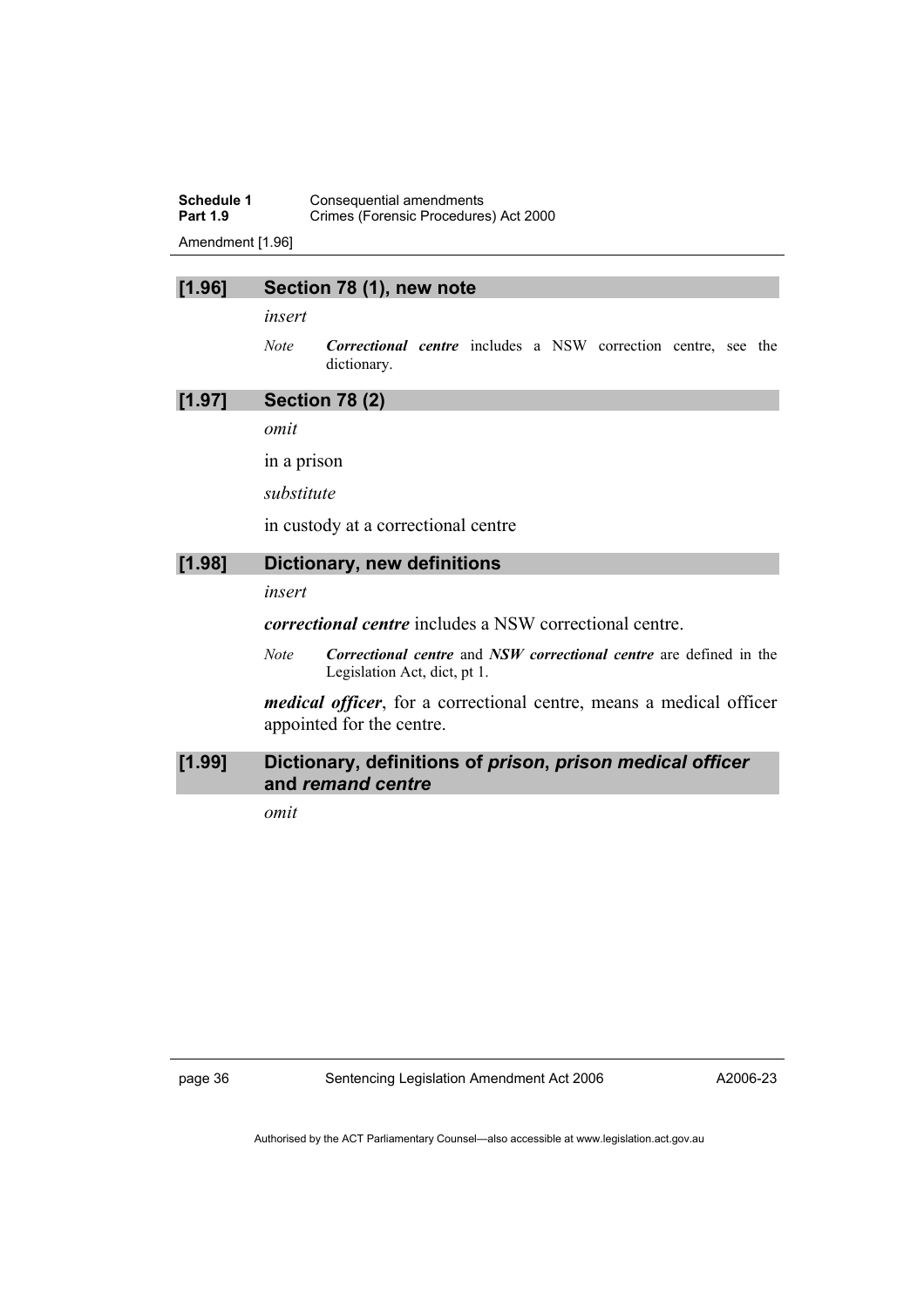## [1.96] Section 78 (1), new note

*insert*

*Note* ***Correctional centre*** includes a NSW correction centre, see the dictionary.

## [1.97] Section 78 (2)

*omit*

in a prison

*substitute*

in custody at a correctional centre

## [1.98] Dictionary, new definitions

*insert*

***correctional centre*** includes a NSW correctional centre.

*Note* ***Correctional centre*** and ***NSW correctional centre*** are defined in the Legislation Act, dict, pt 1.

***medical officer***, for a correctional centre, means a medical officer appointed for the centre.

## [1.99] Dictionary, definitions of *prison*, *prison medical officer* and *remand centre*

*omit*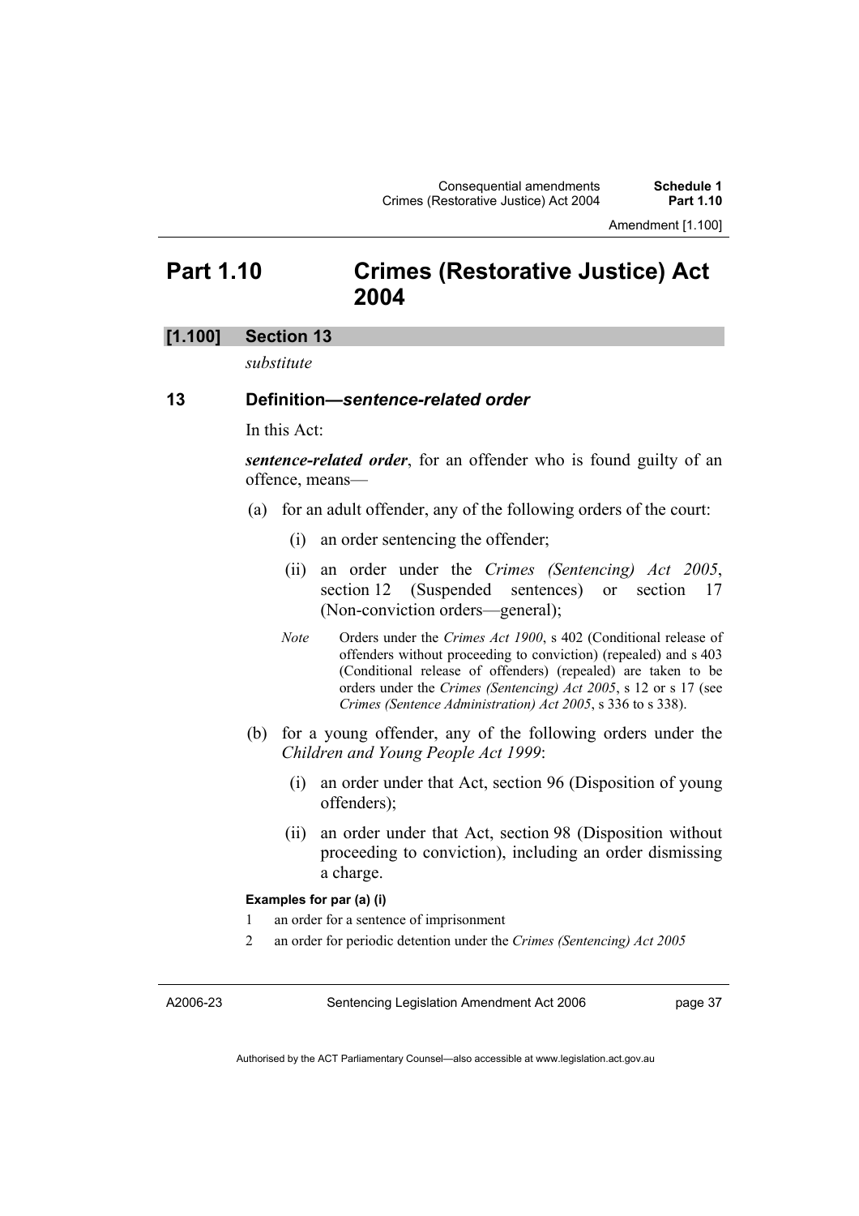# Part 1.10 Crimes (Restorative Justice) Act 2004

## [1.100] Section 13

*substitute*

### 13 Definition—*sentence-related order*

In this Act:

***sentence-related order***, for an offender who is found guilty of an offence, means—

(a) for an adult offender, any of the following orders of the court:

(i) an order sentencing the offender;

(ii) an order under the *Crimes (Sentencing) Act 2005*, section 12 (Suspended sentences) or section 17 (Non-conviction orders—general);

*Note* Orders under the *Crimes Act 1900*, s 402 (Conditional release of offenders without proceeding to conviction) (repealed) and s 403 (Conditional release of offenders) (repealed) are taken to be orders under the *Crimes (Sentencing) Act 2005*, s 12 or s 17 (see *Crimes (Sentence Administration) Act 2005*, s 336 to s 338).

(b) for a young offender, any of the following orders under the *Children and Young People Act 1999*:

(i) an order under that Act, section 96 (Disposition of young offenders);

(ii) an order under that Act, section 98 (Disposition without proceeding to conviction), including an order dismissing a charge.

**Examples for par (a) (i)**

1 an order for a sentence of imprisonment

2 an order for periodic detention under the *Crimes (Sentencing) Act 2005*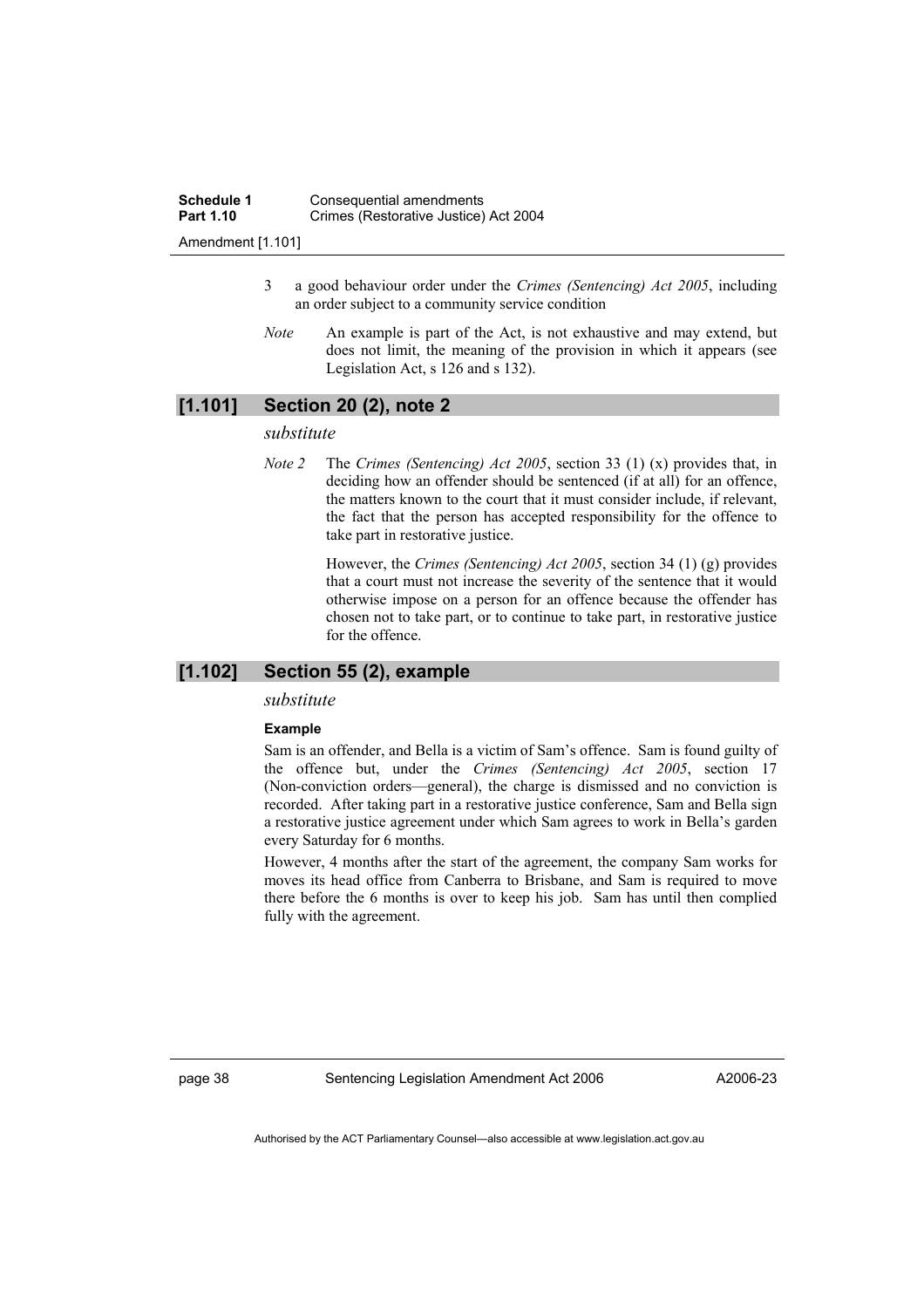3 a good behaviour order under the *Crimes (Sentencing) Act 2005*, including an order subject to a community service condition

*Note* An example is part of the Act, is not exhaustive and may extend, but does not limit, the meaning of the provision in which it appears (see Legislation Act, s 126 and s 132).

## [1.101] Section 20 (2), note 2

*substitute*

*Note 2* The *Crimes (Sentencing) Act 2005*, section 33 (1) (x) provides that, in deciding how an offender should be sentenced (if at all) for an offence, the matters known to the court that it must consider include, if relevant, the fact that the person has accepted responsibility for the offence to take part in restorative justice.

However, the *Crimes (Sentencing) Act 2005*, section 34 (1) (g) provides that a court must not increase the severity of the sentence that it would otherwise impose on a person for an offence because the offender has chosen not to take part, or to continue to take part, in restorative justice for the offence.

## [1.102] Section 55 (2), example

*substitute*

**Example**

Sam is an offender, and Bella is a victim of Sam's offence. Sam is found guilty of the offence but, under the *Crimes (Sentencing) Act 2005*, section 17 (Non-conviction orders—general), the charge is dismissed and no conviction is recorded. After taking part in a restorative justice conference, Sam and Bella sign a restorative justice agreement under which Sam agrees to work in Bella's garden every Saturday for 6 months.

However, 4 months after the start of the agreement, the company Sam works for moves its head office from Canberra to Brisbane, and Sam is required to move there before the 6 months is over to keep his job. Sam has until then complied fully with the agreement.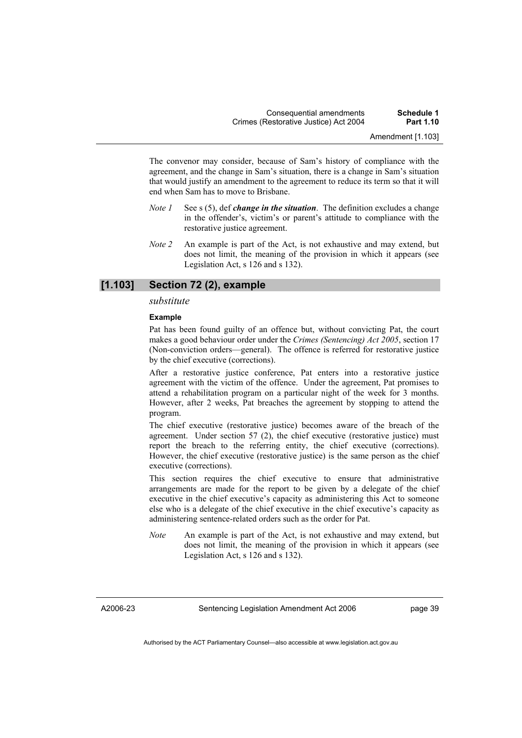The convenor may consider, because of Sam's history of compliance with the agreement, and the change in Sam's situation, there is a change in Sam's situation that would justify an amendment to the agreement to reduce its term so that it will end when Sam has to move to Brisbane.

*Note 1* See s (5), def ***change in the situation***. The definition excludes a change in the offender's, victim's or parent's attitude to compliance with the restorative justice agreement.

*Note 2* An example is part of the Act, is not exhaustive and may extend, but does not limit, the meaning of the provision in which it appears (see Legislation Act, s 126 and s 132).

## [1.103] Section 72 (2), example

*substitute*

**Example**

Pat has been found guilty of an offence but, without convicting Pat, the court makes a good behaviour order under the *Crimes (Sentencing) Act 2005*, section 17 (Non-conviction orders—general). The offence is referred for restorative justice by the chief executive (corrections).

After a restorative justice conference, Pat enters into a restorative justice agreement with the victim of the offence. Under the agreement, Pat promises to attend a rehabilitation program on a particular night of the week for 3 months. However, after 2 weeks, Pat breaches the agreement by stopping to attend the program.

The chief executive (restorative justice) becomes aware of the breach of the agreement. Under section 57 (2), the chief executive (restorative justice) must report the breach to the referring entity, the chief executive (corrections). However, the chief executive (restorative justice) is the same person as the chief executive (corrections).

This section requires the chief executive to ensure that administrative arrangements are made for the report to be given by a delegate of the chief executive in the chief executive's capacity as administering this Act to someone else who is a delegate of the chief executive in the chief executive's capacity as administering sentence-related orders such as the order for Pat.

*Note* An example is part of the Act, is not exhaustive and may extend, but does not limit, the meaning of the provision in which it appears (see Legislation Act, s 126 and s 132).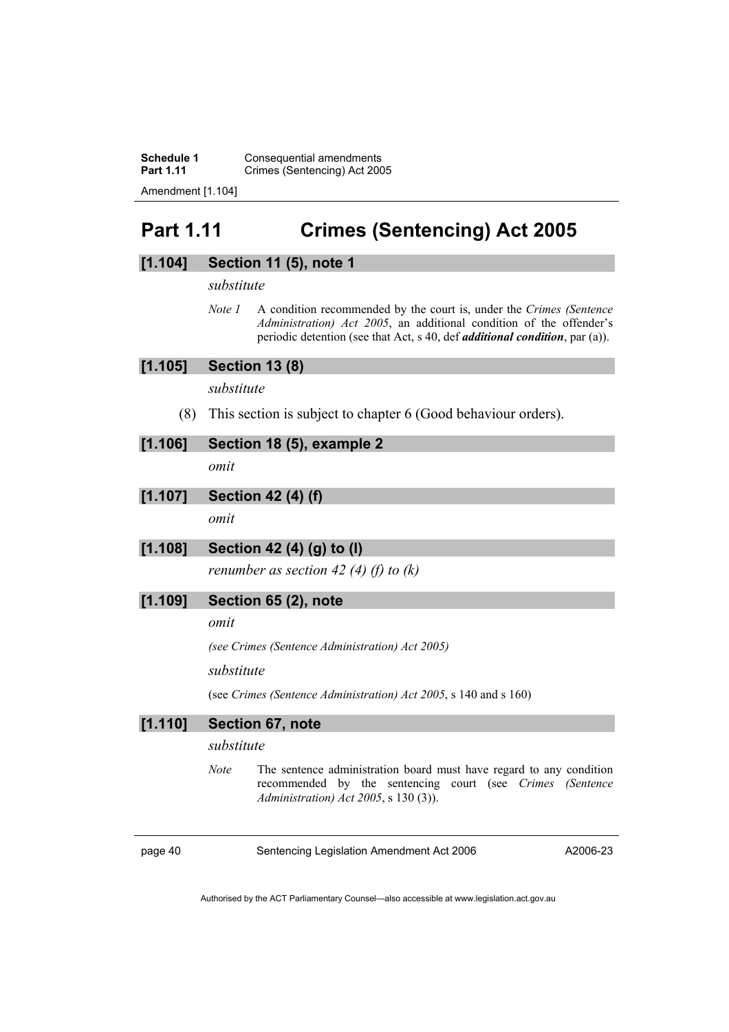# Part 1.11 Crimes (Sentencing) Act 2005

### [1.104] Section 11 (5), note 1

*substitute*

*Note 1* A condition recommended by the court is, under the *Crimes (Sentence Administration) Act 2005*, an additional condition of the offender's periodic detention (see that Act, s 40, def ***additional condition***, par (a)).

### [1.105] Section 13 (8)

*substitute*

(8) This section is subject to chapter 6 (Good behaviour orders).

### [1.106] Section 18 (5), example 2

*omit*

### [1.107] Section 42 (4) (f)

*omit*

### [1.108] Section 42 (4) (g) to (l)

*renumber as section 42 (4) (f) to (k)*

### [1.109] Section 65 (2), note

*omit*

*(see Crimes (Sentence Administration) Act 2005)*

*substitute*

(see *Crimes (Sentence Administration) Act 2005*, s 140 and s 160)

### [1.110] Section 67, note

*substitute*

*Note* The sentence administration board must have regard to any condition recommended by the sentencing court (see *Crimes (Sentence Administration) Act 2005*, s 130 (3)).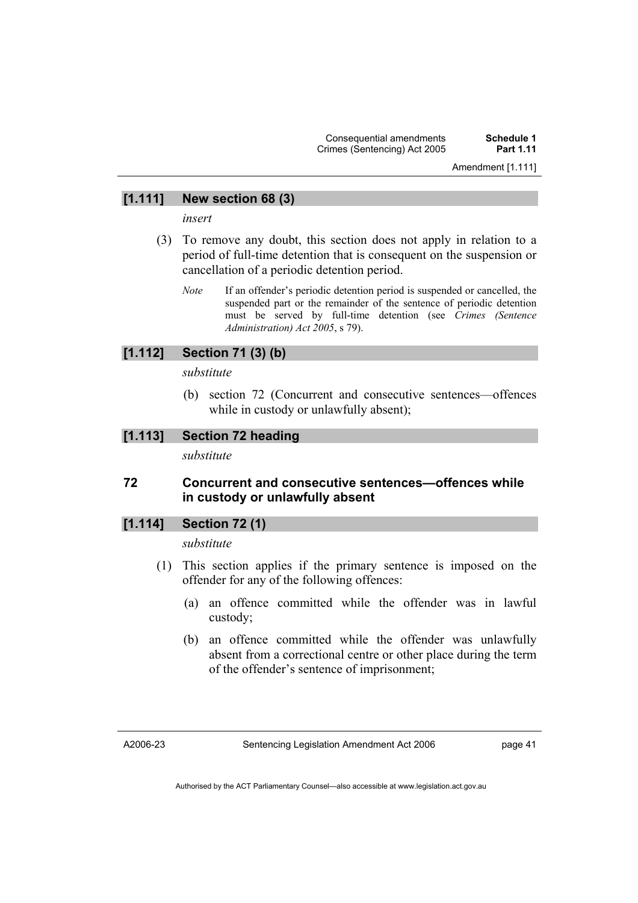### [1.111] New section 68 (3)

*insert*

(3) To remove any doubt, this section does not apply in relation to a period of full-time detention that is consequent on the suspension or cancellation of a periodic detention period.

*Note* If an offender's periodic detention period is suspended or cancelled, the suspended part or the remainder of the sentence of periodic detention must be served by full-time detention (see *Crimes (Sentence Administration) Act 2005*, s 79).

### [1.112] Section 71 (3) (b)

*substitute*

(b) section 72 (Concurrent and consecutive sentences—offences while in custody or unlawfully absent);

### [1.113] Section 72 heading

*substitute*

#### 72 Concurrent and consecutive sentences—offences while in custody or unlawfully absent

### [1.114] Section 72 (1)

*substitute*

(1) This section applies if the primary sentence is imposed on the offender for any of the following offences:

(a) an offence committed while the offender was in lawful custody;

(b) an offence committed while the offender was unlawfully absent from a correctional centre or other place during the term of the offender's sentence of imprisonment;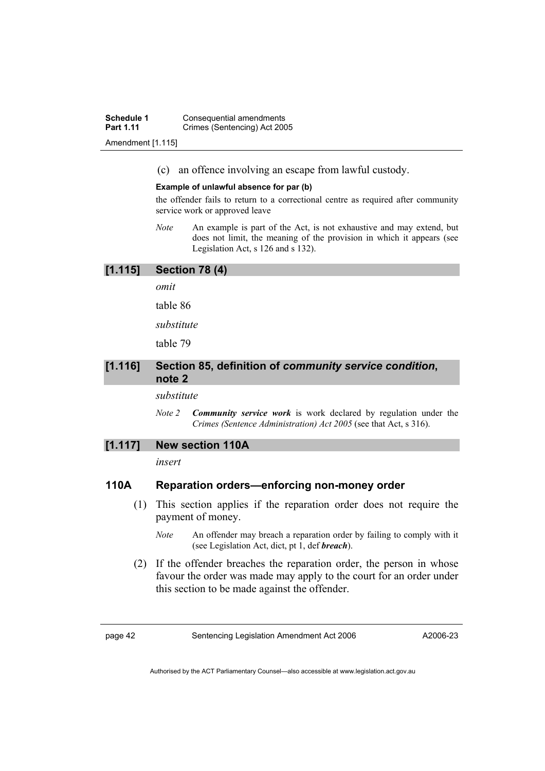(c) an offence involving an escape from lawful custody.

**Example of unlawful absence for par (b)**

the offender fails to return to a correctional centre as required after community service work or approved leave

*Note* An example is part of the Act, is not exhaustive and may extend, but does not limit, the meaning of the provision in which it appears (see Legislation Act, s 126 and s 132).

## [1.115] Section 78 (4)

*omit*

table 86

*substitute*

table 79

## [1.116] Section 85, definition of *community service condition*, note 2

*substitute*

*Note 2* ***Community service work*** is work declared by regulation under the *Crimes (Sentence Administration) Act 2005* (see that Act, s 316).

## [1.117] New section 110A

*insert*

### 110A Reparation orders—enforcing non-money order

(1) This section applies if the reparation order does not require the payment of money.

*Note* An offender may breach a reparation order by failing to comply with it (see Legislation Act, dict, pt 1, def ***breach***).

(2) If the offender breaches the reparation order, the person in whose favour the order was made may apply to the court for an order under this section to be made against the offender.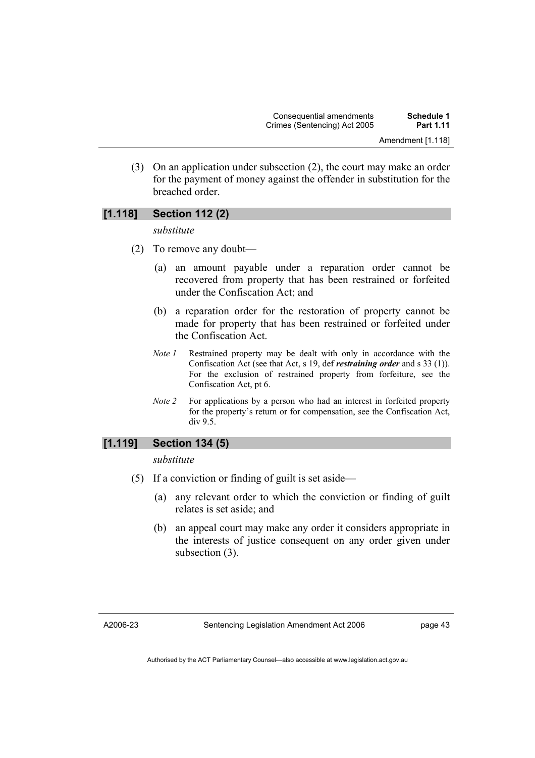(3) On an application under subsection (2), the court may make an order for the payment of money against the offender in substitution for the breached order.

### [1.118] Section 112 (2)

*substitute*

(2) To remove any doubt—

(a) an amount payable under a reparation order cannot be recovered from property that has been restrained or forfeited under the Confiscation Act; and

(b) a reparation order for the restoration of property cannot be made for property that has been restrained or forfeited under the Confiscation Act.

*Note 1* Restrained property may be dealt with only in accordance with the Confiscation Act (see that Act, s 19, def ***restraining order*** and s 33 (1)). For the exclusion of restrained property from forfeiture, see the Confiscation Act, pt 6.

*Note 2* For applications by a person who had an interest in forfeited property for the property's return or for compensation, see the Confiscation Act, div 9.5.

### [1.119] Section 134 (5)

*substitute*

(5) If a conviction or finding of guilt is set aside—

(a) any relevant order to which the conviction or finding of guilt relates is set aside; and

(b) an appeal court may make any order it considers appropriate in the interests of justice consequent on any order given under subsection (3).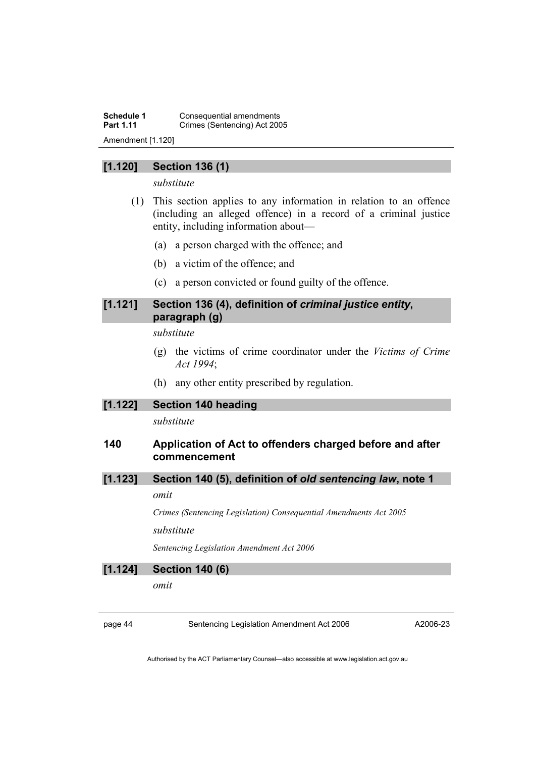## [1.120] Section 136 (1)

*substitute*

(1) This section applies to any information in relation to an offence (including an alleged offence) in a record of a criminal justice entity, including information about—

(a) a person charged with the offence; and

(b) a victim of the offence; and

(c) a person convicted or found guilty of the offence.

## [1.121] Section 136 (4), definition of *criminal justice entity*, paragraph (g)

*substitute*

(g) the victims of crime coordinator under the *Victims of Crime Act 1994*;

(h) any other entity prescribed by regulation.

## [1.122] Section 140 heading

*substitute*

### 140 Application of Act to offenders charged before and after commencement

## [1.123] Section 140 (5), definition of *old sentencing law*, note 1

*omit*

*Crimes (Sentencing Legislation) Consequential Amendments Act 2005*

*substitute*

*Sentencing Legislation Amendment Act 2006*

## [1.124] Section 140 (6)

*omit*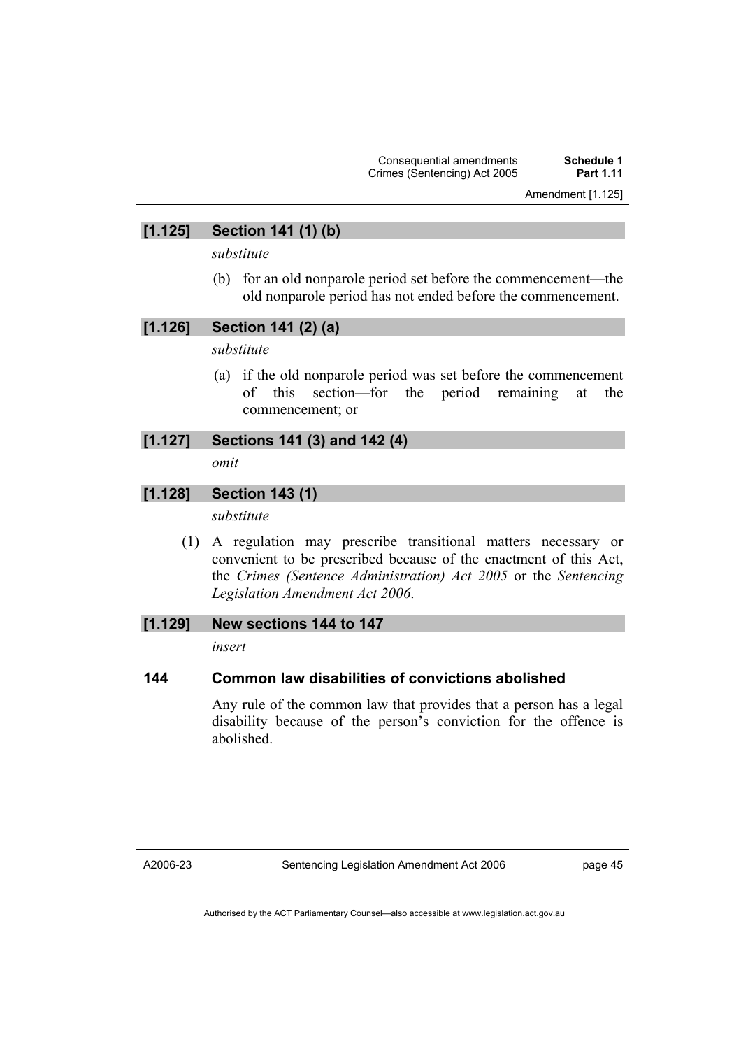### [1.125] Section 141 (1) (b)

*substitute*

(b) for an old nonparole period set before the commencement—the old nonparole period has not ended before the commencement.

### [1.126] Section 141 (2) (a)

*substitute*

(a) if the old nonparole period was set before the commencement of this section—for the period remaining at the commencement; or

### [1.127] Sections 141 (3) and 142 (4)

*omit*

### [1.128] Section 143 (1)

*substitute*

(1) A regulation may prescribe transitional matters necessary or convenient to be prescribed because of the enactment of this Act, the *Crimes (Sentence Administration) Act 2005* or the *Sentencing Legislation Amendment Act 2006*.

### [1.129] New sections 144 to 147

*insert*

## 144 Common law disabilities of convictions abolished

Any rule of the common law that provides that a person has a legal disability because of the person's conviction for the offence is abolished.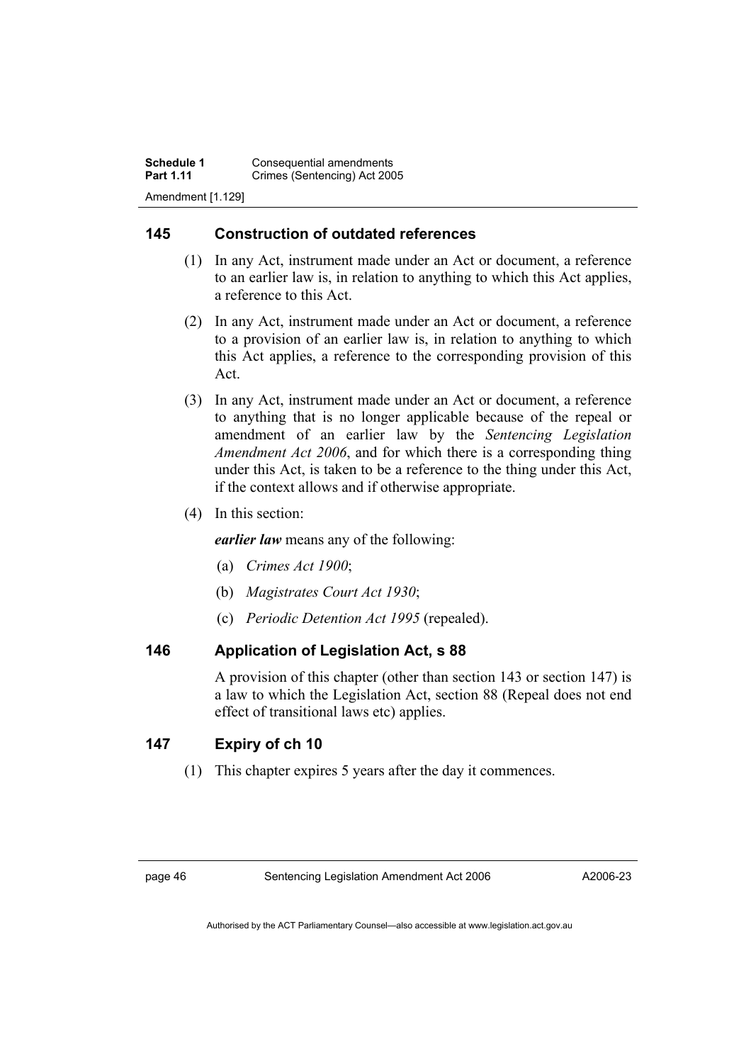## 145 Construction of outdated references

(1) In any Act, instrument made under an Act or document, a reference to an earlier law is, in relation to anything to which this Act applies, a reference to this Act.

(2) In any Act, instrument made under an Act or document, a reference to a provision of an earlier law is, in relation to anything to which this Act applies, a reference to the corresponding provision of this Act.

(3) In any Act, instrument made under an Act or document, a reference to anything that is no longer applicable because of the repeal or amendment of an earlier law by the *Sentencing Legislation Amendment Act 2006*, and for which there is a corresponding thing under this Act, is taken to be a reference to the thing under this Act, if the context allows and if otherwise appropriate.

(4) In this section:

***earlier law*** means any of the following:

(a) *Crimes Act 1900*;

(b) *Magistrates Court Act 1930*;

(c) *Periodic Detention Act 1995* (repealed).

## 146 Application of Legislation Act, s 88

A provision of this chapter (other than section 143 or section 147) is a law to which the Legislation Act, section 88 (Repeal does not end effect of transitional laws etc) applies.

## 147 Expiry of ch 10

(1) This chapter expires 5 years after the day it commences.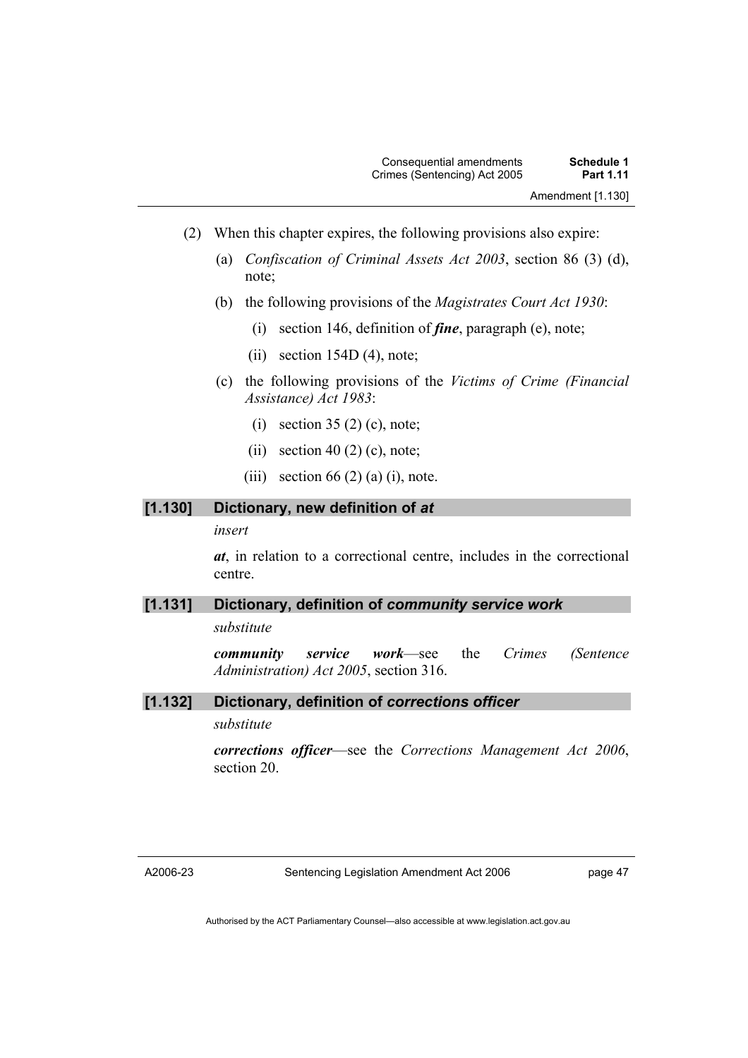(2) When this chapter expires, the following provisions also expire:

(a) *Confiscation of Criminal Assets Act 2003*, section 86 (3) (d), note;

(b) the following provisions of the *Magistrates Court Act 1930*:

(i) section 146, definition of ***fine***, paragraph (e), note;

(ii) section 154D (4), note;

(c) the following provisions of the *Victims of Crime (Financial Assistance) Act 1983*:

(i) section 35 (2) (c), note;

(ii) section 40 (2) (c), note;

(iii) section 66 (2) (a) (i), note.

## [1.130] Dictionary, new definition of *at*

*insert*

***at***, in relation to a correctional centre, includes in the correctional centre.

## [1.131] Dictionary, definition of *community service work*

*substitute*

***community service work***—see the *Crimes (Sentence Administration) Act 2005*, section 316.

## [1.132] Dictionary, definition of *corrections officer*

*substitute*

***corrections officer***—see the *Corrections Management Act 2006*, section 20.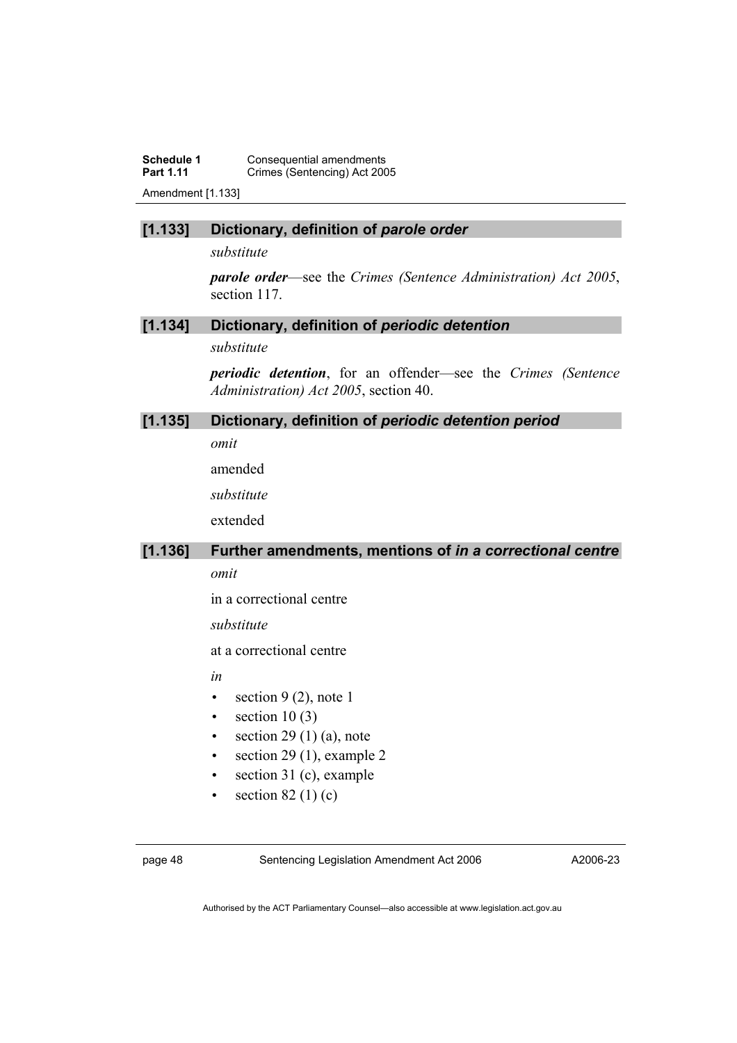## [1.133] Dictionary, definition of *parole order*

*substitute*

***parole order***—see the *Crimes (Sentence Administration) Act 2005*, section 117.

## [1.134] Dictionary, definition of *periodic detention*

*substitute*

***periodic detention***, for an offender—see the *Crimes (Sentence Administration) Act 2005*, section 40.

## [1.135] Dictionary, definition of *periodic detention period*

*omit*

amended

*substitute*

extended

## [1.136] Further amendments, mentions of *in a correctional centre*

*omit*

in a correctional centre

*substitute*

at a correctional centre

*in*

- section 9 (2), note 1
- section 10 (3)
- section 29 (1) (a), note
- section 29 (1), example 2
- section 31 (c), example
- section 82 (1) (c)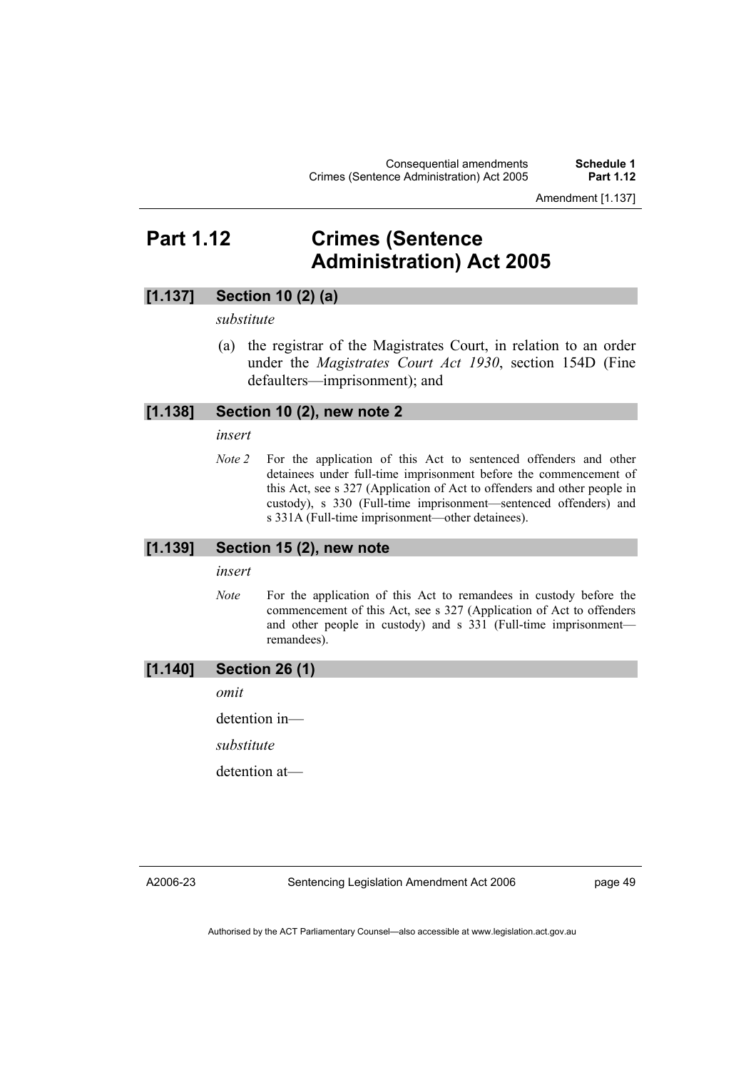# Part 1.12 Crimes (Sentence Administration) Act 2005

## [1.137] Section 10 (2) (a)

*substitute*

(a) the registrar of the Magistrates Court, in relation to an order under the *Magistrates Court Act 1930*, section 154D (Fine defaulters—imprisonment); and

## [1.138] Section 10 (2), new note 2

*insert*

*Note 2* For the application of this Act to sentenced offenders and other detainees under full-time imprisonment before the commencement of this Act, see s 327 (Application of Act to offenders and other people in custody), s 330 (Full-time imprisonment—sentenced offenders) and s 331A (Full-time imprisonment—other detainees).

## [1.139] Section 15 (2), new note

*insert*

*Note* For the application of this Act to remandees in custody before the commencement of this Act, see s 327 (Application of Act to offenders and other people in custody) and s 331 (Full-time imprisonment—remandees).

## [1.140] Section 26 (1)

*omit*

detention in—

*substitute*

detention at—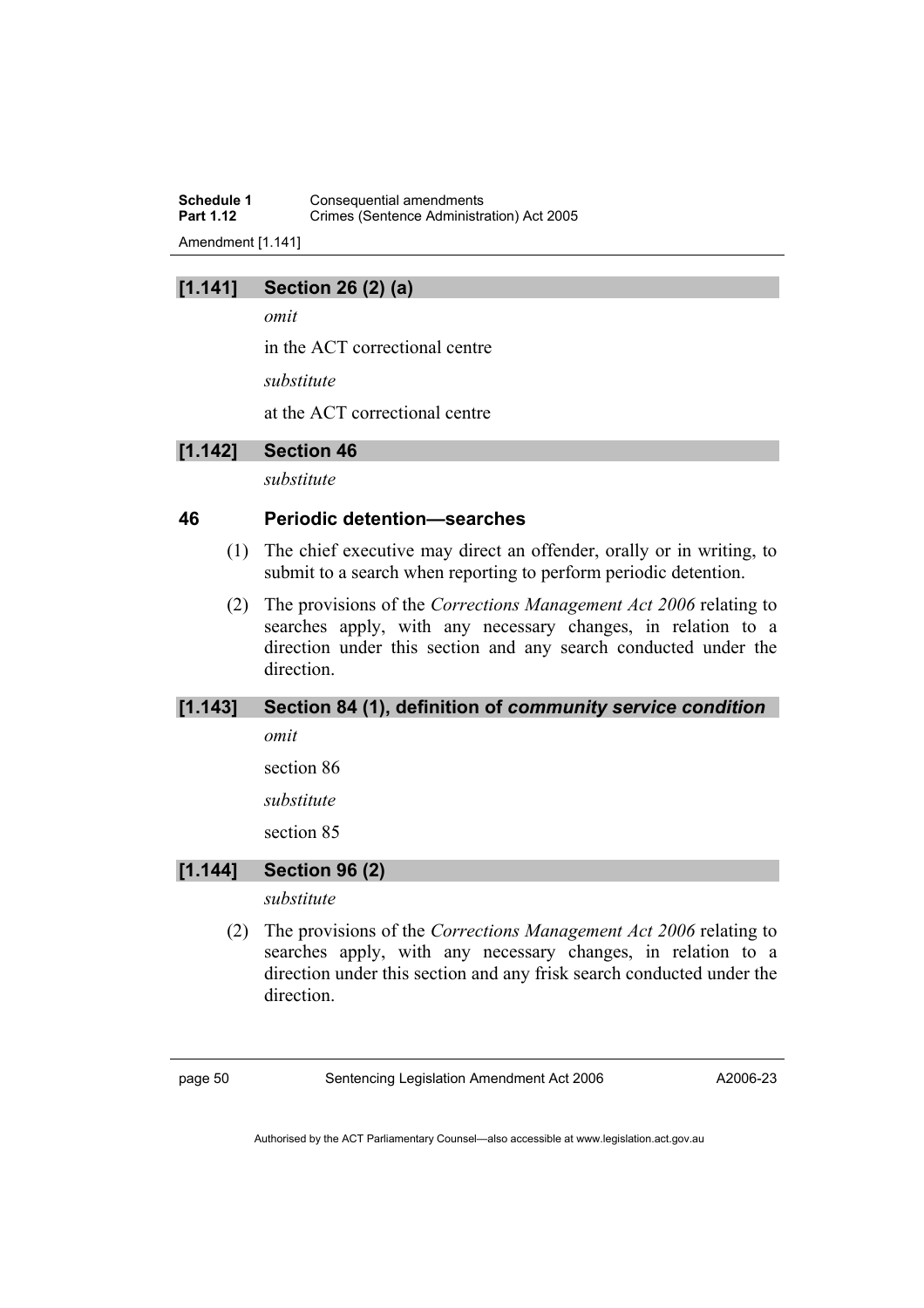### [1.141] Section 26 (2) (a)

*omit*

in the ACT correctional centre

*substitute*

at the ACT correctional centre

### [1.142] Section 46

*substitute*

### 46 Periodic detention—searches

(1) The chief executive may direct an offender, orally or in writing, to submit to a search when reporting to perform periodic detention.

(2) The provisions of the *Corrections Management Act 2006* relating to searches apply, with any necessary changes, in relation to a direction under this section and any search conducted under the direction.

### [1.143] Section 84 (1), definition of *community service condition*

*omit*

section 86

*substitute*

section 85

### [1.144] Section 96 (2)

*substitute*

(2) The provisions of the *Corrections Management Act 2006* relating to searches apply, with any necessary changes, in relation to a direction under this section and any frisk search conducted under the direction.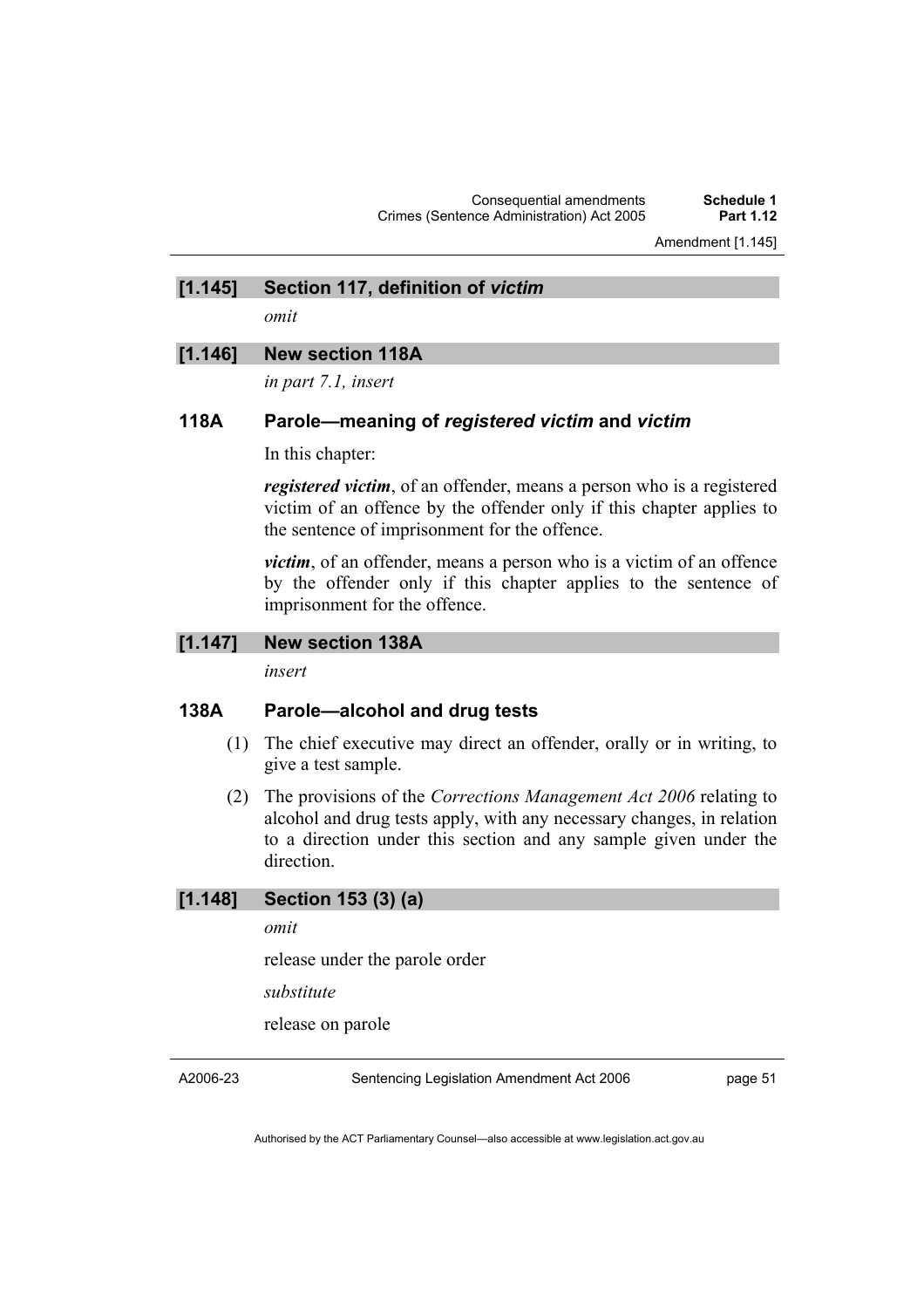## [1.145] Section 117, definition of *victim*

*omit*

## [1.146] New section 118A

*in part 7.1, insert*

### 118A Parole—meaning of *registered victim* and *victim*

In this chapter:

***registered victim***, of an offender, means a person who is a registered victim of an offence by the offender only if this chapter applies to the sentence of imprisonment for the offence.

***victim***, of an offender, means a person who is a victim of an offence by the offender only if this chapter applies to the sentence of imprisonment for the offence.

## [1.147] New section 138A

*insert*

### 138A Parole—alcohol and drug tests

(1) The chief executive may direct an offender, orally or in writing, to give a test sample.

(2) The provisions of the *Corrections Management Act 2006* relating to alcohol and drug tests apply, with any necessary changes, in relation to a direction under this section and any sample given under the direction.

## [1.148] Section 153 (3) (a)

*omit*

release under the parole order

*substitute*

release on parole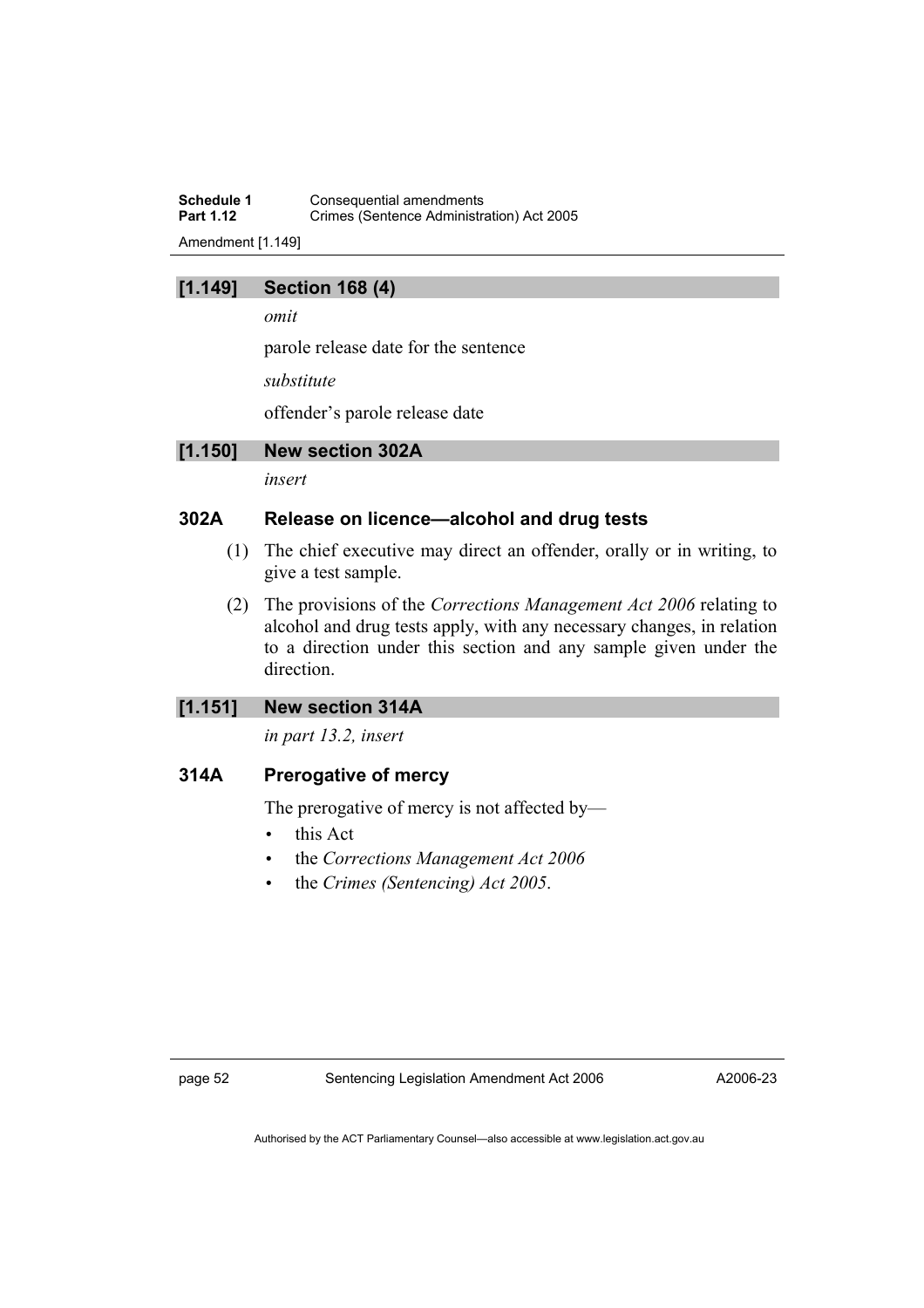## [1.149] Section 168 (4)

*omit*

parole release date for the sentence

*substitute*

offender's parole release date

## [1.150] New section 302A

*insert*

### 302A Release on licence—alcohol and drug tests

(1) The chief executive may direct an offender, orally or in writing, to give a test sample.

(2) The provisions of the *Corrections Management Act 2006* relating to alcohol and drug tests apply, with any necessary changes, in relation to a direction under this section and any sample given under the direction.

## [1.151] New section 314A

*in part 13.2, insert*

### 314A Prerogative of mercy

The prerogative of mercy is not affected by—

- this Act
- the *Corrections Management Act 2006*
- the *Crimes (Sentencing) Act 2005*.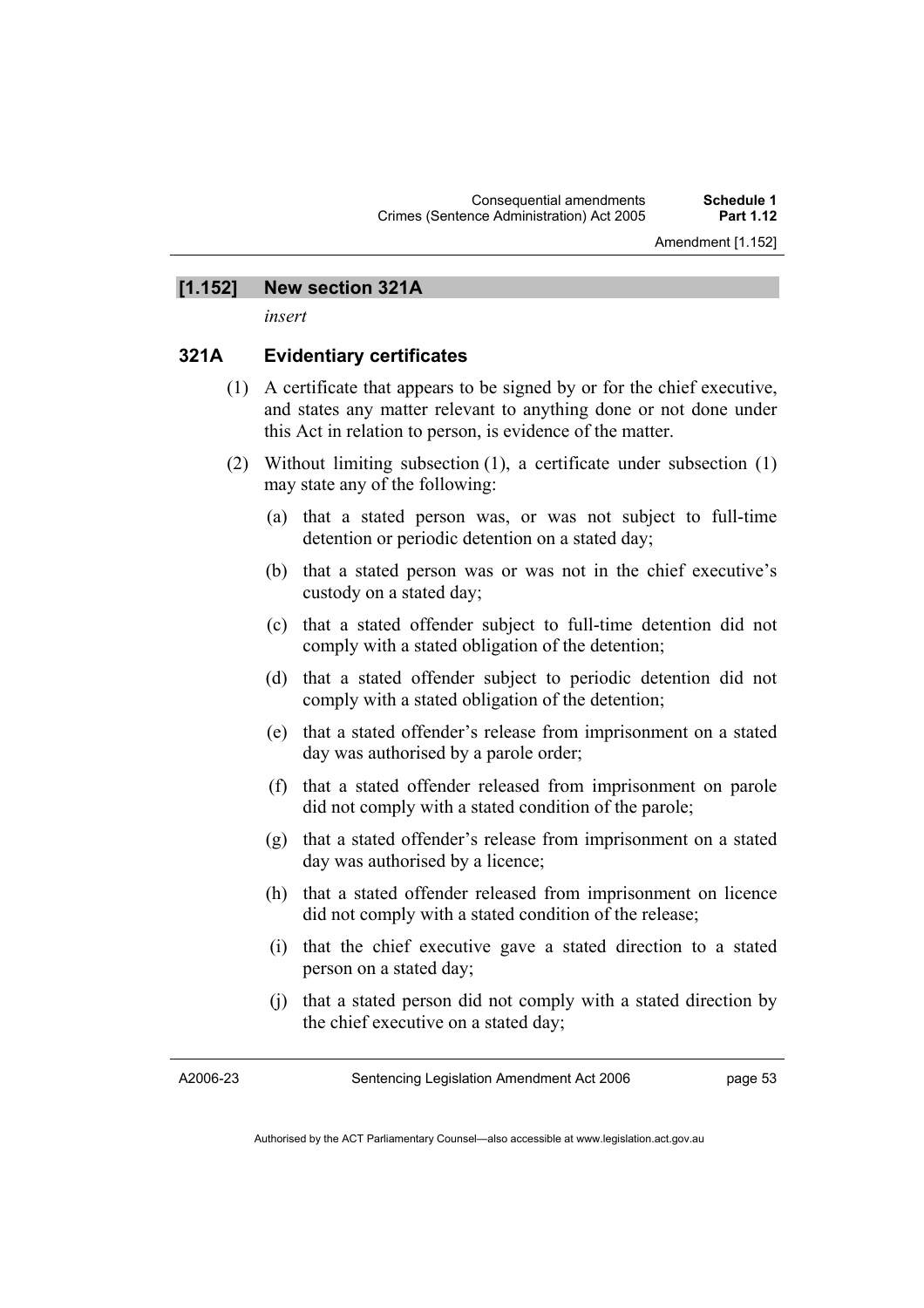## [1.152] New section 321A

*insert*

### 321A Evidentiary certificates

(1) A certificate that appears to be signed by or for the chief executive, and states any matter relevant to anything done or not done under this Act in relation to person, is evidence of the matter.

(2) Without limiting subsection (1), a certificate under subsection (1) may state any of the following:

(a) that a stated person was, or was not subject to full-time detention or periodic detention on a stated day;

(b) that a stated person was or was not in the chief executive's custody on a stated day;

(c) that a stated offender subject to full-time detention did not comply with a stated obligation of the detention;

(d) that a stated offender subject to periodic detention did not comply with a stated obligation of the detention;

(e) that a stated offender's release from imprisonment on a stated day was authorised by a parole order;

(f) that a stated offender released from imprisonment on parole did not comply with a stated condition of the parole;

(g) that a stated offender's release from imprisonment on a stated day was authorised by a licence;

(h) that a stated offender released from imprisonment on licence did not comply with a stated condition of the release;

(i) that the chief executive gave a stated direction to a stated person on a stated day;

(j) that a stated person did not comply with a stated direction by the chief executive on a stated day;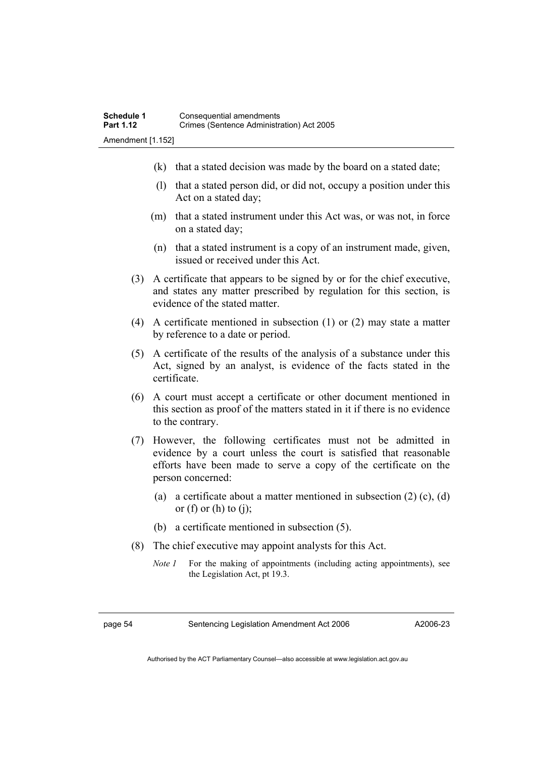(k) that a stated decision was made by the board on a stated date;

(l) that a stated person did, or did not, occupy a position under this Act on a stated day;

(m) that a stated instrument under this Act was, or was not, in force on a stated day;

(n) that a stated instrument is a copy of an instrument made, given, issued or received under this Act.

(3) A certificate that appears to be signed by or for the chief executive, and states any matter prescribed by regulation for this section, is evidence of the stated matter.

(4) A certificate mentioned in subsection (1) or (2) may state a matter by reference to a date or period.

(5) A certificate of the results of the analysis of a substance under this Act, signed by an analyst, is evidence of the facts stated in the certificate.

(6) A court must accept a certificate or other document mentioned in this section as proof of the matters stated in it if there is no evidence to the contrary.

(7) However, the following certificates must not be admitted in evidence by a court unless the court is satisfied that reasonable efforts have been made to serve a copy of the certificate on the person concerned:

(a) a certificate about a matter mentioned in subsection (2) (c), (d) or (f) or (h) to (j);

(b) a certificate mentioned in subsection (5).

(8) The chief executive may appoint analysts for this Act.

*Note 1* For the making of appointments (including acting appointments), see the Legislation Act, pt 19.3.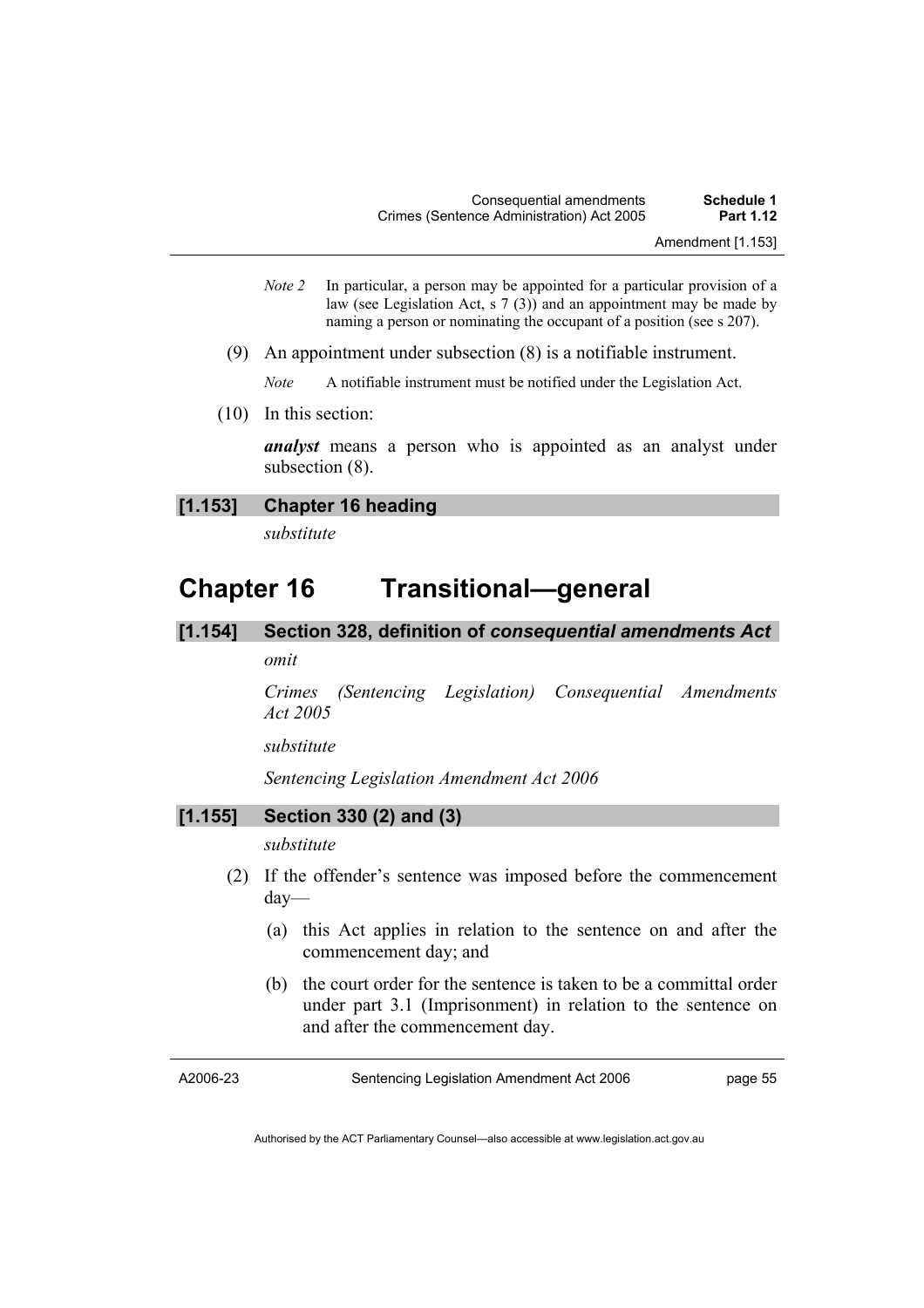*Note 2* In particular, a person may be appointed for a particular provision of a law (see Legislation Act, s 7 (3)) and an appointment may be made by naming a person or nominating the occupant of a position (see s 207).

(9) An appointment under subsection (8) is a notifiable instrument.

*Note* A notifiable instrument must be notified under the Legislation Act.

(10) In this section:

***analyst*** means a person who is appointed as an analyst under subsection (8).

### [1.153] Chapter 16 heading

*substitute*

# Chapter 16 Transitional—general

### [1.154] Section 328, definition of *consequential amendments Act*

*omit*

*Crimes (Sentencing Legislation) Consequential Amendments Act 2005*

*substitute*

*Sentencing Legislation Amendment Act 2006*

### [1.155] Section 330 (2) and (3)

*substitute*

(2) If the offender's sentence was imposed before the commencement day—

(a) this Act applies in relation to the sentence on and after the commencement day; and

(b) the court order for the sentence is taken to be a committal order under part 3.1 (Imprisonment) in relation to the sentence on and after the commencement day.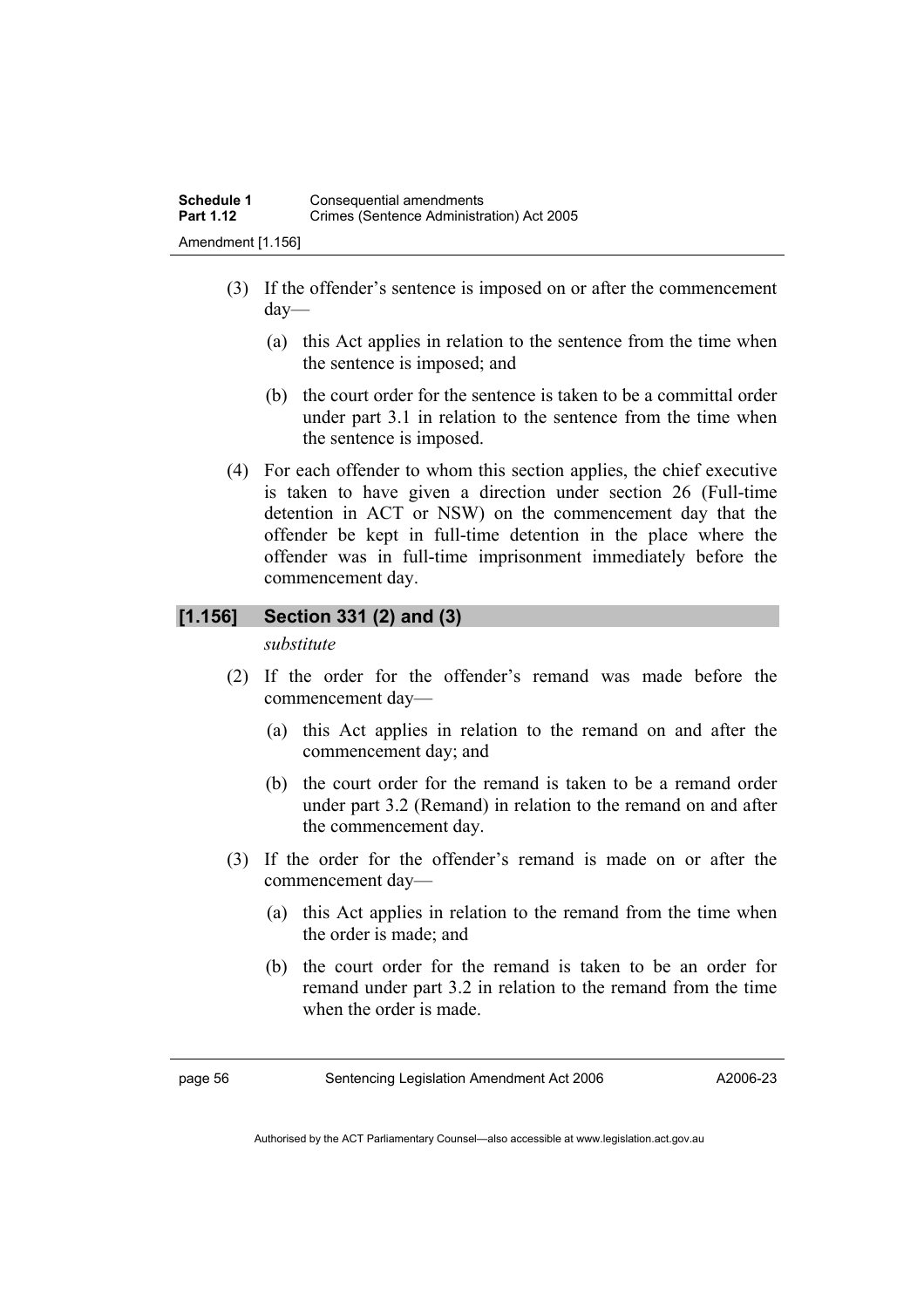(3) If the offender's sentence is imposed on or after the commencement day—

(a) this Act applies in relation to the sentence from the time when the sentence is imposed; and

(b) the court order for the sentence is taken to be a committal order under part 3.1 in relation to the sentence from the time when the sentence is imposed.

(4) For each offender to whom this section applies, the chief executive is taken to have given a direction under section 26 (Full-time detention in ACT or NSW) on the commencement day that the offender be kept in full-time detention in the place where the offender was in full-time imprisonment immediately before the commencement day.

### [1.156] Section 331 (2) and (3)

*substitute*

(2) If the order for the offender's remand was made before the commencement day—

(a) this Act applies in relation to the remand on and after the commencement day; and

(b) the court order for the remand is taken to be a remand order under part 3.2 (Remand) in relation to the remand on and after the commencement day.

(3) If the order for the offender's remand is made on or after the commencement day—

(a) this Act applies in relation to the remand from the time when the order is made; and

(b) the court order for the remand is taken to be an order for remand under part 3.2 in relation to the remand from the time when the order is made.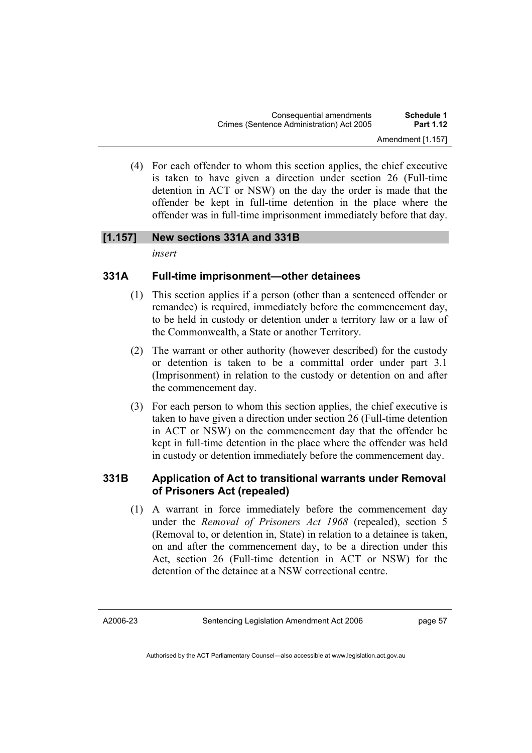(4) For each offender to whom this section applies, the chief executive is taken to have given a direction under section 26 (Full-time detention in ACT or NSW) on the day the order is made that the offender be kept in full-time detention in the place where the offender was in full-time imprisonment immediately before that day.

## [1.157] New sections 331A and 331B

*insert*

### 331A Full-time imprisonment—other detainees

(1) This section applies if a person (other than a sentenced offender or remandee) is required, immediately before the commencement day, to be held in custody or detention under a territory law or a law of the Commonwealth, a State or another Territory.

(2) The warrant or other authority (however described) for the custody or detention is taken to be a committal order under part 3.1 (Imprisonment) in relation to the custody or detention on and after the commencement day.

(3) For each person to whom this section applies, the chief executive is taken to have given a direction under section 26 (Full-time detention in ACT or NSW) on the commencement day that the offender be kept in full-time detention in the place where the offender was held in custody or detention immediately before the commencement day.

### 331B Application of Act to transitional warrants under Removal of Prisoners Act (repealed)

(1) A warrant in force immediately before the commencement day under the *Removal of Prisoners Act 1968* (repealed), section 5 (Removal to, or detention in, State) in relation to a detainee is taken, on and after the commencement day, to be a direction under this Act, section 26 (Full-time detention in ACT or NSW) for the detention of the detainee at a NSW correctional centre.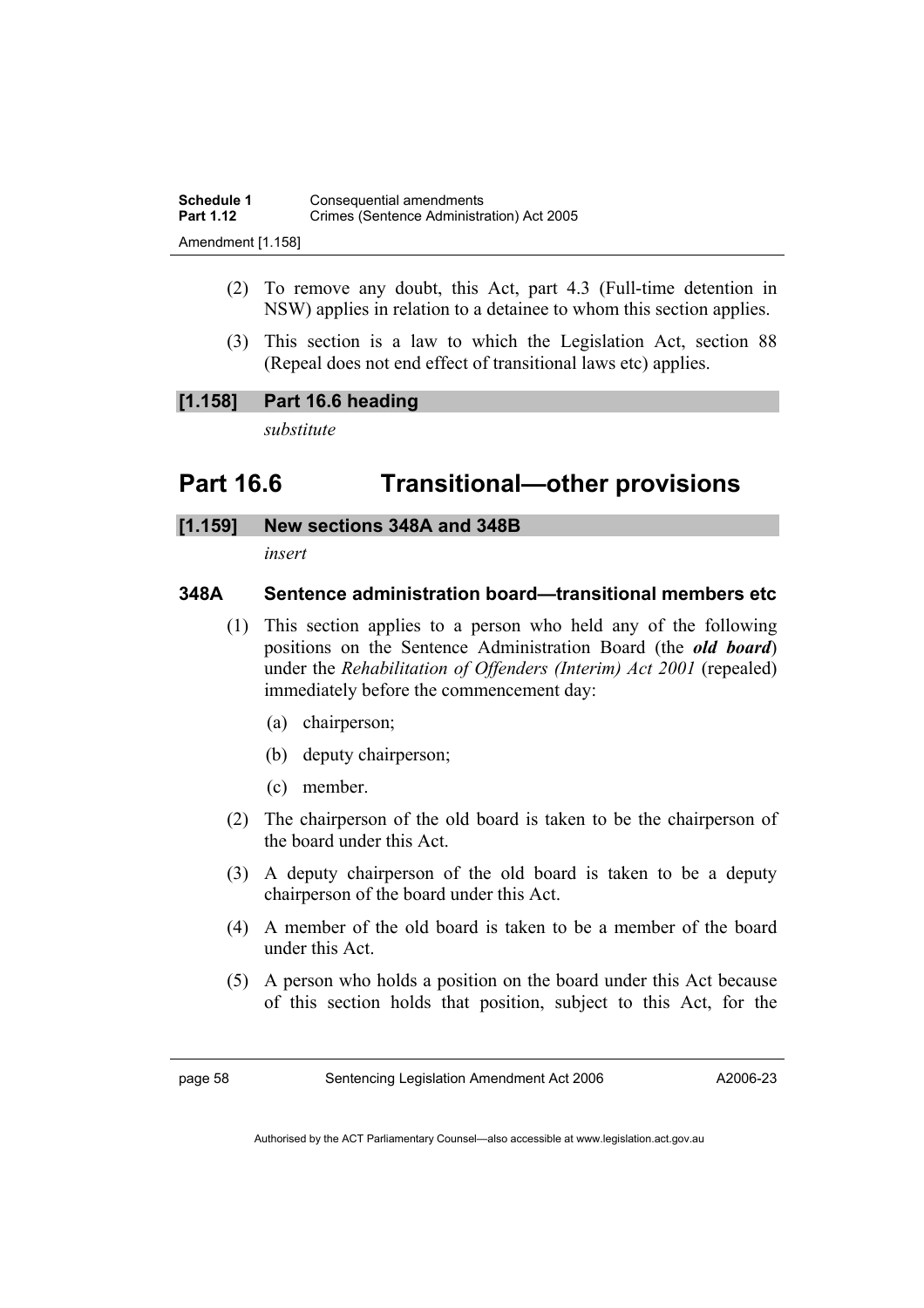(2) To remove any doubt, this Act, part 4.3 (Full-time detention in NSW) applies in relation to a detainee to whom this section applies.

(3) This section is a law to which the Legislation Act, section 88 (Repeal does not end effect of transitional laws etc) applies.

**[1.158] Part 16.6 heading**

*substitute*

# Part 16.6 Transitional—other provisions

**[1.159] New sections 348A and 348B**

*insert*

### 348A Sentence administration board—transitional members etc

(1) This section applies to a person who held any of the following positions on the Sentence Administration Board (the ***old board***) under the *Rehabilitation of Offenders (Interim) Act 2001* (repealed) immediately before the commencement day:

(a) chairperson;

(b) deputy chairperson;

(c) member.

(2) The chairperson of the old board is taken to be the chairperson of the board under this Act.

(3) A deputy chairperson of the old board is taken to be a deputy chairperson of the board under this Act.

(4) A member of the old board is taken to be a member of the board under this Act.

(5) A person who holds a position on the board under this Act because of this section holds that position, subject to this Act, for the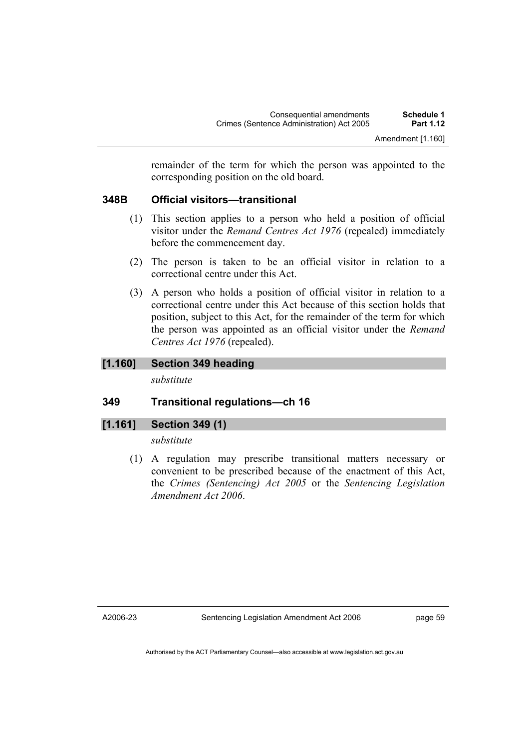remainder of the term for which the person was appointed to the corresponding position on the old board.

### 348B Official visitors—transitional

(1) This section applies to a person who held a position of official visitor under the *Remand Centres Act 1976* (repealed) immediately before the commencement day.

(2) The person is taken to be an official visitor in relation to a correctional centre under this Act.

(3) A person who holds a position of official visitor in relation to a correctional centre under this Act because of this section holds that position, subject to this Act, for the remainder of the term for which the person was appointed as an official visitor under the *Remand Centres Act 1976* (repealed).

### [1.160] Section 349 heading

*substitute*

### 349 Transitional regulations—ch 16

### [1.161] Section 349 (1)

*substitute*

(1) A regulation may prescribe transitional matters necessary or convenient to be prescribed because of the enactment of this Act, the *Crimes (Sentencing) Act 2005* or the *Sentencing Legislation Amendment Act 2006*.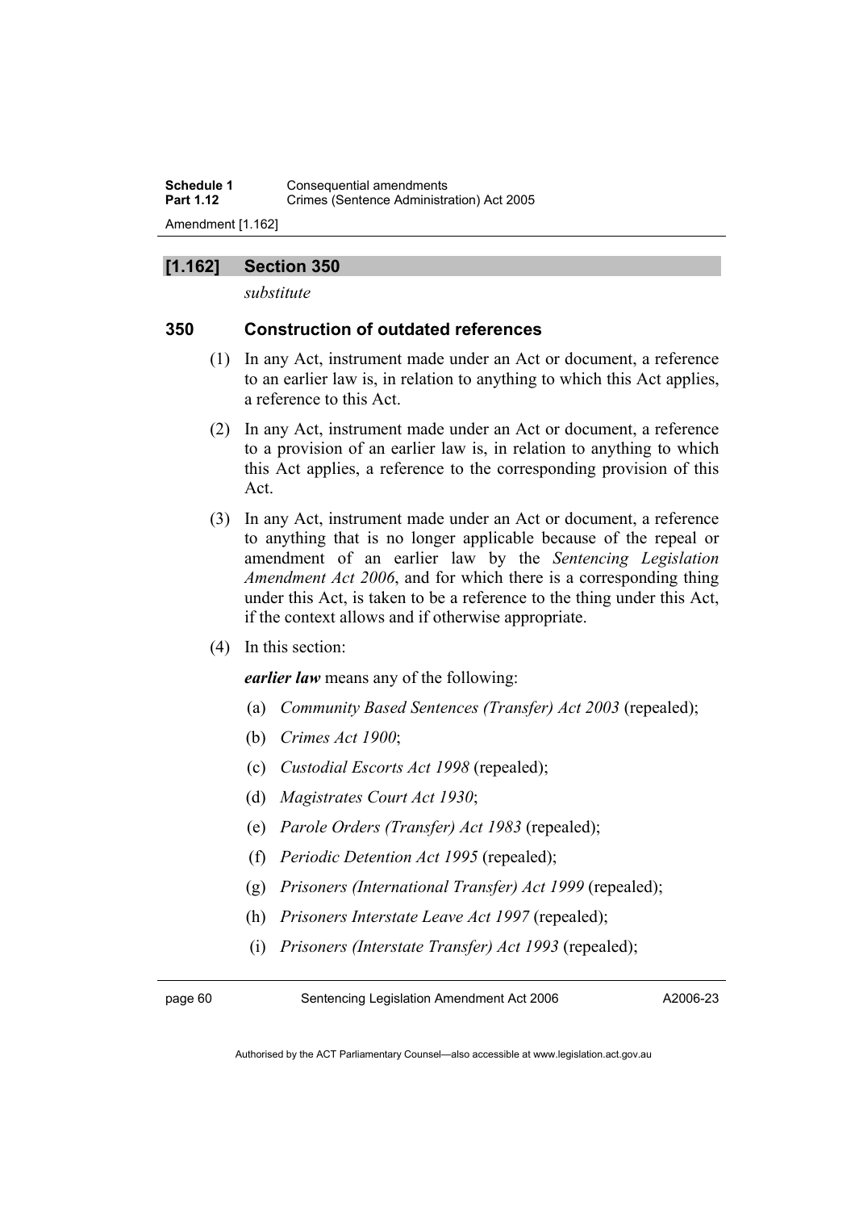## [1.162] Section 350

*substitute*

### 350 Construction of outdated references

(1) In any Act, instrument made under an Act or document, a reference to an earlier law is, in relation to anything to which this Act applies, a reference to this Act.

(2) In any Act, instrument made under an Act or document, a reference to a provision of an earlier law is, in relation to anything to which this Act applies, a reference to the corresponding provision of this Act.

(3) In any Act, instrument made under an Act or document, a reference to anything that is no longer applicable because of the repeal or amendment of an earlier law by the *Sentencing Legislation Amendment Act 2006*, and for which there is a corresponding thing under this Act, is taken to be a reference to the thing under this Act, if the context allows and if otherwise appropriate.

(4) In this section:

***earlier law*** means any of the following:

(a) *Community Based Sentences (Transfer) Act 2003* (repealed);

(b) *Crimes Act 1900*;

(c) *Custodial Escorts Act 1998* (repealed);

(d) *Magistrates Court Act 1930*;

(e) *Parole Orders (Transfer) Act 1983* (repealed);

(f) *Periodic Detention Act 1995* (repealed);

(g) *Prisoners (International Transfer) Act 1999* (repealed);

(h) *Prisoners Interstate Leave Act 1997* (repealed);

(i) *Prisoners (Interstate Transfer) Act 1993* (repealed);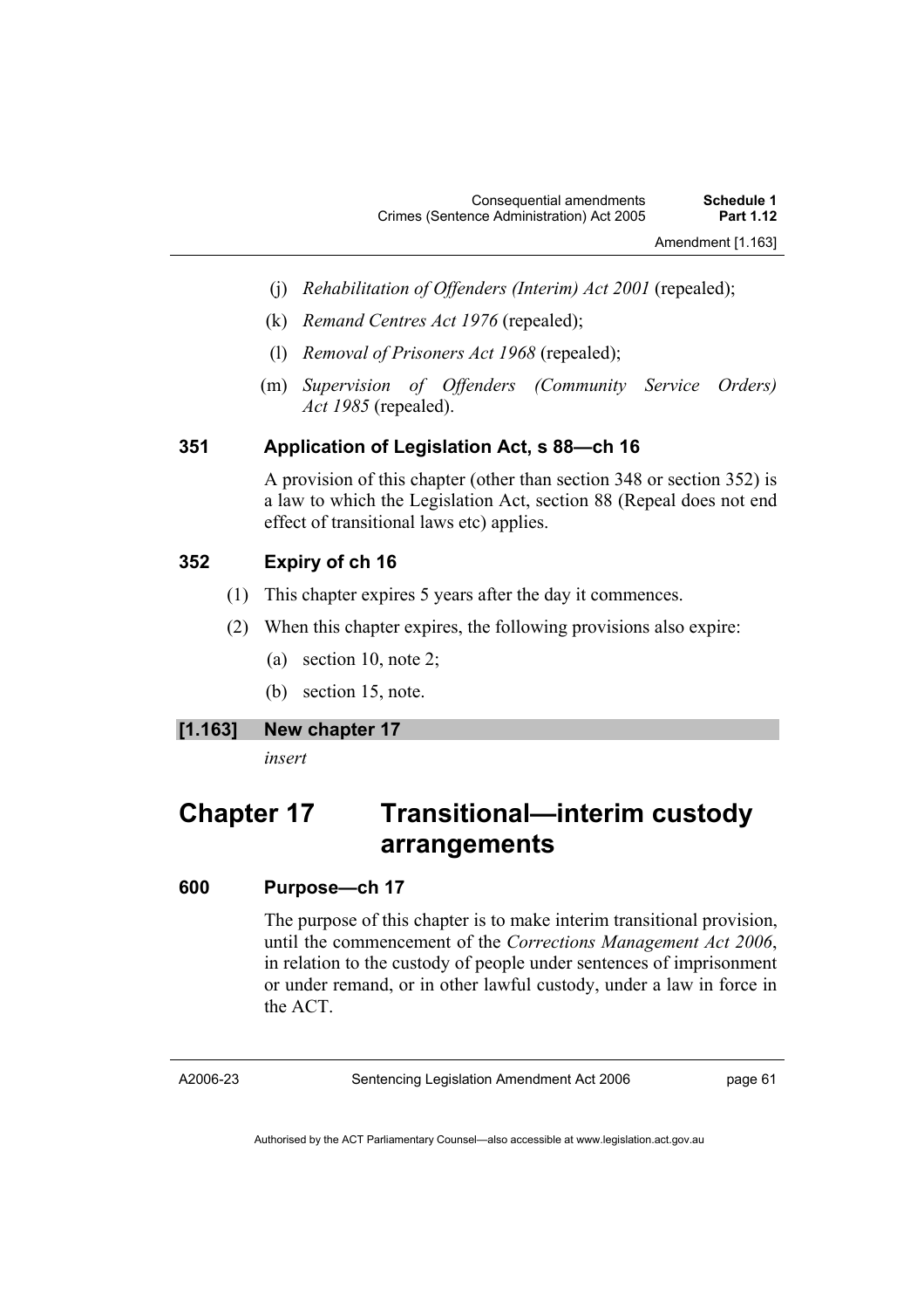(j) *Rehabilitation of Offenders (Interim) Act 2001* (repealed);

(k) *Remand Centres Act 1976* (repealed);

(l) *Removal of Prisoners Act 1968* (repealed);

(m) *Supervision of Offenders (Community Service Orders) Act 1985* (repealed).

### 351 Application of Legislation Act, s 88—ch 16

A provision of this chapter (other than section 348 or section 352) is a law to which the Legislation Act, section 88 (Repeal does not end effect of transitional laws etc) applies.

### 352 Expiry of ch 16

(1) This chapter expires 5 years after the day it commences.

(2) When this chapter expires, the following provisions also expire:

(a) section 10, note 2;

(b) section 15, note.

**[1.163] New chapter 17**

*insert*

# Chapter 17 Transitional—interim custody arrangements

### 600 Purpose—ch 17

The purpose of this chapter is to make interim transitional provision, until the commencement of the *Corrections Management Act 2006*, in relation to the custody of people under sentences of imprisonment or under remand, or in other lawful custody, under a law in force in the ACT.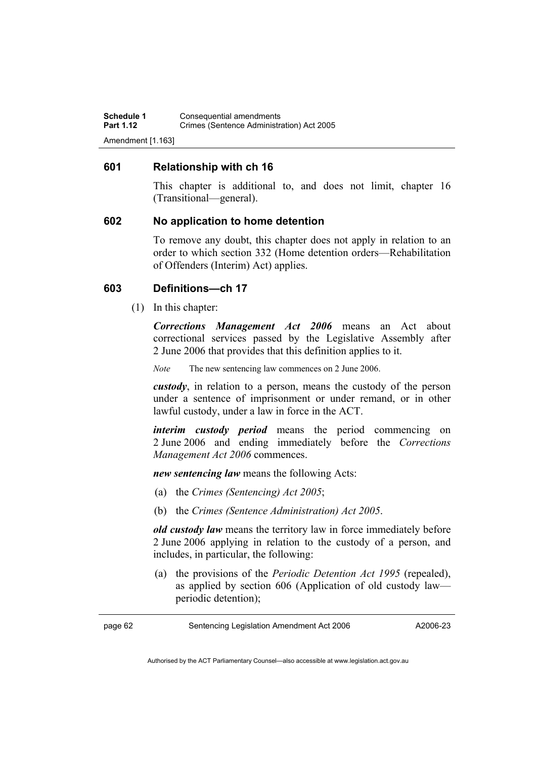## 601 Relationship with ch 16

This chapter is additional to, and does not limit, chapter 16 (Transitional—general).

## 602 No application to home detention

To remove any doubt, this chapter does not apply in relation to an order to which section 332 (Home detention orders—Rehabilitation of Offenders (Interim) Act) applies.

## 603 Definitions—ch 17

(1) In this chapter:

***Corrections Management Act 2006*** means an Act about correctional services passed by the Legislative Assembly after 2 June 2006 that provides that this definition applies to it.

*Note* The new sentencing law commences on 2 June 2006.

***custody***, in relation to a person, means the custody of the person under a sentence of imprisonment or under remand, or in other lawful custody, under a law in force in the ACT.

***interim custody period*** means the period commencing on 2 June 2006 and ending immediately before the *Corrections Management Act 2006* commences.

***new sentencing law*** means the following Acts:

(a) the *Crimes (Sentencing) Act 2005*;

(b) the *Crimes (Sentence Administration) Act 2005*.

***old custody law*** means the territory law in force immediately before 2 June 2006 applying in relation to the custody of a person, and includes, in particular, the following:

(a) the provisions of the *Periodic Detention Act 1995* (repealed), as applied by section 606 (Application of old custody law—periodic detention);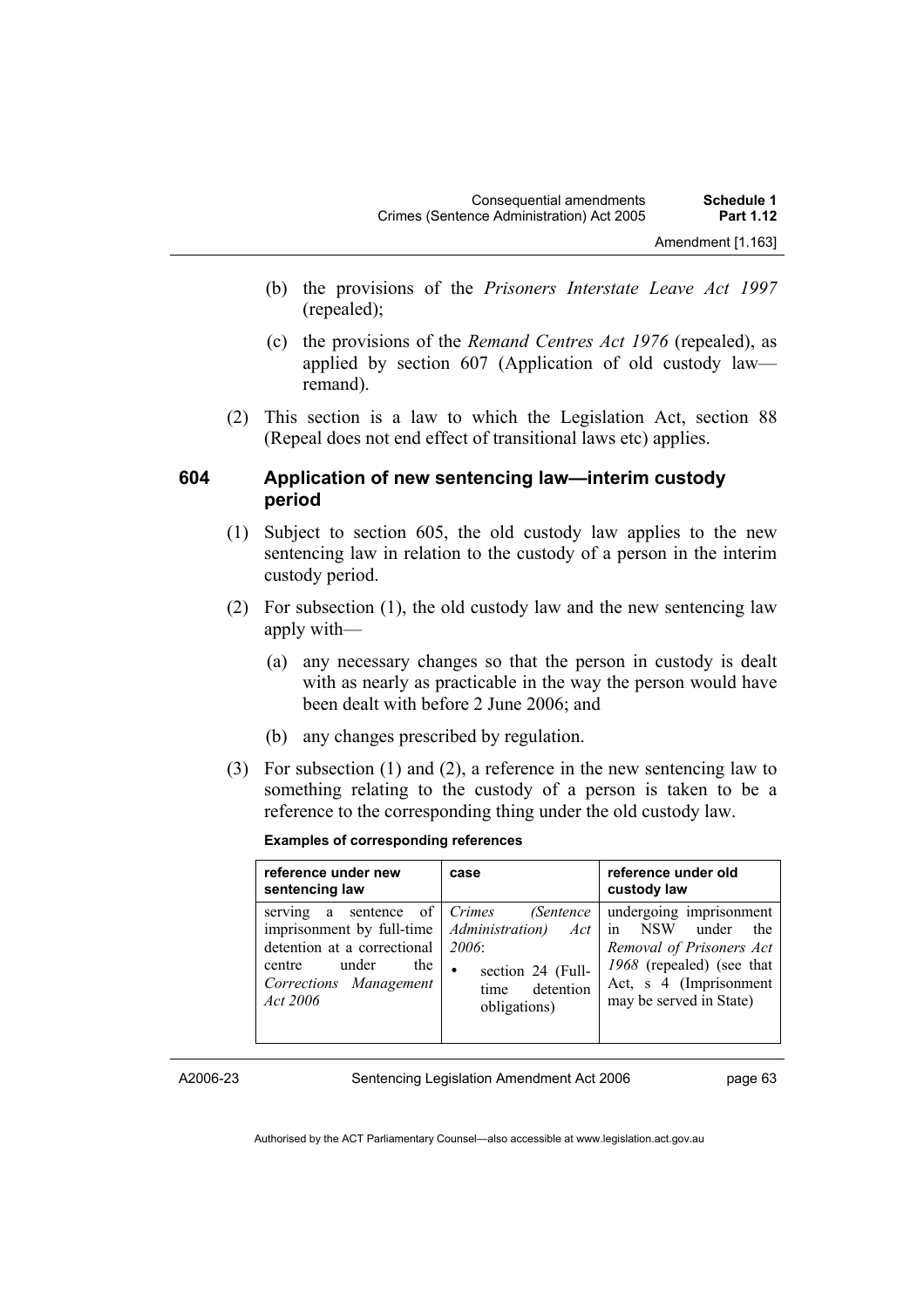(b) the provisions of the *Prisoners Interstate Leave Act 1997* (repealed);

(c) the provisions of the *Remand Centres Act 1976* (repealed), as applied by section 607 (Application of old custody law—remand).

(2) This section is a law to which the Legislation Act, section 88 (Repeal does not end effect of transitional laws etc) applies.

### 604 Application of new sentencing law—interim custody period

(1) Subject to section 605, the old custody law applies to the new sentencing law in relation to the custody of a person in the interim custody period.

(2) For subsection (1), the old custody law and the new sentencing law apply with—

(a) any necessary changes so that the person in custody is dealt with as nearly as practicable in the way the person would have been dealt with before 2 June 2006; and

(b) any changes prescribed by regulation.

(3) For subsection (1) and (2), a reference in the new sentencing law to something relating to the custody of a person is taken to be a reference to the corresponding thing under the old custody law.

**Examples of corresponding references**

| reference under new sentencing law | case | reference under old custody law |
|---|---|---|
| serving a sentence of imprisonment by full-time detention at a correctional centre under the *Corrections Management Act 2006* | *Crimes (Sentence Administration) Act 2006*: • section 24 (Full-time detention obligations) | undergoing imprisonment in NSW under the *Removal of Prisoners Act 1968* (repealed) (see that Act, s 4 (Imprisonment may be served in State) |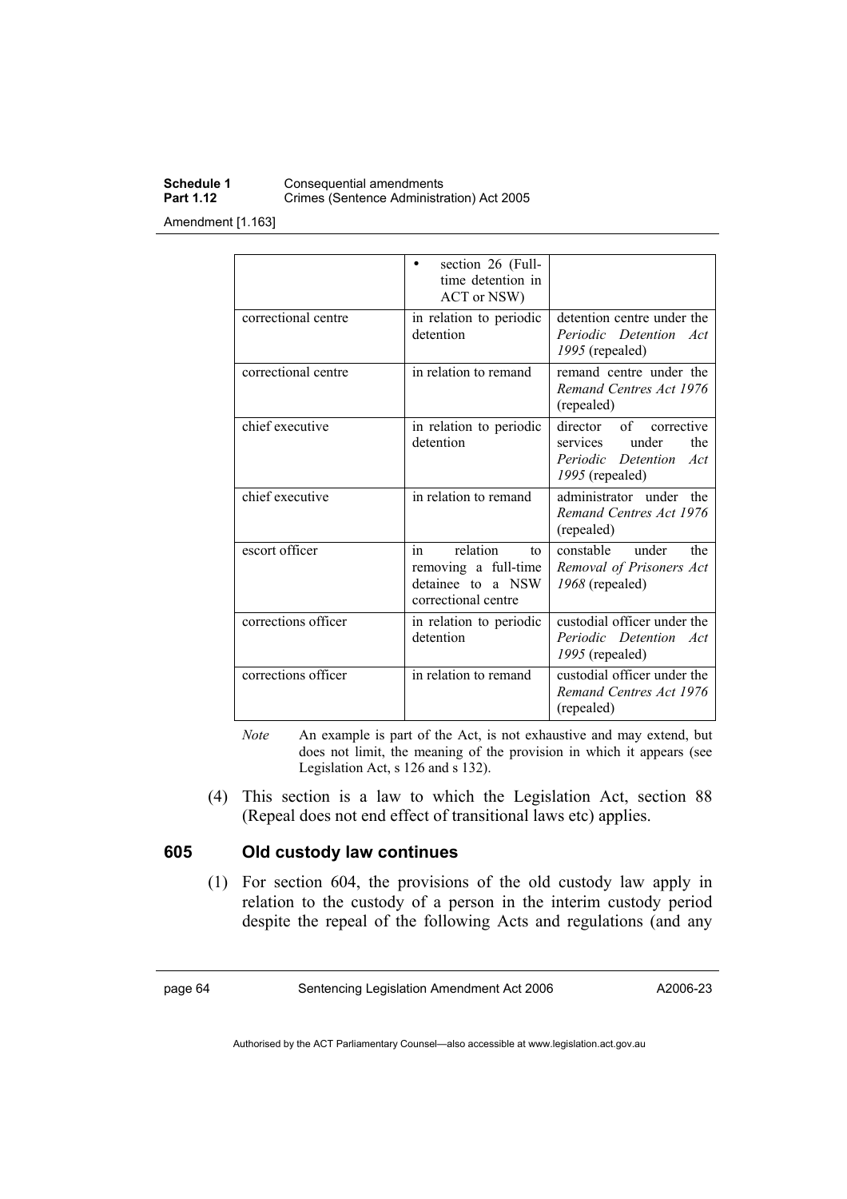| | | |
|---|---|---|
| | • section 26 (Full-time detention in ACT or NSW) | |
| correctional centre | in relation to periodic detention | detention centre under the *Periodic Detention Act 1995* (repealed) |
| correctional centre | in relation to remand | remand centre under the *Remand Centres Act 1976* (repealed) |
| chief executive | in relation to periodic detention | director of corrective services under the *Periodic Detention Act 1995* (repealed) |
| chief executive | in relation to remand | administrator under the *Remand Centres Act 1976* (repealed) |
| escort officer | in relation to removing a full-time detainee to a NSW correctional centre | constable under the *Removal of Prisoners Act 1968* (repealed) |
| corrections officer | in relation to periodic detention | custodial officer under the *Periodic Detention Act 1995* (repealed) |
| corrections officer | in relation to remand | custodial officer under the *Remand Centres Act 1976* (repealed) |

*Note* An example is part of the Act, is not exhaustive and may extend, but does not limit, the meaning of the provision in which it appears (see Legislation Act, s 126 and s 132).

(4) This section is a law to which the Legislation Act, section 88 (Repeal does not end effect of transitional laws etc) applies.

### 605 Old custody law continues

(1) For section 604, the provisions of the old custody law apply in relation to the custody of a person in the interim custody period despite the repeal of the following Acts and regulations (and any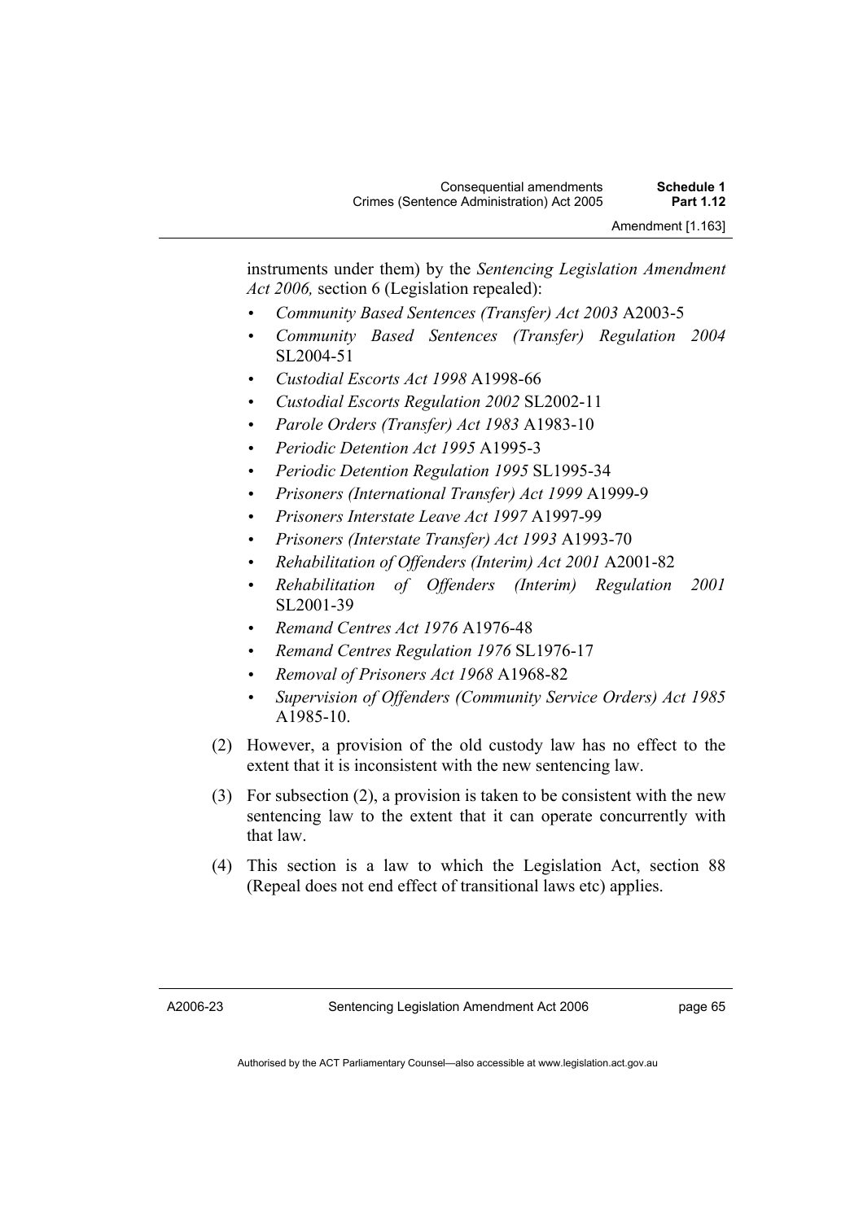instruments under them) by the *Sentencing Legislation Amendment Act 2006,* section 6 (Legislation repealed):

- *Community Based Sentences (Transfer) Act 2003* A2003-5
- *Community Based Sentences (Transfer) Regulation 2004* SL2004-51
- *Custodial Escorts Act 1998* A1998-66
- *Custodial Escorts Regulation 2002* SL2002-11
- *Parole Orders (Transfer) Act 1983* A1983-10
- *Periodic Detention Act 1995* A1995-3
- *Periodic Detention Regulation 1995* SL1995-34
- *Prisoners (International Transfer) Act 1999* A1999-9
- *Prisoners Interstate Leave Act 1997* A1997-99
- *Prisoners (Interstate Transfer) Act 1993* A1993-70
- *Rehabilitation of Offenders (Interim) Act 2001* A2001-82
- *Rehabilitation of Offenders (Interim) Regulation 2001* SL2001-39
- *Remand Centres Act 1976* A1976-48
- *Remand Centres Regulation 1976* SL1976-17
- *Removal of Prisoners Act 1968* A1968-82
- *Supervision of Offenders (Community Service Orders) Act 1985* A1985-10.

(2) However, a provision of the old custody law has no effect to the extent that it is inconsistent with the new sentencing law.

(3) For subsection (2), a provision is taken to be consistent with the new sentencing law to the extent that it can operate concurrently with that law.

(4) This section is a law to which the Legislation Act, section 88 (Repeal does not end effect of transitional laws etc) applies.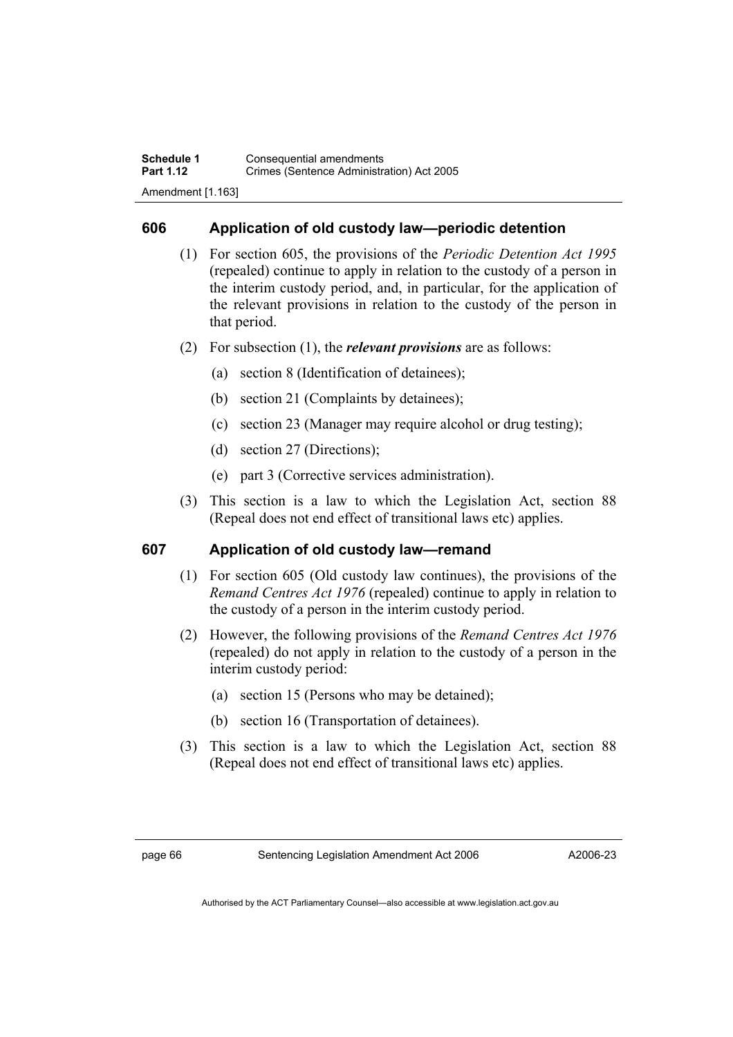### 606 Application of old custody law—periodic detention

(1) For section 605, the provisions of the *Periodic Detention Act 1995* (repealed) continue to apply in relation to the custody of a person in the interim custody period, and, in particular, for the application of the relevant provisions in relation to the custody of the person in that period.

(2) For subsection (1), the ***relevant provisions*** are as follows:

(a) section 8 (Identification of detainees);

(b) section 21 (Complaints by detainees);

(c) section 23 (Manager may require alcohol or drug testing);

(d) section 27 (Directions);

(e) part 3 (Corrective services administration).

(3) This section is a law to which the Legislation Act, section 88 (Repeal does not end effect of transitional laws etc) applies.

### 607 Application of old custody law—remand

(1) For section 605 (Old custody law continues), the provisions of the *Remand Centres Act 1976* (repealed) continue to apply in relation to the custody of a person in the interim custody period.

(2) However, the following provisions of the *Remand Centres Act 1976* (repealed) do not apply in relation to the custody of a person in the interim custody period:

(a) section 15 (Persons who may be detained);

(b) section 16 (Transportation of detainees).

(3) This section is a law to which the Legislation Act, section 88 (Repeal does not end effect of transitional laws etc) applies.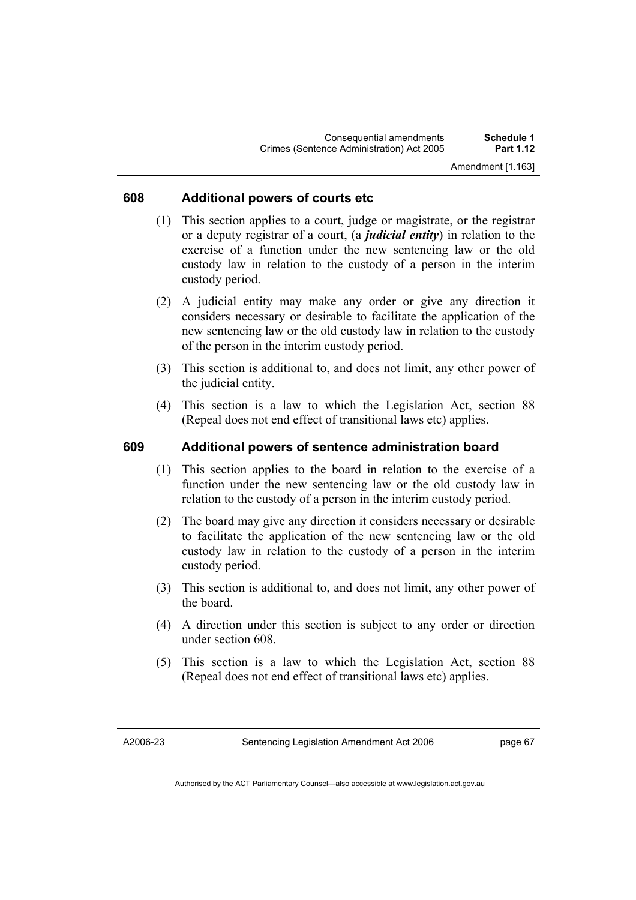### 608 Additional powers of courts etc

(1) This section applies to a court, judge or magistrate, or the registrar or a deputy registrar of a court, (a ***judicial entity***) in relation to the exercise of a function under the new sentencing law or the old custody law in relation to the custody of a person in the interim custody period.

(2) A judicial entity may make any order or give any direction it considers necessary or desirable to facilitate the application of the new sentencing law or the old custody law in relation to the custody of the person in the interim custody period.

(3) This section is additional to, and does not limit, any other power of the judicial entity.

(4) This section is a law to which the Legislation Act, section 88 (Repeal does not end effect of transitional laws etc) applies.

### 609 Additional powers of sentence administration board

(1) This section applies to the board in relation to the exercise of a function under the new sentencing law or the old custody law in relation to the custody of a person in the interim custody period.

(2) The board may give any direction it considers necessary or desirable to facilitate the application of the new sentencing law or the old custody law in relation to the custody of a person in the interim custody period.

(3) This section is additional to, and does not limit, any other power of the board.

(4) A direction under this section is subject to any order or direction under section 608.

(5) This section is a law to which the Legislation Act, section 88 (Repeal does not end effect of transitional laws etc) applies.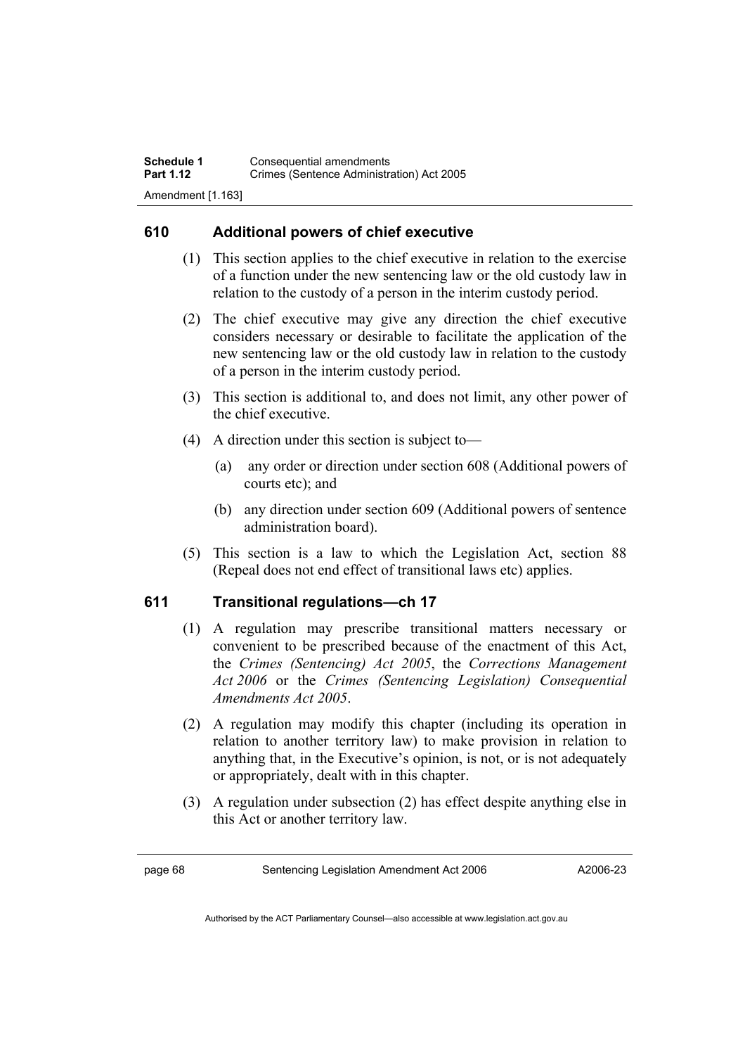### 610 Additional powers of chief executive

(1) This section applies to the chief executive in relation to the exercise of a function under the new sentencing law or the old custody law in relation to the custody of a person in the interim custody period.

(2) The chief executive may give any direction the chief executive considers necessary or desirable to facilitate the application of the new sentencing law or the old custody law in relation to the custody of a person in the interim custody period.

(3) This section is additional to, and does not limit, any other power of the chief executive.

(4) A direction under this section is subject to—

(a) any order or direction under section 608 (Additional powers of courts etc); and

(b) any direction under section 609 (Additional powers of sentence administration board).

(5) This section is a law to which the Legislation Act, section 88 (Repeal does not end effect of transitional laws etc) applies.

### 611 Transitional regulations—ch 17

(1) A regulation may prescribe transitional matters necessary or convenient to be prescribed because of the enactment of this Act, the *Crimes (Sentencing) Act 2005*, the *Corrections Management Act 2006* or the *Crimes (Sentencing Legislation) Consequential Amendments Act 2005*.

(2) A regulation may modify this chapter (including its operation in relation to another territory law) to make provision in relation to anything that, in the Executive's opinion, is not, or is not adequately or appropriately, dealt with in this chapter.

(3) A regulation under subsection (2) has effect despite anything else in this Act or another territory law.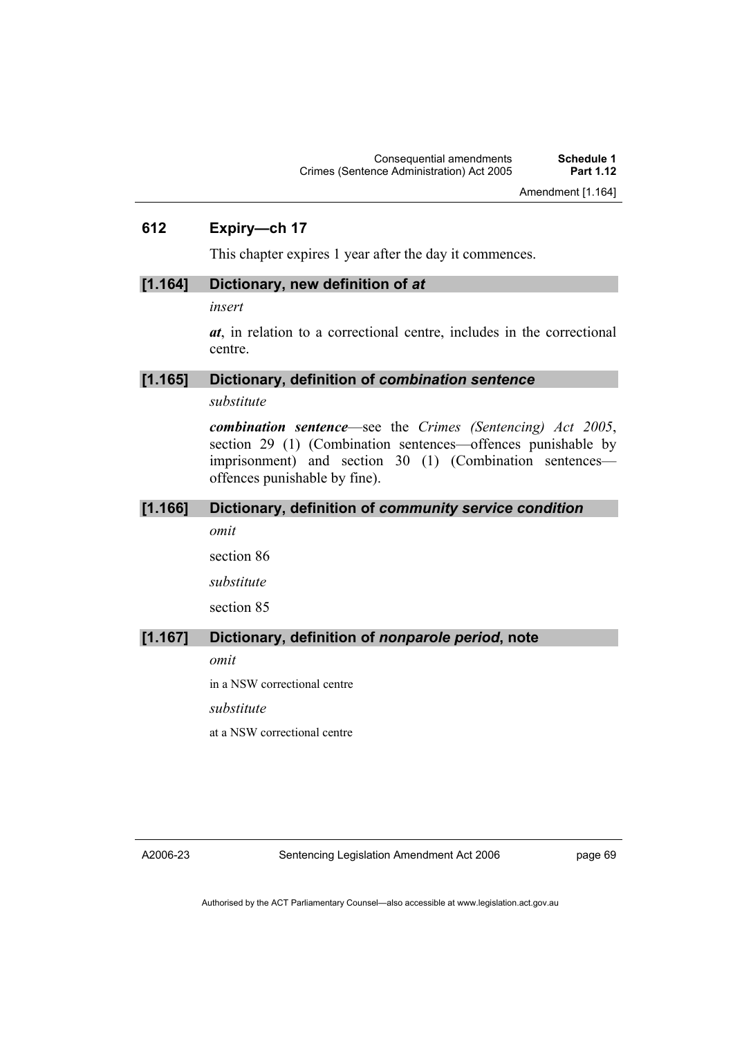### 612 Expiry—ch 17

This chapter expires 1 year after the day it commences.

### [1.164] Dictionary, new definition of *at*

*insert*

***at***, in relation to a correctional centre, includes in the correctional centre.

### [1.165] Dictionary, definition of *combination sentence*

*substitute*

***combination sentence***—see the *Crimes (Sentencing) Act 2005*, section 29 (1) (Combination sentences—offences punishable by imprisonment) and section 30 (1) (Combination sentences—offences punishable by fine).

### [1.166] Dictionary, definition of *community service condition*

*omit*

section 86

*substitute*

section 85

### [1.167] Dictionary, definition of *nonparole period*, note

*omit*

in a NSW correctional centre

*substitute*

at a NSW correctional centre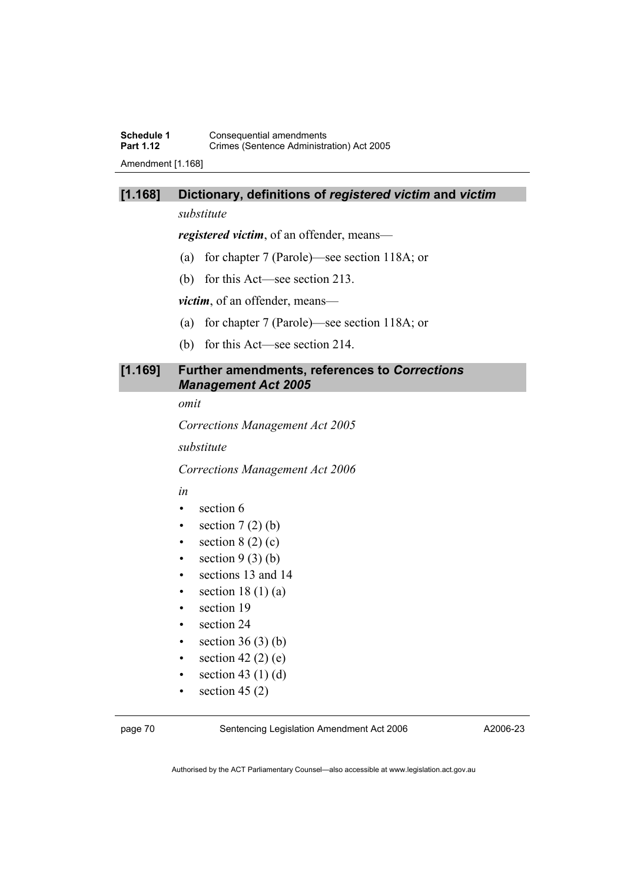## [1.168] Dictionary, definitions of *registered victim* and *victim*

*substitute*

***registered victim***, of an offender, means—

(a) for chapter 7 (Parole)—see section 118A; or

(b) for this Act—see section 213.

***victim***, of an offender, means—

(a) for chapter 7 (Parole)—see section 118A; or

(b) for this Act—see section 214.

## [1.169] Further amendments, references to *Corrections Management Act 2005*

*omit*

*Corrections Management Act 2005*

*substitute*

*Corrections Management Act 2006*

*in*

- section 6
- section 7 (2) (b)
- section 8 (2) (c)
- section 9 (3) (b)
- sections 13 and 14
- section 18 (1) (a)
- section 19
- section 24
- section 36 (3) (b)
- section 42 (2) (e)
- section 43 (1) (d)
- section 45 (2)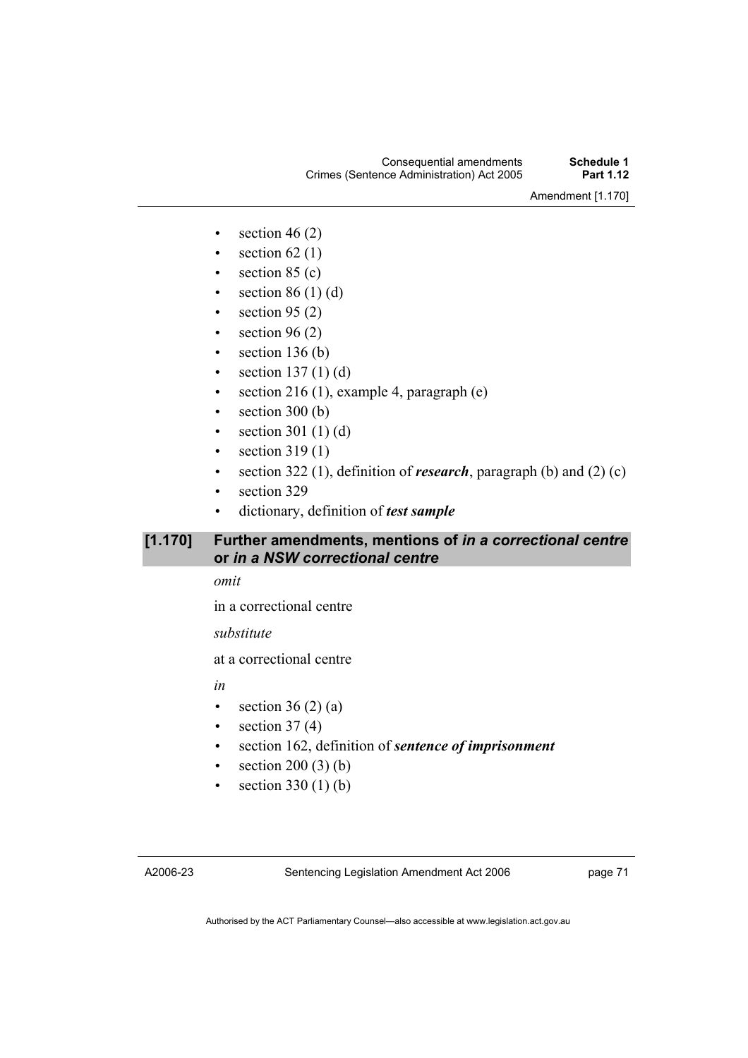- section 46 (2)
- section 62 (1)
- section 85 (c)
- section 86 (1) (d)
- section 95 (2)
- section 96 (2)
- section 136 (b)
- section 137 (1) (d)
- section 216 (1), example 4, paragraph (e)
- section 300 (b)
- section 301 (1) (d)
- section 319 (1)
- section 322 (1), definition of ***research***, paragraph (b) and (2) (c)
- section 329
- dictionary, definition of ***test sample***

## [1.170] Further amendments, mentions of *in a correctional centre* or *in a NSW correctional centre*

*omit*

in a correctional centre

*substitute*

at a correctional centre

*in*

- section 36 (2) (a)
- section 37 (4)
- section 162, definition of ***sentence of imprisonment***
- section 200 (3) (b)
- section 330 (1) (b)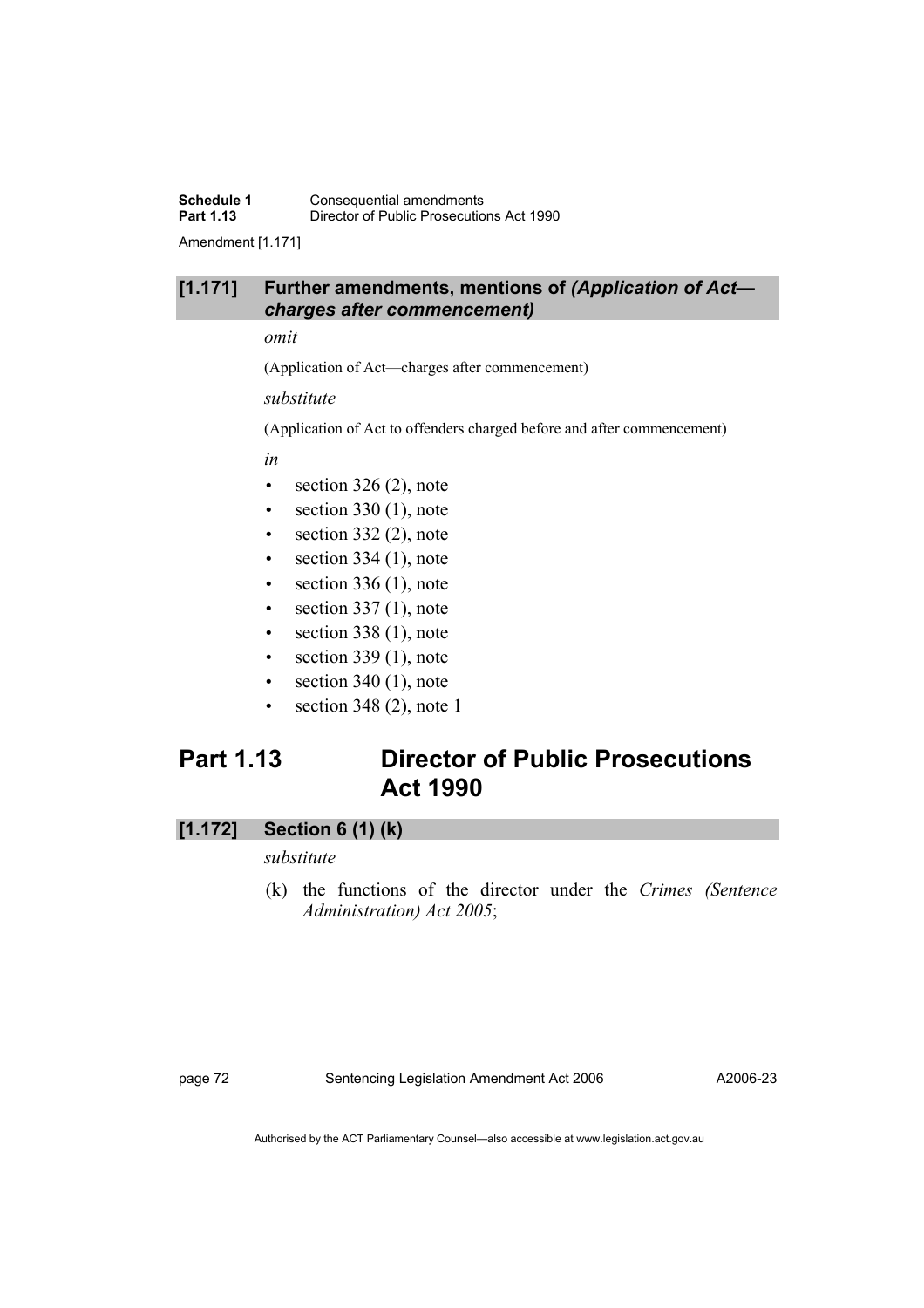## [1.171] Further amendments, mentions of *(Application of Act—charges after commencement)*

*omit*

(Application of Act—charges after commencement)

*substitute*

(Application of Act to offenders charged before and after commencement)

*in*

- section 326 (2), note
- section 330 (1), note
- section 332 (2), note
- section 334 (1), note
- section 336 (1), note
- section 337 (1), note
- section 338 (1), note
- section 339 (1), note
- section 340 (1), note
- section 348 (2), note 1

# Part 1.13 Director of Public Prosecutions Act 1990

## [1.172] Section 6 (1) (k)

*substitute*

(k) the functions of the director under the *Crimes (Sentence Administration) Act 2005*;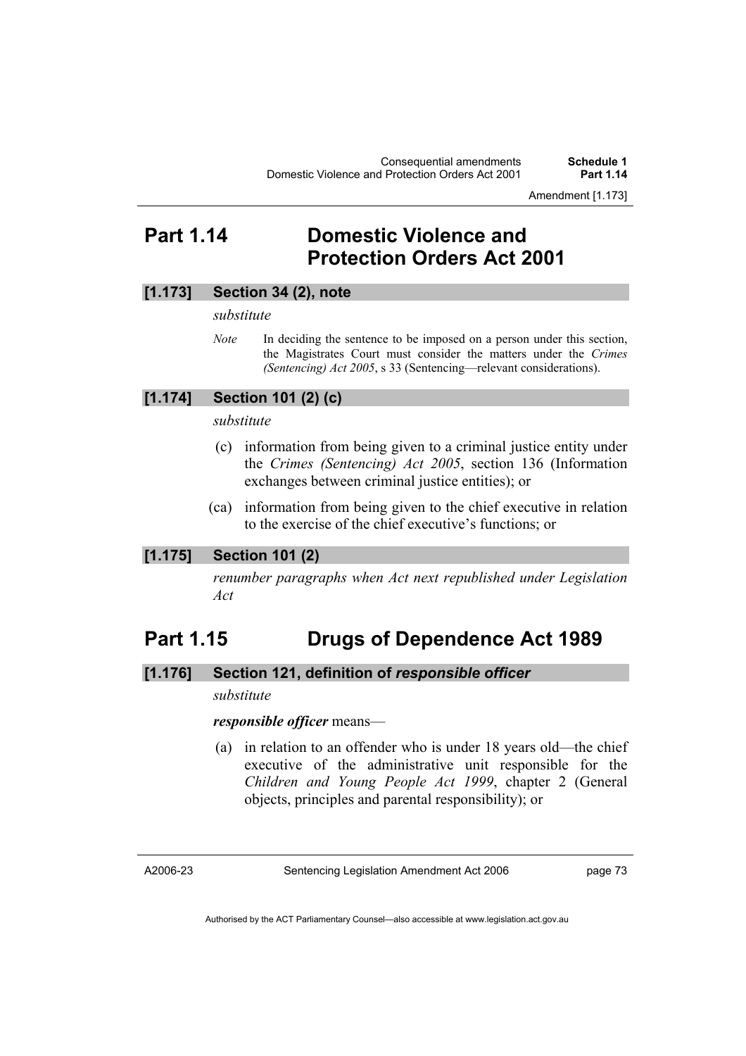# Part 1.14 Domestic Violence and Protection Orders Act 2001

### [1.173] Section 34 (2), note

*substitute*

*Note* In deciding the sentence to be imposed on a person under this section, the Magistrates Court must consider the matters under the *Crimes (Sentencing) Act 2005*, s 33 (Sentencing—relevant considerations).

### [1.174] Section 101 (2) (c)

*substitute*

(c) information from being given to a criminal justice entity under the *Crimes (Sentencing) Act 2005*, section 136 (Information exchanges between criminal justice entities); or

(ca) information from being given to the chief executive in relation to the exercise of the chief executive's functions; or

### [1.175] Section 101 (2)

*renumber paragraphs when Act next republished under Legislation Act*

# Part 1.15 Drugs of Dependence Act 1989

### [1.176] Section 121, definition of *responsible officer*

*substitute*

***responsible officer*** means—

(a) in relation to an offender who is under 18 years old—the chief executive of the administrative unit responsible for the *Children and Young People Act 1999*, chapter 2 (General objects, principles and parental responsibility); or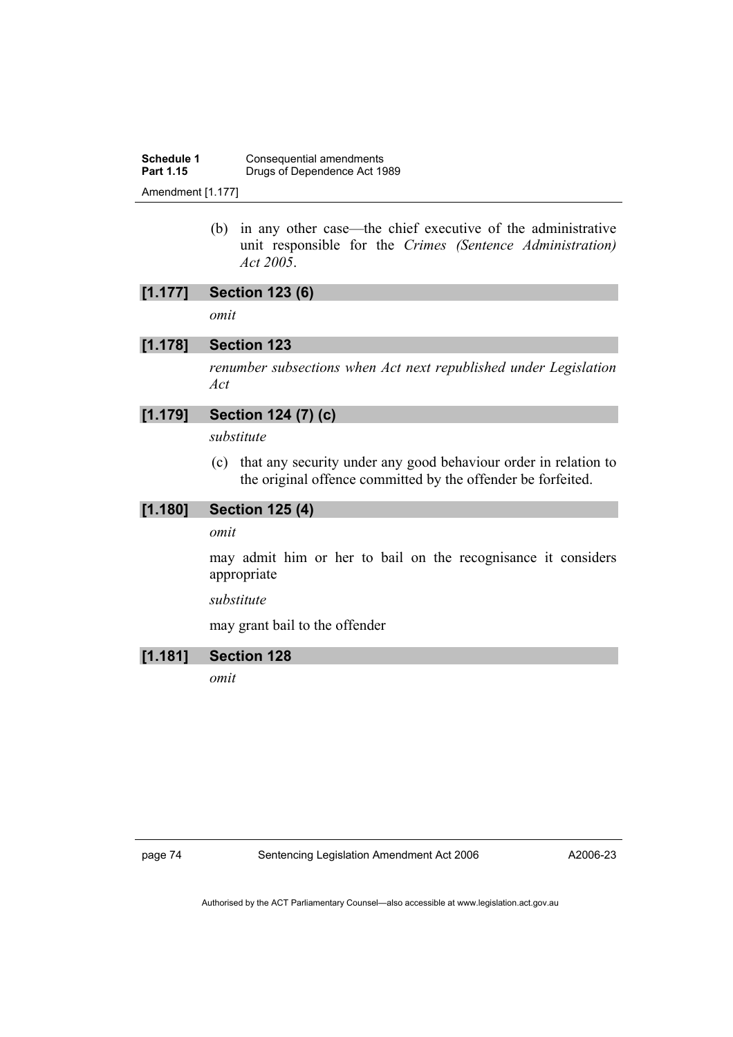(b) in any other case—the chief executive of the administrative unit responsible for the *Crimes (Sentence Administration) Act 2005*.

### [1.177] Section 123 (6)

*omit*

### [1.178] Section 123

*renumber subsections when Act next republished under Legislation Act*

### [1.179] Section 124 (7) (c)

*substitute*

(c) that any security under any good behaviour order in relation to the original offence committed by the offender be forfeited.

### [1.180] Section 125 (4)

*omit*

may admit him or her to bail on the recognisance it considers appropriate

*substitute*

may grant bail to the offender

### [1.181] Section 128

*omit*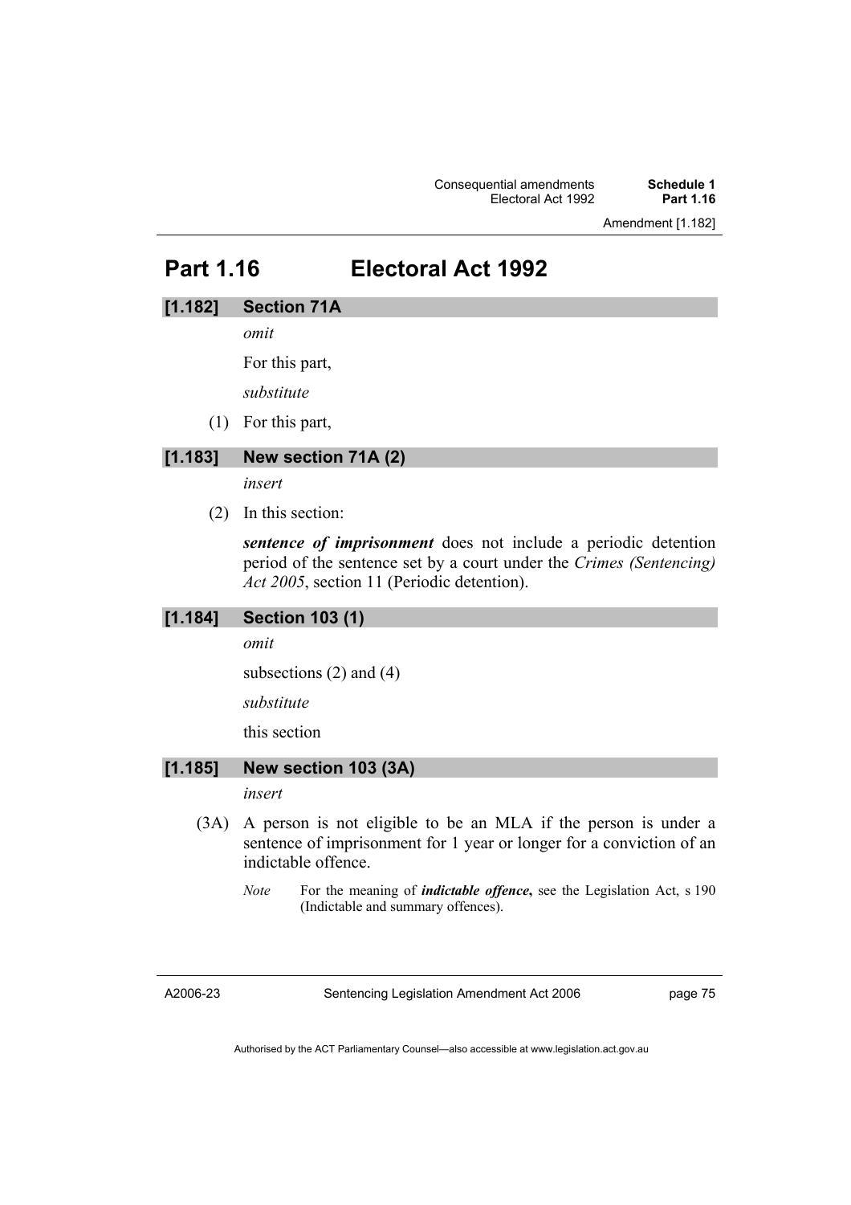# Part 1.16 Electoral Act 1992

### [1.182] Section 71A

*omit*

For this part,

*substitute*

(1) For this part,

### [1.183] New section 71A (2)

*insert*

(2) In this section:

***sentence of imprisonment*** does not include a periodic detention period of the sentence set by a court under the *Crimes (Sentencing) Act 2005*, section 11 (Periodic detention).

### [1.184] Section 103 (1)

*omit*

subsections (2) and (4)

*substitute*

this section

### [1.185] New section 103 (3A)

*insert*

(3A) A person is not eligible to be an MLA if the person is under a sentence of imprisonment for 1 year or longer for a conviction of an indictable offence.

*Note* For the meaning of ***indictable offence***, see the Legislation Act, s 190 (Indictable and summary offences).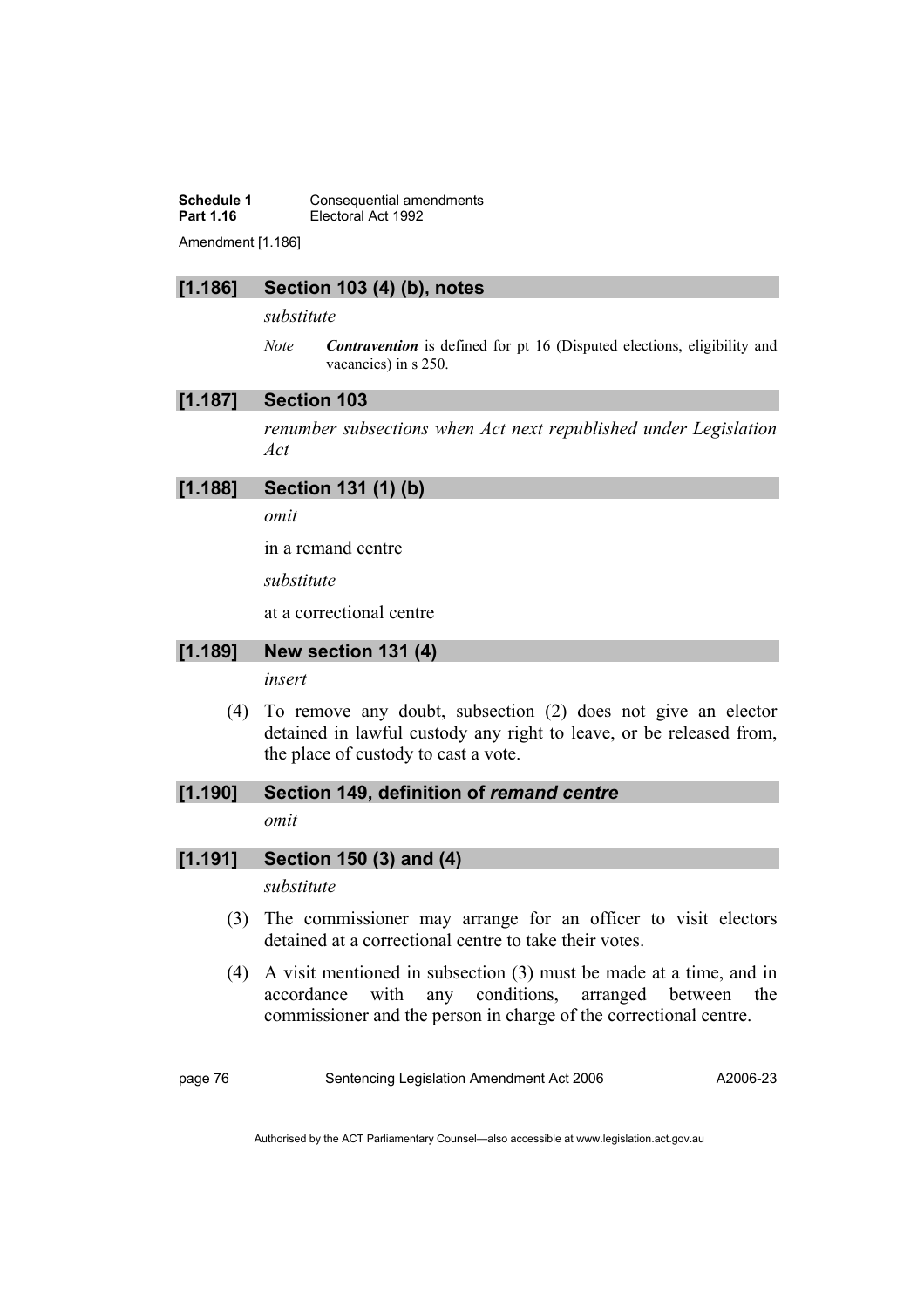### [1.186] Section 103 (4) (b), notes

*substitute*

*Note* ***Contravention*** is defined for pt 16 (Disputed elections, eligibility and vacancies) in s 250.

### [1.187] Section 103

*renumber subsections when Act next republished under Legislation Act*

### [1.188] Section 131 (1) (b)

*omit*

in a remand centre

*substitute*

at a correctional centre

### [1.189] New section 131 (4)

*insert*

(4) To remove any doubt, subsection (2) does not give an elector detained in lawful custody any right to leave, or be released from, the place of custody to cast a vote.

### [1.190] Section 149, definition of *remand centre*

*omit*

### [1.191] Section 150 (3) and (4)

*substitute*

(3) The commissioner may arrange for an officer to visit electors detained at a correctional centre to take their votes.

(4) A visit mentioned in subsection (3) must be made at a time, and in accordance with any conditions, arranged between the commissioner and the person in charge of the correctional centre.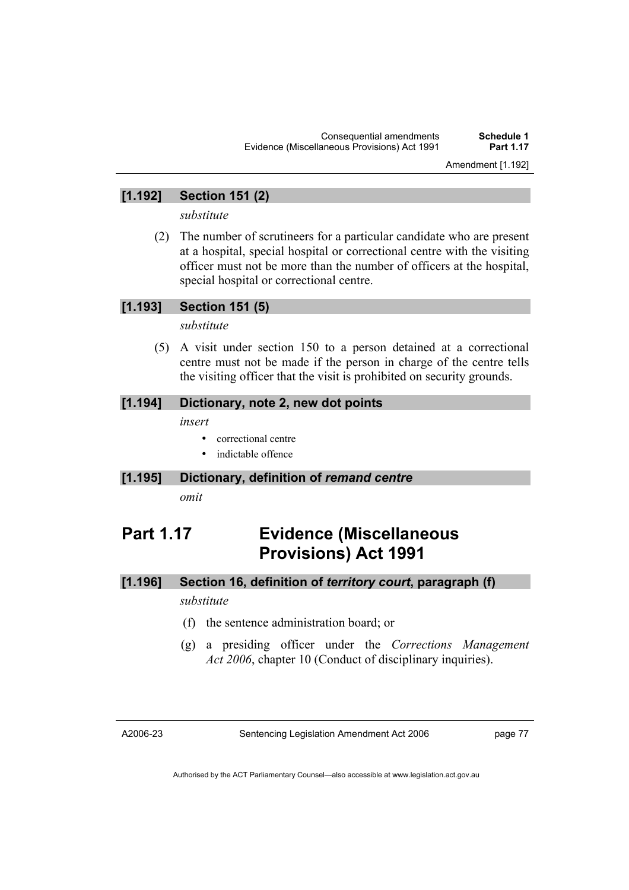### [1.192] Section 151 (2)

*substitute*

(2) The number of scrutineers for a particular candidate who are present at a hospital, special hospital or correctional centre with the visiting officer must not be more than the number of officers at the hospital, special hospital or correctional centre.

### [1.193] Section 151 (5)

*substitute*

(5) A visit under section 150 to a person detained at a correctional centre must not be made if the person in charge of the centre tells the visiting officer that the visit is prohibited on security grounds.

### [1.194] Dictionary, note 2, new dot points

*insert*

- correctional centre
- indictable offence

### [1.195] Dictionary, definition of ***remand centre***

*omit*

## Part 1.17 Evidence (Miscellaneous Provisions) Act 1991

### [1.196] Section 16, definition of ***territory court***, paragraph (f)

*substitute*

(f) the sentence administration board; or

(g) a presiding officer under the *Corrections Management Act 2006*, chapter 10 (Conduct of disciplinary inquiries).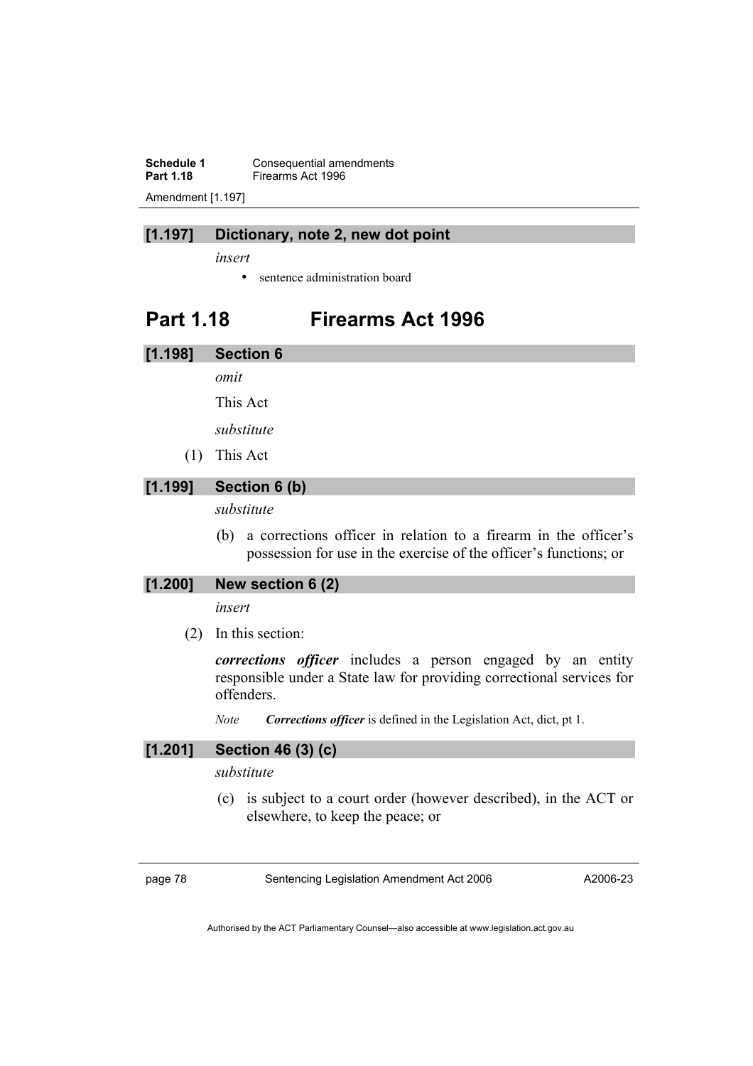### [1.197] Dictionary, note 2, new dot point

*insert*

- sentence administration board

## Part 1.18 Firearms Act 1996

### [1.198] Section 6

*omit*

This Act

*substitute*

(1) This Act

### [1.199] Section 6 (b)

*substitute*

(b) a corrections officer in relation to a firearm in the officer's possession for use in the exercise of the officer's functions; or

### [1.200] New section 6 (2)

*insert*

(2) In this section:

***corrections officer*** includes a person engaged by an entity responsible under a State law for providing correctional services for offenders.

*Note* ***Corrections officer*** is defined in the Legislation Act, dict, pt 1.

### [1.201] Section 46 (3) (c)

*substitute*

(c) is subject to a court order (however described), in the ACT or elsewhere, to keep the peace; or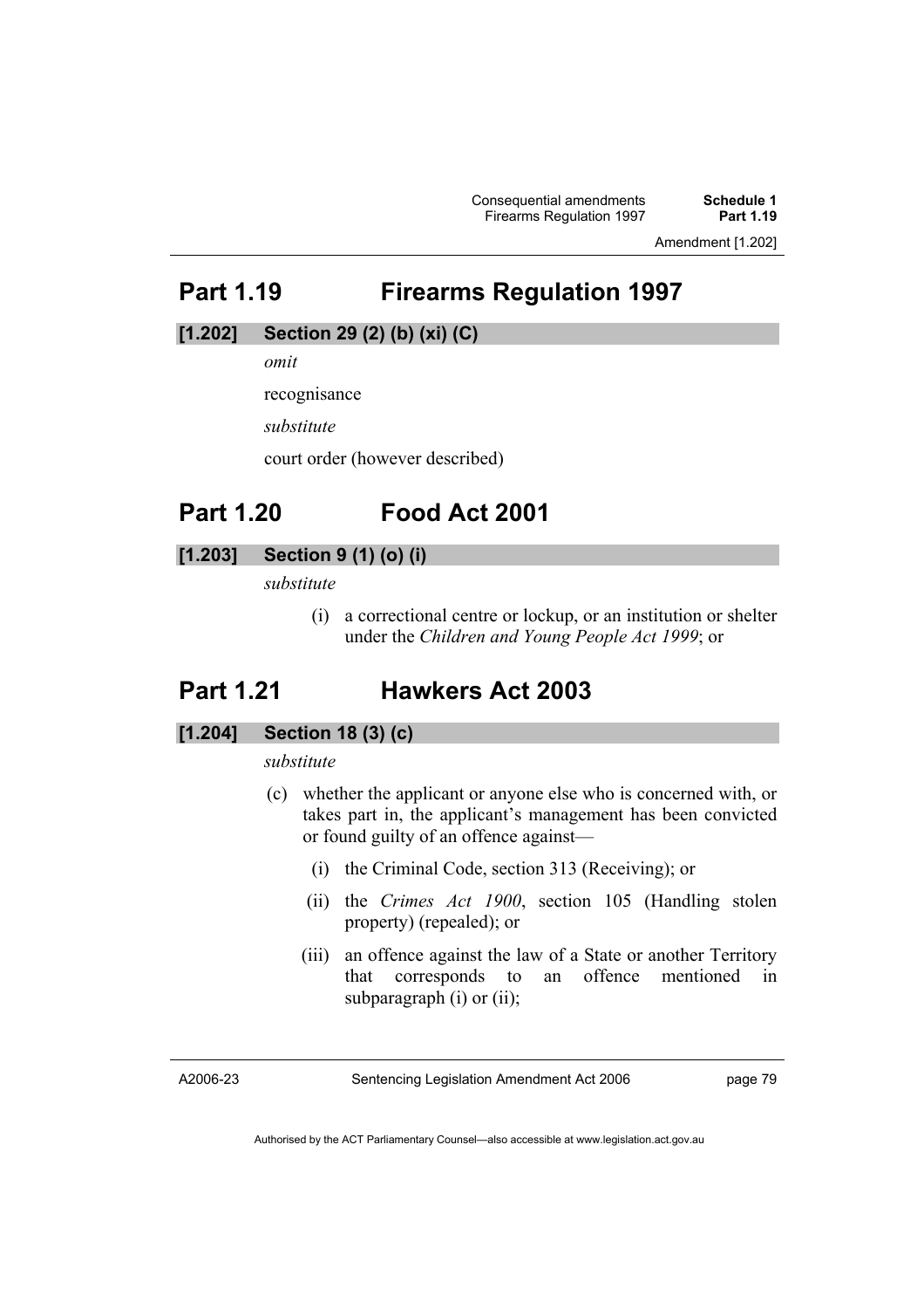# Part 1.19 Firearms Regulation 1997

## [1.202] Section 29 (2) (b) (xi) (C)

*omit*

recognisance

*substitute*

court order (however described)

# Part 1.20 Food Act 2001

## [1.203] Section 9 (1) (o) (i)

*substitute*

(i) a correctional centre or lockup, or an institution or shelter under the *Children and Young People Act 1999*; or

# Part 1.21 Hawkers Act 2003

## [1.204] Section 18 (3) (c)

*substitute*

(c) whether the applicant or anyone else who is concerned with, or takes part in, the applicant's management has been convicted or found guilty of an offence against—

(i) the Criminal Code, section 313 (Receiving); or

(ii) the *Crimes Act 1900*, section 105 (Handling stolen property) (repealed); or

(iii) an offence against the law of a State or another Territory that corresponds to an offence mentioned in subparagraph (i) or (ii);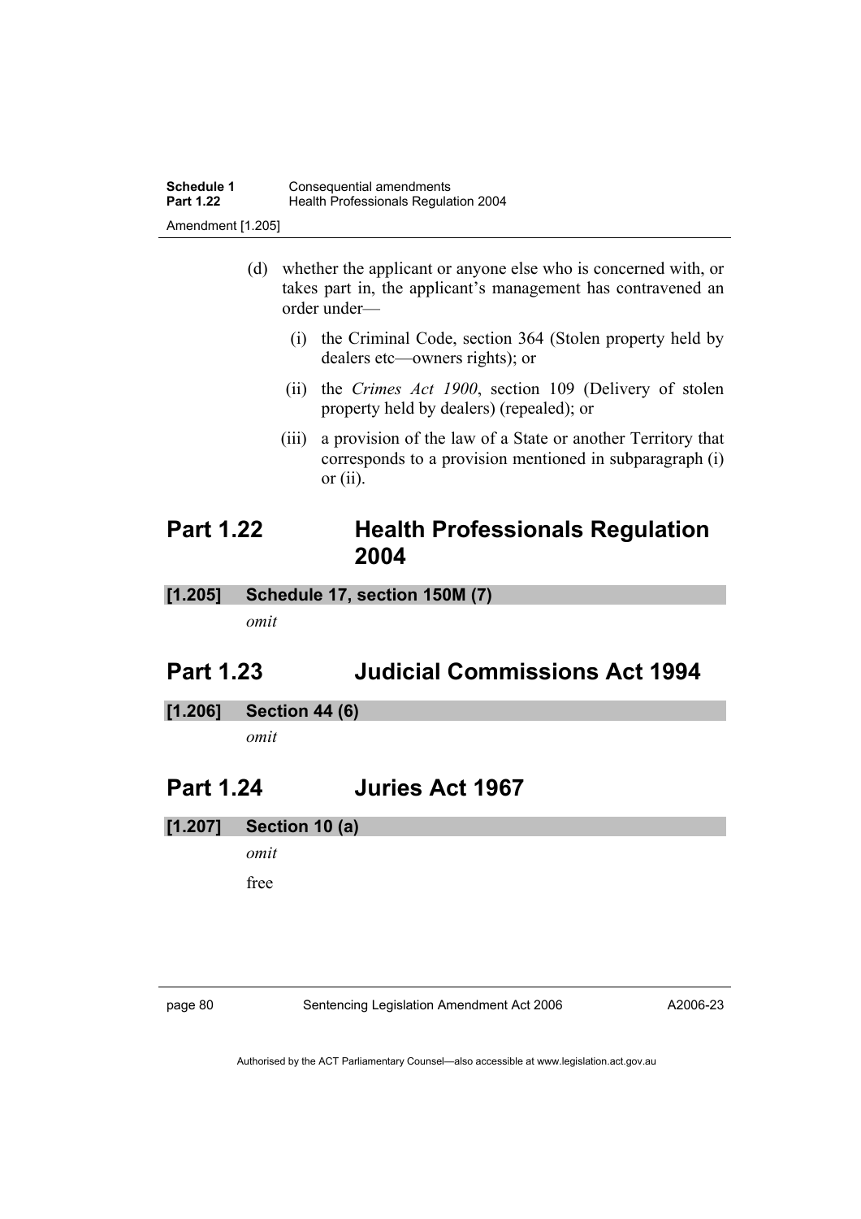(d) whether the applicant or anyone else who is concerned with, or takes part in, the applicant's management has contravened an order under—

(i) the Criminal Code, section 364 (Stolen property held by dealers etc—owners rights); or

(ii) the *Crimes Act 1900*, section 109 (Delivery of stolen property held by dealers) (repealed); or

(iii) a provision of the law of a State or another Territory that corresponds to a provision mentioned in subparagraph (i) or (ii).

# Part 1.22 Health Professionals Regulation 2004

### [1.205] Schedule 17, section 150M (7)

*omit*

# Part 1.23 Judicial Commissions Act 1994

### [1.206] Section 44 (6)

*omit*

# Part 1.24 Juries Act 1967

### [1.207] Section 10 (a)

*omit*

free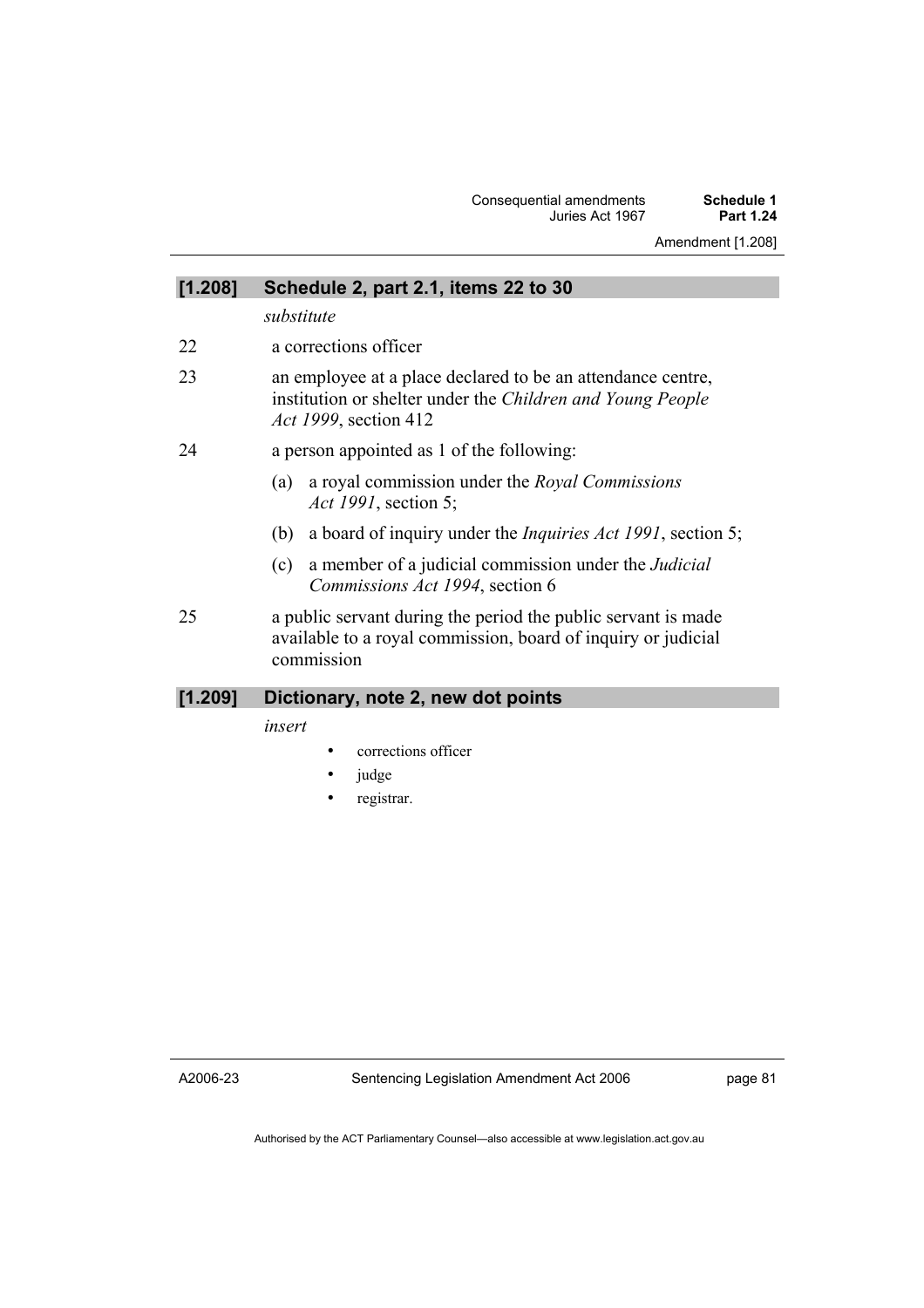## [1.208] Schedule 2, part 2.1, items 22 to 30

*substitute*

22 a corrections officer

23 an employee at a place declared to be an attendance centre, institution or shelter under the *Children and Young People Act 1999*, section 412

24 a person appointed as 1 of the following:

(a) a royal commission under the *Royal Commissions Act 1991*, section 5;

(b) a board of inquiry under the *Inquiries Act 1991*, section 5;

(c) a member of a judicial commission under the *Judicial Commissions Act 1994*, section 6

25 a public servant during the period the public servant is made available to a royal commission, board of inquiry or judicial commission

## [1.209] Dictionary, note 2, new dot points

*insert*

- corrections officer
- judge
- registrar.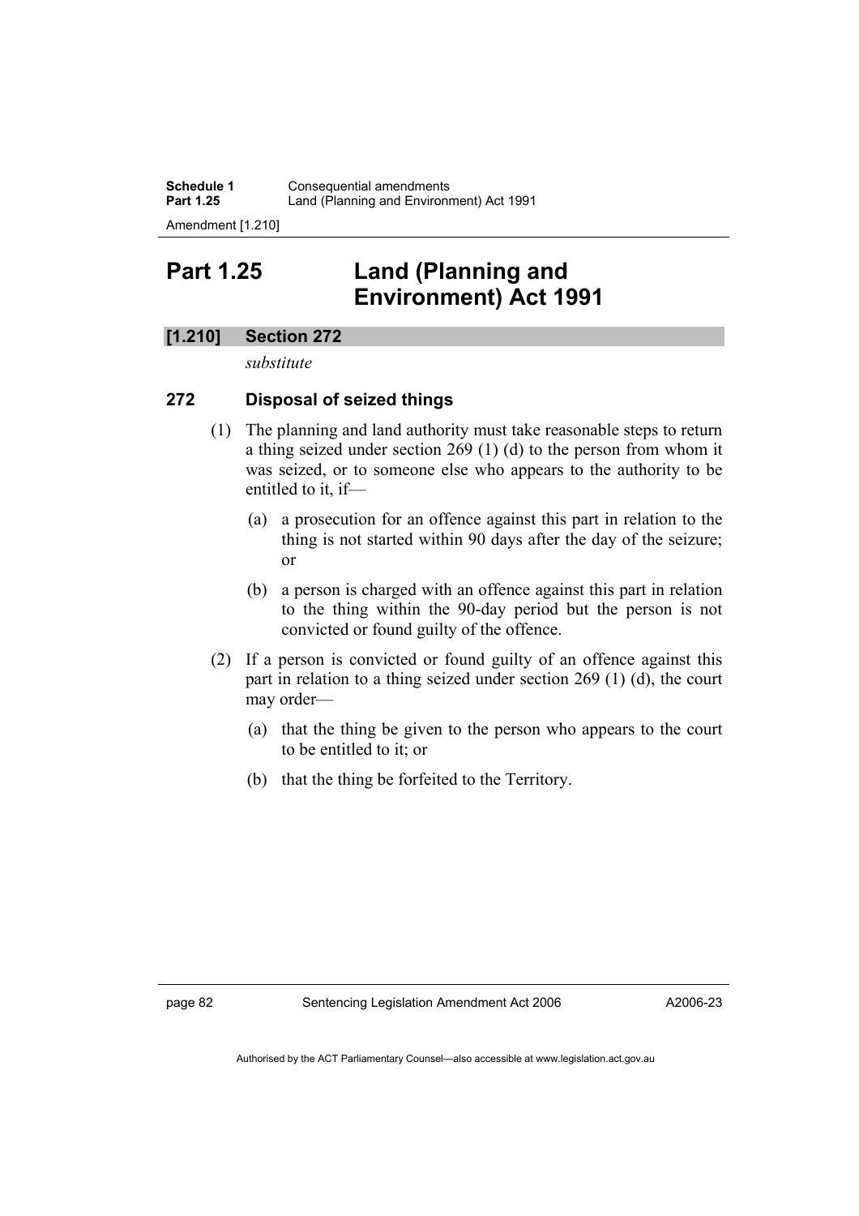# Part 1.25 Land (Planning and Environment) Act 1991

## [1.210] Section 272

*substitute*

### 272 Disposal of seized things

(1) The planning and land authority must take reasonable steps to return a thing seized under section 269 (1) (d) to the person from whom it was seized, or to someone else who appears to the authority to be entitled to it, if—

(a) a prosecution for an offence against this part in relation to the thing is not started within 90 days after the day of the seizure; or

(b) a person is charged with an offence against this part in relation to the thing within the 90-day period but the person is not convicted or found guilty of the offence.

(2) If a person is convicted or found guilty of an offence against this part in relation to a thing seized under section 269 (1) (d), the court may order—

(a) that the thing be given to the person who appears to the court to be entitled to it; or

(b) that the thing be forfeited to the Territory.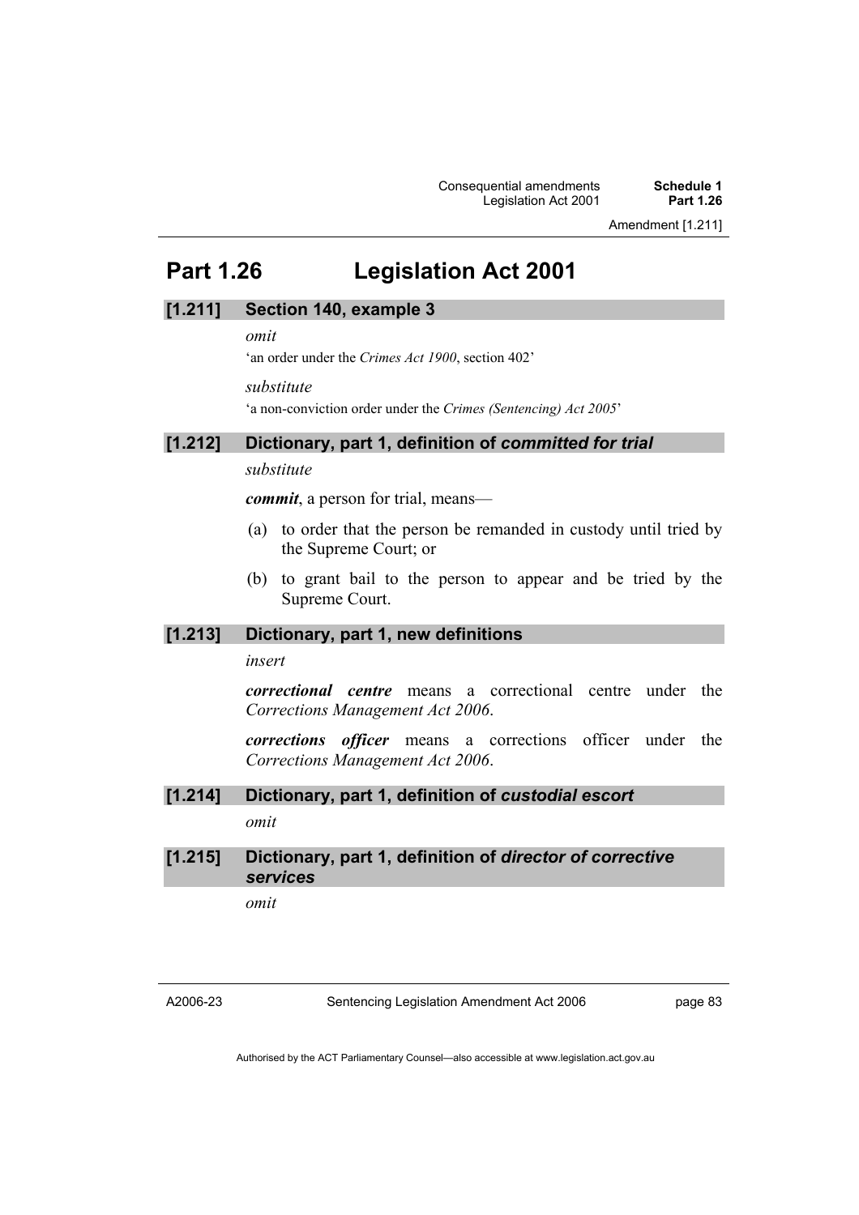# Part 1.26 Legislation Act 2001

## [1.211] Section 140, example 3

*omit*

'an order under the *Crimes Act 1900*, section 402'

*substitute*

'a non-conviction order under the *Crimes (Sentencing) Act 2005*'

## [1.212] Dictionary, part 1, definition of *committed for trial*

*substitute*

***commit***, a person for trial, means—

(a) to order that the person be remanded in custody until tried by the Supreme Court; or

(b) to grant bail to the person to appear and be tried by the Supreme Court.

## [1.213] Dictionary, part 1, new definitions

*insert*

***correctional centre*** means a correctional centre under the *Corrections Management Act 2006*.

***corrections officer*** means a corrections officer under the *Corrections Management Act 2006*.

## [1.214] Dictionary, part 1, definition of *custodial escort*

*omit*

## [1.215] Dictionary, part 1, definition of *director of corrective services*

*omit*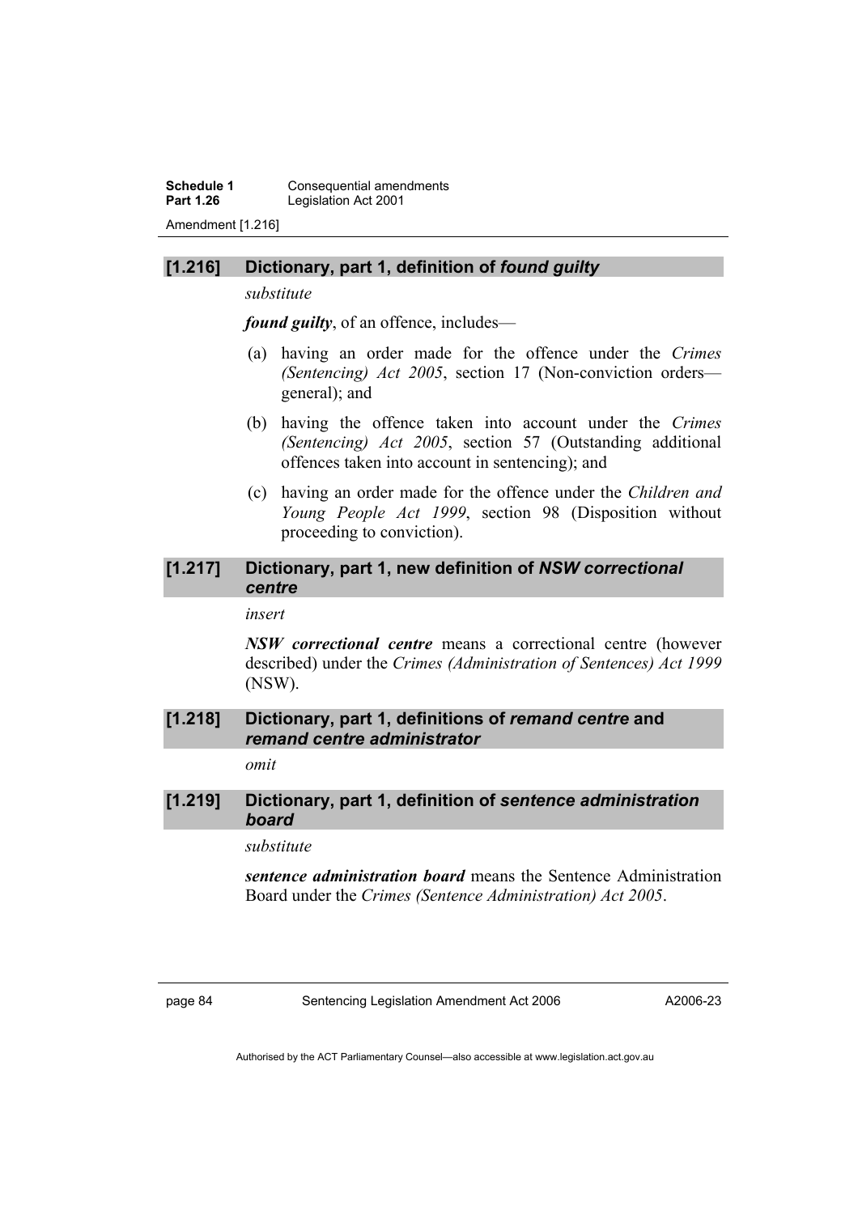### [1.216] Dictionary, part 1, definition of *found guilty*

*substitute*

***found guilty***, of an offence, includes—

(a) having an order made for the offence under the *Crimes (Sentencing) Act 2005*, section 17 (Non-conviction orders—general); and

(b) having the offence taken into account under the *Crimes (Sentencing) Act 2005*, section 57 (Outstanding additional offences taken into account in sentencing); and

(c) having an order made for the offence under the *Children and Young People Act 1999*, section 98 (Disposition without proceeding to conviction).

### [1.217] Dictionary, part 1, new definition of *NSW correctional centre*

*insert*

***NSW correctional centre*** means a correctional centre (however described) under the *Crimes (Administration of Sentences) Act 1999* (NSW).

### [1.218] Dictionary, part 1, definitions of *remand centre* and *remand centre administrator*

*omit*

### [1.219] Dictionary, part 1, definition of *sentence administration board*

*substitute*

***sentence administration board*** means the Sentence Administration Board under the *Crimes (Sentence Administration) Act 2005*.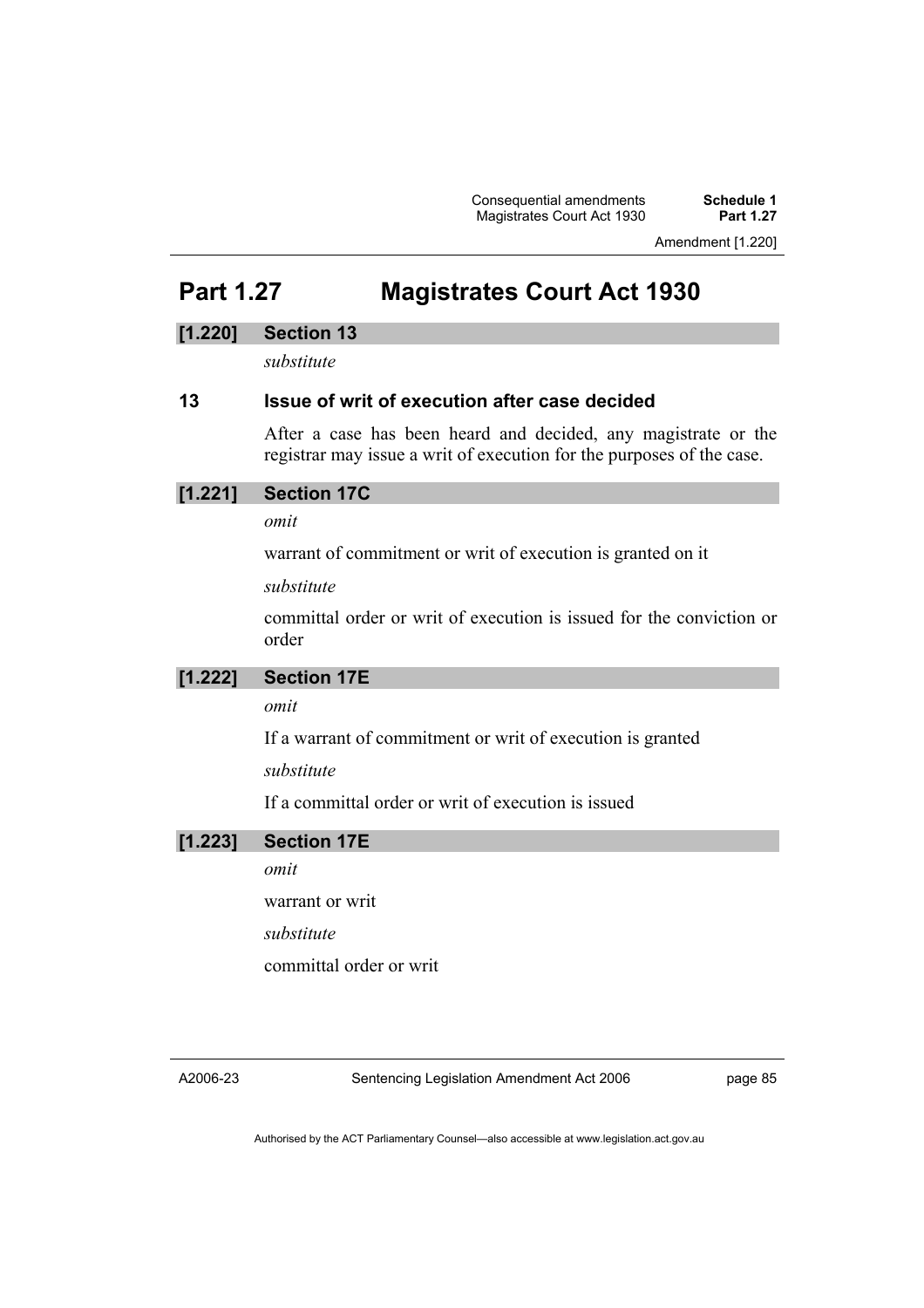# Part 1.27 Magistrates Court Act 1930

## [1.220] Section 13

*substitute*

### 13 Issue of writ of execution after case decided

After a case has been heard and decided, any magistrate or the registrar may issue a writ of execution for the purposes of the case.

## [1.221] Section 17C

*omit*

warrant of commitment or writ of execution is granted on it

*substitute*

committal order or writ of execution is issued for the conviction or order

## [1.222] Section 17E

*omit*

If a warrant of commitment or writ of execution is granted

*substitute*

If a committal order or writ of execution is issued

## [1.223] Section 17E

*omit*

warrant or writ

*substitute*

committal order or writ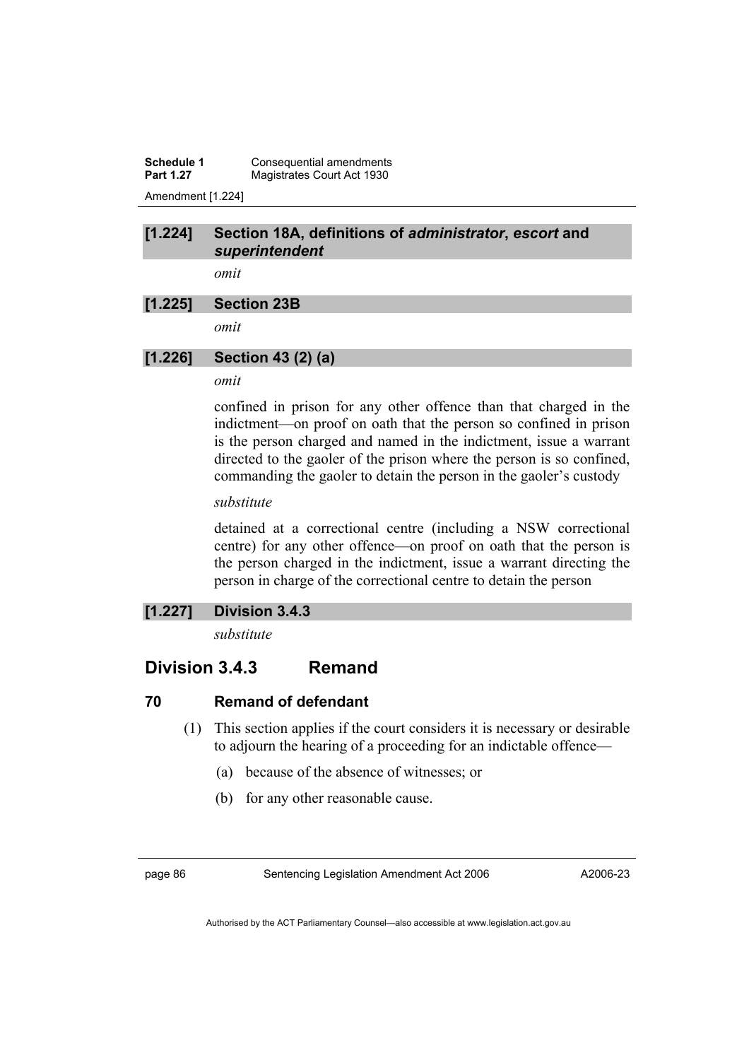## [1.224] Section 18A, definitions of *administrator*, *escort* and *superintendent*

*omit*

## [1.225] Section 23B

*omit*

## [1.226] Section 43 (2) (a)

*omit*

confined in prison for any other offence than that charged in the indictment—on proof on oath that the person so confined in prison is the person charged and named in the indictment, issue a warrant directed to the gaoler of the prison where the person is so confined, commanding the gaoler to detain the person in the gaoler's custody

*substitute*

detained at a correctional centre (including a NSW correctional centre) for any other offence—on proof on oath that the person is the person charged in the indictment, issue a warrant directing the person in charge of the correctional centre to detain the person

## [1.227] Division 3.4.3

*substitute*

# Division 3.4.3 Remand

### 70 Remand of defendant

(1) This section applies if the court considers it is necessary or desirable to adjourn the hearing of a proceeding for an indictable offence—

(a) because of the absence of witnesses; or

(b) for any other reasonable cause.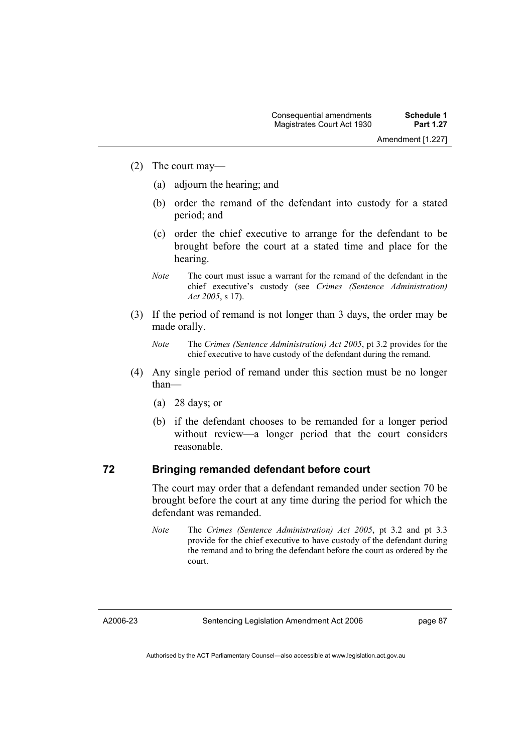(2) The court may—

(a) adjourn the hearing; and

(b) order the remand of the defendant into custody for a stated period; and

(c) order the chief executive to arrange for the defendant to be brought before the court at a stated time and place for the hearing.

*Note* The court must issue a warrant for the remand of the defendant in the chief executive's custody (see *Crimes (Sentence Administration) Act 2005*, s 17).

(3) If the period of remand is not longer than 3 days, the order may be made orally.

*Note* The *Crimes (Sentence Administration) Act 2005*, pt 3.2 provides for the chief executive to have custody of the defendant during the remand.

(4) Any single period of remand under this section must be no longer than—

(a) 28 days; or

(b) if the defendant chooses to be remanded for a longer period without review—a longer period that the court considers reasonable.

### 72 Bringing remanded defendant before court

The court may order that a defendant remanded under section 70 be brought before the court at any time during the period for which the defendant was remanded.

*Note* The *Crimes (Sentence Administration) Act 2005*, pt 3.2 and pt 3.3 provide for the chief executive to have custody of the defendant during the remand and to bring the defendant before the court as ordered by the court.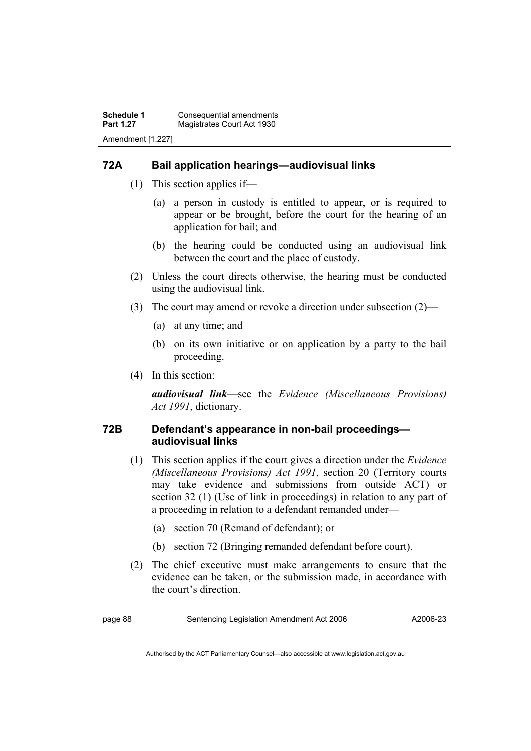## 72A Bail application hearings—audiovisual links

(1) This section applies if—

(a) a person in custody is entitled to appear, or is required to appear or be brought, before the court for the hearing of an application for bail; and

(b) the hearing could be conducted using an audiovisual link between the court and the place of custody.

(2) Unless the court directs otherwise, the hearing must be conducted using the audiovisual link.

(3) The court may amend or revoke a direction under subsection (2)—

(a) at any time; and

(b) on its own initiative or on application by a party to the bail proceeding.

(4) In this section:

***audiovisual link***—see the *Evidence (Miscellaneous Provisions) Act 1991*, dictionary.

## 72B Defendant's appearance in non-bail proceedings—audiovisual links

(1) This section applies if the court gives a direction under the *Evidence (Miscellaneous Provisions) Act 1991*, section 20 (Territory courts may take evidence and submissions from outside ACT) or section 32 (1) (Use of link in proceedings) in relation to any part of a proceeding in relation to a defendant remanded under—

(a) section 70 (Remand of defendant); or

(b) section 72 (Bringing remanded defendant before court).

(2) The chief executive must make arrangements to ensure that the evidence can be taken, or the submission made, in accordance with the court's direction.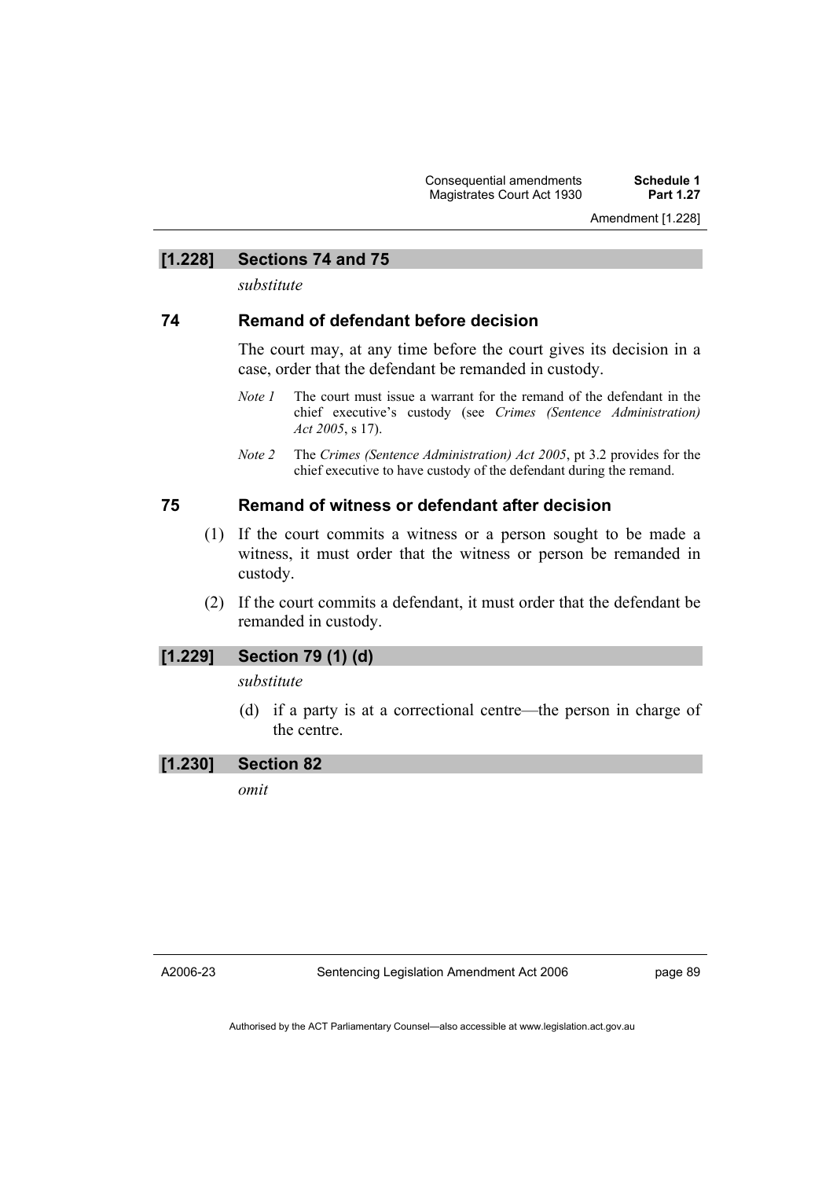## [1.228] Sections 74 and 75

*substitute*

### 74 Remand of defendant before decision

The court may, at any time before the court gives its decision in a case, order that the defendant be remanded in custody.

*Note 1* The court must issue a warrant for the remand of the defendant in the chief executive's custody (see *Crimes (Sentence Administration) Act 2005*, s 17).

*Note 2* The *Crimes (Sentence Administration) Act 2005*, pt 3.2 provides for the chief executive to have custody of the defendant during the remand.

### 75 Remand of witness or defendant after decision

(1) If the court commits a witness or a person sought to be made a witness, it must order that the witness or person be remanded in custody.

(2) If the court commits a defendant, it must order that the defendant be remanded in custody.

## [1.229] Section 79 (1) (d)

*substitute*

(d) if a party is at a correctional centre—the person in charge of the centre.

## [1.230] Section 82

*omit*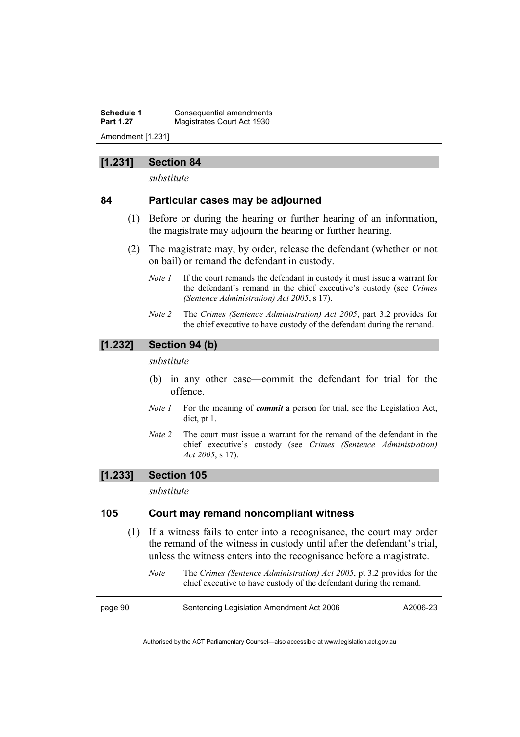### [1.231] Section 84

*substitute*

### 84 Particular cases may be adjourned

(1) Before or during the hearing or further hearing of an information, the magistrate may adjourn the hearing or further hearing.

(2) The magistrate may, by order, release the defendant (whether or not on bail) or remand the defendant in custody.

*Note 1* If the court remands the defendant in custody it must issue a warrant for the defendant's remand in the chief executive's custody (see *Crimes (Sentence Administration) Act 2005*, s 17).

*Note 2* The *Crimes (Sentence Administration) Act 2005*, part 3.2 provides for the chief executive to have custody of the defendant during the remand.

### [1.232] Section 94 (b)

*substitute*

(b) in any other case—commit the defendant for trial for the offence.

*Note 1* For the meaning of ***commit*** a person for trial, see the Legislation Act, dict, pt 1.

*Note 2* The court must issue a warrant for the remand of the defendant in the chief executive's custody (see *Crimes (Sentence Administration) Act 2005*, s 17).

### [1.233] Section 105

*substitute*

### 105 Court may remand noncompliant witness

(1) If a witness fails to enter into a recognisance, the court may order the remand of the witness in custody until after the defendant's trial, unless the witness enters into the recognisance before a magistrate.

*Note* The *Crimes (Sentence Administration) Act 2005*, pt 3.2 provides for the chief executive to have custody of the defendant during the remand.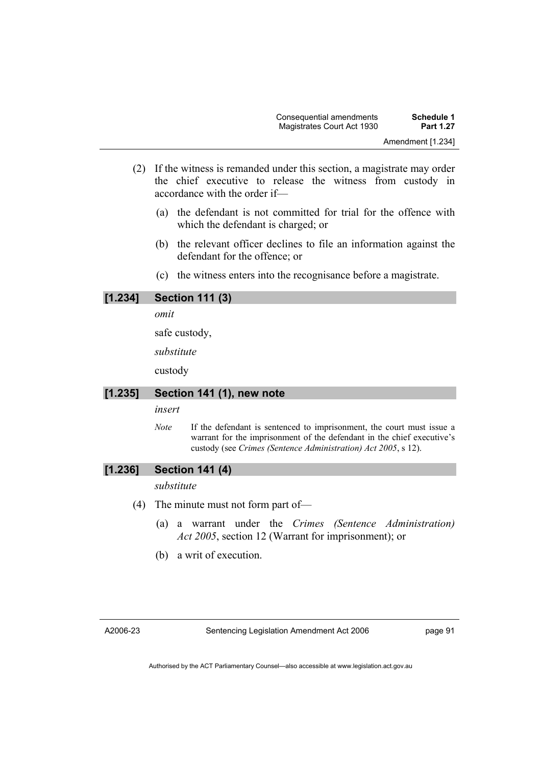(2) If the witness is remanded under this section, a magistrate may order the chief executive to release the witness from custody in accordance with the order if—

(a) the defendant is not committed for trial for the offence with which the defendant is charged; or

(b) the relevant officer declines to file an information against the defendant for the offence; or

(c) the witness enters into the recognisance before a magistrate.

### [1.234] Section 111 (3)

*omit*

safe custody,

*substitute*

custody

### [1.235] Section 141 (1), new note

*insert*

*Note* If the defendant is sentenced to imprisonment, the court must issue a warrant for the imprisonment of the defendant in the chief executive's custody (see *Crimes (Sentence Administration) Act 2005*, s 12).

### [1.236] Section 141 (4)

*substitute*

(4) The minute must not form part of—

(a) a warrant under the *Crimes (Sentence Administration) Act 2005*, section 12 (Warrant for imprisonment); or

(b) a writ of execution.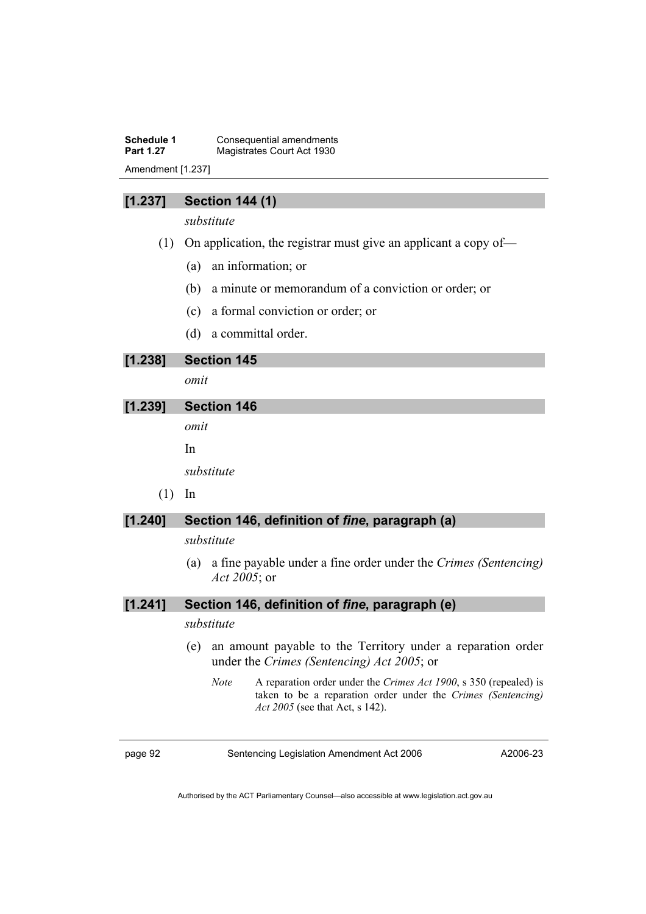### [1.237] Section 144 (1)

*substitute*

(1) On application, the registrar must give an applicant a copy of—

(a) an information; or

(b) a minute or memorandum of a conviction or order; or

(c) a formal conviction or order; or

(d) a committal order.

### [1.238] Section 145

*omit*

### [1.239] Section 146

*omit*

In

*substitute*

(1) In

### [1.240] Section 146, definition of ***fine***, paragraph (a)

*substitute*

(a) a fine payable under a fine order under the *Crimes (Sentencing) Act 2005*; or

### [1.241] Section 146, definition of ***fine***, paragraph (e)

*substitute*

(e) an amount payable to the Territory under a reparation order under the *Crimes (Sentencing) Act 2005*; or

*Note* A reparation order under the *Crimes Act 1900*, s 350 (repealed) is taken to be a reparation order under the *Crimes (Sentencing) Act 2005* (see that Act, s 142).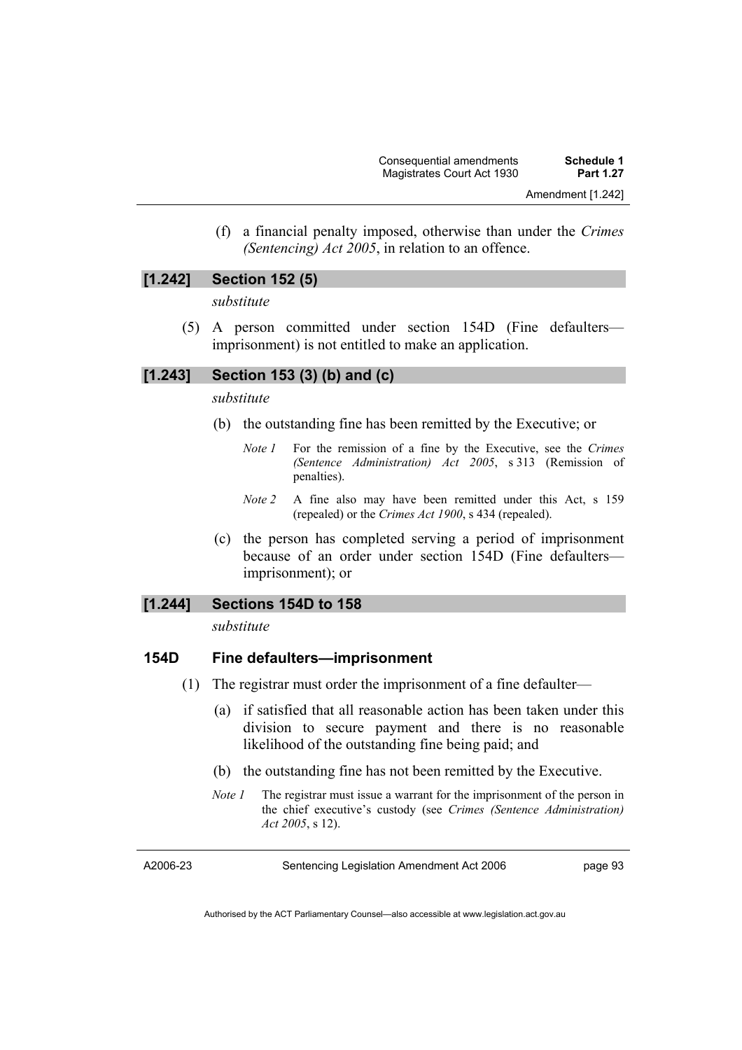(f) a financial penalty imposed, otherwise than under the *Crimes (Sentencing) Act 2005*, in relation to an offence.

### [1.242] Section 152 (5)

*substitute*

(5) A person committed under section 154D (Fine defaulters—imprisonment) is not entitled to make an application.

### [1.243] Section 153 (3) (b) and (c)

*substitute*

(b) the outstanding fine has been remitted by the Executive; or

*Note 1* For the remission of a fine by the Executive, see the *Crimes (Sentence Administration) Act 2005*, s 313 (Remission of penalties).

*Note 2* A fine also may have been remitted under this Act, s 159 (repealed) or the *Crimes Act 1900*, s 434 (repealed).

(c) the person has completed serving a period of imprisonment because of an order under section 154D (Fine defaulters—imprisonment); or

### [1.244] Sections 154D to 158

*substitute*

### 154D Fine defaulters—imprisonment

(1) The registrar must order the imprisonment of a fine defaulter—

(a) if satisfied that all reasonable action has been taken under this division to secure payment and there is no reasonable likelihood of the outstanding fine being paid; and

(b) the outstanding fine has not been remitted by the Executive.

*Note 1* The registrar must issue a warrant for the imprisonment of the person in the chief executive's custody (see *Crimes (Sentence Administration) Act 2005*, s 12).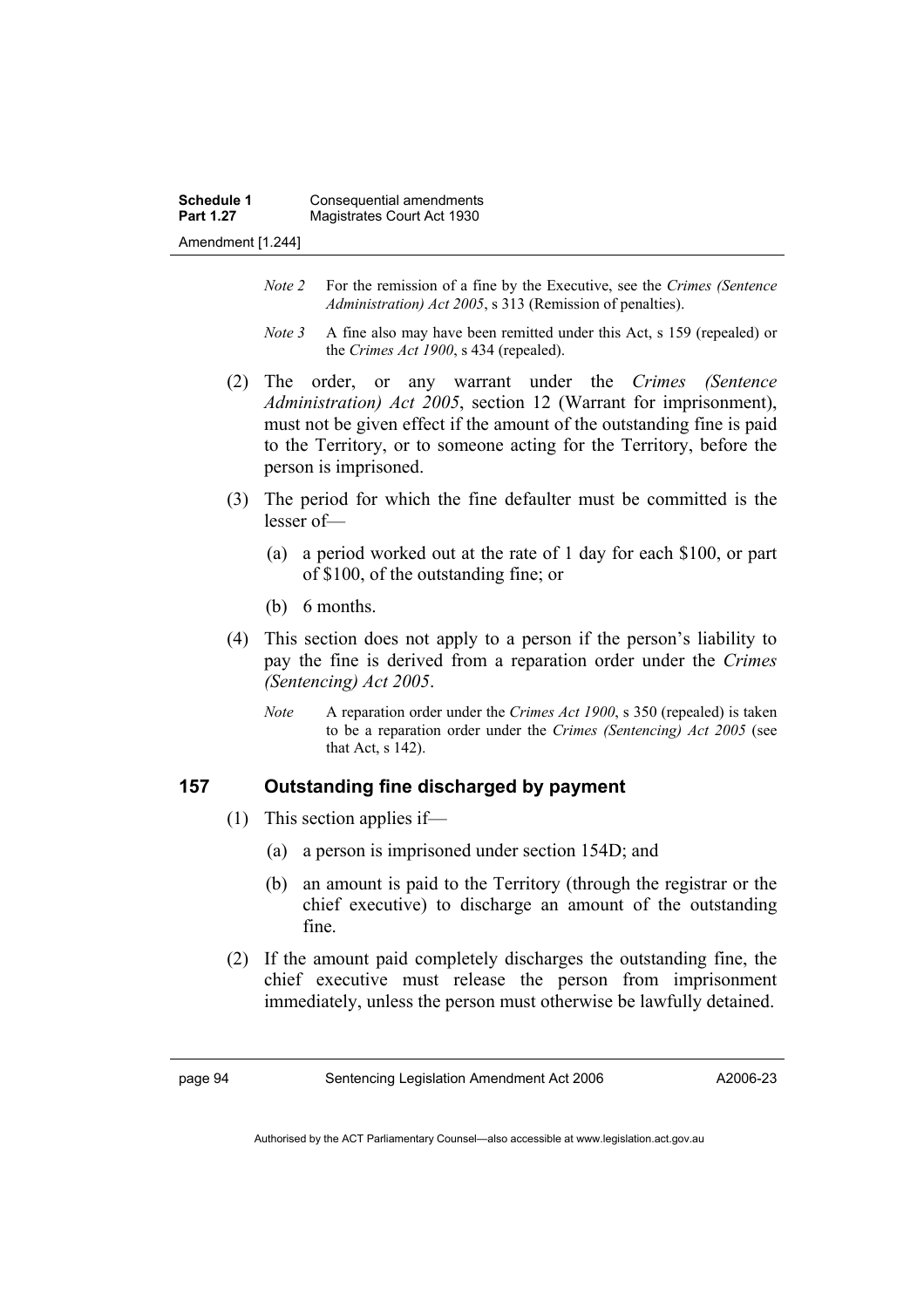*Note 2* For the remission of a fine by the Executive, see the *Crimes (Sentence Administration) Act 2005*, s 313 (Remission of penalties).

*Note 3* A fine also may have been remitted under this Act, s 159 (repealed) or the *Crimes Act 1900*, s 434 (repealed).

(2) The order, or any warrant under the *Crimes (Sentence Administration) Act 2005*, section 12 (Warrant for imprisonment), must not be given effect if the amount of the outstanding fine is paid to the Territory, or to someone acting for the Territory, before the person is imprisoned.

(3) The period for which the fine defaulter must be committed is the lesser of—

(a) a period worked out at the rate of 1 day for each $100, or part of $100, of the outstanding fine; or

(b) 6 months.

(4) This section does not apply to a person if the person's liability to pay the fine is derived from a reparation order under the *Crimes (Sentencing) Act 2005*.

*Note* A reparation order under the *Crimes Act 1900*, s 350 (repealed) is taken to be a reparation order under the *Crimes (Sentencing) Act 2005* (see that Act, s 142).

### 157 Outstanding fine discharged by payment

(1) This section applies if—

(a) a person is imprisoned under section 154D; and

(b) an amount is paid to the Territory (through the registrar or the chief executive) to discharge an amount of the outstanding fine.

(2) If the amount paid completely discharges the outstanding fine, the chief executive must release the person from imprisonment immediately, unless the person must otherwise be lawfully detained.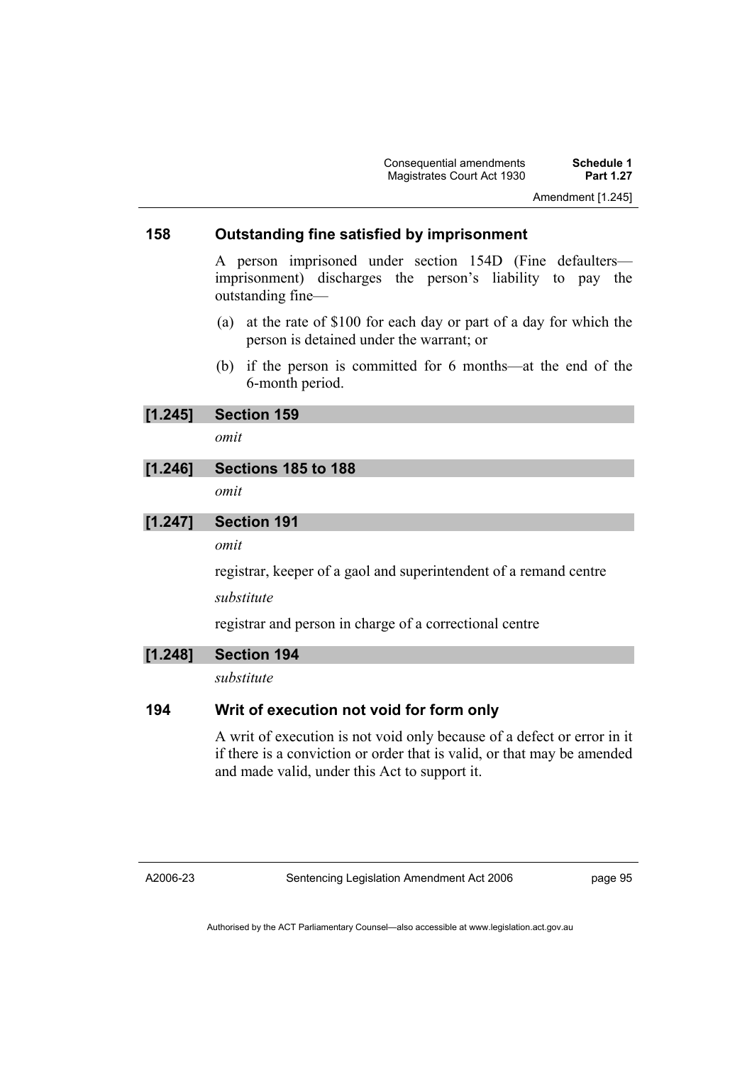### 158 Outstanding fine satisfied by imprisonment

A person imprisoned under section 154D (Fine defaulters—imprisonment) discharges the person's liability to pay the outstanding fine—

(a) at the rate of $100 for each day or part of a day for which the person is detained under the warrant; or

(b) if the person is committed for 6 months—at the end of the 6-month period.

## [1.245] Section 159

*omit*

## [1.246] Sections 185 to 188

*omit*

## [1.247] Section 191

*omit*

registrar, keeper of a gaol and superintendent of a remand centre

*substitute*

registrar and person in charge of a correctional centre

## [1.248] Section 194

*substitute*

### 194 Writ of execution not void for form only

A writ of execution is not void only because of a defect or error in it if there is a conviction or order that is valid, or that may be amended and made valid, under this Act to support it.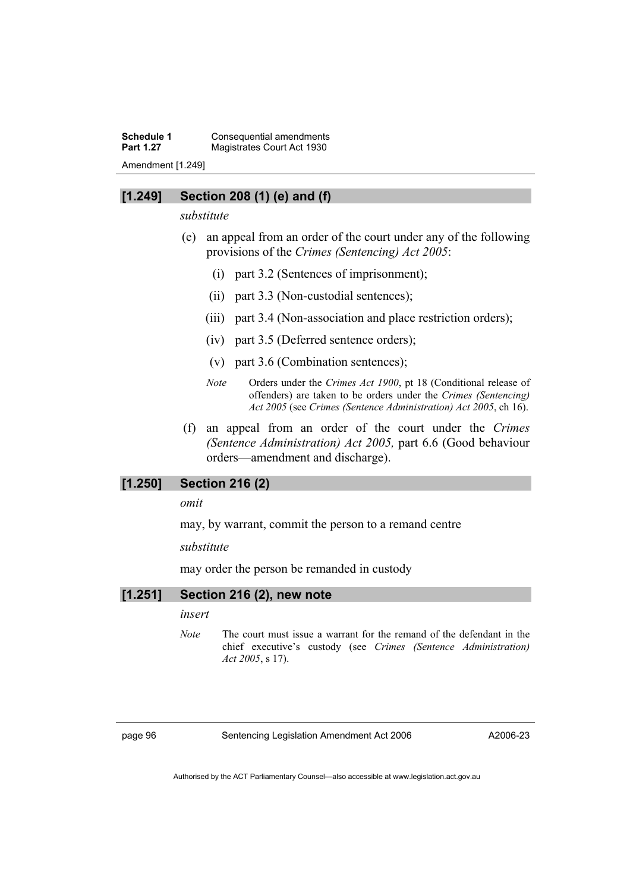## [1.249] Section 208 (1) (e) and (f)

*substitute*

(e) an appeal from an order of the court under any of the following provisions of the *Crimes (Sentencing) Act 2005*:

(i) part 3.2 (Sentences of imprisonment);

(ii) part 3.3 (Non-custodial sentences);

(iii) part 3.4 (Non-association and place restriction orders);

(iv) part 3.5 (Deferred sentence orders);

(v) part 3.6 (Combination sentences);

*Note* Orders under the *Crimes Act 1900*, pt 18 (Conditional release of offenders) are taken to be orders under the *Crimes (Sentencing) Act 2005* (see *Crimes (Sentence Administration) Act 2005*, ch 16).

(f) an appeal from an order of the court under the *Crimes (Sentence Administration) Act 2005,* part 6.6 (Good behaviour orders—amendment and discharge).

## [1.250] Section 216 (2)

*omit*

may, by warrant, commit the person to a remand centre

*substitute*

may order the person be remanded in custody

## [1.251] Section 216 (2), new note

*insert*

*Note* The court must issue a warrant for the remand of the defendant in the chief executive's custody (see *Crimes (Sentence Administration) Act 2005*, s 17).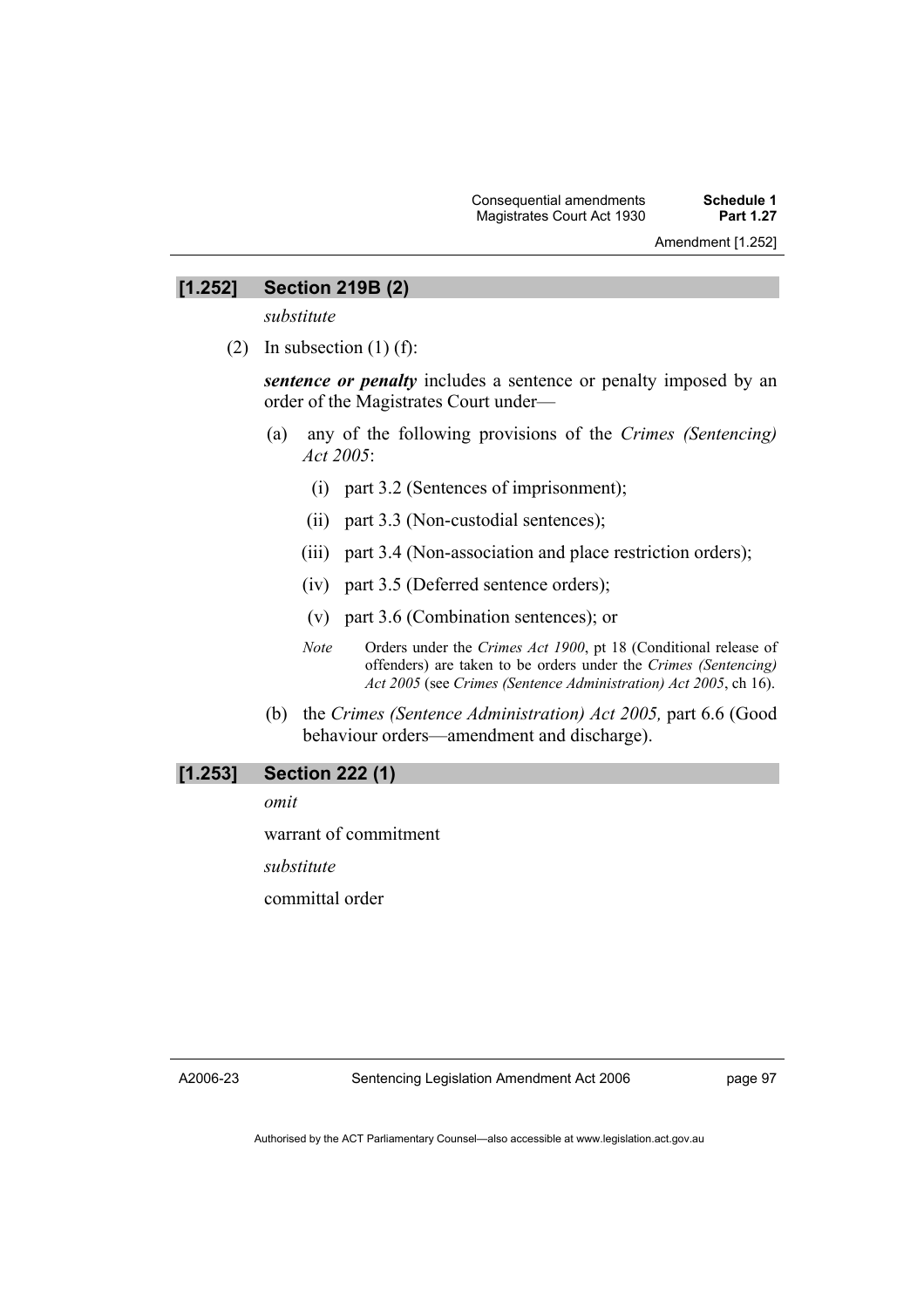## [1.252] Section 219B (2)

*substitute*

(2) In subsection (1) (f):

***sentence or penalty*** includes a sentence or penalty imposed by an order of the Magistrates Court under—

(a) any of the following provisions of the *Crimes (Sentencing) Act 2005*:

(i) part 3.2 (Sentences of imprisonment);

(ii) part 3.3 (Non-custodial sentences);

(iii) part 3.4 (Non-association and place restriction orders);

(iv) part 3.5 (Deferred sentence orders);

(v) part 3.6 (Combination sentences); or

*Note* Orders under the *Crimes Act 1900*, pt 18 (Conditional release of offenders) are taken to be orders under the *Crimes (Sentencing) Act 2005* (see *Crimes (Sentence Administration) Act 2005*, ch 16).

(b) the *Crimes (Sentence Administration) Act 2005,* part 6.6 (Good behaviour orders—amendment and discharge).

## [1.253] Section 222 (1)

*omit*

warrant of commitment

*substitute*

committal order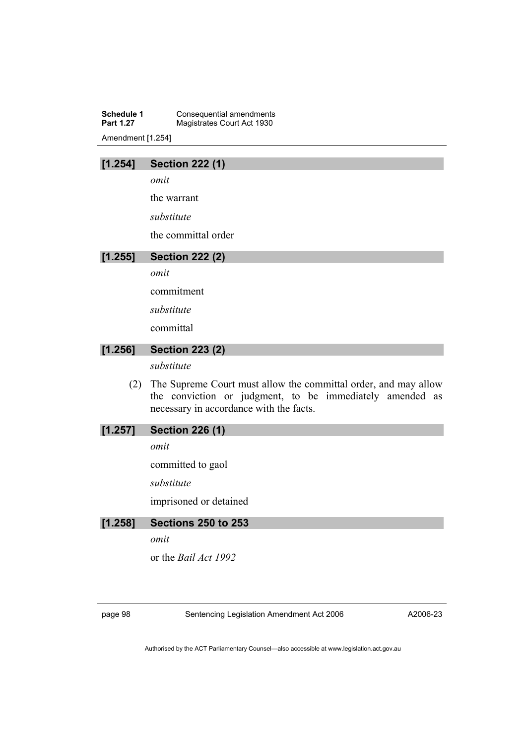### [1.254] Section 222 (1)

*omit*

the warrant

*substitute*

the committal order

### [1.255] Section 222 (2)

*omit*

commitment

*substitute*

committal

### [1.256] Section 223 (2)

*substitute*

(2) The Supreme Court must allow the committal order, and may allow the conviction or judgment, to be immediately amended as necessary in accordance with the facts.

### [1.257] Section 226 (1)

*omit*

committed to gaol

*substitute*

imprisoned or detained

### [1.258] Sections 250 to 253

*omit*

or the *Bail Act 1992*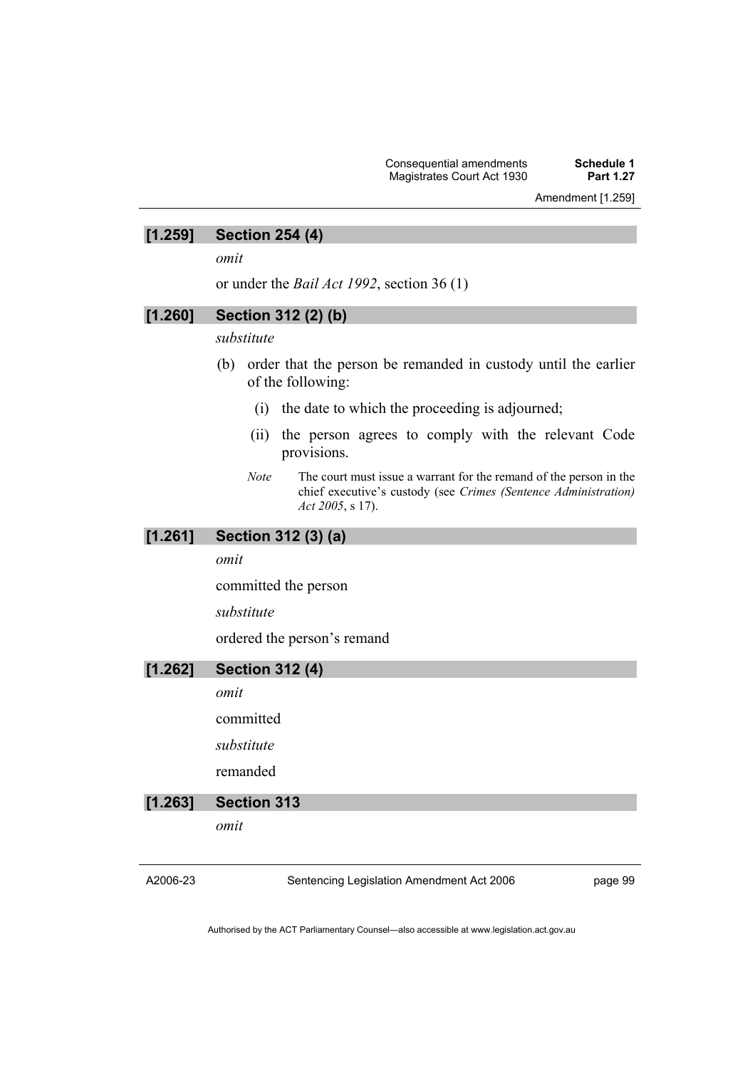### [1.259] Section 254 (4)

*omit*

or under the *Bail Act 1992*, section 36 (1)

### [1.260] Section 312 (2) (b)

*substitute*

(b) order that the person be remanded in custody until the earlier of the following:

(i) the date to which the proceeding is adjourned;

(ii) the person agrees to comply with the relevant Code provisions.

*Note* The court must issue a warrant for the remand of the person in the chief executive's custody (see *Crimes (Sentence Administration) Act 2005*, s 17).

### [1.261] Section 312 (3) (a)

*omit*

committed the person

*substitute*

ordered the person's remand

### [1.262] Section 312 (4)

*omit*

committed

*substitute*

remanded

### [1.263] Section 313

*omit*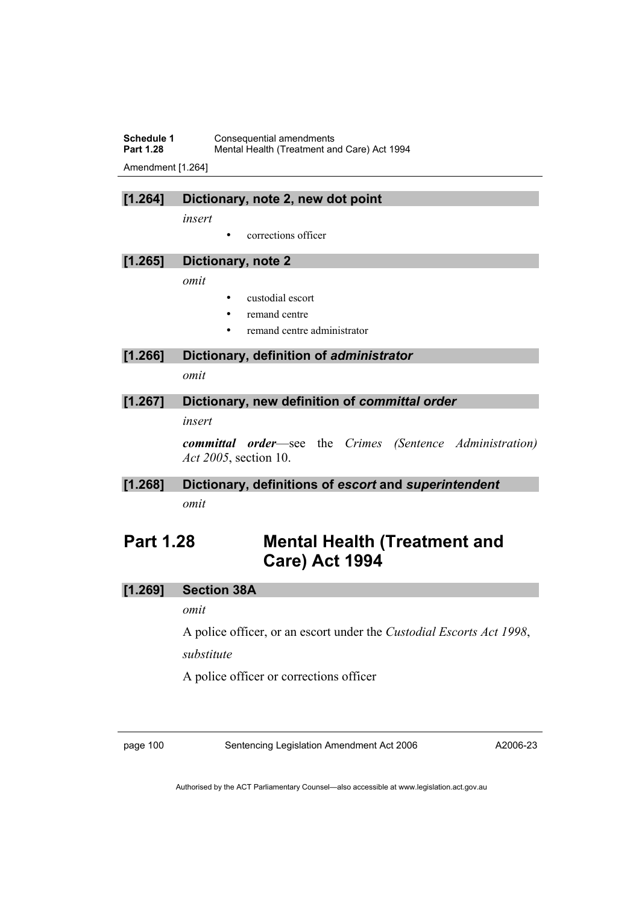### [1.264] Dictionary, note 2, new dot point

*insert*

- corrections officer

### [1.265] Dictionary, note 2

*omit*

- custodial escort
- remand centre
- remand centre administrator

### [1.266] Dictionary, definition of *administrator*

*omit*

### [1.267] Dictionary, new definition of *committal order*

*insert*

***committal order***—see the *Crimes (Sentence Administration) Act 2005*, section 10.

### [1.268] Dictionary, definitions of *escort* and *superintendent*

*omit*

## Part 1.28 Mental Health (Treatment and Care) Act 1994

### [1.269] Section 38A

*omit*

A police officer, or an escort under the *Custodial Escorts Act 1998*,

*substitute*

A police officer or corrections officer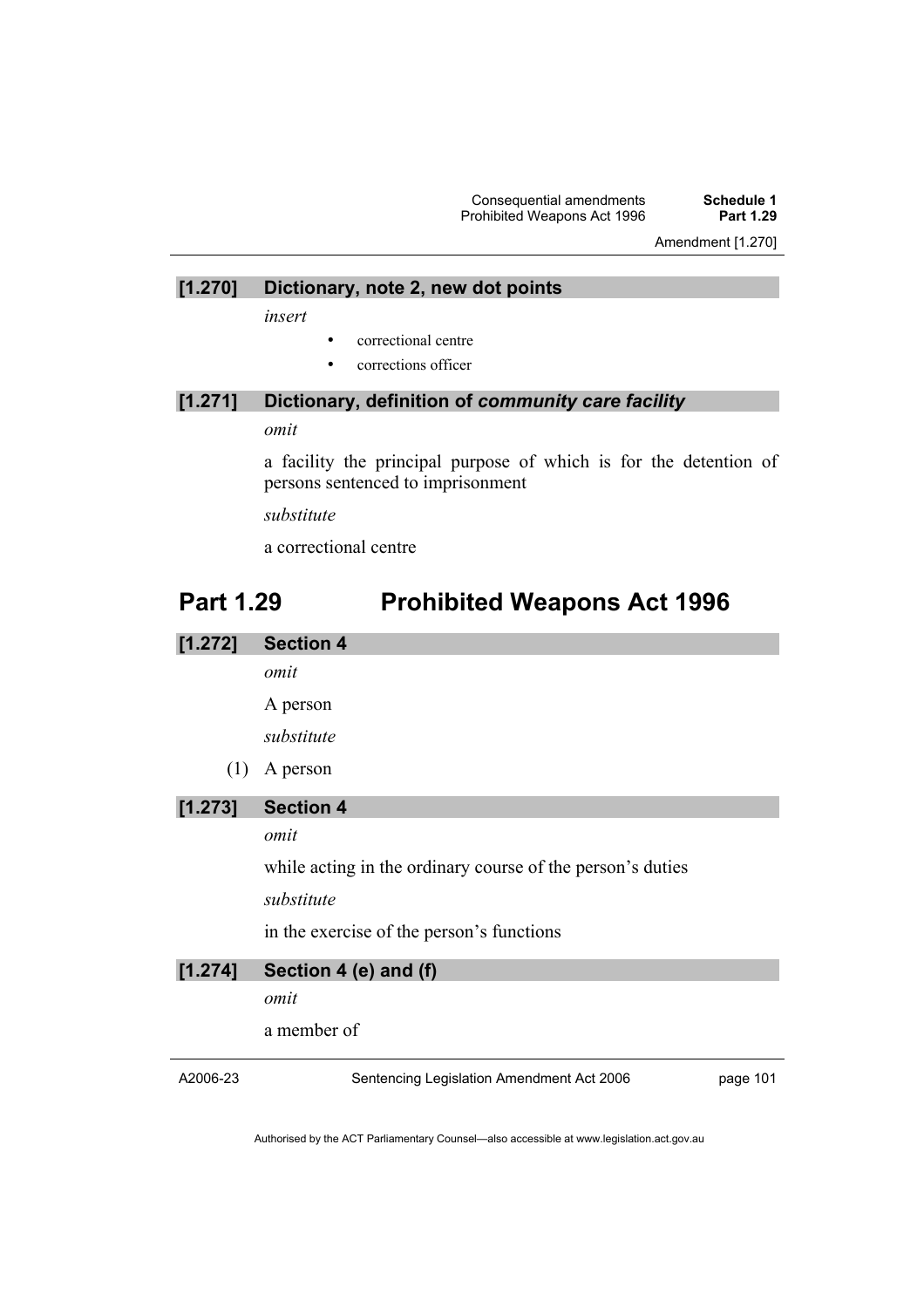### [1.270] Dictionary, note 2, new dot points

*insert*

- correctional centre
- corrections officer

### [1.271] Dictionary, definition of *community care facility*

*omit*

a facility the principal purpose of which is for the detention of persons sentenced to imprisonment

*substitute*

a correctional centre

## Part 1.29 Prohibited Weapons Act 1996

### [1.272] Section 4

*omit*

A person

*substitute*

(1) A person

### [1.273] Section 4

*omit*

while acting in the ordinary course of the person's duties

*substitute*

in the exercise of the person's functions

### [1.274] Section 4 (e) and (f)

*omit*

a member of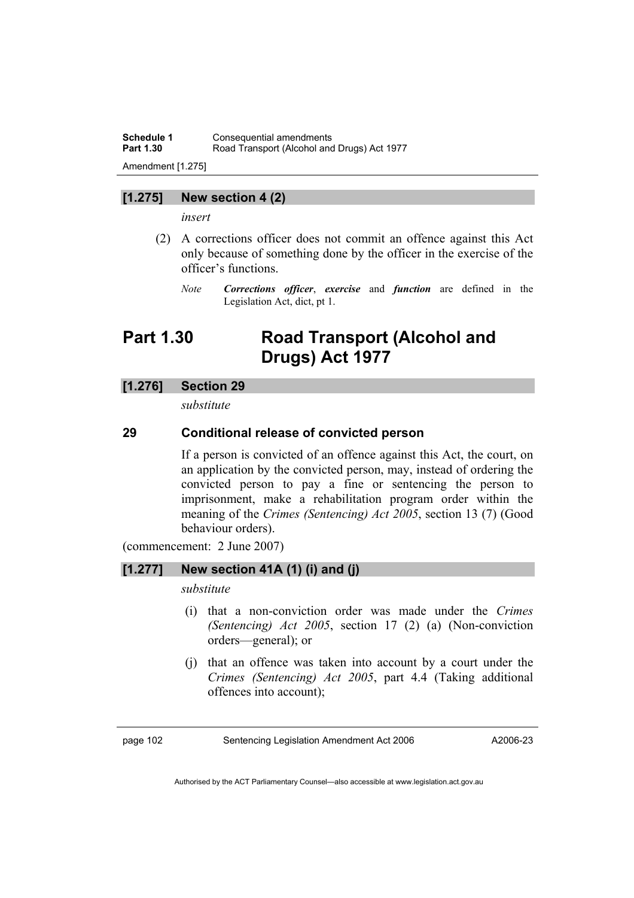### [1.275] New section 4 (2)

*insert*

(2) A corrections officer does not commit an offence against this Act only because of something done by the officer in the exercise of the officer's functions.

*Note* ***Corrections officer***, ***exercise*** and ***function*** are defined in the Legislation Act, dict, pt 1.

# Part 1.30 Road Transport (Alcohol and Drugs) Act 1977

### [1.276] Section 29

*substitute*

**29 Conditional release of convicted person**

If a person is convicted of an offence against this Act, the court, on an application by the convicted person, may, instead of ordering the convicted person to pay a fine or sentencing the person to imprisonment, make a rehabilitation program order within the meaning of the *Crimes (Sentencing) Act 2005*, section 13 (7) (Good behaviour orders).

(commencement: 2 June 2007)

### [1.277] New section 41A (1) (i) and (j)

*substitute*

(i) that a non-conviction order was made under the *Crimes (Sentencing) Act 2005*, section 17 (2) (a) (Non-conviction orders—general); or

(j) that an offence was taken into account by a court under the *Crimes (Sentencing) Act 2005*, part 4.4 (Taking additional offences into account);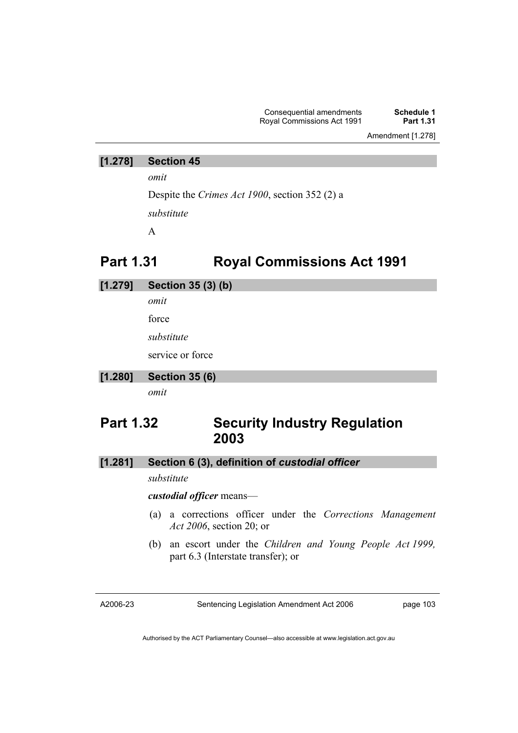**[1.278] Section 45**

*omit*

Despite the *Crimes Act 1900*, section 352 (2) a

*substitute*

A

## Part 1.31 Royal Commissions Act 1991

**[1.279] Section 35 (3) (b)**

*omit*

force

*substitute*

service or force

**[1.280] Section 35 (6)**

*omit*

## Part 1.32 Security Industry Regulation 2003

**[1.281] Section 6 (3), definition of *custodial officer***

*substitute*

***custodial officer*** means—

(a) a corrections officer under the *Corrections Management Act 2006*, section 20; or

(b) an escort under the *Children and Young People Act 1999,* part 6.3 (Interstate transfer); or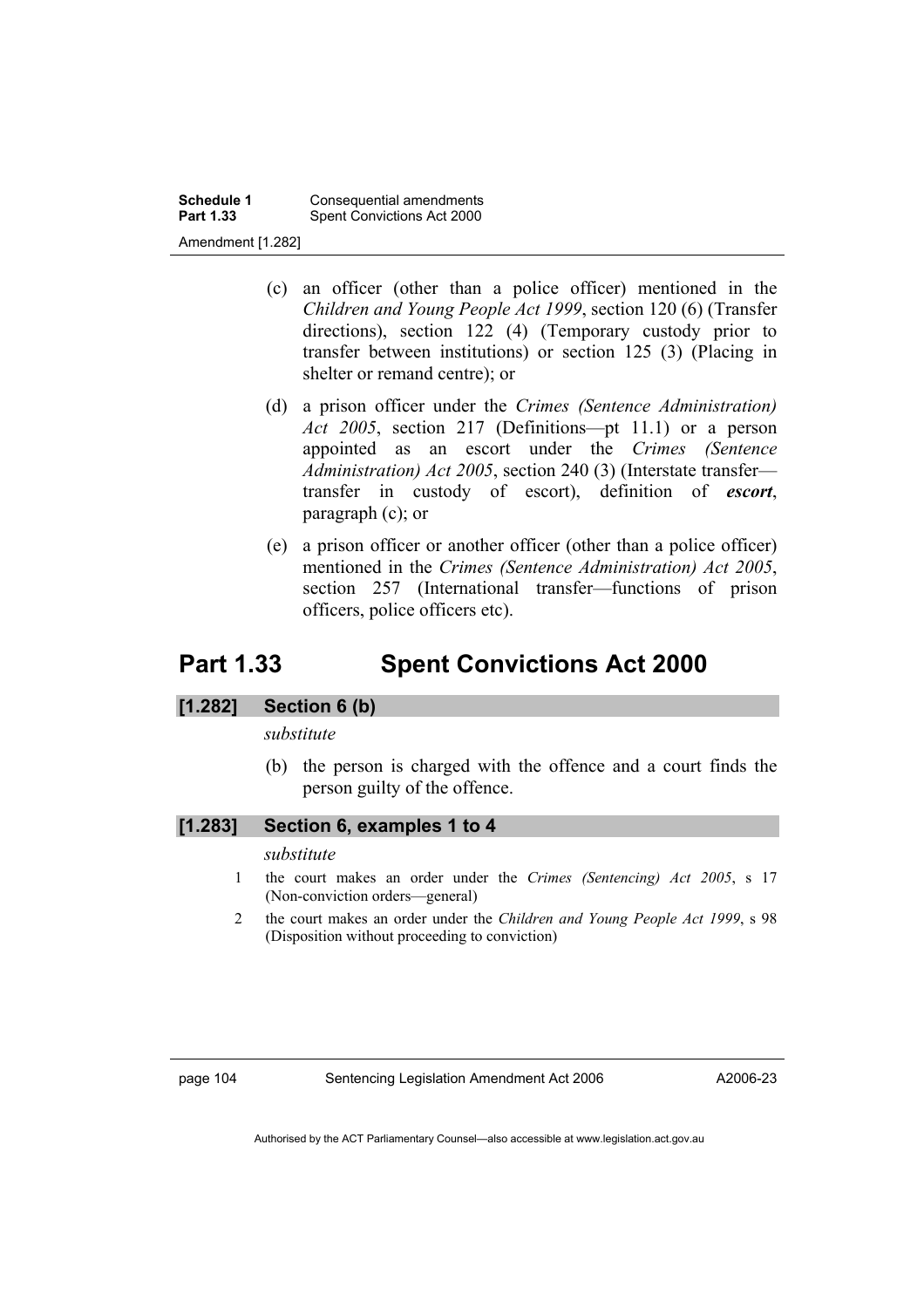(c) an officer (other than a police officer) mentioned in the *Children and Young People Act 1999*, section 120 (6) (Transfer directions), section 122 (4) (Temporary custody prior to transfer between institutions) or section 125 (3) (Placing in shelter or remand centre); or

(d) a prison officer under the *Crimes (Sentence Administration) Act 2005*, section 217 (Definitions—pt 11.1) or a person appointed as an escort under the *Crimes (Sentence Administration) Act 2005*, section 240 (3) (Interstate transfer—transfer in custody of escort), definition of ***escort***, paragraph (c); or

(e) a prison officer or another officer (other than a police officer) mentioned in the *Crimes (Sentence Administration) Act 2005*, section 257 (International transfer—functions of prison officers, police officers etc).

# Part 1.33 Spent Convictions Act 2000

## [1.282] Section 6 (b)

*substitute*

(b) the person is charged with the offence and a court finds the person guilty of the offence.

## [1.283] Section 6, examples 1 to 4

*substitute*

1 the court makes an order under the *Crimes (Sentencing) Act 2005*, s 17 (Non-conviction orders—general)

2 the court makes an order under the *Children and Young People Act 1999*, s 98 (Disposition without proceeding to conviction)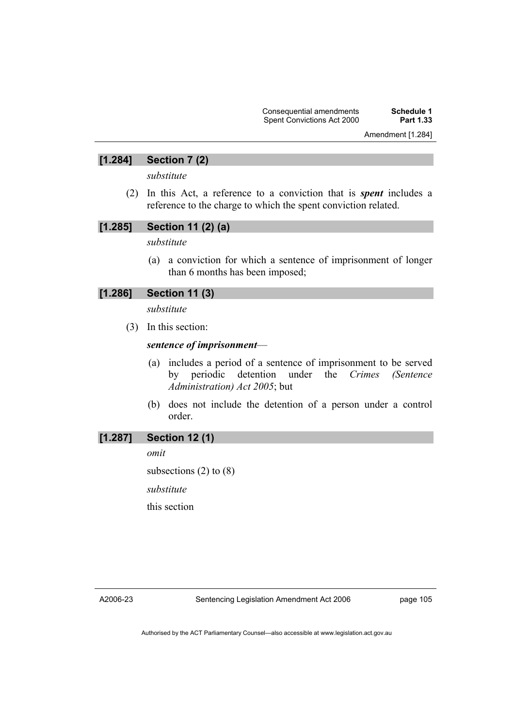### [1.284] Section 7 (2)

*substitute*

(2) In this Act, a reference to a conviction that is ***spent*** includes a reference to the charge to which the spent conviction related.

### [1.285] Section 11 (2) (a)

*substitute*

(a) a conviction for which a sentence of imprisonment of longer than 6 months has been imposed;

### [1.286] Section 11 (3)

*substitute*

(3) In this section:

***sentence of imprisonment***—

(a) includes a period of a sentence of imprisonment to be served by periodic detention under the *Crimes (Sentence Administration) Act 2005*; but

(b) does not include the detention of a person under a control order.

### [1.287] Section 12 (1)

*omit*

subsections (2) to (8)

*substitute*

this section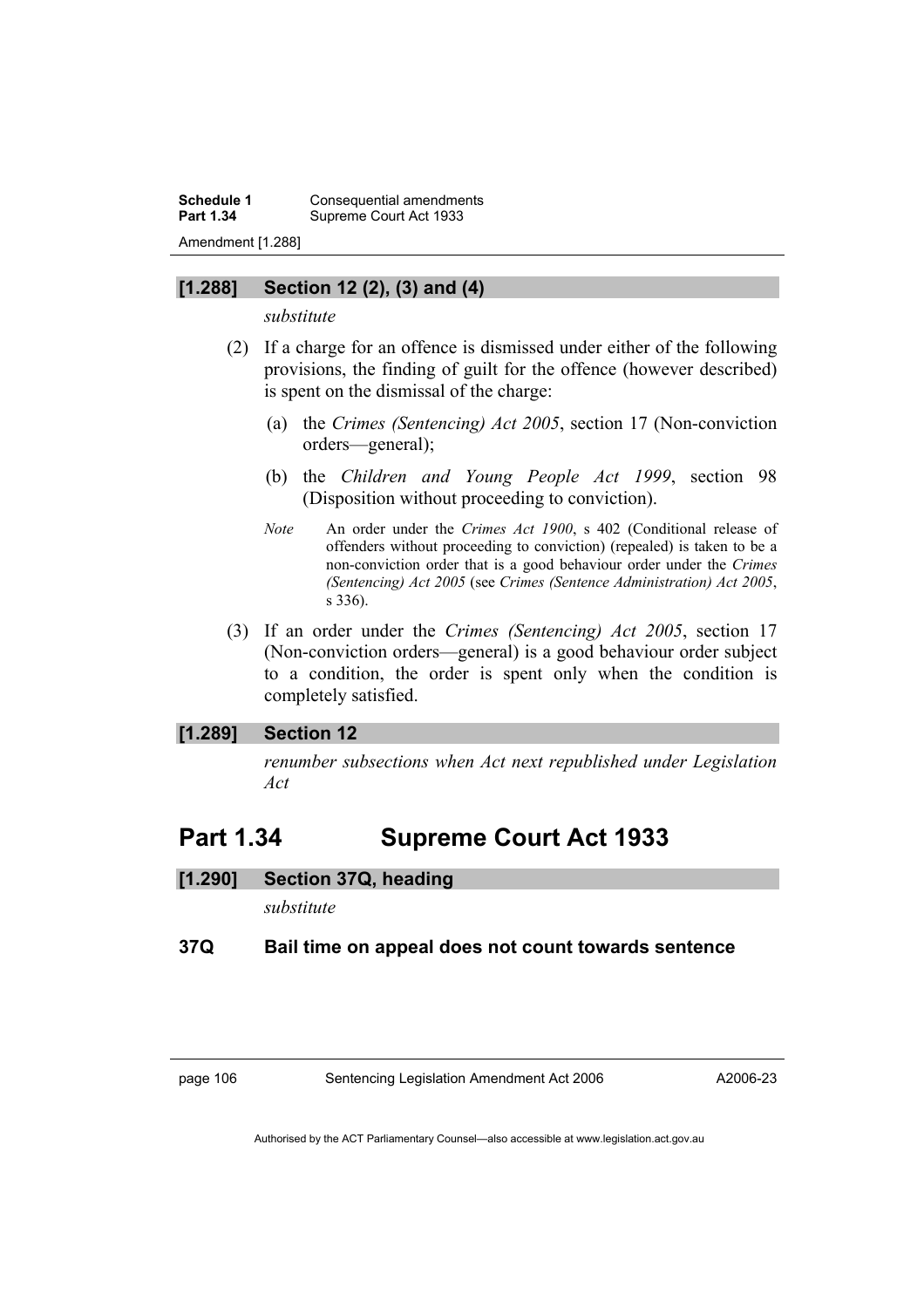**[1.288] Section 12 (2), (3) and (4)**

*substitute*

(2) If a charge for an offence is dismissed under either of the following provisions, the finding of guilt for the offence (however described) is spent on the dismissal of the charge:

(a) the *Crimes (Sentencing) Act 2005*, section 17 (Non-conviction orders—general);

(b) the *Children and Young People Act 1999*, section 98 (Disposition without proceeding to conviction).

*Note* An order under the *Crimes Act 1900*, s 402 (Conditional release of offenders without proceeding to conviction) (repealed) is taken to be a non-conviction order that is a good behaviour order under the *Crimes (Sentencing) Act 2005* (see *Crimes (Sentence Administration) Act 2005*, s 336).

(3) If an order under the *Crimes (Sentencing) Act 2005*, section 17 (Non-conviction orders—general) is a good behaviour order subject to a condition, the order is spent only when the condition is completely satisfied.

**[1.289] Section 12**

*renumber subsections when Act next republished under Legislation Act*

# Part 1.34 Supreme Court Act 1933

**[1.290] Section 37Q, heading**

*substitute*

### 37Q Bail time on appeal does not count towards sentence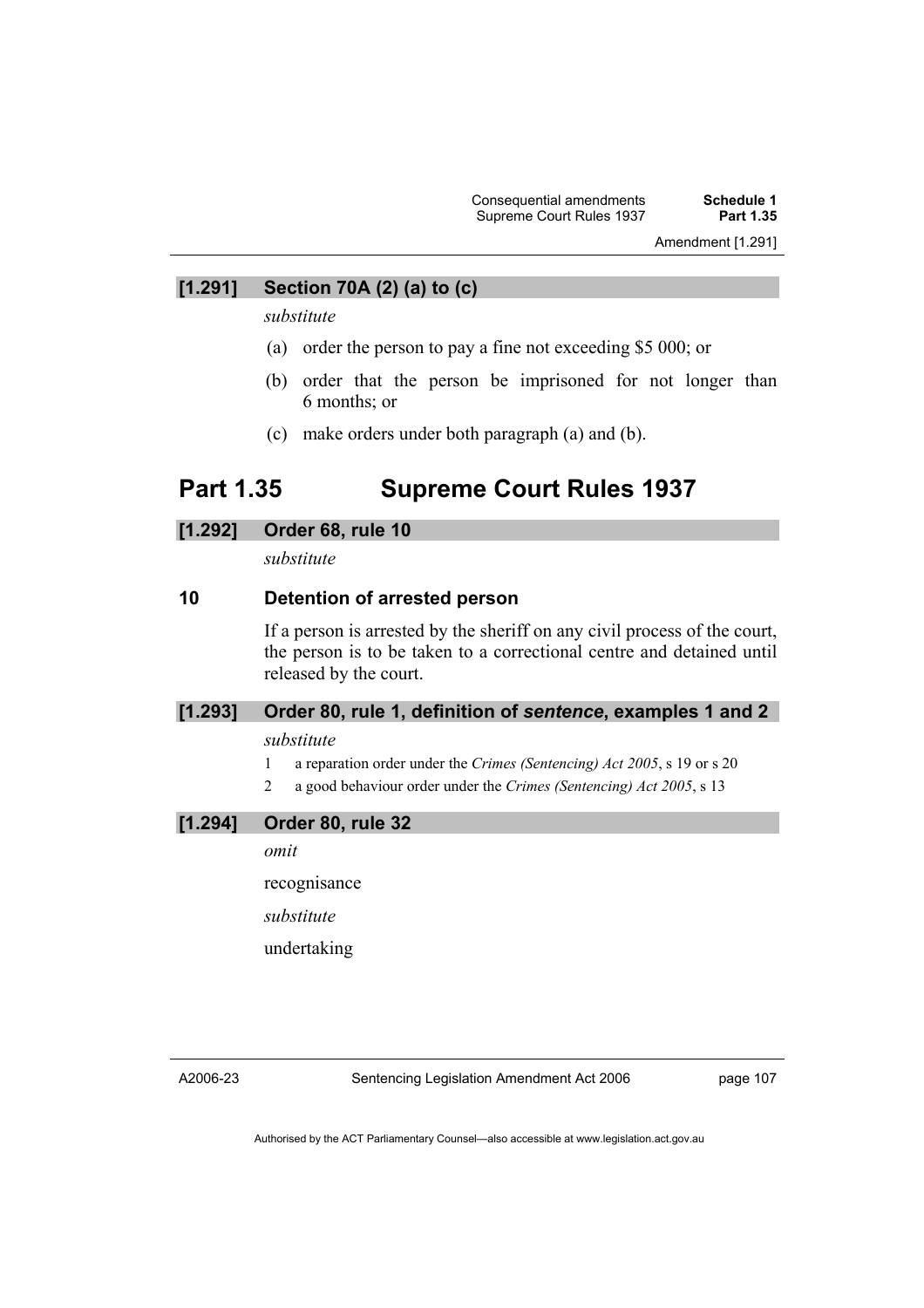**[1.291] Section 70A (2) (a) to (c)**

*substitute*

(a) order the person to pay a fine not exceeding $5 000; or

(b) order that the person be imprisoned for not longer than 6 months; or

(c) make orders under both paragraph (a) and (b).

# Part 1.35 Supreme Court Rules 1937

**[1.292] Order 68, rule 10**

*substitute*

### 10 Detention of arrested person

If a person is arrested by the sheriff on any civil process of the court, the person is to be taken to a correctional centre and detained until released by the court.

**[1.293] Order 80, rule 1, definition of *sentence*, examples 1 and 2**

*substitute*

1 a reparation order under the *Crimes (Sentencing) Act 2005*, s 19 or s 20

2 a good behaviour order under the *Crimes (Sentencing) Act 2005*, s 13

**[1.294] Order 80, rule 32**

*omit*

recognisance

*substitute*

undertaking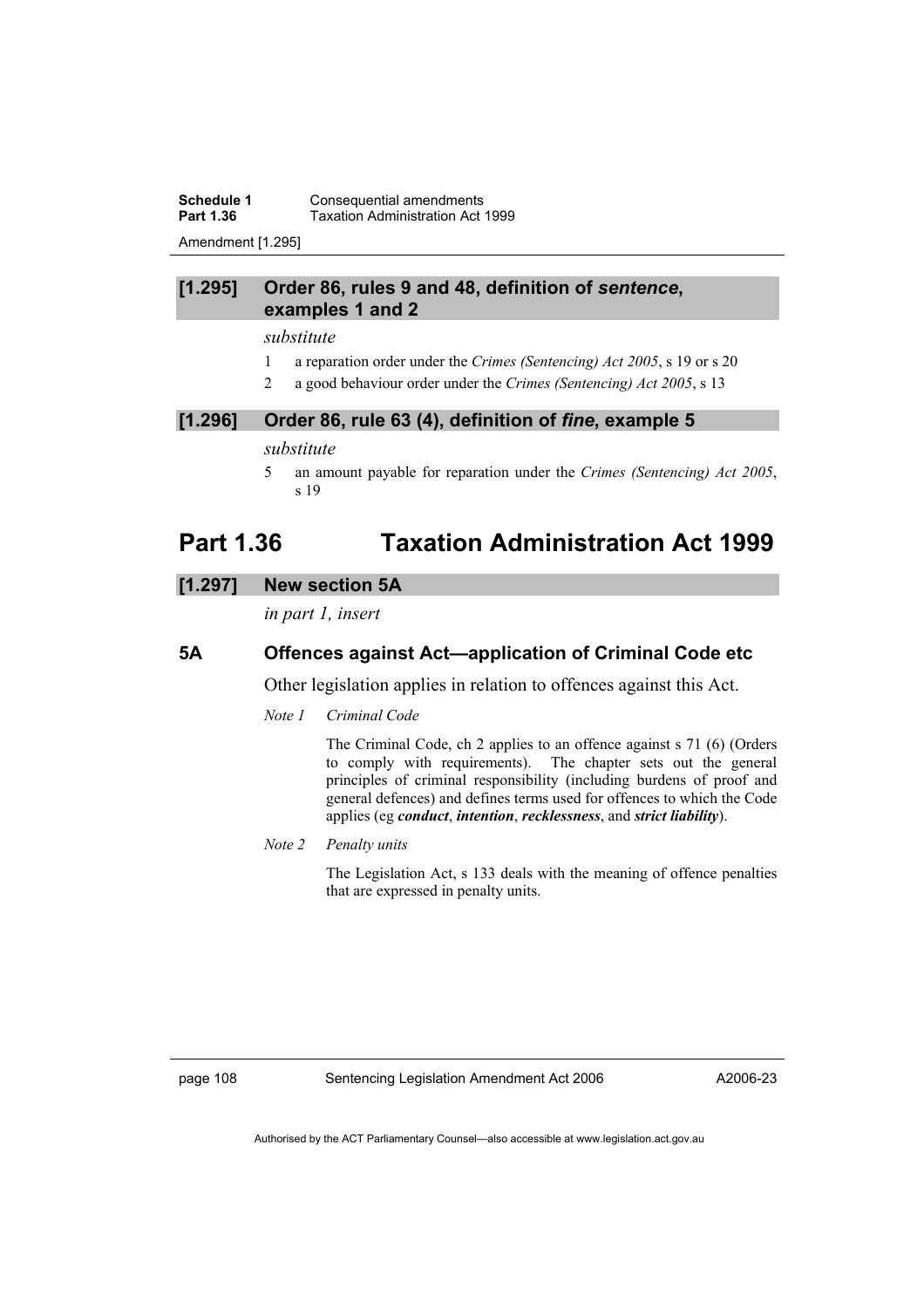## [1.295] Order 86, rules 9 and 48, definition of *sentence*, examples 1 and 2

*substitute*

1 a reparation order under the *Crimes (Sentencing) Act 2005*, s 19 or s 20

2 a good behaviour order under the *Crimes (Sentencing) Act 2005*, s 13

## [1.296] Order 86, rule 63 (4), definition of *fine*, example 5

*substitute*

5 an amount payable for reparation under the *Crimes (Sentencing) Act 2005*, s 19

# Part 1.36 Taxation Administration Act 1999

## [1.297] New section 5A

*in part 1, insert*

### 5A Offences against Act—application of Criminal Code etc

Other legislation applies in relation to offences against this Act.

*Note 1 Criminal Code*

The Criminal Code, ch 2 applies to an offence against s 71 (6) (Orders to comply with requirements). The chapter sets out the general principles of criminal responsibility (including burdens of proof and general defences) and defines terms used for offences to which the Code applies (eg ***conduct***, ***intention***, ***recklessness***, and ***strict liability***).

*Note 2 Penalty units*

The Legislation Act, s 133 deals with the meaning of offence penalties that are expressed in penalty units.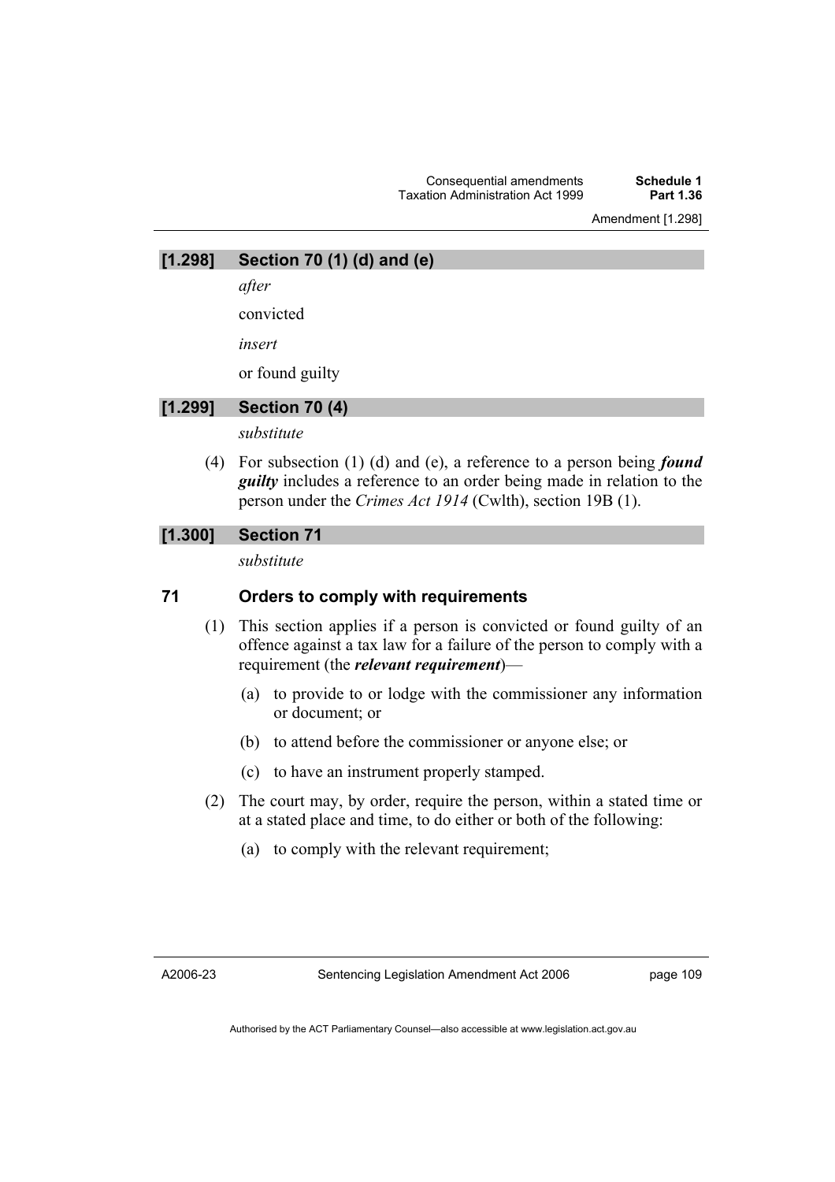## [1.298] Section 70 (1) (d) and (e)

*after*

convicted

*insert*

or found guilty

## [1.299] Section 70 (4)

*substitute*

(4) For subsection (1) (d) and (e), a reference to a person being ***found guilty*** includes a reference to an order being made in relation to the person under the *Crimes Act 1914* (Cwlth), section 19B (1).

## [1.300] Section 71

*substitute*

### 71 Orders to comply with requirements

(1) This section applies if a person is convicted or found guilty of an offence against a tax law for a failure of the person to comply with a requirement (the ***relevant requirement***)—

(a) to provide to or lodge with the commissioner any information or document; or

(b) to attend before the commissioner or anyone else; or

(c) to have an instrument properly stamped.

(2) The court may, by order, require the person, within a stated time or at a stated place and time, to do either or both of the following:

(a) to comply with the relevant requirement;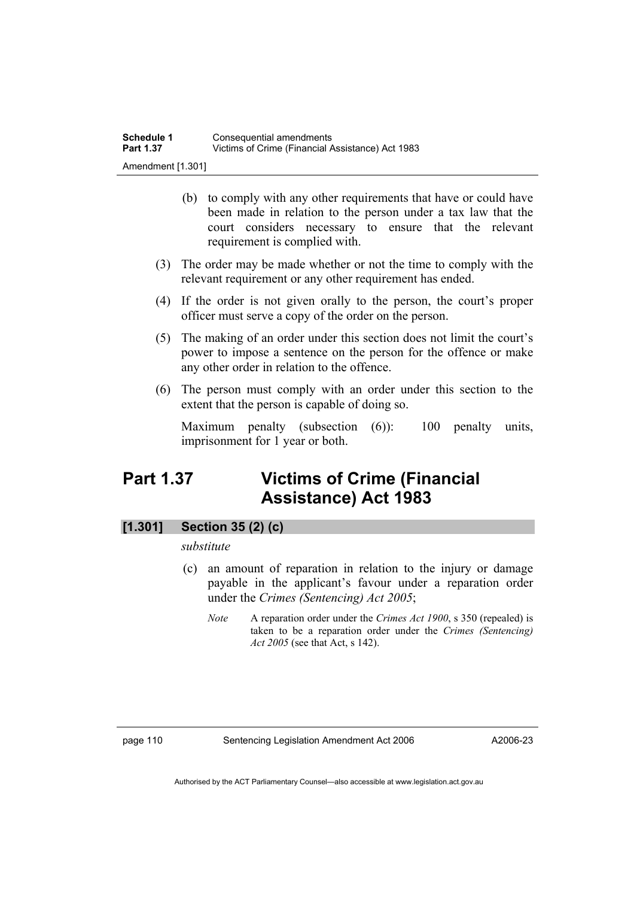(b) to comply with any other requirements that have or could have been made in relation to the person under a tax law that the court considers necessary to ensure that the relevant requirement is complied with.

(3) The order may be made whether or not the time to comply with the relevant requirement or any other requirement has ended.

(4) If the order is not given orally to the person, the court's proper officer must serve a copy of the order on the person.

(5) The making of an order under this section does not limit the court's power to impose a sentence on the person for the offence or make any other order in relation to the offence.

(6) The person must comply with an order under this section to the extent that the person is capable of doing so.

Maximum penalty (subsection (6)): 100 penalty units, imprisonment for 1 year or both.

# Part 1.37 Victims of Crime (Financial Assistance) Act 1983

## [1.301] Section 35 (2) (c)

*substitute*

(c) an amount of reparation in relation to the injury or damage payable in the applicant's favour under a reparation order under the *Crimes (Sentencing) Act 2005*;

*Note* A reparation order under the *Crimes Act 1900*, s 350 (repealed) is taken to be a reparation order under the *Crimes (Sentencing) Act 2005* (see that Act, s 142).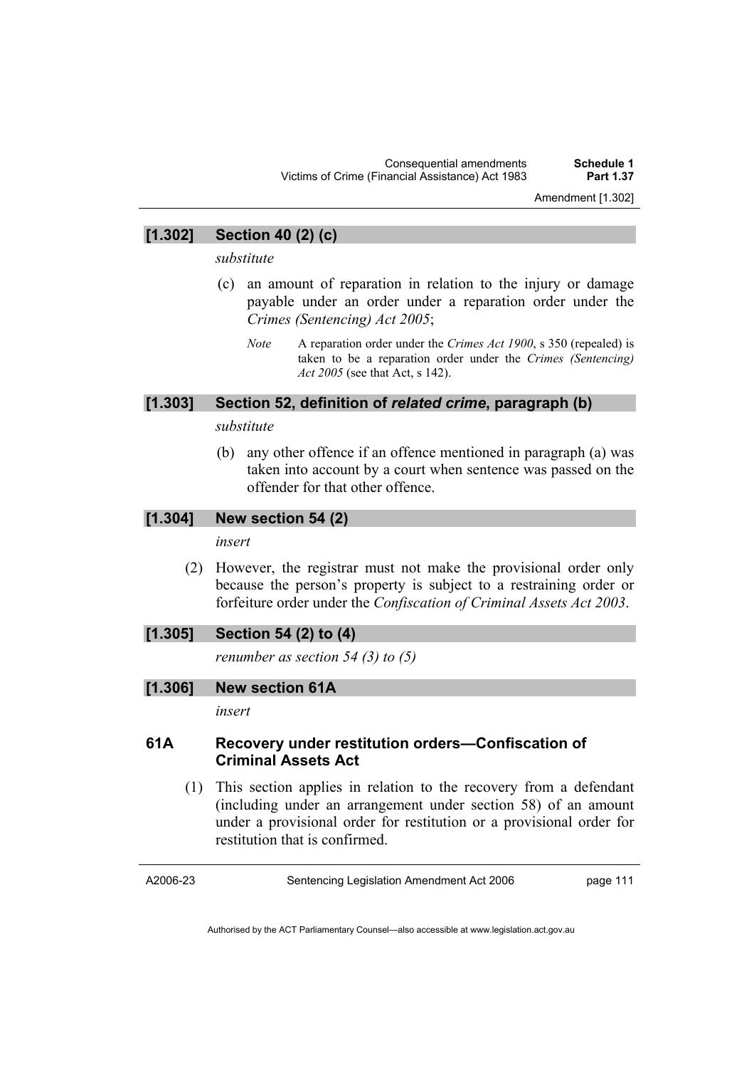## [1.302] Section 40 (2) (c)

*substitute*

(c) an amount of reparation in relation to the injury or damage payable under an order under a reparation order under the *Crimes (Sentencing) Act 2005*;

*Note* A reparation order under the *Crimes Act 1900*, s 350 (repealed) is taken to be a reparation order under the *Crimes (Sentencing) Act 2005* (see that Act, s 142).

## [1.303] Section 52, definition of ***related crime***, paragraph (b)

*substitute*

(b) any other offence if an offence mentioned in paragraph (a) was taken into account by a court when sentence was passed on the offender for that other offence.

## [1.304] New section 54 (2)

*insert*

(2) However, the registrar must not make the provisional order only because the person's property is subject to a restraining order or forfeiture order under the *Confiscation of Criminal Assets Act 2003*.

## [1.305] Section 54 (2) to (4)

*renumber as section 54 (3) to (5)*

## [1.306] New section 61A

*insert*

### 61A Recovery under restitution orders—Confiscation of Criminal Assets Act

(1) This section applies in relation to the recovery from a defendant (including under an arrangement under section 58) of an amount under a provisional order for restitution or a provisional order for restitution that is confirmed.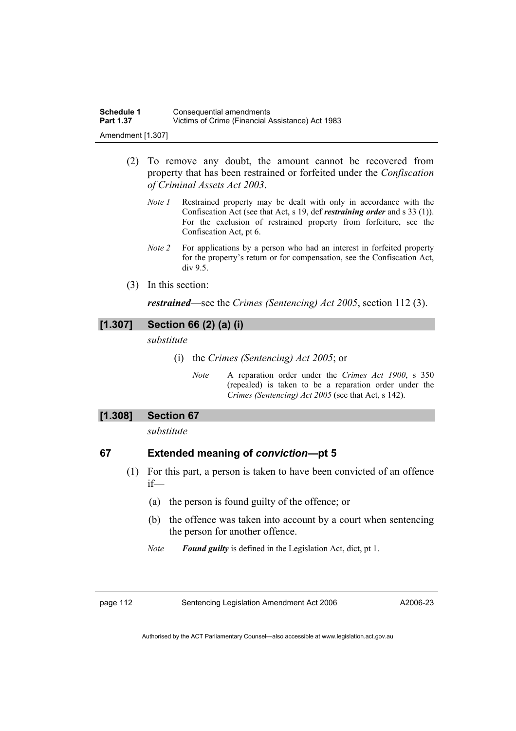(2) To remove any doubt, the amount cannot be recovered from property that has been restrained or forfeited under the *Confiscation of Criminal Assets Act 2003*.

*Note 1* Restrained property may be dealt with only in accordance with the Confiscation Act (see that Act, s 19, def ***restraining order*** and s 33 (1)). For the exclusion of restrained property from forfeiture, see the Confiscation Act, pt 6.

*Note 2* For applications by a person who had an interest in forfeited property for the property's return or for compensation, see the Confiscation Act, div 9.5.

(3) In this section:

***restrained***—see the *Crimes (Sentencing) Act 2005*, section 112 (3).

## [1.307] Section 66 (2) (a) (i)

*substitute*

(i) the *Crimes (Sentencing) Act 2005*; or

*Note* A reparation order under the *Crimes Act 1900*, s 350 (repealed) is taken to be a reparation order under the *Crimes (Sentencing) Act 2005* (see that Act, s 142).

## [1.308] Section 67

*substitute*

### 67 Extended meaning of *conviction*—pt 5

(1) For this part, a person is taken to have been convicted of an offence if—

(a) the person is found guilty of the offence; or

(b) the offence was taken into account by a court when sentencing the person for another offence.

*Note* ***Found guilty*** is defined in the Legislation Act, dict, pt 1.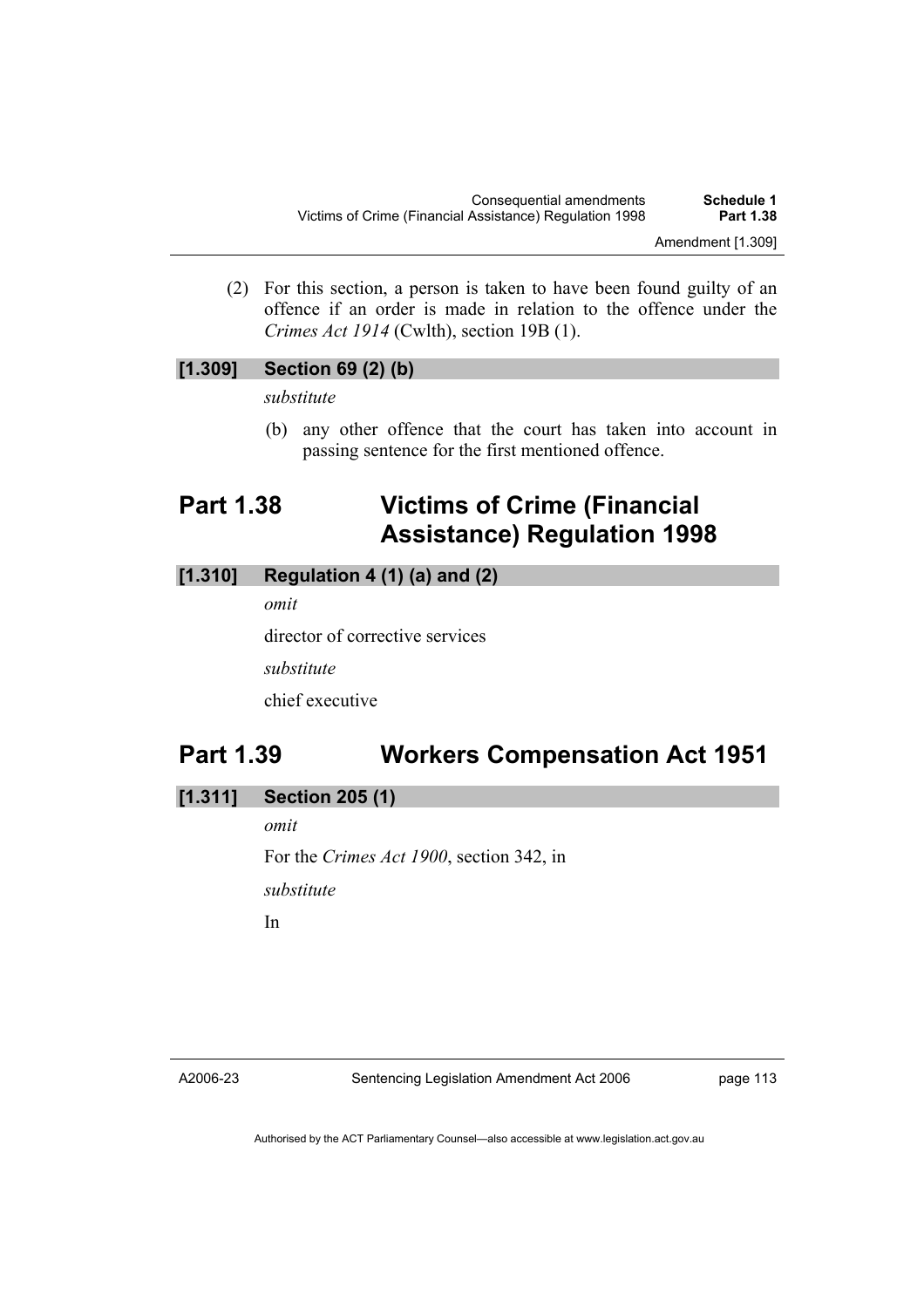(2) For this section, a person is taken to have been found guilty of an offence if an order is made in relation to the offence under the *Crimes Act 1914* (Cwlth), section 19B (1).

**[1.309] Section 69 (2) (b)**

*substitute*

(b) any other offence that the court has taken into account in passing sentence for the first mentioned offence.

## Part 1.38 Victims of Crime (Financial Assistance) Regulation 1998

**[1.310] Regulation 4 (1) (a) and (2)**

*omit*

director of corrective services

*substitute*

chief executive

## Part 1.39 Workers Compensation Act 1951

**[1.311] Section 205 (1)**

*omit*

For the *Crimes Act 1900*, section 342, in

*substitute*

In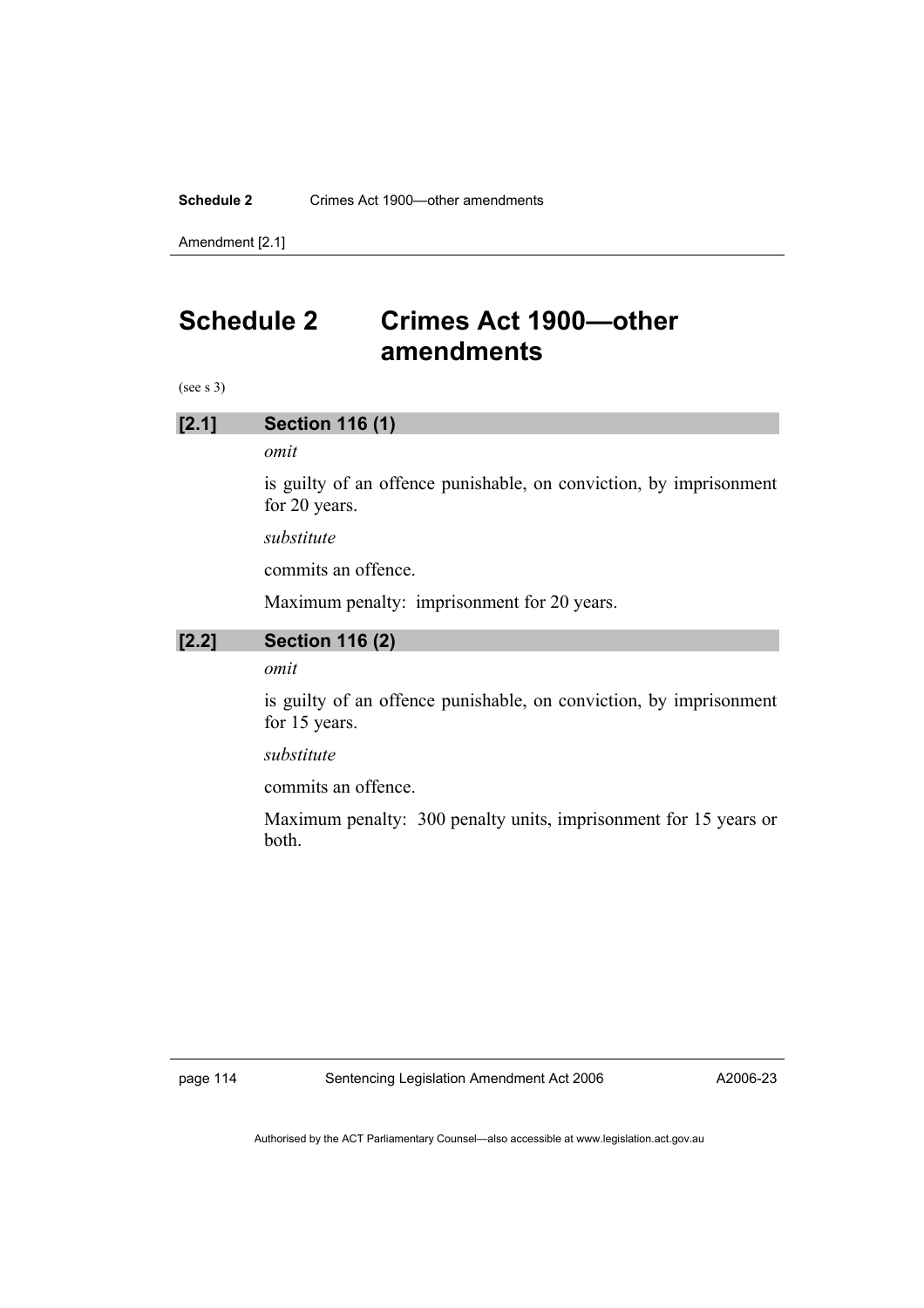# Schedule 2 Crimes Act 1900—other amendments

(see s 3)

### [2.1] Section 116 (1)

*omit*

is guilty of an offence punishable, on conviction, by imprisonment for 20 years.

*substitute*

commits an offence.

Maximum penalty: imprisonment for 20 years.

### [2.2] Section 116 (2)

*omit*

is guilty of an offence punishable, on conviction, by imprisonment for 15 years.

*substitute*

commits an offence.

Maximum penalty: 300 penalty units, imprisonment for 15 years or both.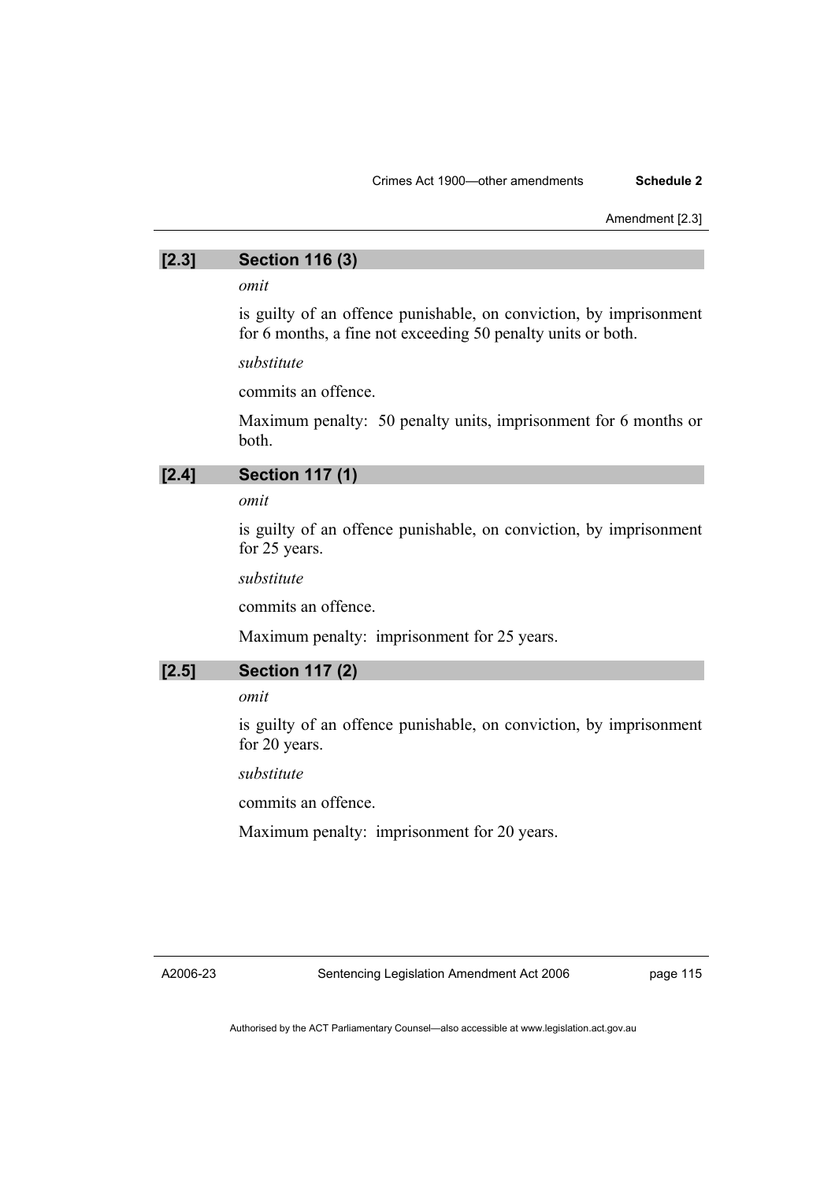## [2.3] Section 116 (3)

*omit*

is guilty of an offence punishable, on conviction, by imprisonment for 6 months, a fine not exceeding 50 penalty units or both.

*substitute*

commits an offence.

Maximum penalty: 50 penalty units, imprisonment for 6 months or both.

## [2.4] Section 117 (1)

*omit*

is guilty of an offence punishable, on conviction, by imprisonment for 25 years.

*substitute*

commits an offence.

Maximum penalty: imprisonment for 25 years.

## [2.5] Section 117 (2)

*omit*

is guilty of an offence punishable, on conviction, by imprisonment for 20 years.

*substitute*

commits an offence.

Maximum penalty: imprisonment for 20 years.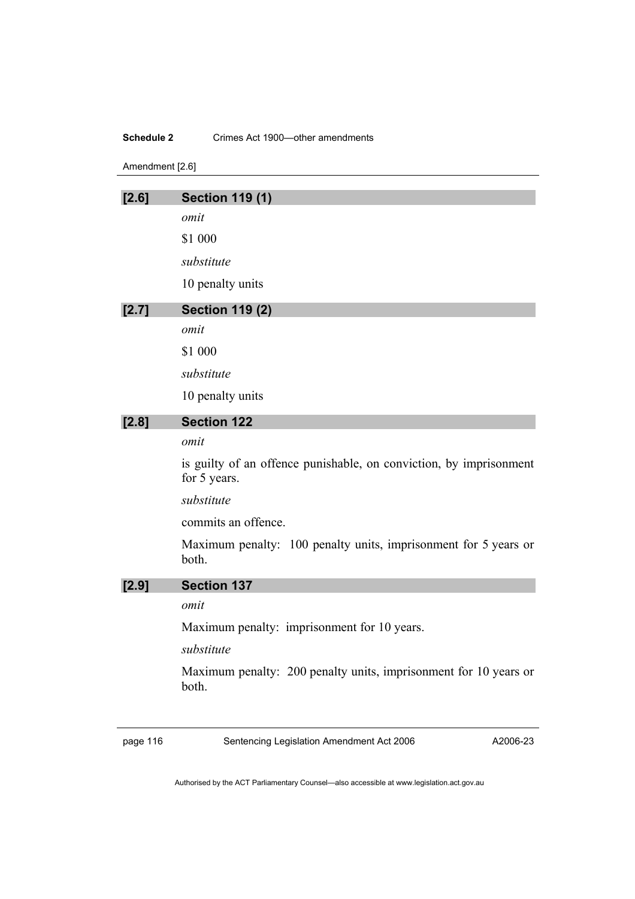### [2.6] Section 119 (1)

*omit*

$1 000

*substitute*

10 penalty units

### [2.7] Section 119 (2)

*omit*

$1 000

*substitute*

10 penalty units

### [2.8] Section 122

*omit*

is guilty of an offence punishable, on conviction, by imprisonment for 5 years.

*substitute*

commits an offence.

Maximum penalty: 100 penalty units, imprisonment for 5 years or both.

### [2.9] Section 137

*omit*

Maximum penalty: imprisonment for 10 years.

*substitute*

Maximum penalty: 200 penalty units, imprisonment for 10 years or both.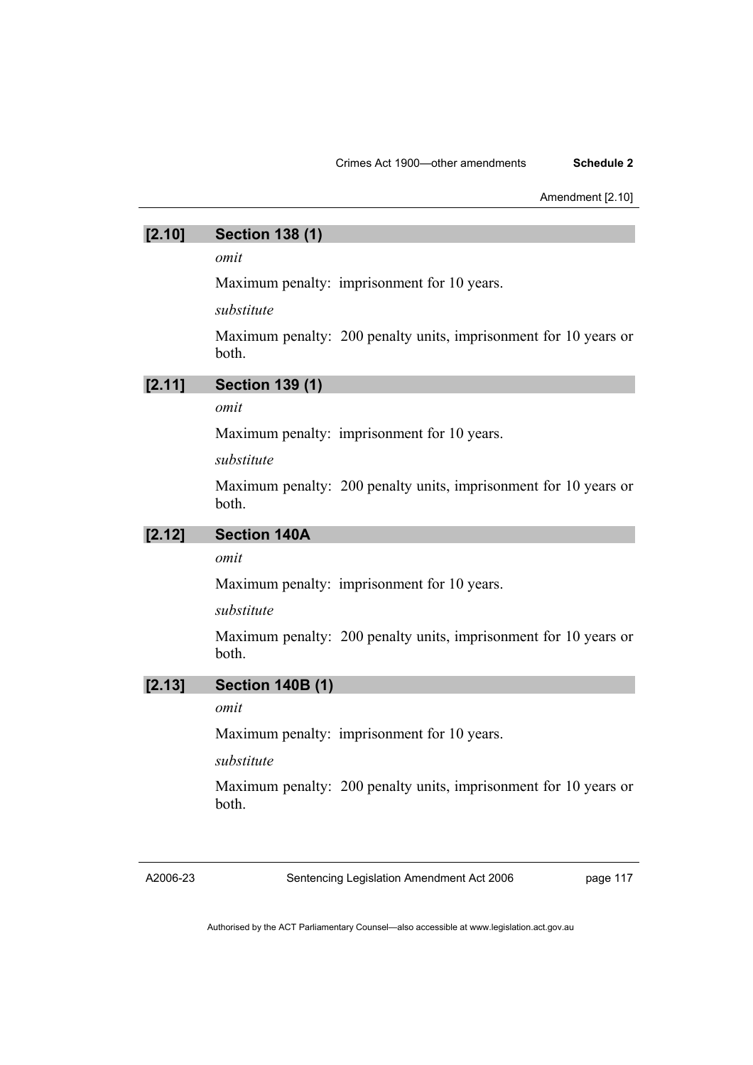## [2.10] Section 138 (1)

*omit*

Maximum penalty: imprisonment for 10 years.

*substitute*

Maximum penalty: 200 penalty units, imprisonment for 10 years or both.

## [2.11] Section 139 (1)

*omit*

Maximum penalty: imprisonment for 10 years.

*substitute*

Maximum penalty: 200 penalty units, imprisonment for 10 years or both.

## [2.12] Section 140A

*omit*

Maximum penalty: imprisonment for 10 years.

*substitute*

Maximum penalty: 200 penalty units, imprisonment for 10 years or both.

## [2.13] Section 140B (1)

*omit*

Maximum penalty: imprisonment for 10 years.

*substitute*

Maximum penalty: 200 penalty units, imprisonment for 10 years or both.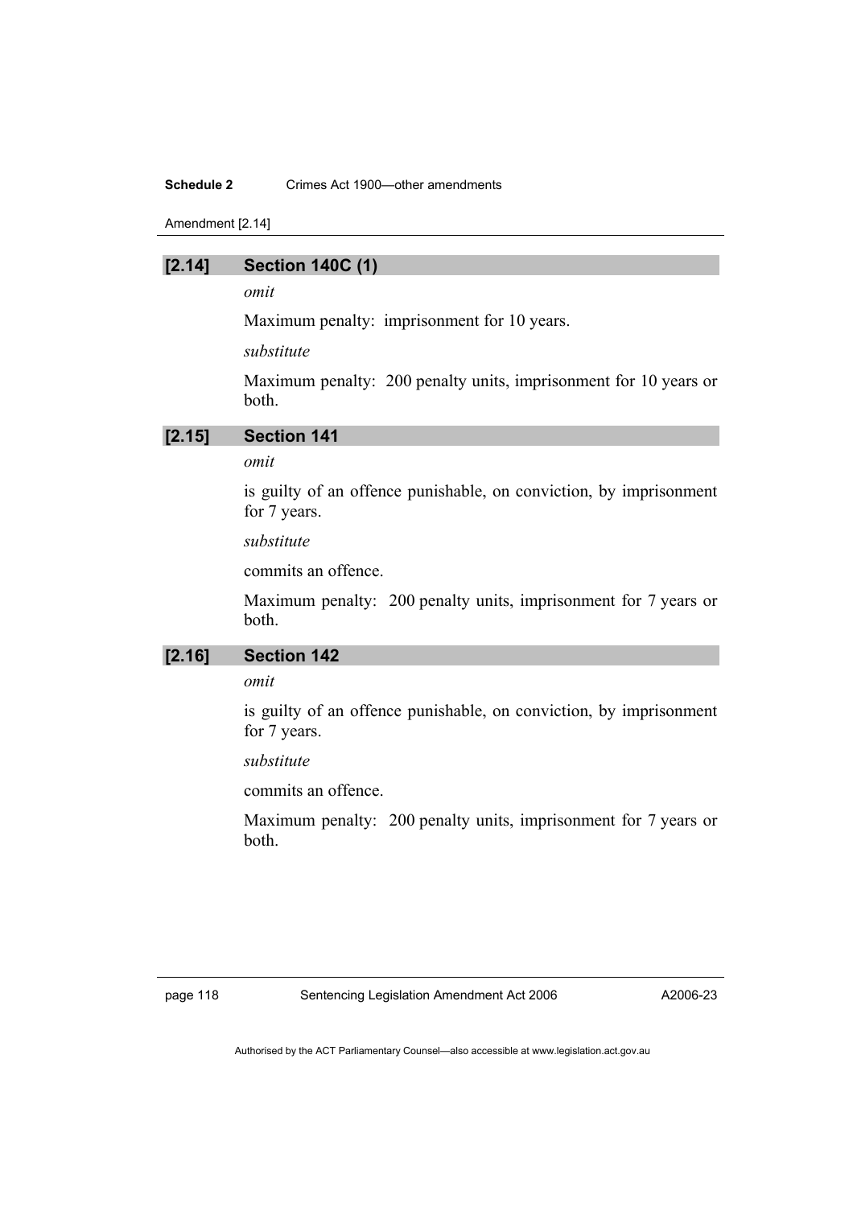## [2.14] Section 140C (1)

*omit*

Maximum penalty: imprisonment for 10 years.

*substitute*

Maximum penalty: 200 penalty units, imprisonment for 10 years or both.

## [2.15] Section 141

*omit*

is guilty of an offence punishable, on conviction, by imprisonment for 7 years.

*substitute*

commits an offence.

Maximum penalty: 200 penalty units, imprisonment for 7 years or both.

## [2.16] Section 142

*omit*

is guilty of an offence punishable, on conviction, by imprisonment for 7 years.

*substitute*

commits an offence.

Maximum penalty: 200 penalty units, imprisonment for 7 years or both.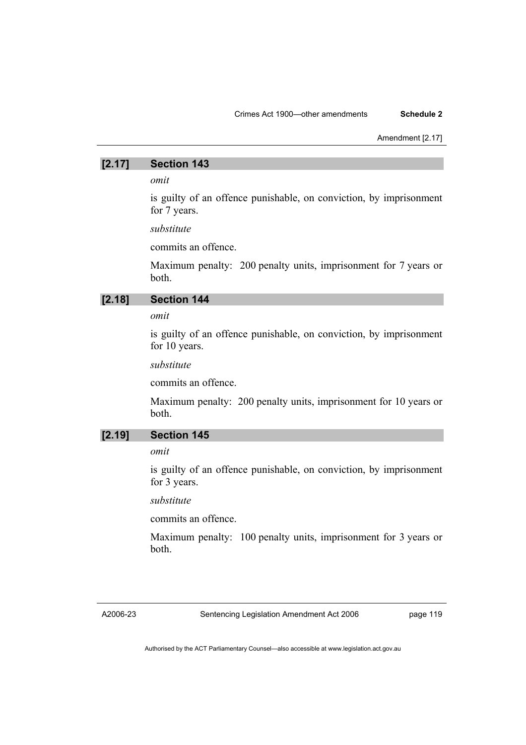## [2.17] Section 143

*omit*

is guilty of an offence punishable, on conviction, by imprisonment for 7 years.

*substitute*

commits an offence.

Maximum penalty: 200 penalty units, imprisonment for 7 years or both.

## [2.18] Section 144

*omit*

is guilty of an offence punishable, on conviction, by imprisonment for 10 years.

*substitute*

commits an offence.

Maximum penalty: 200 penalty units, imprisonment for 10 years or both.

## [2.19] Section 145

*omit*

is guilty of an offence punishable, on conviction, by imprisonment for 3 years.

*substitute*

commits an offence.

Maximum penalty: 100 penalty units, imprisonment for 3 years or both.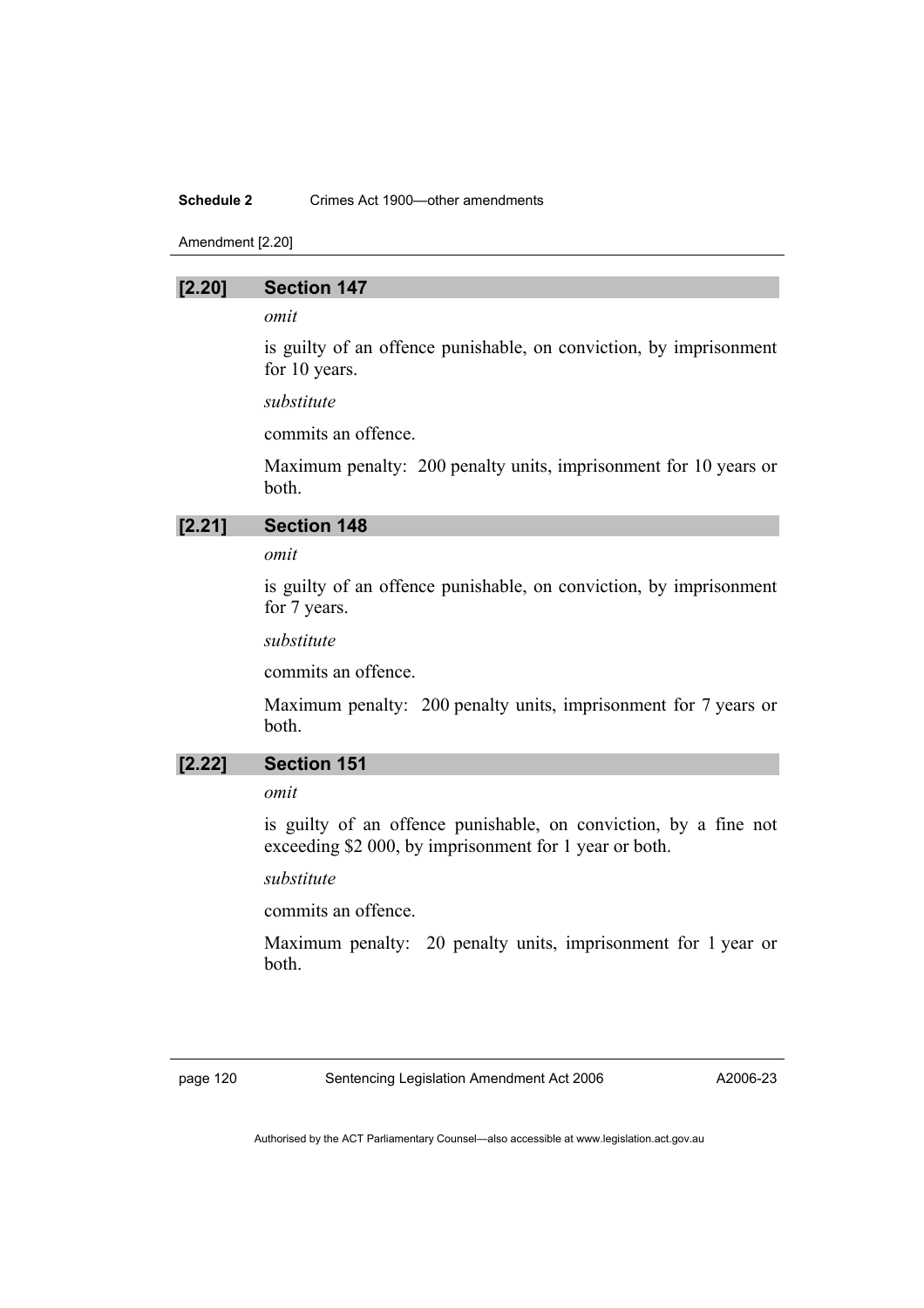## [2.20] Section 147

*omit*

is guilty of an offence punishable, on conviction, by imprisonment for 10 years.

*substitute*

commits an offence.

Maximum penalty: 200 penalty units, imprisonment for 10 years or both.

## [2.21] Section 148

*omit*

is guilty of an offence punishable, on conviction, by imprisonment for 7 years.

*substitute*

commits an offence.

Maximum penalty: 200 penalty units, imprisonment for 7 years or both.

## [2.22] Section 151

*omit*

is guilty of an offence punishable, on conviction, by a fine not exceeding $2 000, by imprisonment for 1 year or both.

*substitute*

commits an offence.

Maximum penalty: 20 penalty units, imprisonment for 1 year or both.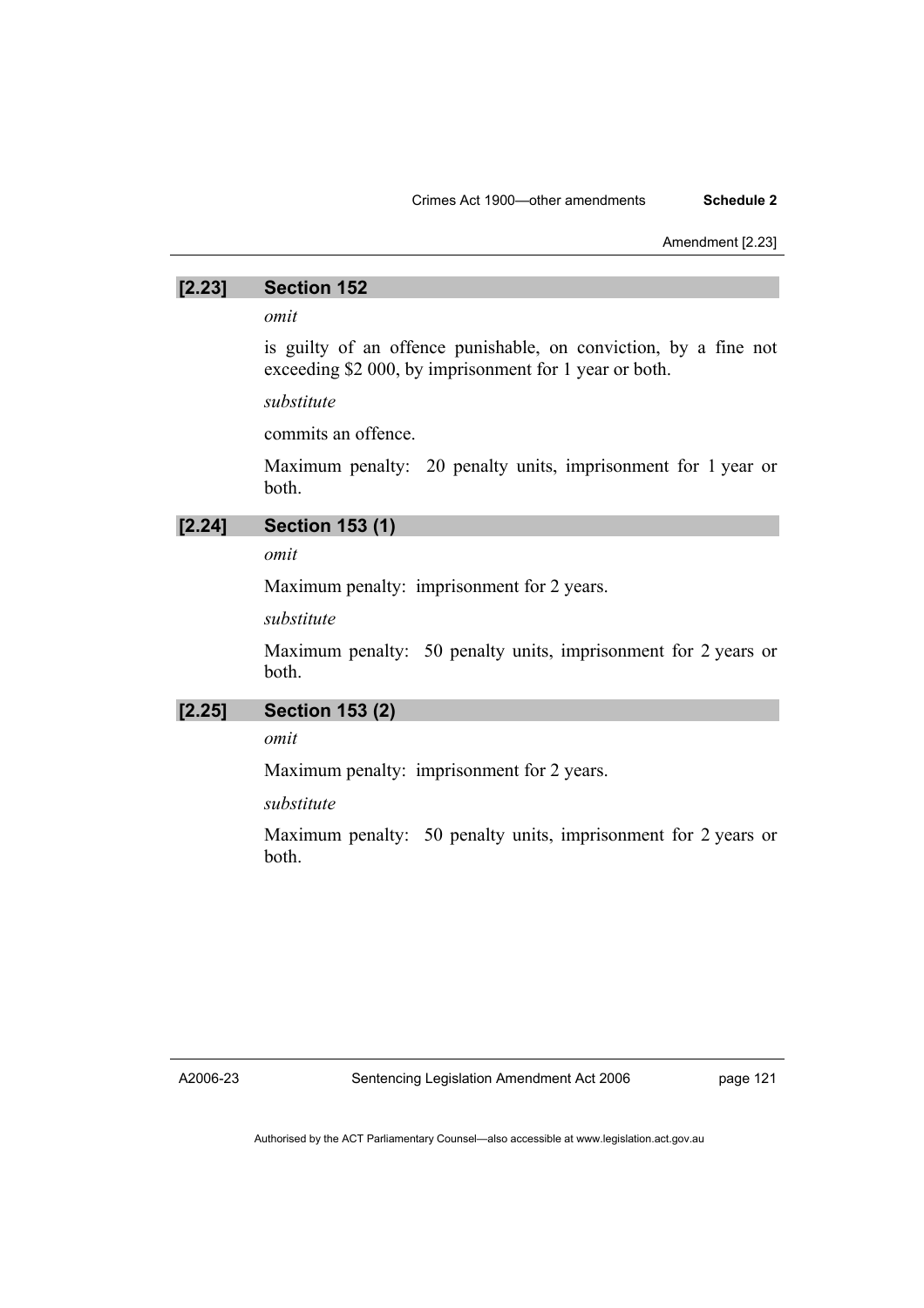### [2.23] Section 152

*omit*

is guilty of an offence punishable, on conviction, by a fine not exceeding $2 000, by imprisonment for 1 year or both.

*substitute*

commits an offence.

Maximum penalty: 20 penalty units, imprisonment for 1 year or both.

### [2.24] Section 153 (1)

*omit*

Maximum penalty: imprisonment for 2 years.

*substitute*

Maximum penalty: 50 penalty units, imprisonment for 2 years or both.

### [2.25] Section 153 (2)

*omit*

Maximum penalty: imprisonment for 2 years.

*substitute*

Maximum penalty: 50 penalty units, imprisonment for 2 years or both.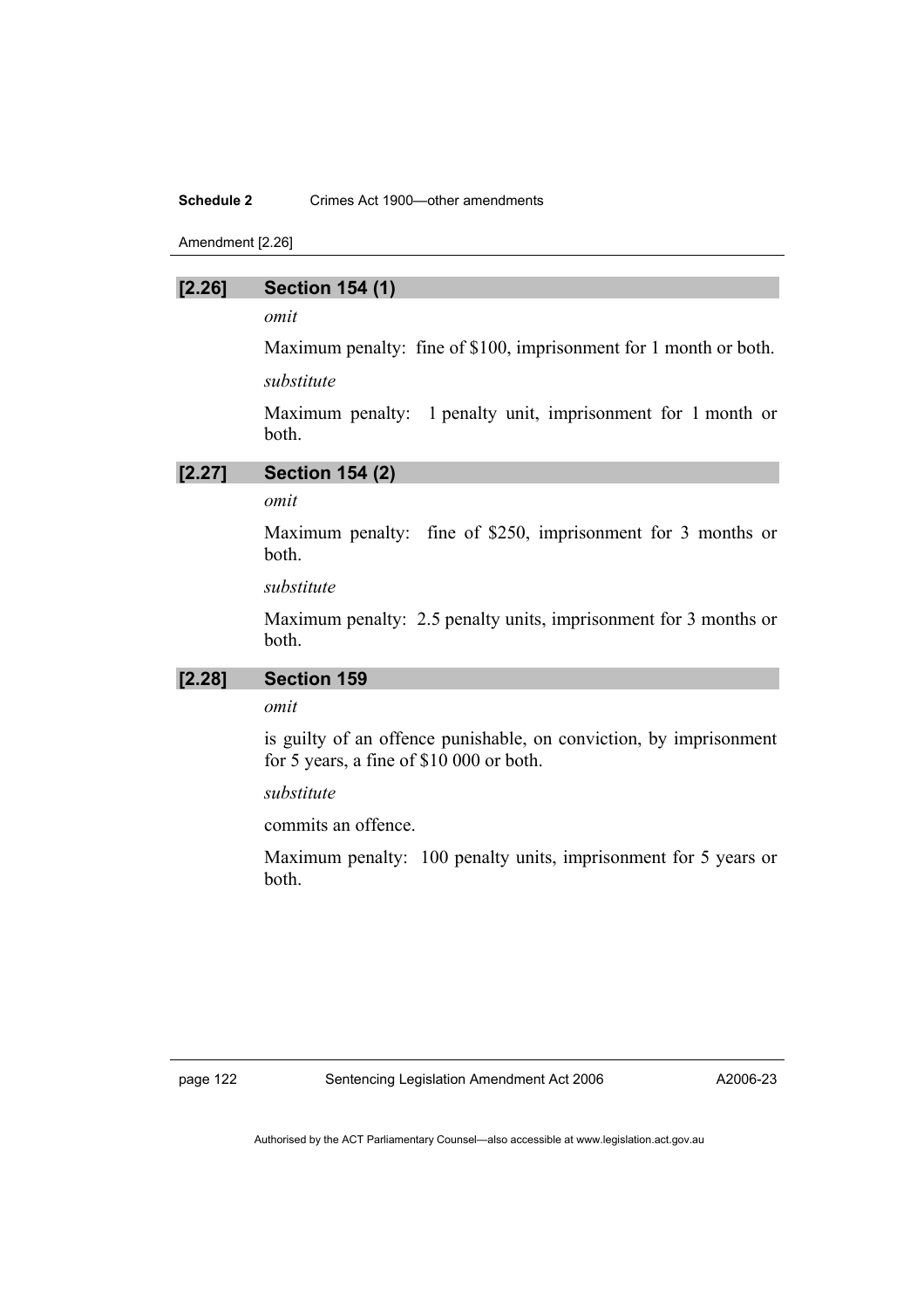## [2.26] Section 154 (1)

*omit*

Maximum penalty: fine of $100, imprisonment for 1 month or both.

*substitute*

Maximum penalty: 1 penalty unit, imprisonment for 1 month or both.

## [2.27] Section 154 (2)

*omit*

Maximum penalty: fine of $250, imprisonment for 3 months or both.

*substitute*

Maximum penalty: 2.5 penalty units, imprisonment for 3 months or both.

## [2.28] Section 159

*omit*

is guilty of an offence punishable, on conviction, by imprisonment for 5 years, a fine of $10 000 or both.

*substitute*

commits an offence.

Maximum penalty: 100 penalty units, imprisonment for 5 years or both.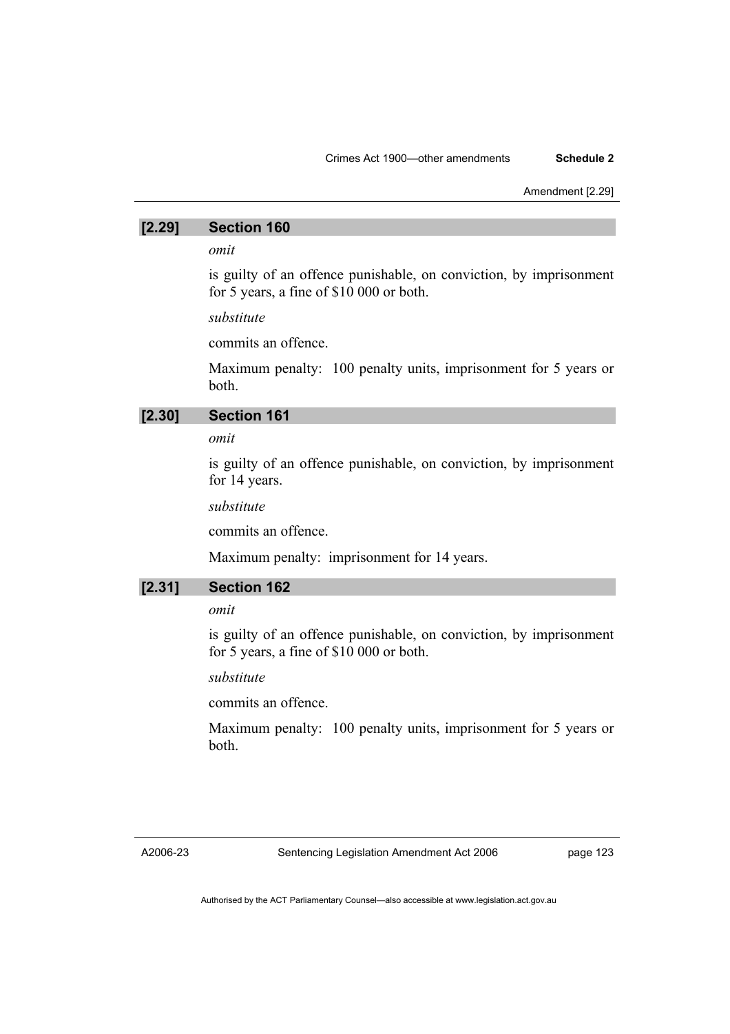## [2.29] Section 160

*omit*

is guilty of an offence punishable, on conviction, by imprisonment for 5 years, a fine of $10 000 or both.

*substitute*

commits an offence.

Maximum penalty: 100 penalty units, imprisonment for 5 years or both.

## [2.30] Section 161

*omit*

is guilty of an offence punishable, on conviction, by imprisonment for 14 years.

*substitute*

commits an offence.

Maximum penalty: imprisonment for 14 years.

## [2.31] Section 162

*omit*

is guilty of an offence punishable, on conviction, by imprisonment for 5 years, a fine of $10 000 or both.

*substitute*

commits an offence.

Maximum penalty: 100 penalty units, imprisonment for 5 years or both.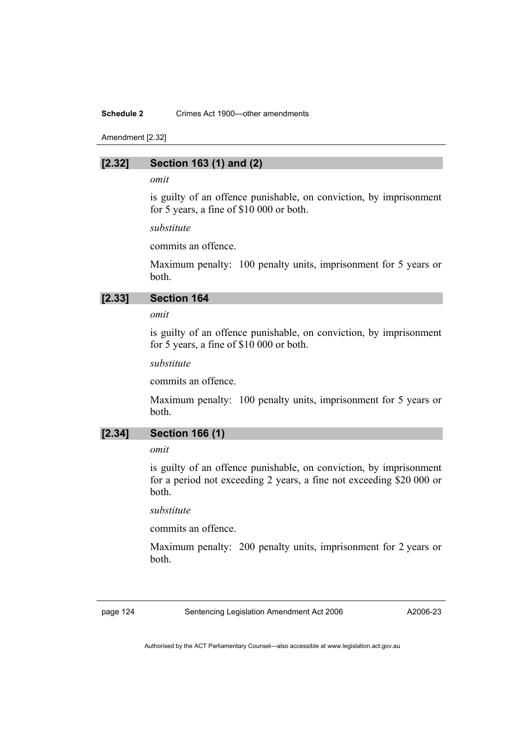### [2.32] Section 163 (1) and (2)

*omit*

is guilty of an offence punishable, on conviction, by imprisonment for 5 years, a fine of $10 000 or both.

*substitute*

commits an offence.

Maximum penalty: 100 penalty units, imprisonment for 5 years or both.

### [2.33] Section 164

*omit*

is guilty of an offence punishable, on conviction, by imprisonment for 5 years, a fine of $10 000 or both.

*substitute*

commits an offence.

Maximum penalty: 100 penalty units, imprisonment for 5 years or both.

### [2.34] Section 166 (1)

*omit*

is guilty of an offence punishable, on conviction, by imprisonment for a period not exceeding 2 years, a fine not exceeding $20 000 or both.

*substitute*

commits an offence.

Maximum penalty: 200 penalty units, imprisonment for 2 years or both.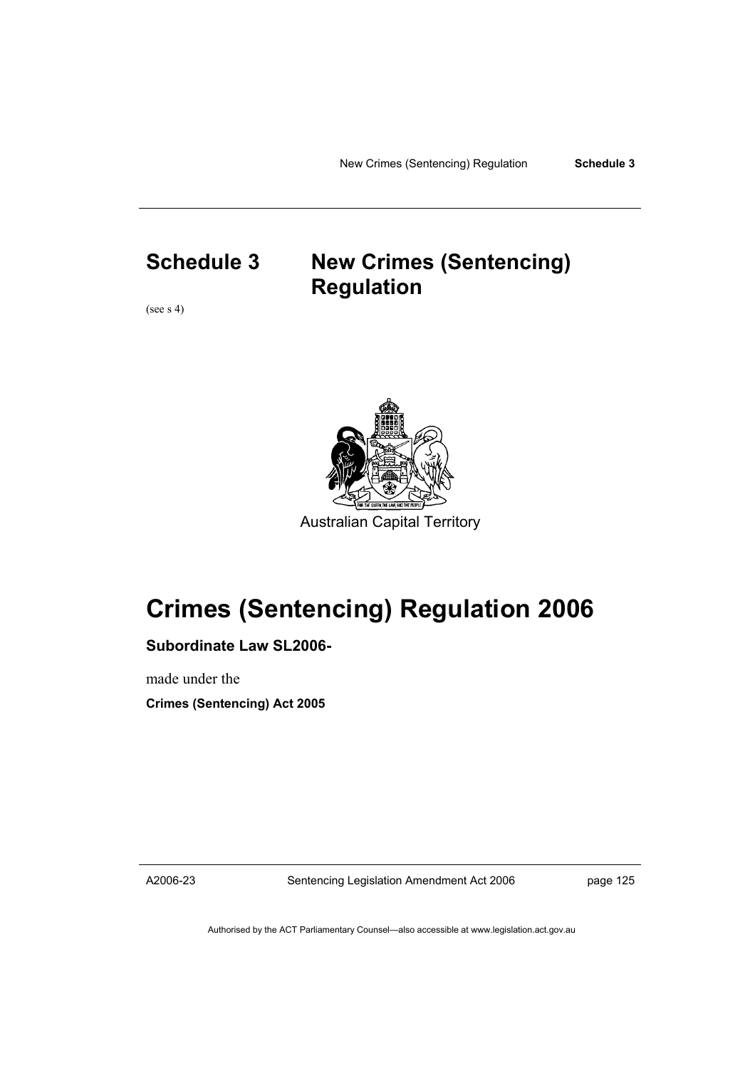# Schedule 3 New Crimes (Sentencing) Regulation

(see s 4)

Australian Capital Territory

# Crimes (Sentencing) Regulation 2006

**Subordinate Law SL2006-**

made under the

**Crimes (Sentencing) Act 2005**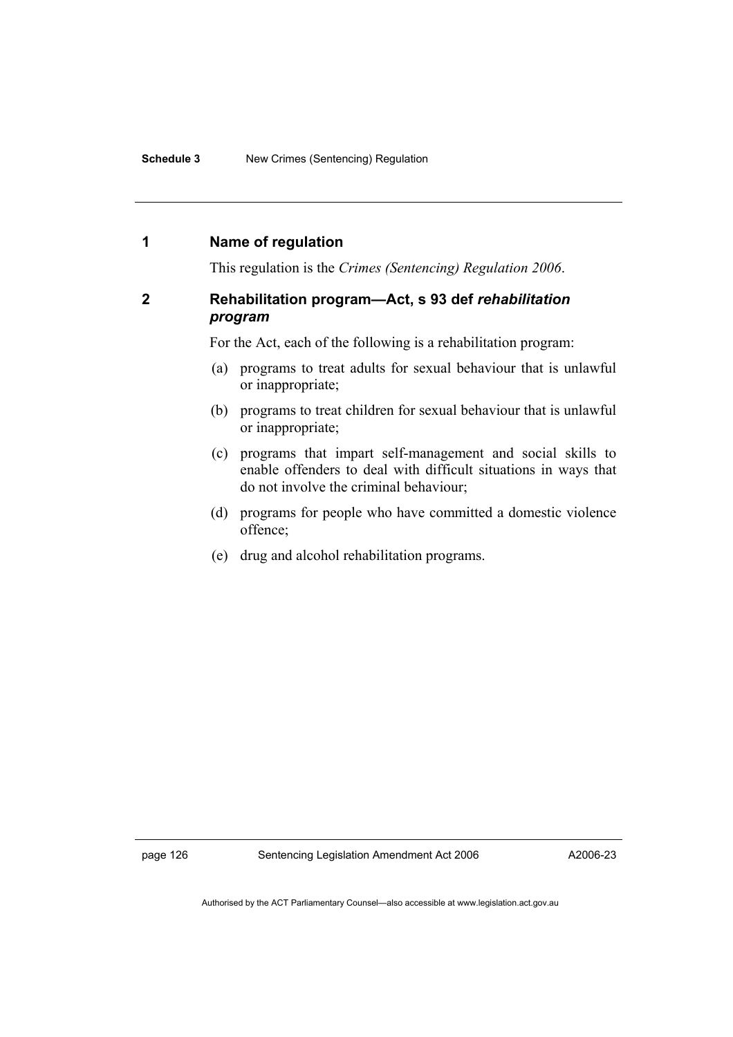## 1 Name of regulation

This regulation is the *Crimes (Sentencing) Regulation 2006*.

## 2 Rehabilitation program—Act, s 93 def *rehabilitation program*

For the Act, each of the following is a rehabilitation program:

(a) programs to treat adults for sexual behaviour that is unlawful or inappropriate;

(b) programs to treat children for sexual behaviour that is unlawful or inappropriate;

(c) programs that impart self-management and social skills to enable offenders to deal with difficult situations in ways that do not involve the criminal behaviour;

(d) programs for people who have committed a domestic violence offence;

(e) drug and alcohol rehabilitation programs.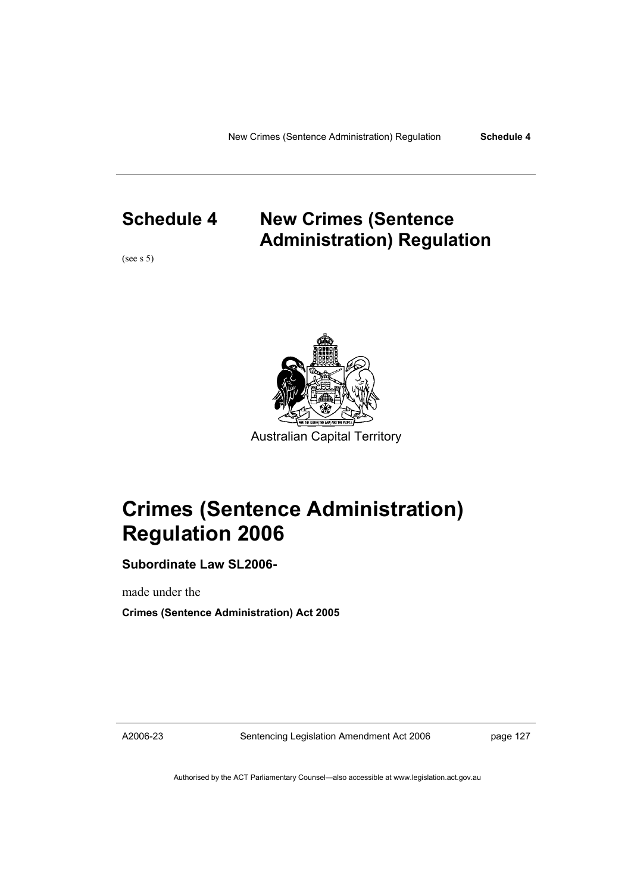# Schedule 4 New Crimes (Sentence Administration) Regulation

(see s 5)

Australian Capital Territory

# Crimes (Sentence Administration) Regulation 2006

**Subordinate Law SL2006-**

made under the

**Crimes (Sentence Administration) Act 2005**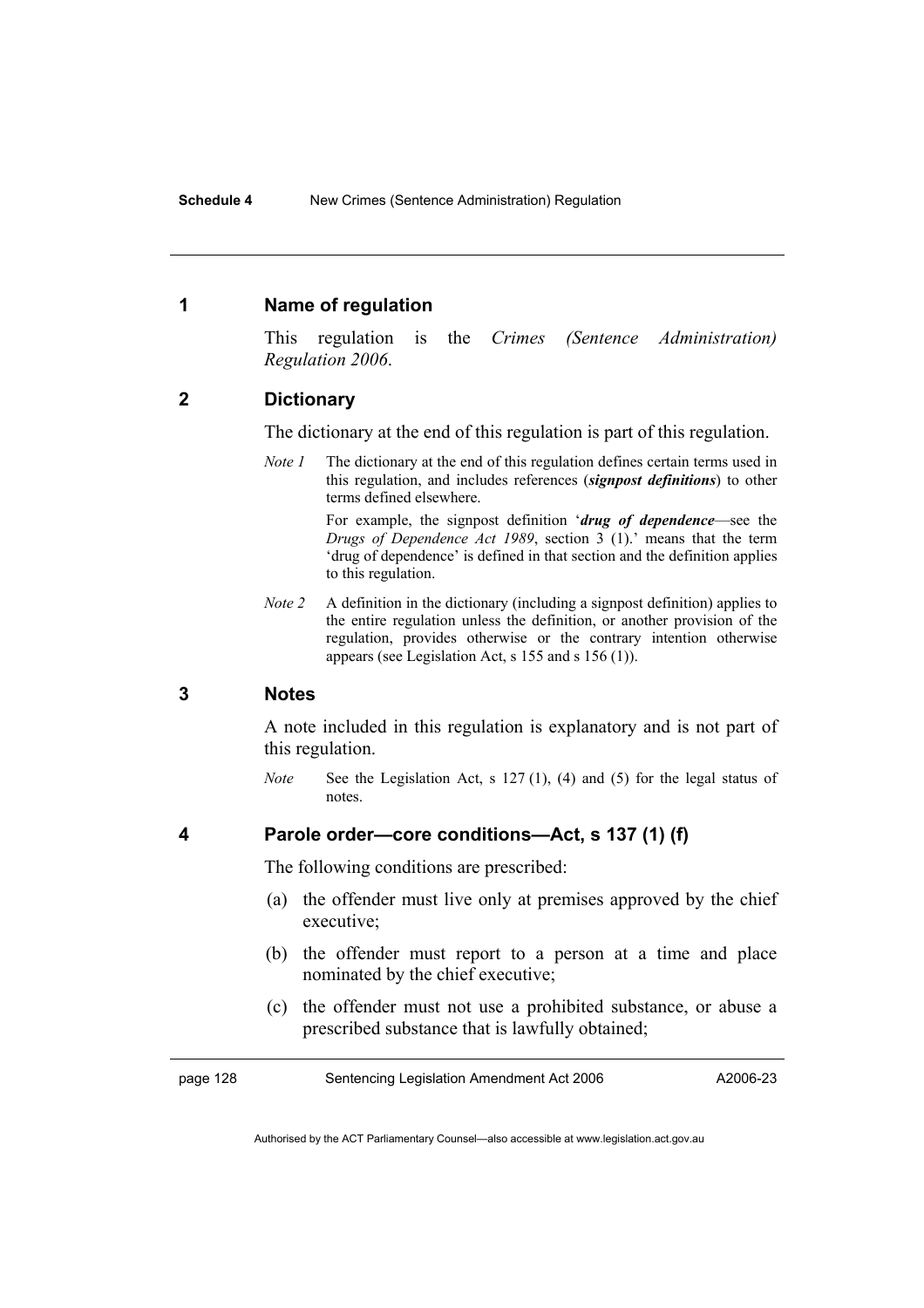## 1 Name of regulation

This regulation is the *Crimes (Sentence Administration) Regulation 2006*.

## 2 Dictionary

The dictionary at the end of this regulation is part of this regulation.

*Note 1* The dictionary at the end of this regulation defines certain terms used in this regulation, and includes references (***signpost definitions***) to other terms defined elsewhere.

For example, the signpost definition '***drug of dependence***—see the *Drugs of Dependence Act 1989*, section 3 (1).' means that the term 'drug of dependence' is defined in that section and the definition applies to this regulation.

*Note 2* A definition in the dictionary (including a signpost definition) applies to the entire regulation unless the definition, or another provision of the regulation, provides otherwise or the contrary intention otherwise appears (see Legislation Act, s 155 and s 156 (1)).

## 3 Notes

A note included in this regulation is explanatory and is not part of this regulation.

*Note* See the Legislation Act, s 127 (1), (4) and (5) for the legal status of notes.

## 4 Parole order—core conditions—Act, s 137 (1) (f)

The following conditions are prescribed:

(a) the offender must live only at premises approved by the chief executive;

(b) the offender must report to a person at a time and place nominated by the chief executive;

(c) the offender must not use a prohibited substance, or abuse a prescribed substance that is lawfully obtained;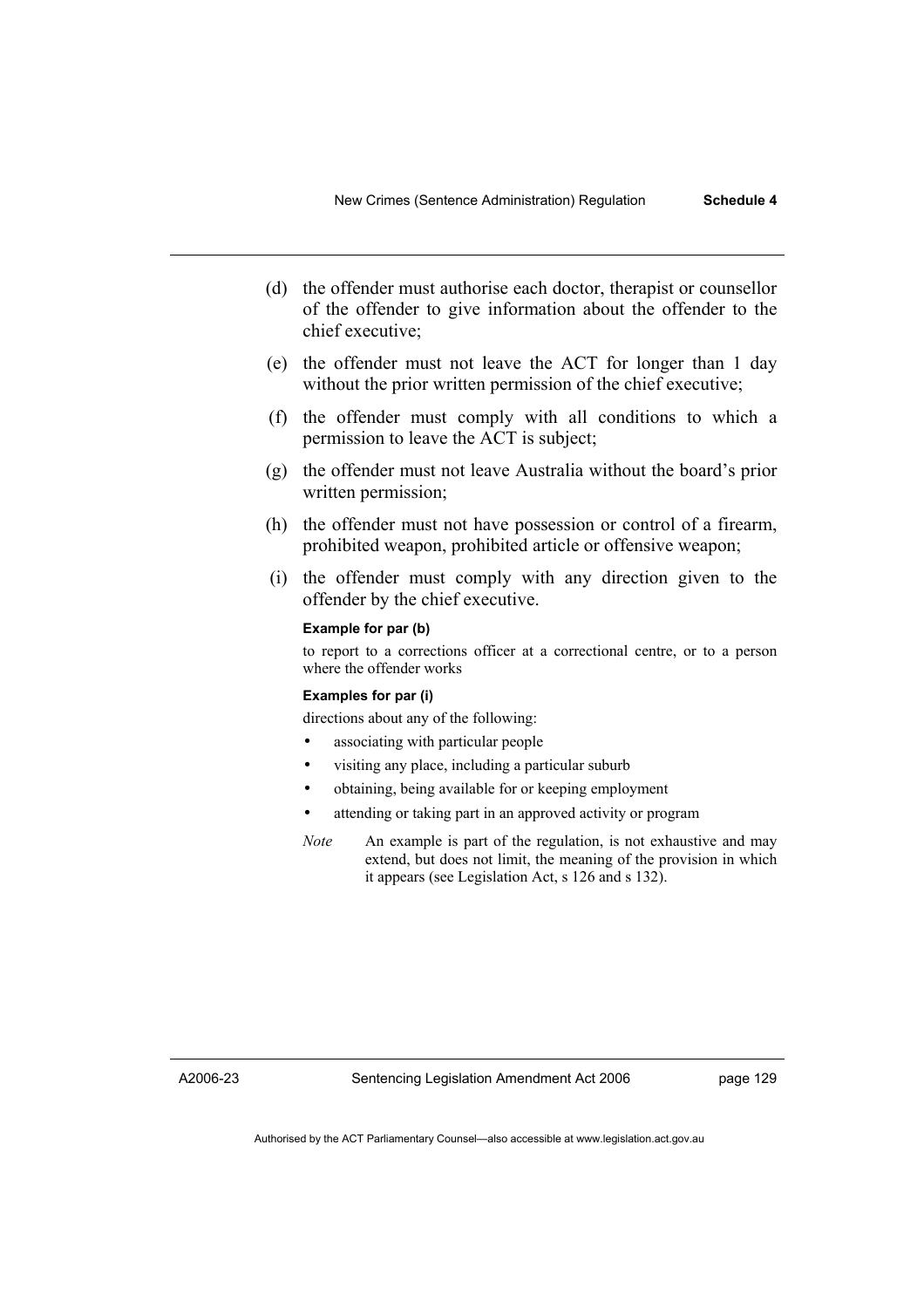(d) the offender must authorise each doctor, therapist or counsellor of the offender to give information about the offender to the chief executive;

(e) the offender must not leave the ACT for longer than 1 day without the prior written permission of the chief executive;

(f) the offender must comply with all conditions to which a permission to leave the ACT is subject;

(g) the offender must not leave Australia without the board's prior written permission;

(h) the offender must not have possession or control of a firearm, prohibited weapon, prohibited article or offensive weapon;

(i) the offender must comply with any direction given to the offender by the chief executive.

**Example for par (b)**

to report to a corrections officer at a correctional centre, or to a person where the offender works

**Examples for par (i)**

directions about any of the following:

- associating with particular people
- visiting any place, including a particular suburb
- obtaining, being available for or keeping employment
- attending or taking part in an approved activity or program

*Note* An example is part of the regulation, is not exhaustive and may extend, but does not limit, the meaning of the provision in which it appears (see Legislation Act, s 126 and s 132).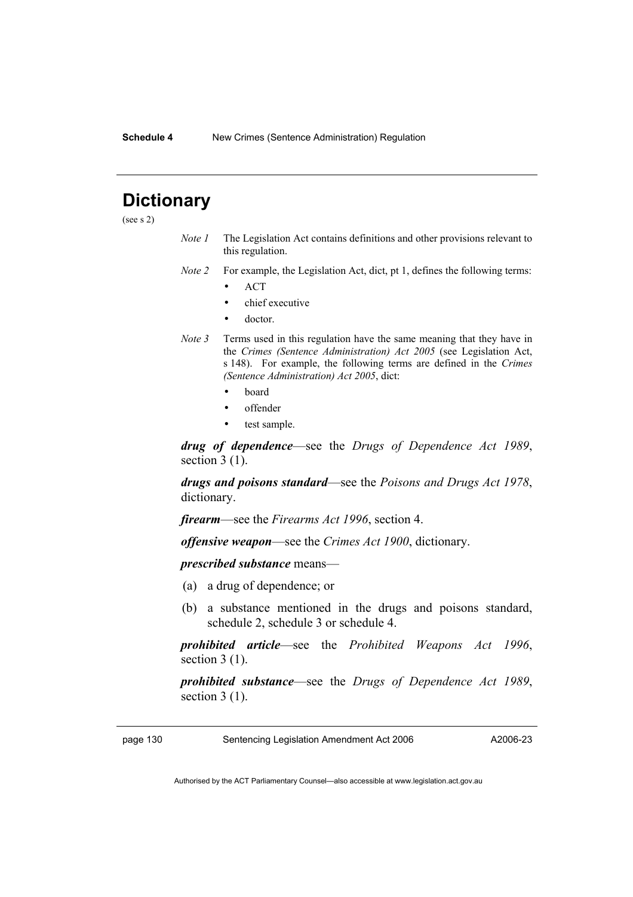# Dictionary

(see s 2)

*Note 1* The Legislation Act contains definitions and other provisions relevant to this regulation.

*Note 2* For example, the Legislation Act, dict, pt 1, defines the following terms:

- ACT
- chief executive
- doctor.

*Note 3* Terms used in this regulation have the same meaning that they have in the *Crimes (Sentence Administration) Act 2005* (see Legislation Act, s 148). For example, the following terms are defined in the *Crimes (Sentence Administration) Act 2005*, dict:

- board
- offender
- test sample.

***drug of dependence***—see the *Drugs of Dependence Act 1989*, section 3 (1).

***drugs and poisons standard***—see the *Poisons and Drugs Act 1978*, dictionary.

***firearm***—see the *Firearms Act 1996*, section 4.

***offensive weapon***—see the *Crimes Act 1900*, dictionary.

***prescribed substance*** means—

(a) a drug of dependence; or

(b) a substance mentioned in the drugs and poisons standard, schedule 2, schedule 3 or schedule 4.

***prohibited article***—see the *Prohibited Weapons Act 1996*, section 3 (1).

***prohibited substance***—see the *Drugs of Dependence Act 1989*, section 3 (1).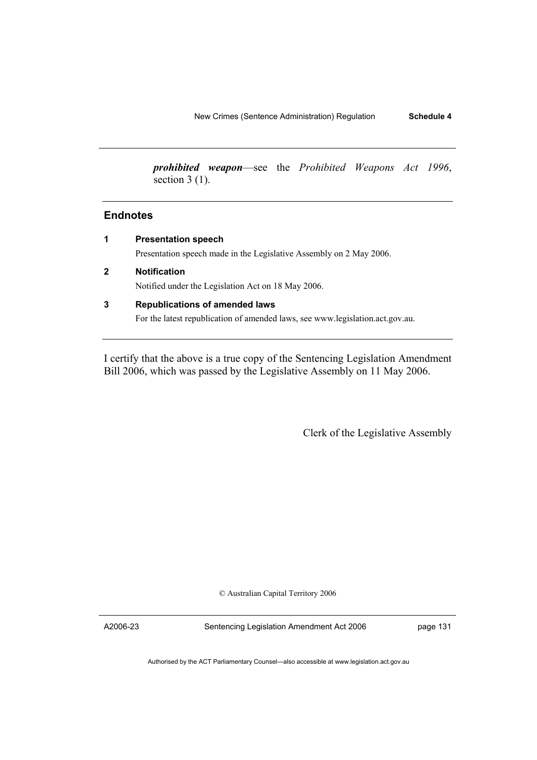***prohibited weapon***—see the *Prohibited Weapons Act 1996*, section 3 (1).

## Endnotes

**1 Presentation speech**

Presentation speech made in the Legislative Assembly on 2 May 2006.

**2 Notification**

Notified under the Legislation Act on 18 May 2006.

**3 Republications of amended laws**

For the latest republication of amended laws, see www.legislation.act.gov.au.

I certify that the above is a true copy of the Sentencing Legislation Amendment Bill 2006, which was passed by the Legislative Assembly on 11 May 2006.

Clerk of the Legislative Assembly

© Australian Capital Territory 2006